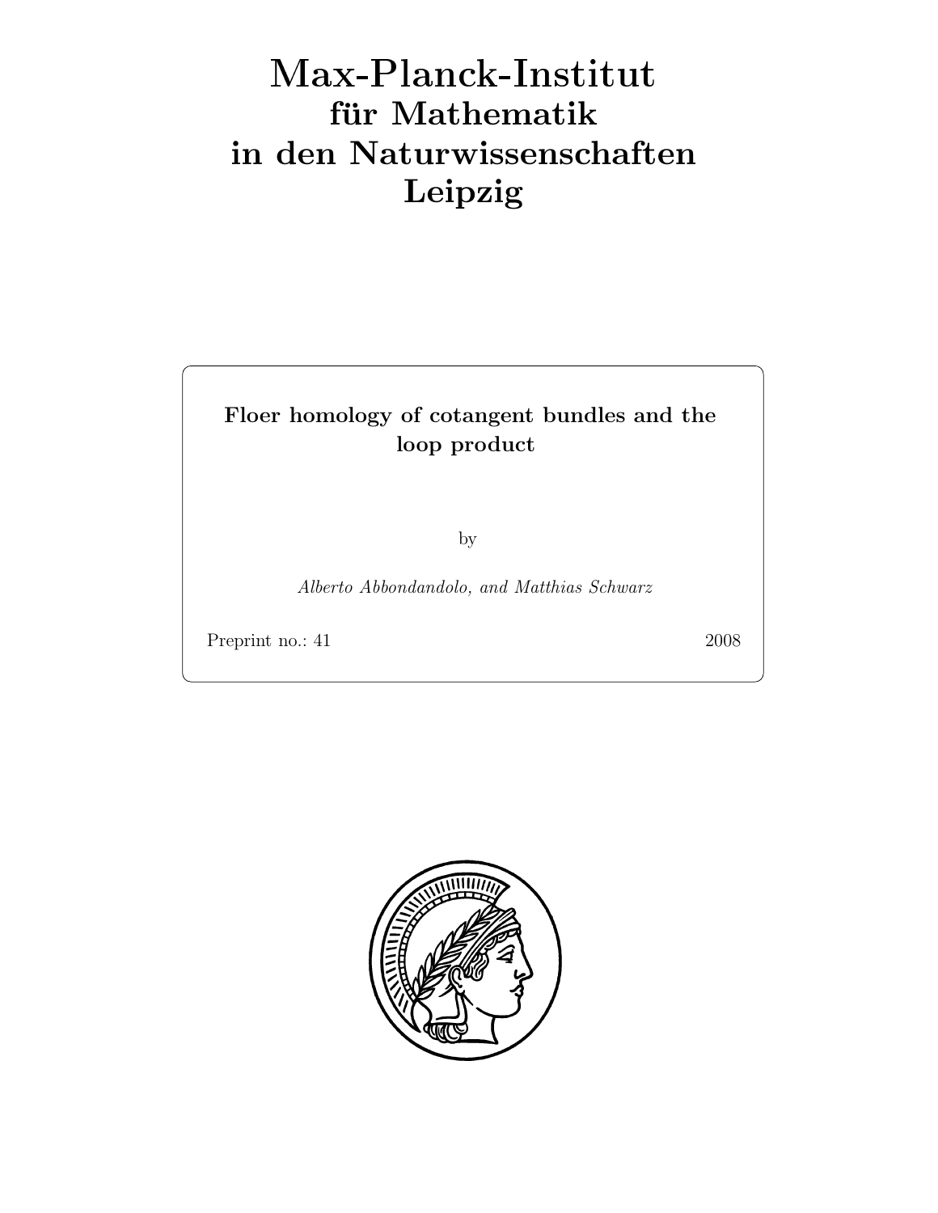# Max-Planck-Institut für Mathematik in den Naturwissenschaften Leipzig

**Floer homology of cotangent bundles and the loop product**

by

*Alberto Abbondandolo, and Matthias Schwarz*

Preprint no.: 41 2008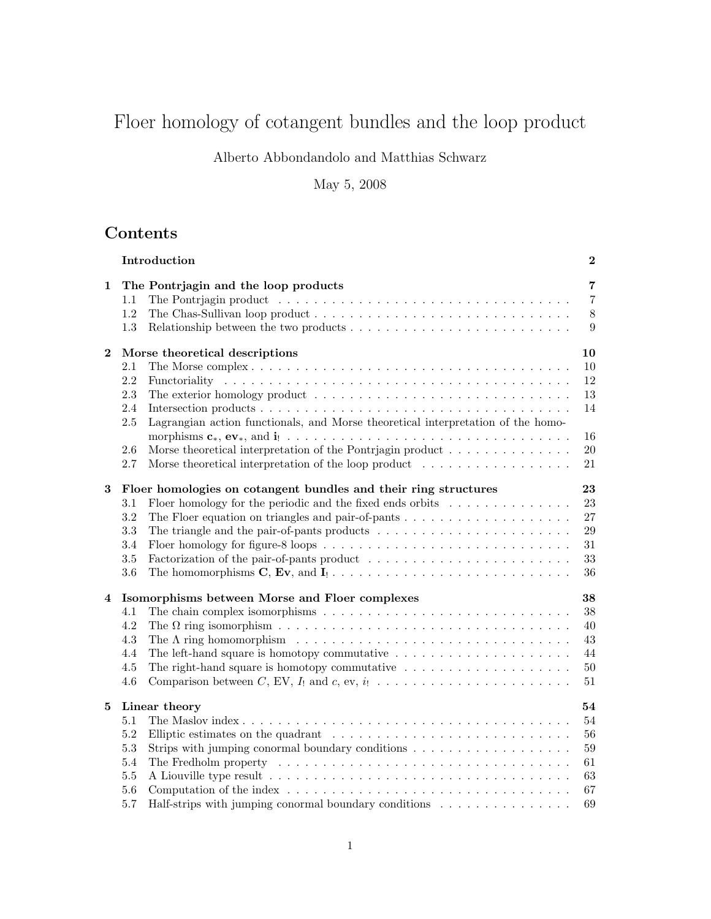# Floer homology of cotangent bundles and the loop product

Alberto Abbondandolo and Matthias Schwarz

May 5, 2008

## Contents

**Introduction** **2**

**1 The Pontrjagin and the loop products** **7**

- 1.1 The Pontrjagin product . . . 7
- 1.2 The Chas-Sullivan loop product . . . 8
- 1.3 Relationship between the two products . . . 9

**2 Morse theoretical descriptions** **10**

- 2.1 The Morse complex . . . 10
- 2.2 Functoriality . . . 12
- 2.3 The exterior homology product . . . 13
- 2.4 Intersection products . . . 14
- 2.5 Lagrangian action functionals, and Morse theoretical interpretation of the homomorphisms $\mathbf{c}_*$, $\mathbf{ev}_*$, and $\mathbf{i}_!$ . . . 16
- 2.6 Morse theoretical interpretation of the Pontrjagin product . . . 20
- 2.7 Morse theoretical interpretation of the loop product . . . 21

**3 Floer homologies on cotangent bundles and their ring structures** **23**

- 3.1 Floer homology for the periodic and the fixed ends orbits . . . 23
- 3.2 The Floer equation on triangles and pair-of-pants . . . 27
- 3.3 The triangle and the pair-of-pants products . . . 29
- 3.4 Floer homology for figure-8 loops . . . 31
- 3.5 Factorization of the pair-of-pants product . . . 33
- 3.6 The homomorphisms $\mathbf{C}$, $\mathbf{Ev}$, and $\mathbf{I}_!$ . . . 36

**4 Isomorphisms between Morse and Floer complexes** **38**

- 4.1 The chain complex isomorphisms . . . 38
- 4.2 The $\Omega$ ring isomorphism . . . 40
- 4.3 The $\Lambda$ ring homomorphism . . . 43
- 4.4 The left-hand square is homotopy commutative . . . 44
- 4.5 The right-hand square is homotopy commutative . . . 50
- 4.6 Comparison between $C$, EV, $I_!$ and $c$, ev, $i_!$ . . . 51

**5 Linear theory** **54**

- 5.1 The Maslov index . . . 54
- 5.2 Elliptic estimates on the quadrant . . . 56
- 5.3 Strips with jumping conormal boundary conditions . . . 59
- 5.4 The Fredholm property . . . 61
- 5.5 A Liouville type result . . . 63
- 5.6 Computation of the index . . . 67
- 5.7 Half-strips with jumping conormal boundary conditions . . . 69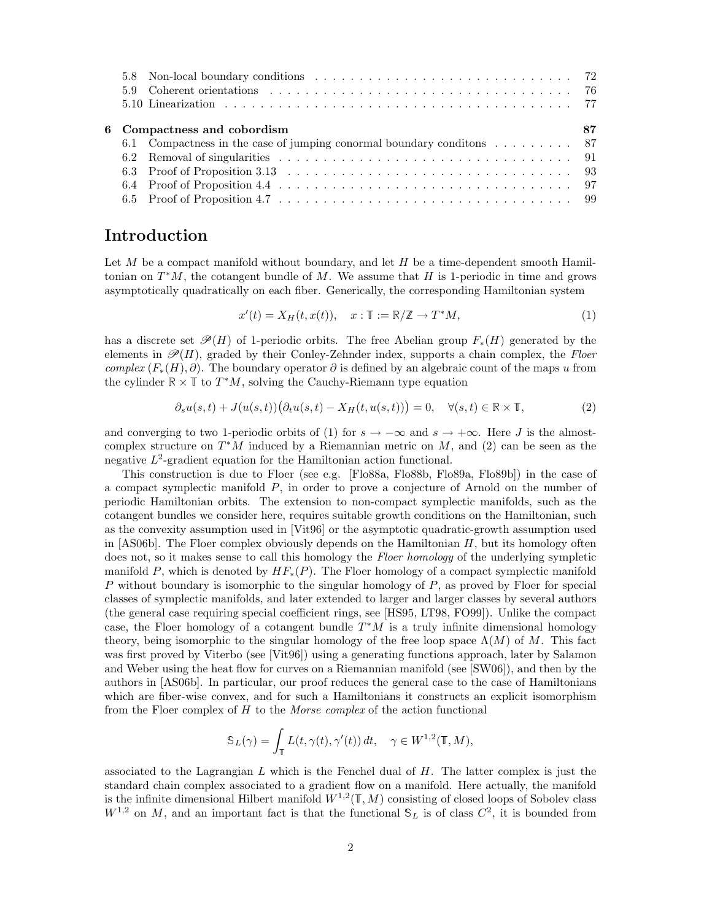5.8 Non-local boundary conditions . . . . . . . . . . . . . . . . . . . . . . . . . . . . . 72
5.9 Coherent orientations . . . . . . . . . . . . . . . . . . . . . . . . . . . . . . . . . 76
5.10 Linearization . . . . . . . . . . . . . . . . . . . . . . . . . . . . . . . . . . . . . 77

**6 Compactness and cobordism** **87**
6.1 Compactness in the case of jumping conormal boundary conditons . . . . . . . . . 87
6.2 Removal of singularities . . . . . . . . . . . . . . . . . . . . . . . . . . . . . . . . 91
6.3 Proof of Proposition 3.13 . . . . . . . . . . . . . . . . . . . . . . . . . . . . . . . 93
6.4 Proof of Proposition 4.4 . . . . . . . . . . . . . . . . . . . . . . . . . . . . . . . . 97
6.5 Proof of Proposition 4.7 . . . . . . . . . . . . . . . . . . . . . . . . . . . . . . . . 99

# Introduction

Let $M$ be a compact manifold without boundary, and let $H$ be a time-dependent smooth Hamiltonian on $T^*M$, the cotangent bundle of $M$. We assume that $H$ is 1-periodic in time and grows asymptotically quadratically on each fiber. Generically, the corresponding Hamiltonian system

$$x'(t) = X_H(t, x(t)), \quad x : \mathbb{T} := \mathbb{R}/\mathbb{Z} \to T^*M, \tag{1}$$

has a discrete set $\mathscr{P}(H)$ of 1-periodic orbits. The free Abelian group $F_*(H)$ generated by the elements in $\mathscr{P}(H)$, graded by their Conley-Zehnder index, supports a chain complex, the *Floer complex* $(F_*(H), \partial)$. The boundary operator $\partial$ is defined by an algebraic count of the maps $u$ from the cylinder $\mathbb{R} \times \mathbb{T}$ to $T^*M$, solving the Cauchy-Riemann type equation

$$\partial_s u(s,t) + J(u(s,t))\big(\partial_t u(s,t) - X_H(t, u(s,t))\big) = 0, \quad \forall (s,t) \in \mathbb{R} \times \mathbb{T}, \tag{2}$$

and converging to two 1-periodic orbits of (1) for $s \to -\infty$ and $s \to +\infty$. Here $J$ is the almost-complex structure on $T^*M$ induced by a Riemannian metric on $M$, and (2) can be seen as the negative $L^2$-gradient equation for the Hamiltonian action functional.

This construction is due to Floer (see e.g. [Flo88a, Flo88b, Flo89a, Flo89b]) in the case of a compact symplectic manifold $P$, in order to prove a conjecture of Arnold on the number of periodic Hamiltonian orbits. The extension to non-compact symplectic manifolds, such as the cotangent bundles we consider here, requires suitable growth conditions on the Hamiltonian, such as the convexity assumption used in [Vit96] or the asymptotic quadratic-growth assumption used in [AS06b]. The Floer complex obviously depends on the Hamiltonian $H$, but its homology often does not, so it makes sense to call this homology the *Floer homology* of the underlying sympletic manifold $P$, which is denoted by $HF_*(P)$. The Floer homology of a compact symplectic manifold $P$ without boundary is isomorphic to the singular homology of $P$, as proved by Floer for special classes of symplectic manifolds, and later extended to larger and larger classes by several authors (the general case requiring special coefficient rings, see [HS95, LT98, FO99]). Unlike the compact case, the Floer homology of a cotangent bundle $T^*M$ is a truly infinite dimensional homology theory, being isomorphic to the singular homology of the free loop space $\Lambda(M)$ of $M$. This fact was first proved by Viterbo (see [Vit96]) using a generating functions approach, later by Salamon and Weber using the heat flow for curves on a Riemannian manifold (see [SW06]), and then by the authors in [AS06b]. In particular, our proof reduces the general case to the case of Hamiltonians which are fiber-wise convex, and for such a Hamiltonians it constructs an explicit isomorphism from the Floer complex of $H$ to the *Morse complex* of the action functional

$$\mathbb{S}_L(\gamma) = \int_{\mathbb{T}} L(t, \gamma(t), \gamma'(t))\, dt, \quad \gamma \in W^{1,2}(\mathbb{T}, M),$$

associated to the Lagrangian $L$ which is the Fenchel dual of $H$. The latter complex is just the standard chain complex associated to a gradient flow on a manifold. Here actually, the manifold is the infinite dimensional Hilbert manifold $W^{1,2}(\mathbb{T}, M)$ consisting of closed loops of Sobolev class $W^{1,2}$ on $M$, and an important fact is that the functional $\mathbb{S}_L$ is of class $C^2$, it is bounded from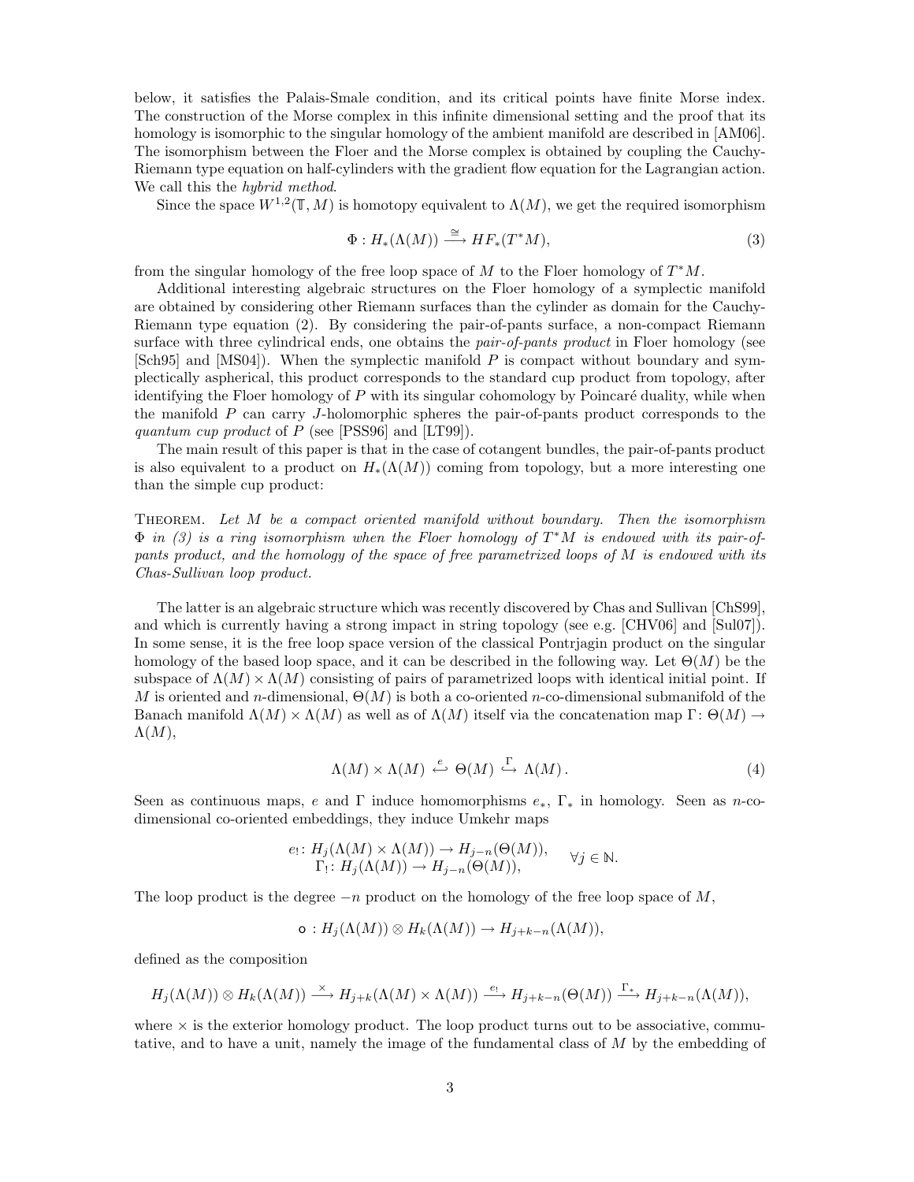below, it satisfies the Palais-Smale condition, and its critical points have finite Morse index. The construction of the Morse complex in this infinite dimensional setting and the proof that its homology is isomorphic to the singular homology of the ambient manifold are described in [AM06]. The isomorphism between the Floer and the Morse complex is obtained by coupling the Cauchy-Riemann type equation on half-cylinders with the gradient flow equation for the Lagrangian action. We call this the *hybrid method*.

Since the space $W^{1,2}(\mathbb{T}, M)$ is homotopy equivalent to $\Lambda(M)$, we get the required isomorphism

$$\Phi : H_*(\Lambda(M)) \xrightarrow{\cong} HF_*(T^*M), \tag{3}$$

from the singular homology of the free loop space of $M$ to the Floer homology of $T^*M$.

Additional interesting algebraic structures on the Floer homology of a symplectic manifold are obtained by considering other Riemann surfaces than the cylinder as domain for the Cauchy-Riemann type equation (2). By considering the pair-of-pants surface, a non-compact Riemann surface with three cylindrical ends, one obtains the *pair-of-pants product* in Floer homology (see [Sch95] and [MS04]). When the symplectic manifold $P$ is compact without boundary and symplectically aspherical, this product corresponds to the standard cup product from topology, after identifying the Floer homology of $P$ with its singular cohomology by Poincaré duality, while when the manifold $P$ can carry $J$-holomorphic spheres the pair-of-pants product corresponds to the *quantum cup product* of $P$ (see [PSS96] and [LT99]).

The main result of this paper is that in the case of cotangent bundles, the pair-of-pants product is also equivalent to a product on $H_*(\Lambda(M))$ coming from topology, but a more interesting one than the simple cup product:

Theorem. *Let $M$ be a compact oriented manifold without boundary. Then the isomorphism $\Phi$ in (3) is a ring isomorphism when the Floer homology of $T^*M$ is endowed with its pair-of-pants product, and the homology of the space of free parametrized loops of $M$ is endowed with its Chas-Sullivan loop product.*

The latter is an algebraic structure which was recently discovered by Chas and Sullivan [ChS99], and which is currently having a strong impact in string topology (see e.g. [CHV06] and [Sul07]). In some sense, it is the free loop space version of the classical Pontrjagin product on the singular homology of the based loop space, and it can be described in the following way. Let $\Theta(M)$ be the subspace of $\Lambda(M) \times \Lambda(M)$ consisting of pairs of parametrized loops with identical initial point. If $M$ is oriented and $n$-dimensional, $\Theta(M)$ is both a co-oriented $n$-co-dimensional submanifold of the Banach manifold $\Lambda(M) \times \Lambda(M)$ as well as of $\Lambda(M)$ itself via the concatenation map $\Gamma \colon \Theta(M) \to \Lambda(M)$,

$$\Lambda(M) \times \Lambda(M) \overset{e}{\hookleftarrow} \Theta(M) \overset{\Gamma}{\hookrightarrow} \Lambda(M)\,. \tag{4}$$

Seen as continuous maps, $e$ and $\Gamma$ induce homomorphisms $e_*$, $\Gamma_*$ in homology. Seen as $n$-co-dimensional co-oriented embeddings, they induce Umkehr maps

$$\begin{array}{c} e_! \colon H_j(\Lambda(M) \times \Lambda(M)) \to H_{j-n}(\Theta(M)), \\ \Gamma_! \colon H_j(\Lambda(M)) \to H_{j-n}(\Theta(M)), \end{array} \qquad \forall j \in \mathbb{N}.$$

The loop product is the degree $-n$ product on the homology of the free loop space of $M$,

$$\mathsf{o} : H_j(\Lambda(M)) \otimes H_k(\Lambda(M)) \to H_{j+k-n}(\Lambda(M)),$$

defined as the composition

$$H_j(\Lambda(M)) \otimes H_k(\Lambda(M)) \xrightarrow{\times} H_{j+k}(\Lambda(M) \times \Lambda(M)) \xrightarrow{e_!} H_{j+k-n}(\Theta(M)) \xrightarrow{\Gamma_*} H_{j+k-n}(\Lambda(M)),$$

where $\times$ is the exterior homology product. The loop product turns out to be associative, commutative, and to have a unit, namely the image of the fundamental class of $M$ by the embedding of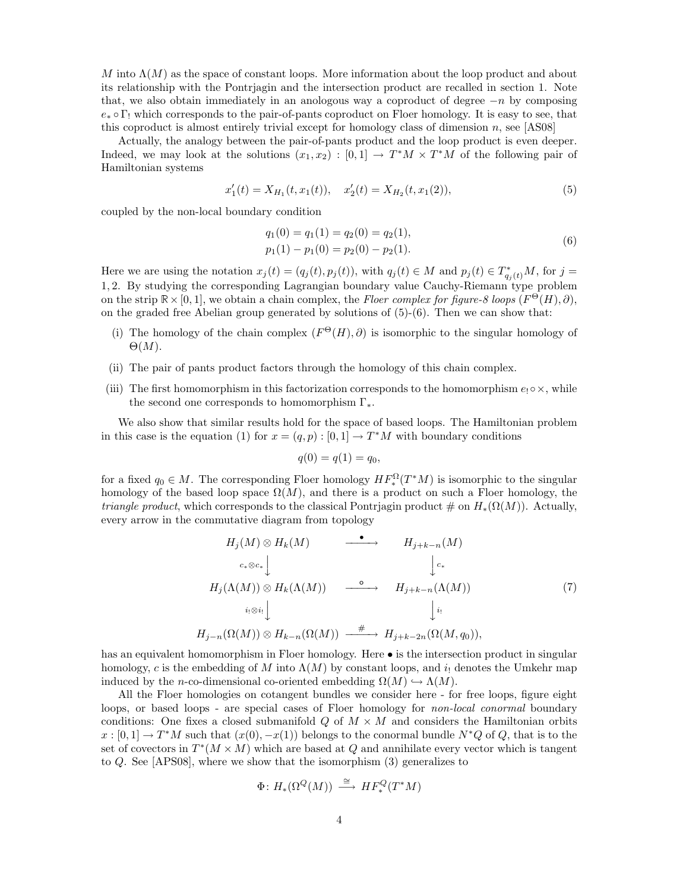$M$ into $\Lambda(M)$ as the space of constant loops. More information about the loop product and about its relationship with the Pontrjagin and the intersection product are recalled in section 1. Note that, we also obtain immediately in an anologous way a coproduct of degree $-n$ by composing $e_* \circ \Gamma_!$ which corresponds to the pair-of-pants coproduct on Floer homology. It is easy to see, that this coproduct is almost entirely trivial except for homology class of dimension $n$, see [AS08]

Actually, the analogy between the pair-of-pants product and the loop product is even deeper. Indeed, we may look at the solutions $(x_1, x_2) : [0,1] \to T^*M \times T^*M$ of the following pair of Hamiltonian systems

$$x_1'(t) = X_{H_1}(t, x_1(t)), \quad x_2'(t) = X_{H_2}(t, x_1(2)), \tag{5}$$

coupled by the non-local boundary condition

$$\begin{aligned} q_1(0) = q_1(1) = q_2(0) = q_2(1), \\ p_1(1) - p_1(0) = p_2(0) - p_2(1). \end{aligned} \tag{6}$$

Here we are using the notation $x_j(t) = (q_j(t), p_j(t))$, with $q_j(t) \in M$ and $p_j(t) \in T^*_{q_j(t)}M$, for $j = 1, 2$. By studying the corresponding Lagrangian boundary value Cauchy-Riemann type problem on the strip $\mathbb{R} \times [0,1]$, we obtain a chain complex, the *Floer complex for figure-8 loops* $(F^\Theta(H), \partial)$, on the graded free Abelian group generated by solutions of (5)-(6). Then we can show that:

(i) The homology of the chain complex $(F^\Theta(H), \partial)$ is isomorphic to the singular homology of $\Theta(M)$.

(ii) The pair of pants product factors through the homology of this chain complex.

(iii) The first homomorphism in this factorization corresponds to the homomorphism $e_! \circ \times$, while the second one corresponds to homomorphism $\Gamma_*$.

We also show that similar results hold for the space of based loops. The Hamiltonian problem in this case is the equation (1) for $x = (q, p) : [0,1] \to T^*M$ with boundary conditions

$$q(0) = q(1) = q_0,$$

for a fixed $q_0 \in M$. The corresponding Floer homology $HF^\Omega_*(T^*M)$ is isomorphic to the singular homology of the based loop space $\Omega(M)$, and there is a product on such a Floer homology, the *triangle product*, which corresponds to the classical Pontrjagin product # on $H_*(\Omega(M))$. Actually, every arrow in the commutative diagram from topology

$$\begin{array}{ccc} H_j(M) \otimes H_k(M) & \xrightarrow{\quad \bullet \quad} & H_{j+k-n}(M) \\ {\scriptstyle c_* \otimes c_*} \big\downarrow & & \big\downarrow {\scriptstyle c_*} \\ H_j(\Lambda(M)) \otimes H_k(\Lambda(M)) & \xrightarrow{\quad \circ \quad} & H_{j+k-n}(\Lambda(M)) \\ {\scriptstyle i_! \otimes i_!} \big\downarrow & & \big\downarrow {\scriptstyle i_!} \\ H_{j-n}(\Omega(M)) \otimes H_{k-n}(\Omega(M)) & \xrightarrow{\quad \# \quad} & H_{j+k-2n}(\Omega(M, q_0)), \end{array} \tag{7}$$

has an equivalent homomorphism in Floer homology. Here $\bullet$ is the intersection product in singular homology, $c$ is the embedding of $M$ into $\Lambda(M)$ by constant loops, and $i_!$ denotes the Umkehr map induced by the $n$-co-dimensional co-oriented embedding $\Omega(M) \hookrightarrow \Lambda(M)$.

All the Floer homologies on cotangent bundles we consider here - for free loops, figure eight loops, or based loops - are special cases of Floer homology for *non-local conormal* boundary conditions: One fixes a closed submanifold $Q$ of $M \times M$ and considers the Hamiltonian orbits $x : [0,1] \to T^*M$ such that $(x(0), -x(1))$ belongs to the conormal bundle $N^*Q$ of $Q$, that is to the set of covectors in $T^*(M \times M)$ which are based at $Q$ and annihilate every vector which is tangent to $Q$. See [APS08], where we show that the isomorphism (3) generalizes to

$$\Phi\colon H_*(\Omega^Q(M)) \xrightarrow{\cong} HF^Q_*(T^*M)$$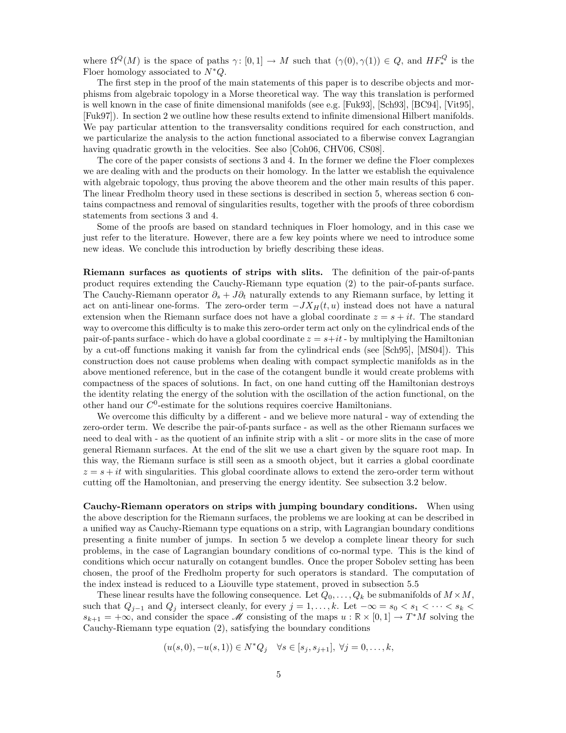where $\Omega^Q(M)$ is the space of paths $\gamma\colon [0,1] \to M$ such that $(\gamma(0), \gamma(1)) \in Q$, and $HF_*^Q$ is the Floer homology associated to $N^*Q$.

The first step in the proof of the main statements of this paper is to describe objects and morphisms from algebraic topology in a Morse theoretical way. The way this translation is performed is well known in the case of finite dimensional manifolds (see e.g. [Fuk93], [Sch93], [BC94], [Vit95], [Fuk97]). In section 2 we outline how these results extend to infinite dimensional Hilbert manifolds. We pay particular attention to the transversality conditions required for each construction, and we particularize the analysis to the action functional associated to a fiberwise convex Lagrangian having quadratic growth in the velocities. See also [Coh06, CHV06, CS08].

The core of the paper consists of sections 3 and 4. In the former we define the Floer complexes we are dealing with and the products on their homology. In the latter we establish the equivalence with algebraic topology, thus proving the above theorem and the other main results of this paper. The linear Fredholm theory used in these sections is described in section 5, whereas section 6 contains compactness and removal of singularities results, together with the proofs of three cobordism statements from sections 3 and 4.

Some of the proofs are based on standard techniques in Floer homology, and in this case we just refer to the literature. However, there are a few key points where we need to introduce some new ideas. We conclude this introduction by briefly describing these ideas.

**Riemann surfaces as quotients of strips with slits.** The definition of the pair-of-pants product requires extending the Cauchy-Riemann type equation (2) to the pair-of-pants surface. The Cauchy-Riemann operator $\partial_s + J\partial_t$ naturally extends to any Riemann surface, by letting it act on anti-linear one-forms. The zero-order term $-JX_H(t,u)$ instead does not have a natural extension when the Riemann surface does not have a global coordinate $z = s + it$. The standard way to overcome this difficulty is to make this zero-order term act only on the cylindrical ends of the pair-of-pants surface - which do have a global coordinate $z = s+it$ - by multiplying the Hamiltonian by a cut-off functions making it vanish far from the cylindrical ends (see [Sch95], [MS04]). This construction does not cause problems when dealing with compact symplectic manifolds as in the above mentioned reference, but in the case of the cotangent bundle it would create problems with compactness of the spaces of solutions. In fact, on one hand cutting off the Hamiltonian destroys the identity relating the energy of the solution with the oscillation of the action functional, on the other hand our $C^0$-estimate for the solutions requires coercive Hamiltonians.

We overcome this difficulty by a different - and we believe more natural - way of extending the zero-order term. We describe the pair-of-pants surface - as well as the other Riemann surfaces we need to deal with - as the quotient of an infinite strip with a slit - or more slits in the case of more general Riemann surfaces. At the end of the slit we use a chart given by the square root map. In this way, the Riemann surface is still seen as a smooth object, but it carries a global coordinate $z = s + it$ with singularities. This global coordinate allows to extend the zero-order term without cutting off the Hamoltonian, and preserving the energy identity. See subsection 3.2 below.

**Cauchy-Riemann operators on strips with jumping boundary conditions.** When using the above description for the Riemann surfaces, the problems we are looking at can be described in a unified way as Cauchy-Riemann type equations on a strip, with Lagrangian boundary conditions presenting a finite number of jumps. In section 5 we develop a complete linear theory for such problems, in the case of Lagrangian boundary conditions of co-normal type. This is the kind of conditions which occur naturally on cotangent bundles. Once the proper Sobolev setting has been chosen, the proof of the Fredholm property for such operators is standard. The computation of the index instead is reduced to a Liouville type statement, proved in subsection 5.5

These linear results have the following consequence. Let $Q_0, \dots, Q_k$ be submanifolds of $M \times M$, such that $Q_{j-1}$ and $Q_j$ intersect cleanly, for every $j = 1, \dots, k$. Let $-\infty = s_0 < s_1 < \dots < s_k < s_{k+1} = +\infty$, and consider the space $\mathscr{M}$ consisting of the maps $u : \mathbb{R} \times [0,1] \to T^*M$ solving the Cauchy-Riemann type equation (2), satisfying the boundary conditions

$$(u(s,0), -u(s,1)) \in N^*Q_j \quad \forall s \in [s_j, s_{j+1}],\ \forall j = 0, \dots, k,$$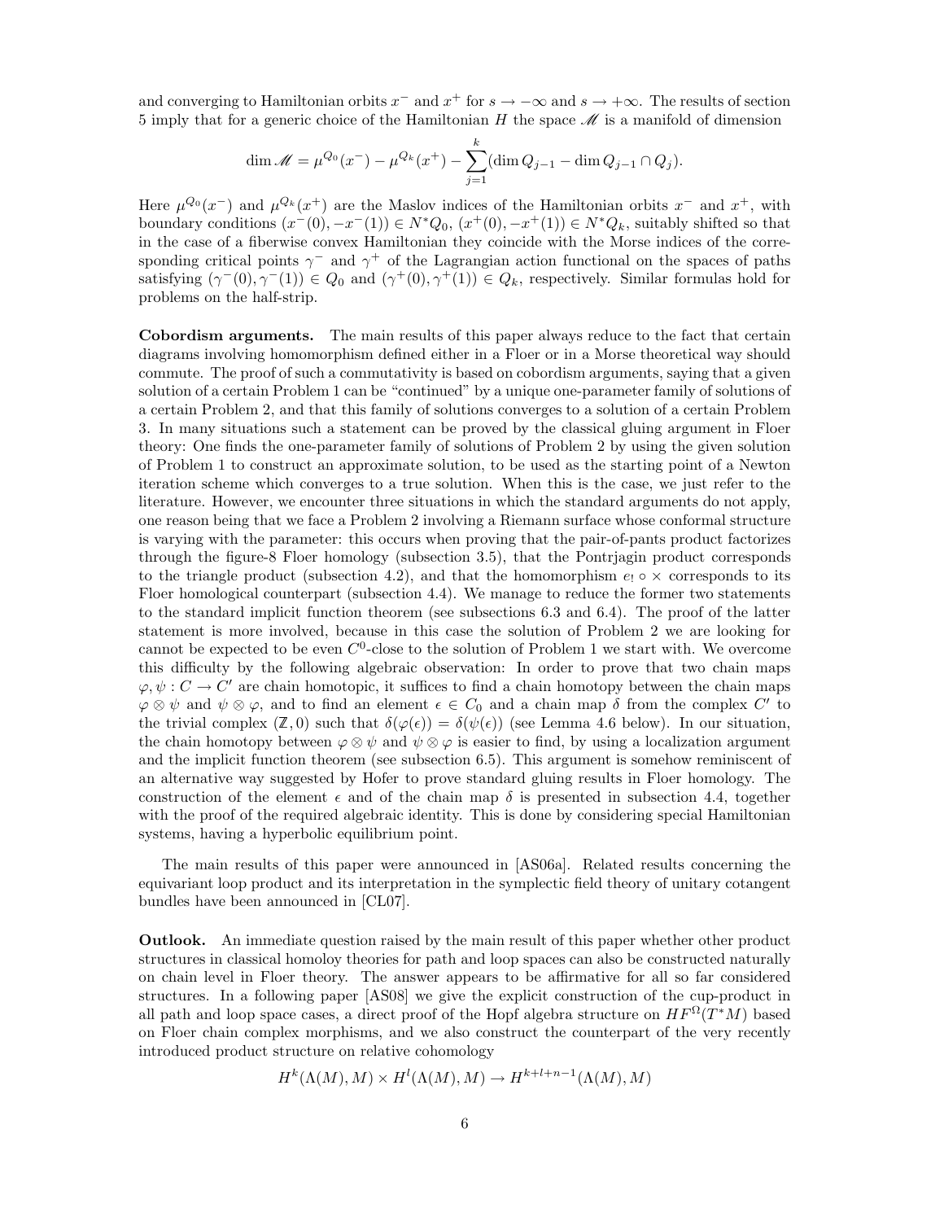and converging to Hamiltonian orbits $x^-$ and $x^+$ for $s \to -\infty$ and $s \to +\infty$. The results of section 5 imply that for a generic choice of the Hamiltonian $H$ the space $\mathscr{M}$ is a manifold of dimension

$$\dim \mathscr{M} = \mu^{Q_0}(x^-) - \mu^{Q_k}(x^+) - \sum_{j=1}^{k} (\dim Q_{j-1} - \dim Q_{j-1} \cap Q_j).$$

Here $\mu^{Q_0}(x^-)$ and $\mu^{Q_k}(x^+)$ are the Maslov indices of the Hamiltonian orbits $x^-$ and $x^+$, with boundary conditions $(x^-(0), -x^-(1)) \in N^*Q_0$, $(x^+(0), -x^+(1)) \in N^*Q_k$, suitably shifted so that in the case of a fiberwise convex Hamiltonian they coincide with the Morse indices of the corresponding critical points $\gamma^-$ and $\gamma^+$ of the Lagrangian action functional on the spaces of paths satisfying $(\gamma^-(0), \gamma^-(1)) \in Q_0$ and $(\gamma^+(0), \gamma^+(1)) \in Q_k$, respectively. Similar formulas hold for problems on the half-strip.

**Cobordism arguments.** The main results of this paper always reduce to the fact that certain diagrams involving homomorphism defined either in a Floer or in a Morse theoretical way should commute. The proof of such a commutativity is based on cobordism arguments, saying that a given solution of a certain Problem 1 can be "continued" by a unique one-parameter family of solutions of a certain Problem 2, and that this family of solutions converges to a solution of a certain Problem 3. In many situations such a statement can be proved by the classical gluing argument in Floer theory: One finds the one-parameter family of solutions of Problem 2 by using the given solution of Problem 1 to construct an approximate solution, to be used as the starting point of a Newton iteration scheme which converges to a true solution. When this is the case, we just refer to the literature. However, we encounter three situations in which the standard arguments do not apply, one reason being that we face a Problem 2 involving a Riemann surface whose conformal structure is varying with the parameter: this occurs when proving that the pair-of-pants product factorizes through the figure-8 Floer homology (subsection 3.5), that the Pontrjagin product corresponds to the triangle product (subsection 4.2), and that the homomorphism $e_! \circ \times$ corresponds to its Floer homological counterpart (subsection 4.4). We manage to reduce the former two statements to the standard implicit function theorem (see subsections 6.3 and 6.4). The proof of the latter statement is more involved, because in this case the solution of Problem 2 we are looking for cannot be expected to be even $C^0$-close to the solution of Problem 1 we start with. We overcome this difficulty by the following algebraic observation: In order to prove that two chain maps $\varphi, \psi : C \to C'$ are chain homotopic, it suffices to find a chain homotopy between the chain maps $\varphi \otimes \psi$ and $\psi \otimes \varphi$, and to find an element $\epsilon \in C_0$ and a chain map $\delta$ from the complex $C'$ to the trivial complex $(\mathbb{Z}, 0)$ such that $\delta(\varphi(\epsilon)) = \delta(\psi(\epsilon))$ (see Lemma 4.6 below). In our situation, the chain homotopy between $\varphi \otimes \psi$ and $\psi \otimes \varphi$ is easier to find, by using a localization argument and the implicit function theorem (see subsection 6.5). This argument is somehow reminiscent of an alternative way suggested by Hofer to prove standard gluing results in Floer homology. The construction of the element $\epsilon$ and of the chain map $\delta$ is presented in subsection 4.4, together with the proof of the required algebraic identity. This is done by considering special Hamiltonian systems, having a hyperbolic equilibrium point.

The main results of this paper were announced in [AS06a]. Related results concerning the equivariant loop product and its interpretation in the symplectic field theory of unitary cotangent bundles have been announced in [CL07].

**Outlook.** An immediate question raised by the main result of this paper whether other product structures in classical homoloy theories for path and loop spaces can also be constructed naturally on chain level in Floer theory. The answer appears to be affirmative for all so far considered structures. In a following paper [AS08] we give the explicit construction of the cup-product in all path and loop space cases, a direct proof of the Hopf algebra structure on $HF^{\Omega}(T^*M)$ based on Floer chain complex morphisms, and we also construct the counterpart of the very recently introduced product structure on relative cohomology

$$H^k(\Lambda(M), M) \times H^l(\Lambda(M), M) \to H^{k+l+n-1}(\Lambda(M), M)$$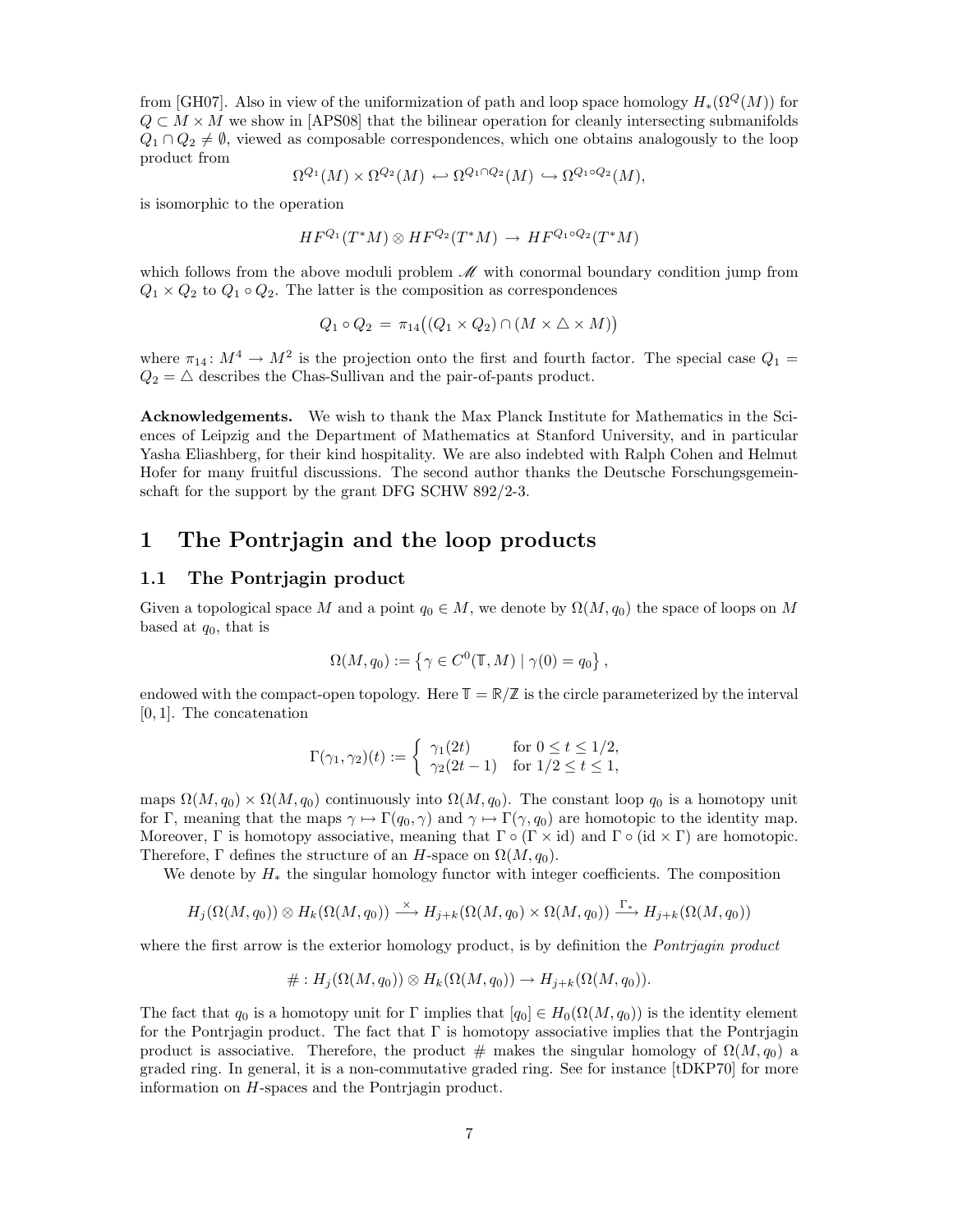from [GH07]. Also in view of the uniformization of path and loop space homology $H_*(\Omega^Q(M))$ for $Q \subset M \times M$ we show in [APS08] that the bilinear operation for cleanly intersecting submanifolds $Q_1 \cap Q_2 \neq \emptyset$, viewed as composable correspondences, which one obtains analogously to the loop product from

$$\Omega^{Q_1}(M) \times \Omega^{Q_2}(M) \hookleftarrow \Omega^{Q_1 \cap Q_2}(M) \hookrightarrow \Omega^{Q_1 \circ Q_2}(M),$$

is isomorphic to the operation

$$HF^{Q_1}(T^*M) \otimes HF^{Q_2}(T^*M) \rightarrow HF^{Q_1 \circ Q_2}(T^*M)$$

which follows from the above moduli problem $\mathscr{M}$ with conormal boundary condition jump from $Q_1 \times Q_2$ to $Q_1 \circ Q_2$. The latter is the composition as correspondences

$$Q_1 \circ Q_2 = \pi_{14}\big((Q_1 \times Q_2) \cap (M \times \triangle \times M)\big)$$

where $\pi_{14} \colon M^4 \to M^2$ is the projection onto the first and fourth factor. The special case $Q_1 = Q_2 = \triangle$ describes the Chas-Sullivan and the pair-of-pants product.

**Acknowledgements.** We wish to thank the Max Planck Institute for Mathematics in the Sciences of Leipzig and the Department of Mathematics at Stanford University, and in particular Yasha Eliashberg, for their kind hospitality. We are also indebted with Ralph Cohen and Helmut Hofer for many fruitful discussions. The second author thanks the Deutsche Forschungsgemeinschaft for the support by the grant DFG SCHW 892/2-3.

# 1 The Pontrjagin and the loop products

## 1.1 The Pontrjagin product

Given a topological space $M$ and a point $q_0 \in M$, we denote by $\Omega(M, q_0)$ the space of loops on $M$ based at $q_0$, that is

$$\Omega(M, q_0) := \left\{ \gamma \in C^0(\mathbb{T}, M) \mid \gamma(0) = q_0 \right\},$$

endowed with the compact-open topology. Here $\mathbb{T} = \mathbb{R}/\mathbb{Z}$ is the circle parameterized by the interval $[0, 1]$. The concatenation

$$\Gamma(\gamma_1, \gamma_2)(t) := \begin{cases} \gamma_1(2t) & \text{for } 0 \leq t \leq 1/2, \\ \gamma_2(2t-1) & \text{for } 1/2 \leq t \leq 1, \end{cases}$$

maps $\Omega(M, q_0) \times \Omega(M, q_0)$ continuously into $\Omega(M, q_0)$. The constant loop $q_0$ is a homotopy unit for $\Gamma$, meaning that the maps $\gamma \mapsto \Gamma(q_0, \gamma)$ and $\gamma \mapsto \Gamma(\gamma, q_0)$ are homotopic to the identity map. Moreover, $\Gamma$ is homotopy associative, meaning that $\Gamma \circ (\Gamma \times \mathrm{id})$ and $\Gamma \circ (\mathrm{id} \times \Gamma)$ are homotopic. Therefore, $\Gamma$ defines the structure of an $H$-space on $\Omega(M, q_0)$.

We denote by $H_*$ the singular homology functor with integer coefficients. The composition

$$H_j(\Omega(M, q_0)) \otimes H_k(\Omega(M, q_0)) \xrightarrow{\times} H_{j+k}(\Omega(M, q_0) \times \Omega(M, q_0)) \xrightarrow{\Gamma_*} H_{j+k}(\Omega(M, q_0))$$

where the first arrow is the exterior homology product, is by definition the *Pontrjagin product*

$$\# : H_j(\Omega(M, q_0)) \otimes H_k(\Omega(M, q_0)) \to H_{j+k}(\Omega(M, q_0)).$$

The fact that $q_0$ is a homotopy unit for $\Gamma$ implies that $[q_0] \in H_0(\Omega(M, q_0))$ is the identity element for the Pontrjagin product. The fact that $\Gamma$ is homotopy associative implies that the Pontrjagin product is associative. Therefore, the product # makes the singular homology of $\Omega(M, q_0)$ a graded ring. In general, it is a non-commutative graded ring. See for instance [tDKP70] for more information on $H$-spaces and the Pontrjagin product.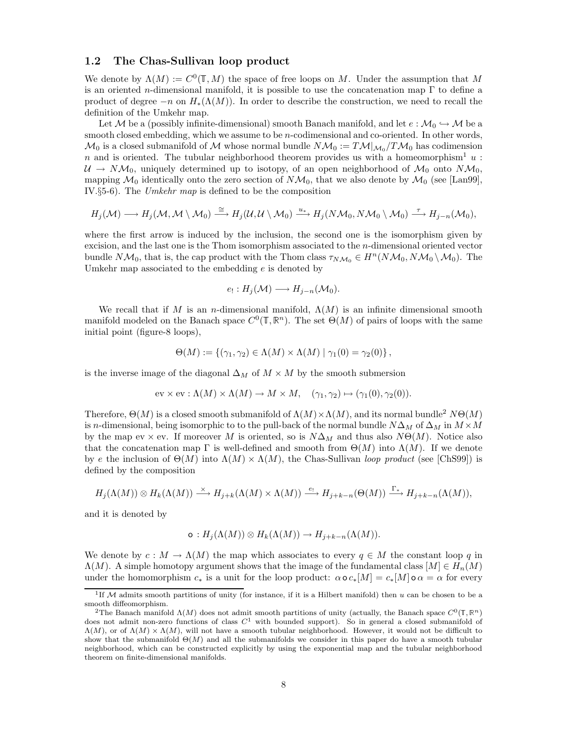### 1.2 The Chas-Sullivan loop product

We denote by $\Lambda(M) := C^0(\mathbb{T}, M)$ the space of free loops on $M$. Under the assumption that $M$ is an oriented $n$-dimensional manifold, it is possible to use the concatenation map $\Gamma$ to define a product of degree $-n$ on $H_*(\Lambda(M))$. In order to describe the construction, we need to recall the definition of the Umkehr map.

Let $\mathcal{M}$ be a (possibly infinite-dimensional) smooth Banach manifold, and let $e : \mathcal{M}_0 \hookrightarrow \mathcal{M}$ be a smooth closed embedding, which we assume to be $n$-codimensional and co-oriented. In other words, $\mathcal{M}_0$ is a closed submanifold of $\mathcal{M}$ whose normal bundle $N\mathcal{M}_0 := T\mathcal{M}|_{\mathcal{M}_0}/T\mathcal{M}_0$ has codimension $n$ and is oriented. The tubular neighborhood theorem provides us with a homeomorphism[1] $u : \mathcal{U} \to N\mathcal{M}_0$, uniquely determined up to isotopy, of an open neighborhood of $\mathcal{M}_0$ onto $N\mathcal{M}_0$, mapping $\mathcal{M}_0$ identically onto the zero section of $N\mathcal{M}_0$, that we also denote by $\mathcal{M}_0$ (see [Lan99], IV.§5-6). The *Umkehr map* is defined to be the composition

$$H_j(\mathcal{M}) \longrightarrow H_j(\mathcal{M}, \mathcal{M} \setminus \mathcal{M}_0) \xrightarrow{\cong} H_j(\mathcal{U}, \mathcal{U} \setminus \mathcal{M}_0) \xrightarrow{u_*} H_j(N\mathcal{M}_0, N\mathcal{M}_0 \setminus \mathcal{M}_0) \xrightarrow{\tau} H_{j-n}(\mathcal{M}_0),$$

where the first arrow is induced by the inclusion, the second one is the isomorphism given by excision, and the last one is the Thom isomorphism associated to the $n$-dimensional oriented vector bundle $N\mathcal{M}_0$, that is, the cap product with the Thom class $\tau_{N\mathcal{M}_0} \in H^n(N\mathcal{M}_0, N\mathcal{M}_0 \setminus \mathcal{M}_0)$. The Umkehr map associated to the embedding $e$ is denoted by

$$e_! : H_j(\mathcal{M}) \longrightarrow H_{j-n}(\mathcal{M}_0).$$

We recall that if $M$ is an $n$-dimensional manifold, $\Lambda(M)$ is an infinite dimensional smooth manifold modeled on the Banach space $C^0(\mathbb{T}, \mathbb{R}^n)$. The set $\Theta(M)$ of pairs of loops with the same initial point (figure-8 loops),

$$\Theta(M) := \{(\gamma_1, \gamma_2) \in \Lambda(M) \times \Lambda(M) \mid \gamma_1(0) = \gamma_2(0)\},$$

is the inverse image of the diagonal $\Delta_M$ of $M \times M$ by the smooth submersion

$$\mathrm{ev} \times \mathrm{ev} : \Lambda(M) \times \Lambda(M) \to M \times M, \quad (\gamma_1, \gamma_2) \mapsto (\gamma_1(0), \gamma_2(0)).$$

Therefore, $\Theta(M)$ is a closed smooth submanifold of $\Lambda(M) \times \Lambda(M)$, and its normal bundle[2] $N\Theta(M)$ is $n$-dimensional, being isomorphic to to the pull-back of the normal bundle $N\Delta_M$ of $\Delta_M$ in $M \times M$ by the map $\mathrm{ev} \times \mathrm{ev}$. If moreover $M$ is oriented, so is $N\Delta_M$ and thus also $N\Theta(M)$. Notice also that the concatenation map $\Gamma$ is well-defined and smooth from $\Theta(M)$ into $\Lambda(M)$. If we denote by $e$ the inclusion of $\Theta(M)$ into $\Lambda(M) \times \Lambda(M)$, the Chas-Sullivan *loop product* (see [ChS99]) is defined by the composition

$$H_j(\Lambda(M)) \otimes H_k(\Lambda(M)) \xrightarrow{\times} H_{j+k}(\Lambda(M) \times \Lambda(M)) \xrightarrow{e_!} H_{j+k-n}(\Theta(M)) \xrightarrow{\Gamma_*} H_{j+k-n}(\Lambda(M)),$$

and it is denoted by

$$\circ : H_j(\Lambda(M)) \otimes H_k(\Lambda(M)) \to H_{j+k-n}(\Lambda(M)).$$

We denote by $c : M \to \Lambda(M)$ the map which associates to every $q \in M$ the constant loop $q$ in $\Lambda(M)$. A simple homotopy argument shows that the image of the fundamental class $[M] \in H_n(M)$ under the homomorphism $c_*$ is a unit for the loop product: $\alpha \circ c_*[M] = c_*[M] \circ \alpha = \alpha$ for every

---

[1] If $\mathcal{M}$ admits smooth partitions of unity (for instance, if it is a Hilbert manifold) then $u$ can be chosen to be a smooth diffeomorphism.

[2] The Banach manifold $\Lambda(M)$ does not admit smooth partitions of unity (actually, the Banach space $C^0(\mathbb{T}, \mathbb{R}^n)$ does not admit non-zero functions of class $C^1$ with bounded support). So in general a closed submanifold of $\Lambda(M)$, or of $\Lambda(M) \times \Lambda(M)$, will not have a smooth tubular neighborhood. However, it would not be difficult to show that the submanifold $\Theta(M)$ and all the submanifolds we consider in this paper do have a smooth tubular neighborhood, which can be constructed explicitly by using the exponential map and the tubular neighborhood theorem on finite-dimensional manifolds.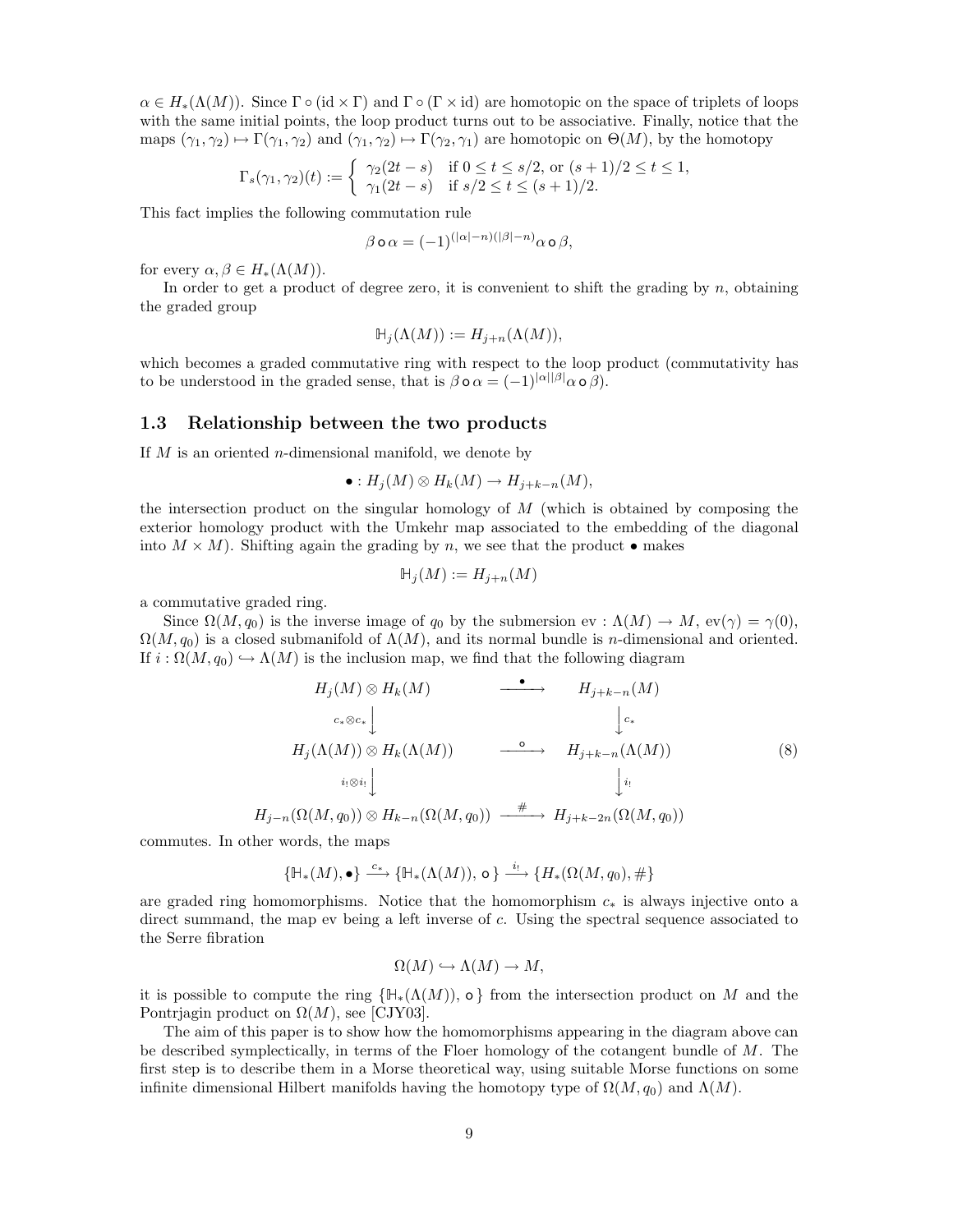$\alpha \in H_*(\Lambda(M))$. Since $\Gamma \circ (\mathrm{id} \times \Gamma)$ and $\Gamma \circ (\Gamma \times \mathrm{id})$ are homotopic on the space of triplets of loops with the same initial points, the loop product turns out to be associative. Finally, notice that the maps $(\gamma_1, \gamma_2) \mapsto \Gamma(\gamma_1, \gamma_2)$ and $(\gamma_1, \gamma_2) \mapsto \Gamma(\gamma_2, \gamma_1)$ are homotopic on $\Theta(M)$, by the homotopy

$$\Gamma_s(\gamma_1, \gamma_2)(t) := \begin{cases} \gamma_2(2t - s) & \text{if } 0 \leq t \leq s/2, \text{ or } (s+1)/2 \leq t \leq 1, \\ \gamma_1(2t - s) & \text{if } s/2 \leq t \leq (s+1)/2. \end{cases}$$

This fact implies the following commutation rule

$$\beta \circ \alpha = (-1)^{(|\alpha| - n)(|\beta| - n)} \alpha \circ \beta,$$

for every $\alpha, \beta \in H_*(\Lambda(M))$.

In order to get a product of degree zero, it is convenient to shift the grading by $n$, obtaining the graded group

$$\mathbb{H}_j(\Lambda(M)) := H_{j+n}(\Lambda(M)),$$

which becomes a graded commutative ring with respect to the loop product (commutativity has to be understood in the graded sense, that is $\beta \circ \alpha = (-1)^{|\alpha||\beta|} \alpha \circ \beta$).

### 1.3 Relationship between the two products

If $M$ is an oriented $n$-dimensional manifold, we denote by

$$\bullet : H_j(M) \otimes H_k(M) \to H_{j+k-n}(M),$$

the intersection product on the singular homology of $M$ (which is obtained by composing the exterior homology product with the Umkehr map associated to the embedding of the diagonal into $M \times M$). Shifting again the grading by $n$, we see that the product $\bullet$ makes

$$\mathbb{H}_j(M) := H_{j+n}(M)$$

a commutative graded ring.

Since $\Omega(M, q_0)$ is the inverse image of $q_0$ by the submersion $\mathrm{ev} : \Lambda(M) \to M$, $\mathrm{ev}(\gamma) = \gamma(0)$, $\Omega(M, q_0)$ is a closed submanifold of $\Lambda(M)$, and its normal bundle is $n$-dimensional and oriented. If $i : \Omega(M, q_0) \hookrightarrow \Lambda(M)$ is the inclusion map, we find that the following diagram

$$\begin{array}{ccc}
H_j(M) \otimes H_k(M) & \xrightarrow{\ \bullet\ } & H_{j+k-n}(M) \\
\Big\downarrow{\scriptstyle c_* \otimes c_*} & & \Big\downarrow{\scriptstyle c_*} \\
H_j(\Lambda(M)) \otimes H_k(\Lambda(M)) & \xrightarrow{\ \circ\ } & H_{j+k-n}(\Lambda(M)) \\
\Big\downarrow{\scriptstyle i_! \otimes i_!} & & \Big\downarrow{\scriptstyle i_!} \\
H_{j-n}(\Omega(M, q_0)) \otimes H_{k-n}(\Omega(M, q_0)) & \xrightarrow{\ \#\ } & H_{j+k-2n}(\Omega(M, q_0))
\end{array} \tag{8}$$

commutes. In other words, the maps

$$\{\mathbb{H}_*(M), \bullet\} \xrightarrow{c_*} \{\mathbb{H}_*(\Lambda(M)), \circ\} \xrightarrow{i_!} \{H_*(\Omega(M, q_0), \#\}$$

are graded ring homomorphisms. Notice that the homomorphism $c_*$ is always injective onto a direct summand, the map ev being a left inverse of $c$. Using the spectral sequence associated to the Serre fibration

$$\Omega(M) \hookrightarrow \Lambda(M) \to M,$$

it is possible to compute the ring $\{\mathbb{H}_*(\Lambda(M)), \circ\}$ from the intersection product on $M$ and the Pontrjagin product on $\Omega(M)$, see [CJY03].

The aim of this paper is to show how the homomorphisms appearing in the diagram above can be described symplectically, in terms of the Floer homology of the cotangent bundle of $M$. The first step is to describe them in a Morse theoretical way, using suitable Morse functions on some infinite dimensional Hilbert manifolds having the homotopy type of $\Omega(M, q_0)$ and $\Lambda(M)$.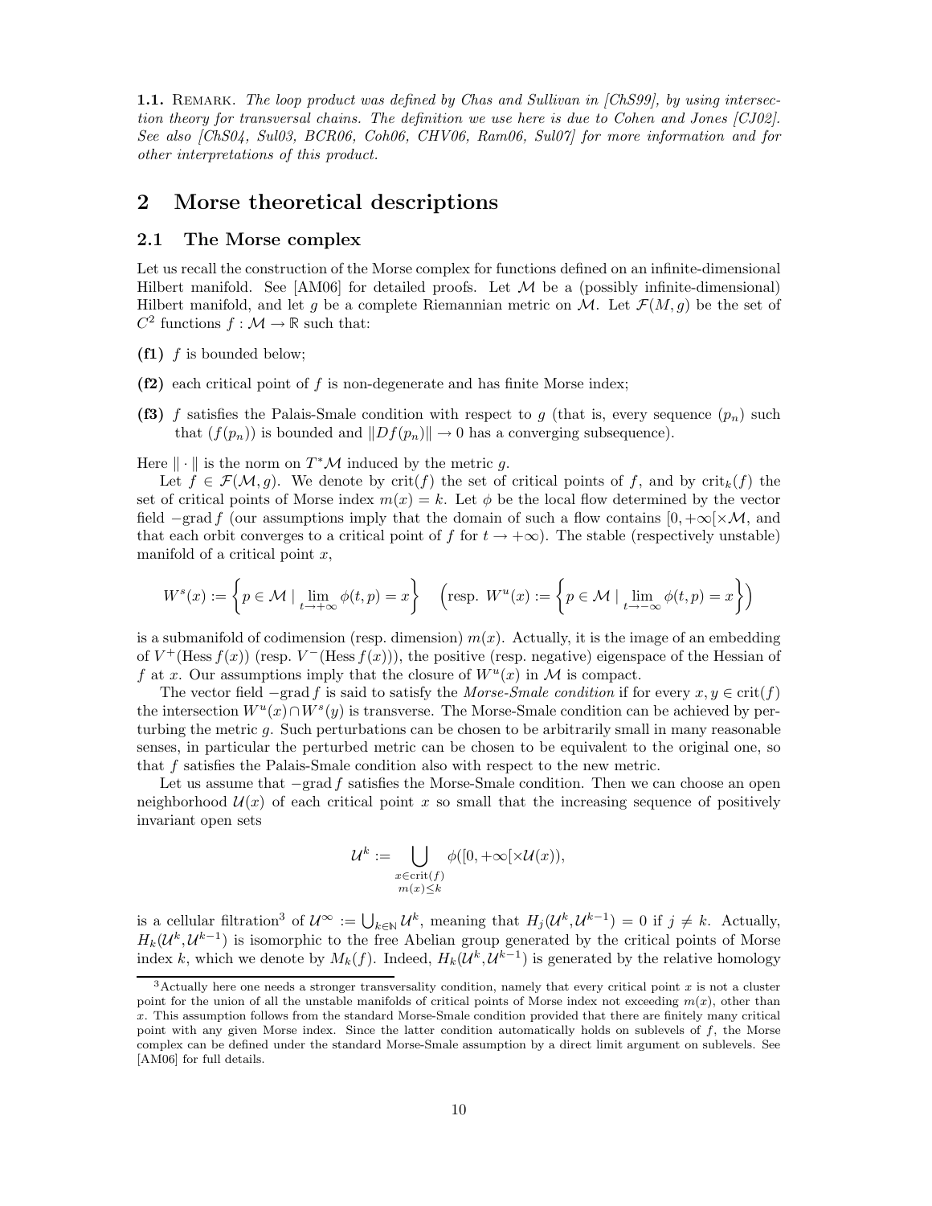**1.1.** Remark. *The loop product was defined by Chas and Sullivan in [ChS99], by using intersection theory for transversal chains. The definition we use here is due to Cohen and Jones [CJ02]. See also [ChS04, Sul03, BCR06, Coh06, CHV06, Ram06, Sul07] for more information and for other interpretations of this product.*

# 2 Morse theoretical descriptions

## 2.1 The Morse complex

Let us recall the construction of the Morse complex for functions defined on an infinite-dimensional Hilbert manifold. See [AM06] for detailed proofs. Let $\mathcal{M}$ be a (possibly infinite-dimensional) Hilbert manifold, and let $g$ be a complete Riemannian metric on $\mathcal{M}$. Let $\mathcal{F}(M,g)$ be the set of $C^2$ functions $f : \mathcal{M} \to \mathbb{R}$ such that:

**(f1)** $f$ is bounded below;

**(f2)** each critical point of $f$ is non-degenerate and has finite Morse index;

**(f3)** $f$ satisfies the Palais-Smale condition with respect to $g$ (that is, every sequence $(p_n)$ such that $(f(p_n))$ is bounded and $\|Df(p_n)\| \to 0$ has a converging subsequence).

Here $\|\cdot\|$ is the norm on $T^*\mathcal{M}$ induced by the metric $g$.

Let $f \in \mathcal{F}(\mathcal{M}, g)$. We denote by $\mathrm{crit}(f)$ the set of critical points of $f$, and by $\mathrm{crit}_k(f)$ the set of critical points of Morse index $m(x) = k$. Let $\phi$ be the local flow determined by the vector field $-\mathrm{grad}\, f$ (our assumptions imply that the domain of such a flow contains $[0, +\infty[\times\mathcal{M}$, and that each orbit converges to a critical point of $f$ for $t \to +\infty$). The stable (respectively unstable) manifold of a critical point $x$,

$$W^s(x) := \left\{ p \in \mathcal{M} \mid \lim_{t\to+\infty} \phi(t,p) = x \right\} \quad \left(\text{resp. } W^u(x) := \left\{ p \in \mathcal{M} \mid \lim_{t\to-\infty} \phi(t,p) = x \right\}\right)$$

is a submanifold of codimension (resp. dimension) $m(x)$. Actually, it is the image of an embedding of $V^+(\mathrm{Hess}\, f(x))$ (resp. $V^-(\mathrm{Hess}\, f(x))$), the positive (resp. negative) eigenspace of the Hessian of $f$ at $x$. Our assumptions imply that the closure of $W^u(x)$ in $\mathcal{M}$ is compact.

The vector field $-\mathrm{grad}\, f$ is said to satisfy the *Morse-Smale condition* if for every $x, y \in \mathrm{crit}(f)$ the intersection $W^u(x) \cap W^s(y)$ is transverse. The Morse-Smale condition can be achieved by perturbing the metric $g$. Such perturbations can be chosen to be arbitrarily small in many reasonable senses, in particular the perturbed metric can be chosen to be equivalent to the original one, so that $f$ satisfies the Palais-Smale condition also with respect to the new metric.

Let us assume that $-\mathrm{grad}\, f$ satisfies the Morse-Smale condition. Then we can choose an open neighborhood $\mathcal{U}(x)$ of each critical point $x$ so small that the increasing sequence of positively invariant open sets

$$\mathcal{U}^k := \bigcup_{\substack{x\in\mathrm{crit}(f)\\ m(x)\leq k}} \phi([0,+\infty[\times\mathcal{U}(x)),$$

is a cellular filtration[3] of $\mathcal{U}^\infty := \bigcup_{k\in\mathbb{N}} \mathcal{U}^k$, meaning that $H_j(\mathcal{U}^k, \mathcal{U}^{k-1}) = 0$ if $j \neq k$. Actually, $H_k(\mathcal{U}^k, \mathcal{U}^{k-1})$ is isomorphic to the free Abelian group generated by the critical points of Morse index $k$, which we denote by $M_k(f)$. Indeed, $H_k(\mathcal{U}^k, \mathcal{U}^{k-1})$ is generated by the relative homology

[3] Actually here one needs a stronger transversality condition, namely that every critical point $x$ is not a cluster point for the union of all the unstable manifolds of critical points of Morse index not exceeding $m(x)$, other than $x$. This assumption follows from the standard Morse-Smale condition provided that there are finitely many critical point with any given Morse index. Since the latter condition automatically holds on sublevels of $f$, the Morse complex can be defined under the standard Morse-Smale assumption by a direct limit argument on sublevels. See [AM06] for full details.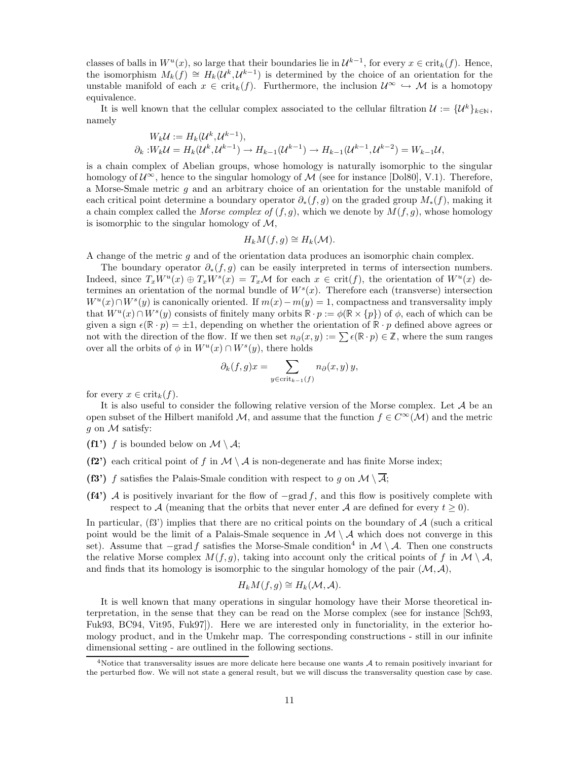classes of balls in $W^u(x)$, so large that their boundaries lie in $\mathcal{U}^{k-1}$, for every $x \in \mathrm{crit}_k(f)$. Hence, the isomorphism $M_k(f) \cong H_k(\mathcal{U}^k, \mathcal{U}^{k-1})$ is determined by the choice of an orientation for the unstable manifold of each $x \in \mathrm{crit}_k(f)$. Furthermore, the inclusion $\mathcal{U}^\infty \hookrightarrow \mathcal{M}$ is a homotopy equivalence.

It is well known that the cellular complex associated to the cellular filtration $\mathcal{U} := \{\mathcal{U}^k\}_{k\in\mathbb{N}}$, namely

$$
\begin{aligned}
W_k\mathcal{U} &:= H_k(\mathcal{U}^k, \mathcal{U}^{k-1}),\\
\partial_k : W_k\mathcal{U} &= H_k(\mathcal{U}^k, \mathcal{U}^{k-1}) \to H_{k-1}(\mathcal{U}^{k-1}) \to H_{k-1}(\mathcal{U}^{k-1}, \mathcal{U}^{k-2}) = W_{k-1}\mathcal{U},
\end{aligned}
$$

is a chain complex of Abelian groups, whose homology is naturally isomorphic to the singular homology of $\mathcal{U}^\infty$, hence to the singular homology of $\mathcal{M}$ (see for instance [Dol80], V.1). Therefore, a Morse-Smale metric $g$ and an arbitrary choice of an orientation for the unstable manifold of each critical point determine a boundary operator $\partial_*(f,g)$ on the graded group $M_*(f)$, making it a chain complex called the *Morse complex of* $(f,g)$, which we denote by $M(f,g)$, whose homology is isomorphic to the singular homology of $\mathcal{M}$,

$$
H_k M(f,g) \cong H_k(\mathcal{M}).
$$

A change of the metric $g$ and of the orientation data produces an isomorphic chain complex.

The boundary operator $\partial_*(f,g)$ can be easily interpreted in terms of intersection numbers. Indeed, since $T_xW^u(x) \oplus T_xW^s(x) = T_x\mathcal{M}$ for each $x \in \mathrm{crit}(f)$, the orientation of $W^u(x)$ determines an orientation of the normal bundle of $W^s(x)$. Therefore each (transverse) intersection $W^u(x) \cap W^s(y)$ is canonically oriented. If $m(x) - m(y) = 1$, compactness and transversality imply that $W^u(x) \cap W^s(y)$ consists of finitely many orbits $\mathbb{R}\cdot p := \phi(\mathbb{R}\times\{p\})$ of $\phi$, each of which can be given a sign $\epsilon(\mathbb{R}\cdot p) = \pm 1$, depending on whether the orientation of $\mathbb{R}\cdot p$ defined above agrees or not with the direction of the flow. If we then set $n_\partial(x,y) := \sum \epsilon(\mathbb{R}\cdot p) \in \mathbb{Z}$, where the sum ranges over all the orbits of $\phi$ in $W^u(x) \cap W^s(y)$, there holds

$$
\partial_k(f,g)x = \sum_{y \in \mathrm{crit}_{k-1}(f)} n_\partial(x,y)\, y,
$$

for every $x \in \mathrm{crit}_k(f)$.

It is also useful to consider the following relative version of the Morse complex. Let $\mathcal{A}$ be an open subset of the Hilbert manifold $\mathcal{M}$, and assume that the function $f \in C^\infty(\mathcal{M})$ and the metric $g$ on $\mathcal{M}$ satisfy:

**(f1')** $f$ is bounded below on $\mathcal{M} \setminus \mathcal{A}$;

**(f2')** each critical point of $f$ in $\mathcal{M} \setminus \mathcal{A}$ is non-degenerate and has finite Morse index;

**(f3')** $f$ satisfies the Palais-Smale condition with respect to $g$ on $\mathcal{M} \setminus \overline{\mathcal{A}}$;

**(f4')** $\mathcal{A}$ is positively invariant for the flow of $-\mathrm{grad}\, f$, and this flow is positively complete with respect to $\mathcal{A}$ (meaning that the orbits that never enter $\mathcal{A}$ are defined for every $t \geq 0$).

In particular, (f3') implies that there are no critical points on the boundary of $\mathcal{A}$ (such a critical point would be the limit of a Palais-Smale sequence in $\mathcal{M} \setminus \mathcal{A}$ which does not converge in this set). Assume that $-\mathrm{grad}\, f$ satisfies the Morse-Smale condition[4] in $\mathcal{M} \setminus \mathcal{A}$. Then one constructs the relative Morse complex $M(f,g)$, taking into account only the critical points of $f$ in $\mathcal{M} \setminus \mathcal{A}$, and finds that its homology is isomorphic to the singular homology of the pair $(\mathcal{M}, \mathcal{A})$,

$$
H_k M(f,g) \cong H_k(\mathcal{M}, \mathcal{A}).
$$

It is well known that many operations in singular homology have their Morse theoretical interpretation, in the sense that they can be read on the Morse complex (see for instance [Sch93, Fuk93, BC94, Vit95, Fuk97]). Here we are interested only in functoriality, in the exterior homology product, and in the Umkehr map. The corresponding constructions - still in our infinite dimensional setting - are outlined in the following sections.

[4] Notice that transversality issues are more delicate here because one wants $\mathcal{A}$ to remain positively invariant for the perturbed flow. We will not state a general result, but we will discuss the transversality question case by case.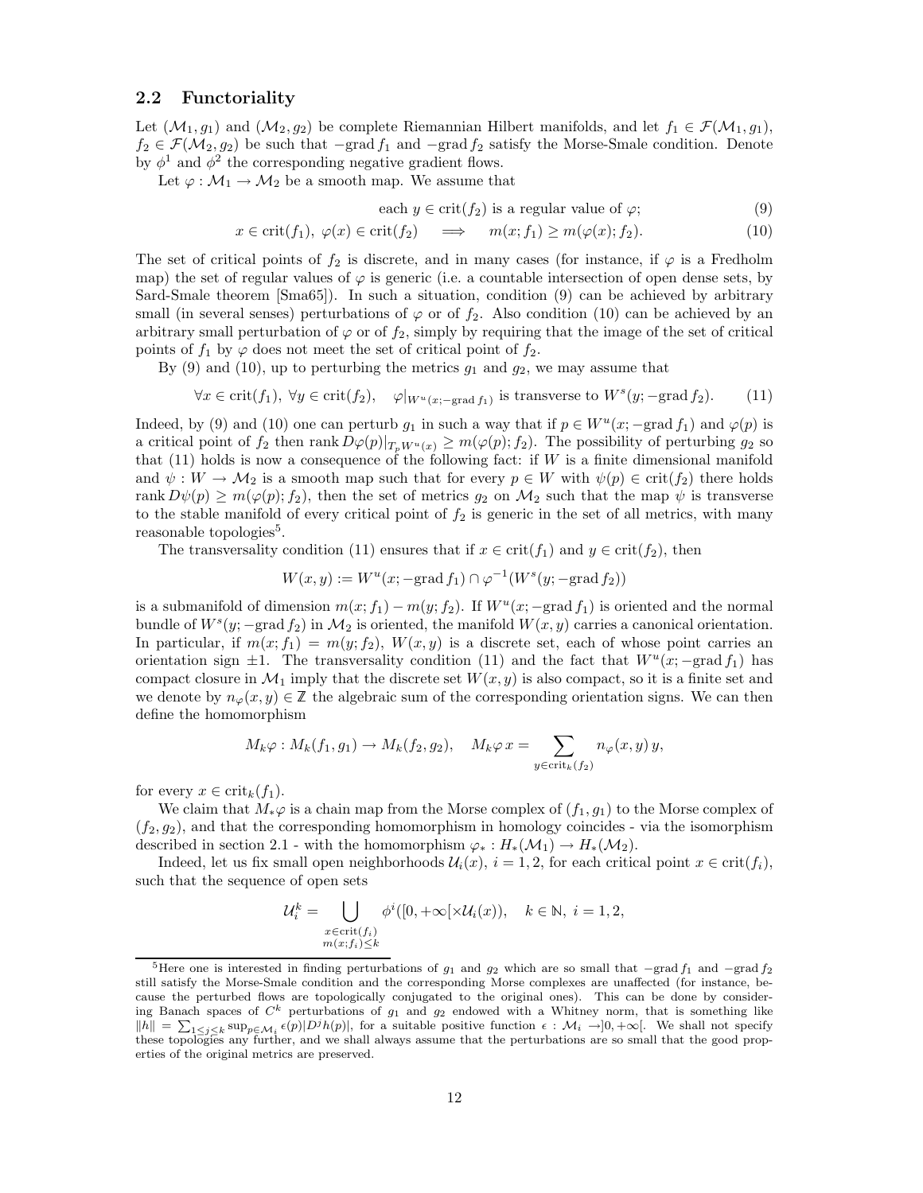## 2.2 Functoriality

Let $(\mathcal{M}_1, g_1)$ and $(\mathcal{M}_2, g_2)$ be complete Riemannian Hilbert manifolds, and let $f_1 \in \mathcal{F}(\mathcal{M}_1, g_1)$, $f_2 \in \mathcal{F}(\mathcal{M}_2, g_2)$ be such that $-\operatorname{grad} f_1$ and $-\operatorname{grad} f_2$ satisfy the Morse-Smale condition. Denote by $\phi^1$ and $\phi^2$ the corresponding negative gradient flows.

Let $\varphi : \mathcal{M}_1 \to \mathcal{M}_2$ be a smooth map. We assume that

$$\text{each } y \in \operatorname{crit}(f_2) \text{ is a regular value of } \varphi; \tag{9}$$

$$x \in \operatorname{crit}(f_1),\ \varphi(x) \in \operatorname{crit}(f_2) \quad \Longrightarrow \quad m(x; f_1) \geq m(\varphi(x); f_2). \tag{10}$$

The set of critical points of $f_2$ is discrete, and in many cases (for instance, if $\varphi$ is a Fredholm map) the set of regular values of $\varphi$ is generic (i.e. a countable intersection of open dense sets, by Sard-Smale theorem [Sma65]). In such a situation, condition (9) can be achieved by arbitrary small (in several senses) perturbations of $\varphi$ or of $f_2$. Also condition (10) can be achieved by an arbitrary small perturbation of $\varphi$ or of $f_2$, simply by requiring that the image of the set of critical points of $f_1$ by $\varphi$ does not meet the set of critical point of $f_2$.

By (9) and (10), up to perturbing the metrics $g_1$ and $g_2$, we may assume that

$$\forall x \in \operatorname{crit}(f_1),\ \forall y \in \operatorname{crit}(f_2), \quad \varphi|_{W^u(x;-\operatorname{grad} f_1)} \text{ is transverse to } W^s(y; -\operatorname{grad} f_2). \tag{11}$$

Indeed, by (9) and (10) one can perturb $g_1$ in such a way that if $p \in W^u(x; -\operatorname{grad} f_1)$ and $\varphi(p)$ is a critical point of $f_2$ then $\operatorname{rank} D\varphi(p)|_{T_p W^u(x)} \geq m(\varphi(p); f_2)$. The possibility of perturbing $g_2$ so that (11) holds is now a consequence of the following fact: if $W$ is a finite dimensional manifold and $\psi : W \to \mathcal{M}_2$ is a smooth map such that for every $p \in W$ with $\psi(p) \in \operatorname{crit}(f_2)$ there holds $\operatorname{rank} D\psi(p) \geq m(\varphi(p); f_2)$, then the set of metrics $g_2$ on $\mathcal{M}_2$ such that the map $\psi$ is transverse to the stable manifold of every critical point of $f_2$ is generic in the set of all metrics, with many reasonable topologies[5].

The transversality condition (11) ensures that if $x \in \operatorname{crit}(f_1)$ and $y \in \operatorname{crit}(f_2)$, then

$$W(x, y) := W^u(x; -\operatorname{grad} f_1) \cap \varphi^{-1}(W^s(y; -\operatorname{grad} f_2))$$

is a submanifold of dimension $m(x; f_1) - m(y; f_2)$. If $W^u(x; -\operatorname{grad} f_1)$ is oriented and the normal bundle of $W^s(y; -\operatorname{grad} f_2)$ in $\mathcal{M}_2$ is oriented, the manifold $W(x, y)$ carries a canonical orientation. In particular, if $m(x; f_1) = m(y; f_2)$, $W(x, y)$ is a discrete set, each of whose point carries an orientation sign $\pm 1$. The transversality condition (11) and the fact that $W^u(x; -\operatorname{grad} f_1)$ has compact closure in $\mathcal{M}_1$ imply that the discrete set $W(x, y)$ is also compact, so it is a finite set and we denote by $n_\varphi(x, y) \in \mathbb{Z}$ the algebraic sum of the corresponding orientation signs. We can then define the homomorphism

$$M_k \varphi : M_k(f_1, g_1) \to M_k(f_2, g_2), \quad M_k \varphi\, x = \sum_{y \in \operatorname{crit}_k(f_2)} n_\varphi(x, y)\, y,$$

for every $x \in \operatorname{crit}_k(f_1)$.

We claim that $M_* \varphi$ is a chain map from the Morse complex of $(f_1, g_1)$ to the Morse complex of $(f_2, g_2)$, and that the corresponding homomorphism in homology coincides - via the isomorphism described in section 2.1 - with the homomorphism $\varphi_* : H_*(\mathcal{M}_1) \to H_*(\mathcal{M}_2)$.

Indeed, let us fix small open neighborhoods $\mathcal{U}_i(x)$, $i = 1, 2$, for each critical point $x \in \operatorname{crit}(f_i)$, such that the sequence of open sets

$$\mathcal{U}_i^k = \bigcup_{\substack{x \in \operatorname{crit}(f_i) \\ m(x; f_i) \leq k}} \phi^i([0, +\infty[ \times \mathcal{U}_i(x)), \quad k \in \mathbb{N},\ i = 1, 2,$$

---

[5] Here one is interested in finding perturbations of $g_1$ and $g_2$ which are so small that $-\operatorname{grad} f_1$ and $-\operatorname{grad} f_2$ still satisfy the Morse-Smale condition and the corresponding Morse complexes are unaffected (for instance, because the perturbed flows are topologically conjugated to the original ones). This can be done by considering Banach spaces of $C^k$ perturbations of $g_1$ and $g_2$ endowed with a Whitney norm, that is something like $\|h\| = \sum_{1 \leq j \leq k} \sup_{p \in \mathcal{M}_i} \epsilon(p) |D^j h(p)|$, for a suitable positive function $\epsilon : \mathcal{M}_i \to ]0, +\infty[$. We shall not specify these topologies any further, and we shall always assume that the perturbations are so small that the good properties of the original metrics are preserved.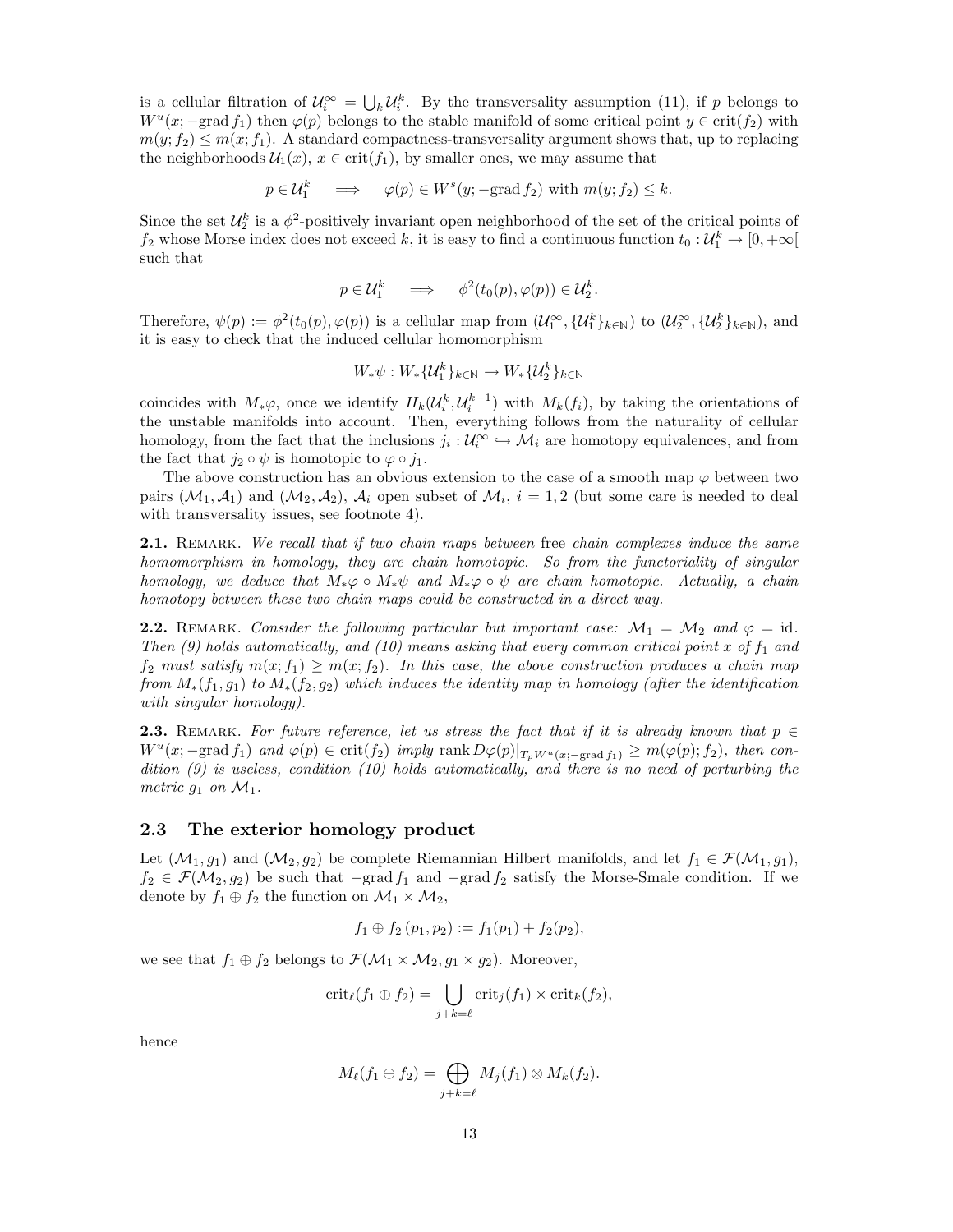is a cellular filtration of $\mathcal{U}_i^\infty = \bigcup_k \mathcal{U}_i^k$. By the transversality assumption (11), if $p$ belongs to $W^u(x; -\mathrm{grad}\, f_1)$ then $\varphi(p)$ belongs to the stable manifold of some critical point $y \in \mathrm{crit}(f_2)$ with $m(y; f_2) \leq m(x; f_1)$. A standard compactness-transversality argument shows that, up to replacing the neighborhoods $\mathcal{U}_1(x)$, $x \in \mathrm{crit}(f_1)$, by smaller ones, we may assume that

$$p \in \mathcal{U}_1^k \quad \Longrightarrow \quad \varphi(p) \in W^s(y; -\mathrm{grad}\, f_2) \text{ with } m(y; f_2) \leq k.$$

Since the set $\mathcal{U}_2^k$ is a $\phi^2$-positively invariant open neighborhood of the set of the critical points of $f_2$ whose Morse index does not exceed $k$, it is easy to find a continuous function $t_0 : \mathcal{U}_1^k \to [0, +\infty[$ such that

$$p \in \mathcal{U}_1^k \quad \Longrightarrow \quad \phi^2(t_0(p), \varphi(p)) \in \mathcal{U}_2^k.$$

Therefore, $\psi(p) := \phi^2(t_0(p), \varphi(p))$ is a cellular map from $(\mathcal{U}_1^\infty, \{\mathcal{U}_1^k\}_{k\in\mathbb{N}})$ to $(\mathcal{U}_2^\infty, \{\mathcal{U}_2^k\}_{k\in\mathbb{N}})$, and it is easy to check that the induced cellular homomorphism

$$W_*\psi : W_*\{\mathcal{U}_1^k\}_{k\in\mathbb{N}} \to W_*\{\mathcal{U}_2^k\}_{k\in\mathbb{N}}$$

coincides with $M_*\varphi$, once we identify $H_k(\mathcal{U}_i^k, \mathcal{U}_i^{k-1})$ with $M_k(f_i)$, by taking the orientations of the unstable manifolds into account. Then, everything follows from the naturality of cellular homology, from the fact that the inclusions $j_i : \mathcal{U}_i^\infty \hookrightarrow \mathcal{M}_i$ are homotopy equivalences, and from the fact that $j_2 \circ \psi$ is homotopic to $\varphi \circ j_1$.

The above construction has an obvious extension to the case of a smooth map $\varphi$ between two pairs $(\mathcal{M}_1, \mathcal{A}_1)$ and $(\mathcal{M}_2, \mathcal{A}_2)$, $\mathcal{A}_i$ open subset of $\mathcal{M}_i$, $i = 1, 2$ (but some care is needed to deal with transversality issues, see footnote 4).

**2.1.** Remark. *We recall that if two chain maps between* free *chain complexes induce the same homomorphism in homology, they are chain homotopic. So from the functoriality of singular homology, we deduce that $M_*\varphi \circ M_*\psi$ and $M_*\varphi \circ \psi$ are chain homotopic. Actually, a chain homotopy between these two chain maps could be constructed in a direct way.*

**2.2.** Remark. *Consider the following particular but important case: $\mathcal{M}_1 = \mathcal{M}_2$ and $\varphi = \mathrm{id}$. Then (9) holds automatically, and (10) means asking that every common critical point $x$ of $f_1$ and $f_2$ must satisfy $m(x; f_1) \geq m(x; f_2)$. In this case, the above construction produces a chain map from $M_*(f_1, g_1)$ to $M_*(f_2, g_2)$ which induces the identity map in homology (after the identification with singular homology).*

**2.3.** Remark. *For future reference, let us stress the fact that if it is already known that $p \in W^u(x; -\mathrm{grad}\, f_1)$ and $\varphi(p) \in \mathrm{crit}(f_2)$ imply $\mathrm{rank}\, D\varphi(p)|_{T_pW^u(x;-\mathrm{grad}\, f_1)} \geq m(\varphi(p); f_2)$, then condition (9) is useless, condition (10) holds automatically, and there is no need of perturbing the metric $g_1$ on $\mathcal{M}_1$.*

## 2.3 The exterior homology product

Let $(\mathcal{M}_1, g_1)$ and $(\mathcal{M}_2, g_2)$ be complete Riemannian Hilbert manifolds, and let $f_1 \in \mathcal{F}(\mathcal{M}_1, g_1)$, $f_2 \in \mathcal{F}(\mathcal{M}_2, g_2)$ be such that $-\mathrm{grad}\, f_1$ and $-\mathrm{grad}\, f_2$ satisfy the Morse-Smale condition. If we denote by $f_1 \oplus f_2$ the function on $\mathcal{M}_1 \times \mathcal{M}_2$,

$$f_1 \oplus f_2\, (p_1, p_2) := f_1(p_1) + f_2(p_2),$$

we see that $f_1 \oplus f_2$ belongs to $\mathcal{F}(\mathcal{M}_1 \times \mathcal{M}_2, g_1 \times g_2)$. Moreover,

$$\mathrm{crit}_\ell(f_1 \oplus f_2) = \bigcup_{j+k=\ell} \mathrm{crit}_j(f_1) \times \mathrm{crit}_k(f_2),$$

hence

$$M_\ell(f_1 \oplus f_2) = \bigoplus_{j+k=\ell} M_j(f_1) \otimes M_k(f_2).$$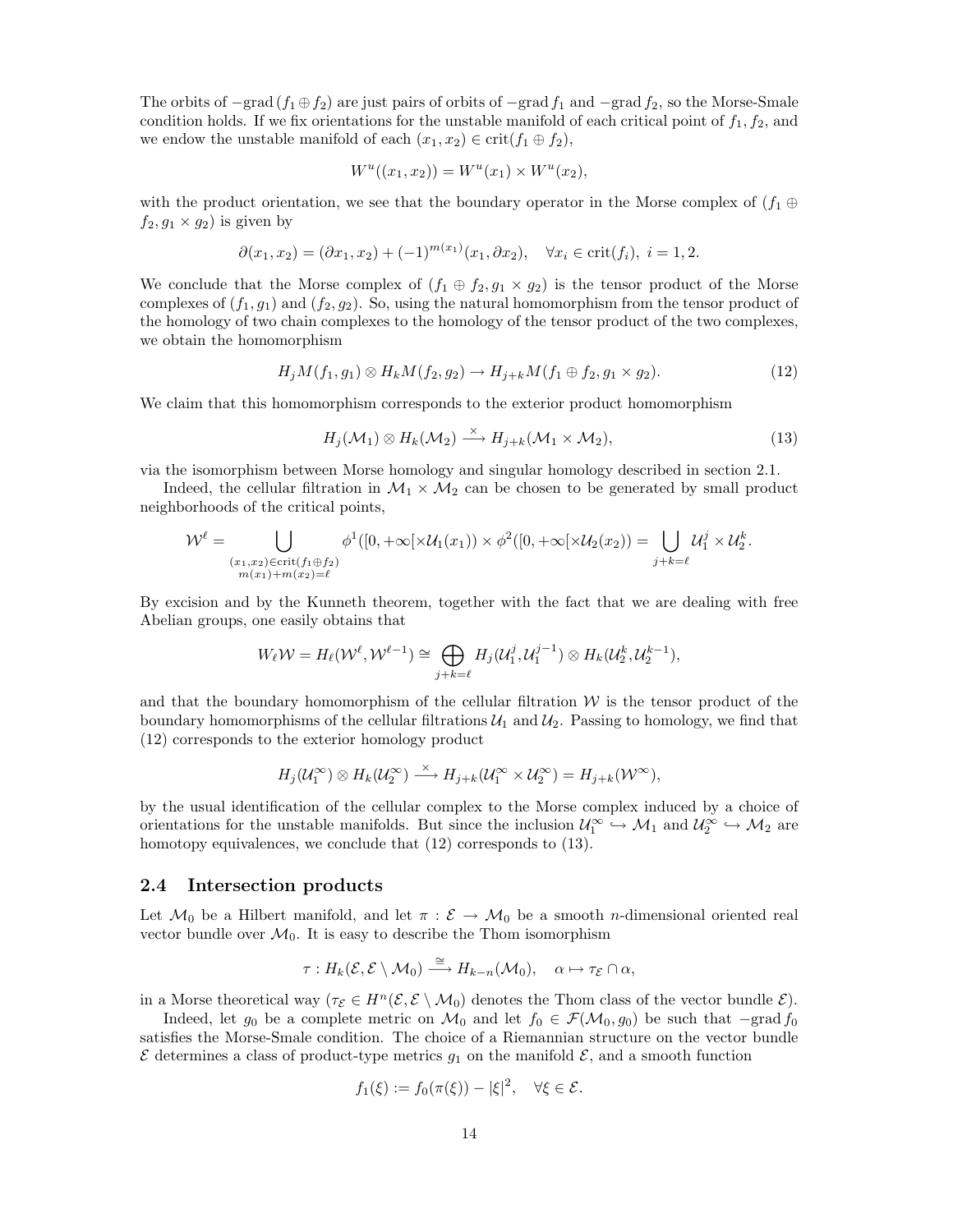The orbits of $-\mathrm{grad}\,(f_1 \oplus f_2)$ are just pairs of orbits of $-\mathrm{grad}\, f_1$ and $-\mathrm{grad}\, f_2$, so the Morse-Smale condition holds. If we fix orientations for the unstable manifold of each critical point of $f_1, f_2$, and we endow the unstable manifold of each $(x_1, x_2) \in \mathrm{crit}(f_1 \oplus f_2)$,

$$W^u((x_1, x_2)) = W^u(x_1) \times W^u(x_2),$$

with the product orientation, we see that the boundary operator in the Morse complex of $(f_1 \oplus f_2, g_1 \times g_2)$ is given by

$$\partial(x_1, x_2) = (\partial x_1, x_2) + (-1)^{m(x_1)}(x_1, \partial x_2), \quad \forall x_i \in \mathrm{crit}(f_i),\ i = 1, 2.$$

We conclude that the Morse complex of $(f_1 \oplus f_2, g_1 \times g_2)$ is the tensor product of the Morse complexes of $(f_1, g_1)$ and $(f_2, g_2)$. So, using the natural homomorphism from the tensor product of the homology of two chain complexes to the homology of the tensor product of the two complexes, we obtain the homomorphism

$$H_j M(f_1, g_1) \otimes H_k M(f_2, g_2) \to H_{j+k} M(f_1 \oplus f_2, g_1 \times g_2). \tag{12}$$

We claim that this homomorphism corresponds to the exterior product homomorphism

$$H_j(\mathcal{M}_1) \otimes H_k(\mathcal{M}_2) \xrightarrow{\times} H_{j+k}(\mathcal{M}_1 \times \mathcal{M}_2), \tag{13}$$

via the isomorphism between Morse homology and singular homology described in section 2.1.

Indeed, the cellular filtration in $\mathcal{M}_1 \times \mathcal{M}_2$ can be chosen to be generated by small product neighborhoods of the critical points,

$$\mathcal{W}^\ell = \bigcup_{\substack{(x_1,x_2)\in \mathrm{crit}(f_1 \oplus f_2) \\ m(x_1)+m(x_2)=\ell}} \phi^1([0,+\infty[\times \mathcal{U}_1(x_1)) \times \phi^2([0,+\infty[\times \mathcal{U}_2(x_2)) = \bigcup_{j+k=\ell} \mathcal{U}_1^j \times \mathcal{U}_2^k.$$

By excision and by the Kunneth theorem, together with the fact that we are dealing with free Abelian groups, one easily obtains that

$$W_\ell \mathcal{W} = H_\ell(\mathcal{W}^\ell, \mathcal{W}^{\ell-1}) \cong \bigoplus_{j+k=\ell} H_j(\mathcal{U}_1^j, \mathcal{U}_1^{j-1}) \otimes H_k(\mathcal{U}_2^k, \mathcal{U}_2^{k-1}),$$

and that the boundary homomorphism of the cellular filtration $\mathcal{W}$ is the tensor product of the boundary homomorphisms of the cellular filtrations $\mathcal{U}_1$ and $\mathcal{U}_2$. Passing to homology, we find that (12) corresponds to the exterior homology product

$$H_j(\mathcal{U}_1^\infty) \otimes H_k(\mathcal{U}_2^\infty) \xrightarrow{\times} H_{j+k}(\mathcal{U}_1^\infty \times \mathcal{U}_2^\infty) = H_{j+k}(\mathcal{W}^\infty),$$

by the usual identification of the cellular complex to the Morse complex induced by a choice of orientations for the unstable manifolds. But since the inclusion $\mathcal{U}_1^\infty \hookrightarrow \mathcal{M}_1$ and $\mathcal{U}_2^\infty \hookrightarrow \mathcal{M}_2$ are homotopy equivalences, we conclude that (12) corresponds to (13).

## 2.4 Intersection products

Let $\mathcal{M}_0$ be a Hilbert manifold, and let $\pi : \mathcal{E} \to \mathcal{M}_0$ be a smooth $n$-dimensional oriented real vector bundle over $\mathcal{M}_0$. It is easy to describe the Thom isomorphism

$$\tau : H_k(\mathcal{E}, \mathcal{E} \setminus \mathcal{M}_0) \xrightarrow{\cong} H_{k-n}(\mathcal{M}_0), \quad \alpha \mapsto \tau_{\mathcal{E}} \cap \alpha,$$

in a Morse theoretical way ($\tau_{\mathcal{E}} \in H^n(\mathcal{E}, \mathcal{E} \setminus \mathcal{M}_0)$ denotes the Thom class of the vector bundle $\mathcal{E}$).

Indeed, let $g_0$ be a complete metric on $\mathcal{M}_0$ and let $f_0 \in \mathcal{F}(\mathcal{M}_0, g_0)$ be such that $-\mathrm{grad}\, f_0$ satisfies the Morse-Smale condition. The choice of a Riemannian structure on the vector bundle $\mathcal{E}$ determines a class of product-type metrics $g_1$ on the manifold $\mathcal{E}$, and a smooth function

$$f_1(\xi) := f_0(\pi(\xi)) - |\xi|^2, \quad \forall \xi \in \mathcal{E}.$$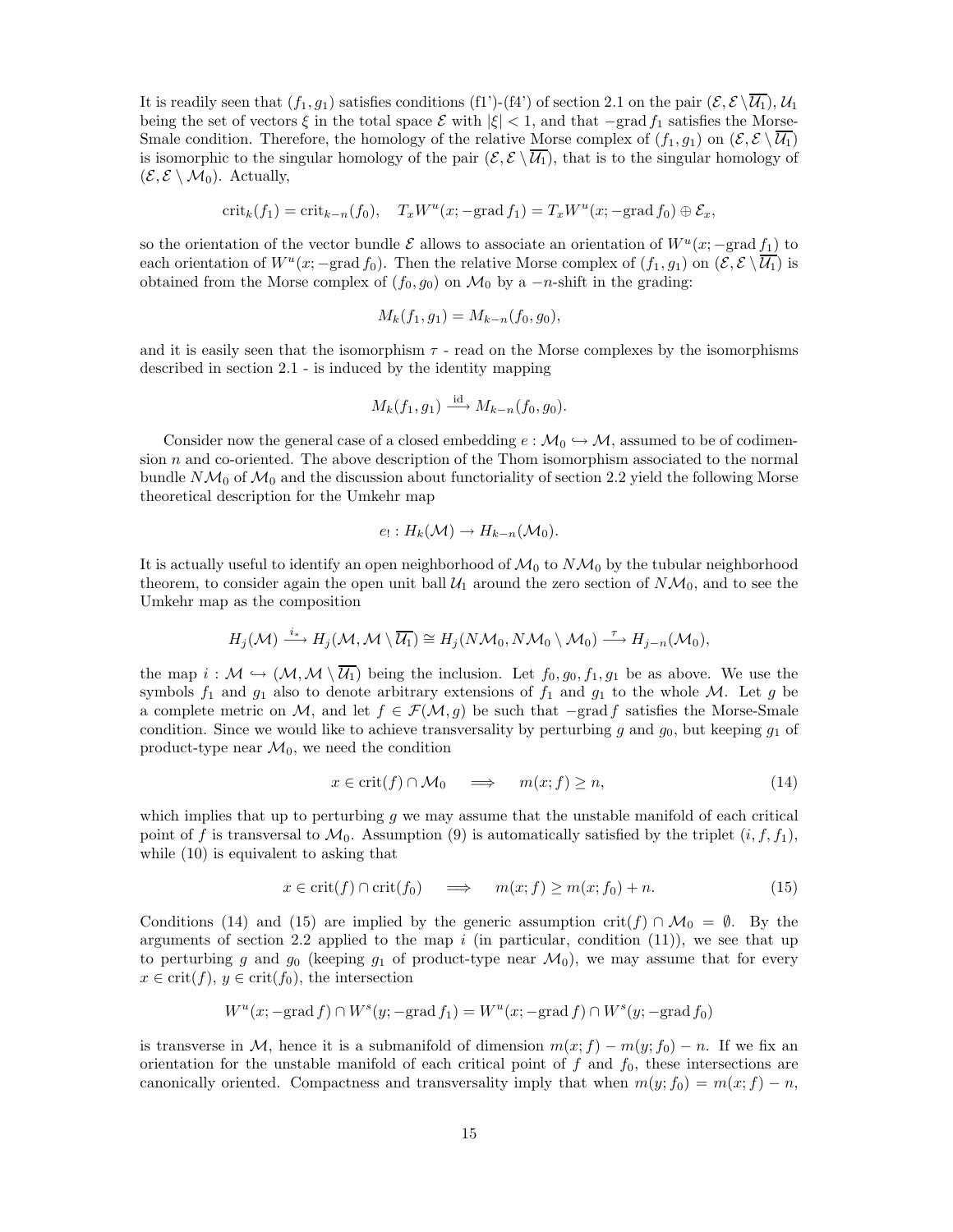It is readily seen that $(f_1, g_1)$ satisfies conditions (f1')-(f4') of section 2.1 on the pair $(\mathcal{E}, \mathcal{E} \setminus \overline{\mathcal{U}_1})$, $\mathcal{U}_1$ being the set of vectors $\xi$ in the total space $\mathcal{E}$ with $|\xi| < 1$, and that $-\operatorname{grad} f_1$ satisfies the Morse-Smale condition. Therefore, the homology of the relative Morse complex of $(f_1, g_1)$ on $(\mathcal{E}, \mathcal{E} \setminus \overline{\mathcal{U}_1})$ is isomorphic to the singular homology of the pair $(\mathcal{E}, \mathcal{E} \setminus \overline{\mathcal{U}_1})$, that is to the singular homology of $(\mathcal{E}, \mathcal{E} \setminus \mathcal{M}_0)$. Actually,

$$\operatorname{crit}_k(f_1) = \operatorname{crit}_{k-n}(f_0), \quad T_x W^u(x; -\operatorname{grad} f_1) = T_x W^u(x; -\operatorname{grad} f_0) \oplus \mathcal{E}_x,$$

so the orientation of the vector bundle $\mathcal{E}$ allows to associate an orientation of $W^u(x; -\operatorname{grad} f_1)$ to each orientation of $W^u(x; -\operatorname{grad} f_0)$. Then the relative Morse complex of $(f_1, g_1)$ on $(\mathcal{E}, \mathcal{E} \setminus \overline{\mathcal{U}_1})$ is obtained from the Morse complex of $(f_0, g_0)$ on $\mathcal{M}_0$ by a $-n$-shift in the grading:

$$M_k(f_1, g_1) = M_{k-n}(f_0, g_0),$$

and it is easily seen that the isomorphism $\tau$ - read on the Morse complexes by the isomorphisms described in section 2.1 - is induced by the identity mapping

$$M_k(f_1, g_1) \xrightarrow{\text{id}} M_{k-n}(f_0, g_0).$$

Consider now the general case of a closed embedding $e : \mathcal{M}_0 \hookrightarrow \mathcal{M}$, assumed to be of codimension $n$ and co-oriented. The above description of the Thom isomorphism associated to the normal bundle $N\mathcal{M}_0$ of $\mathcal{M}_0$ and the discussion about functoriality of section 2.2 yield the following Morse theoretical description for the Umkehr map

$$e_! : H_k(\mathcal{M}) \to H_{k-n}(\mathcal{M}_0).$$

It is actually useful to identify an open neighborhood of $\mathcal{M}_0$ to $N\mathcal{M}_0$ by the tubular neighborhood theorem, to consider again the open unit ball $\mathcal{U}_1$ around the zero section of $N\mathcal{M}_0$, and to see the Umkehr map as the composition

$$H_j(\mathcal{M}) \xrightarrow{i_*} H_j(\mathcal{M}, \mathcal{M} \setminus \overline{\mathcal{U}_1}) \cong H_j(N\mathcal{M}_0, N\mathcal{M}_0 \setminus \mathcal{M}_0) \xrightarrow{\tau} H_{j-n}(\mathcal{M}_0),$$

the map $i : \mathcal{M} \hookrightarrow (\mathcal{M}, \mathcal{M} \setminus \overline{\mathcal{U}_1})$ being the inclusion. Let $f_0, g_0, f_1, g_1$ be as above. We use the symbols $f_1$ and $g_1$ also to denote arbitrary extensions of $f_1$ and $g_1$ to the whole $\mathcal{M}$. Let $g$ be a complete metric on $\mathcal{M}$, and let $f \in \mathcal{F}(\mathcal{M}, g)$ be such that $-\operatorname{grad} f$ satisfies the Morse-Smale condition. Since we would like to achieve transversality by perturbing $g$ and $g_0$, but keeping $g_1$ of product-type near $\mathcal{M}_0$, we need the condition

$$x \in \operatorname{crit}(f) \cap \mathcal{M}_0 \quad \Longrightarrow \quad m(x; f) \geq n, \tag{14}$$

which implies that up to perturbing $g$ we may assume that the unstable manifold of each critical point of $f$ is transversal to $\mathcal{M}_0$. Assumption (9) is automatically satisfied by the triplet $(i, f, f_1)$, while (10) is equivalent to asking that

$$x \in \operatorname{crit}(f) \cap \operatorname{crit}(f_0) \quad \Longrightarrow \quad m(x; f) \geq m(x; f_0) + n. \tag{15}$$

Conditions (14) and (15) are implied by the generic assumption $\operatorname{crit}(f) \cap \mathcal{M}_0 = \emptyset$. By the arguments of section 2.2 applied to the map $i$ (in particular, condition (11)), we see that up to perturbing $g$ and $g_0$ (keeping $g_1$ of product-type near $\mathcal{M}_0$), we may assume that for every $x \in \operatorname{crit}(f)$, $y \in \operatorname{crit}(f_0)$, the intersection

$$W^u(x; -\operatorname{grad} f) \cap W^s(y; -\operatorname{grad} f_1) = W^u(x; -\operatorname{grad} f) \cap W^s(y; -\operatorname{grad} f_0)$$

is transverse in $\mathcal{M}$, hence it is a submanifold of dimension $m(x; f) - m(y; f_0) - n$. If we fix an orientation for the unstable manifold of each critical point of $f$ and $f_0$, these intersections are canonically oriented. Compactness and transversality imply that when $m(y; f_0) = m(x; f) - n$,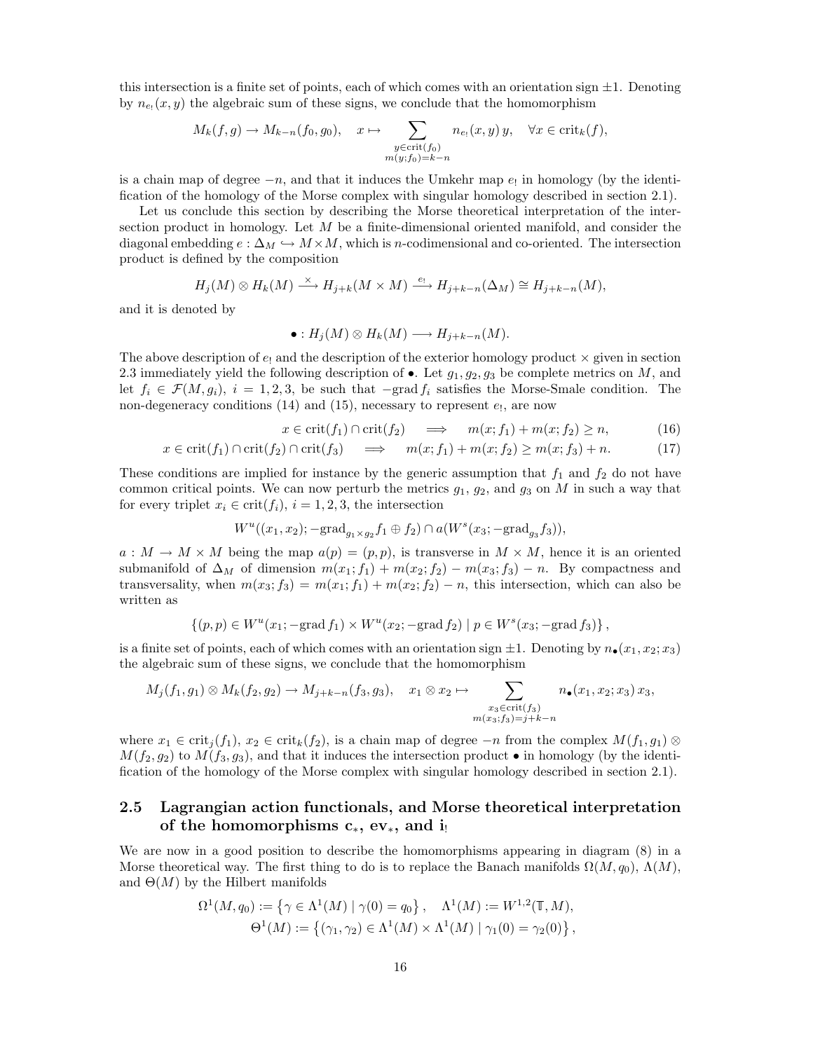this intersection is a finite set of points, each of which comes with an orientation sign $\pm 1$. Denoting by $n_{e_!}(x,y)$ the algebraic sum of these signs, we conclude that the homomorphism

$$M_k(f,g) \to M_{k-n}(f_0,g_0), \quad x \mapsto \sum_{\substack{y\in \mathrm{crit}(f_0)\\ m(y;f_0)=k-n}} n_{e_!}(x,y)\, y, \quad \forall x \in \mathrm{crit}_k(f),$$

is a chain map of degree $-n$, and that it induces the Umkehr map $e_!$ in homology (by the identification of the homology of the Morse complex with singular homology described in section 2.1).

Let us conclude this section by describing the Morse theoretical interpretation of the intersection product in homology. Let $M$ be a finite-dimensional oriented manifold, and consider the diagonal embedding $e : \Delta_M \hookrightarrow M \times M$, which is $n$-codimensional and co-oriented. The intersection product is defined by the composition

$$H_j(M) \otimes H_k(M) \xrightarrow{\times} H_{j+k}(M \times M) \xrightarrow{e_!} H_{j+k-n}(\Delta_M) \cong H_{j+k-n}(M),$$

and it is denoted by

$$\bullet : H_j(M) \otimes H_k(M) \longrightarrow H_{j+k-n}(M).$$

The above description of $e_!$ and the description of the exterior homology product $\times$ given in section 2.3 immediately yield the following description of $\bullet$. Let $g_1, g_2, g_3$ be complete metrics on $M$, and let $f_i \in \mathcal{F}(M, g_i)$, $i = 1,2,3$, be such that $-\mathrm{grad}\, f_i$ satisfies the Morse-Smale condition. The non-degeneracy conditions (14) and (15), necessary to represent $e_!$, are now

$$x \in \mathrm{crit}(f_1) \cap \mathrm{crit}(f_2) \quad \Longrightarrow \quad m(x;f_1) + m(x;f_2) \geq n, \tag{16}$$

$$x \in \mathrm{crit}(f_1) \cap \mathrm{crit}(f_2) \cap \mathrm{crit}(f_3) \quad \Longrightarrow \quad m(x;f_1) + m(x;f_2) \geq m(x;f_3) + n. \tag{17}$$

These conditions are implied for instance by the generic assumption that $f_1$ and $f_2$ do not have common critical points. We can now perturb the metrics $g_1$, $g_2$, and $g_3$ on $M$ in such a way that for every triplet $x_i \in \mathrm{crit}(f_i)$, $i = 1,2,3$, the intersection

$$W^u((x_1,x_2); -\mathrm{grad}_{g_1 \times g_2} f_1 \oplus f_2) \cap a(W^s(x_3; -\mathrm{grad}_{g_3} f_3)),$$

$a : M \to M \times M$ being the map $a(p) = (p,p)$, is transverse in $M \times M$, hence it is an oriented submanifold of $\Delta_M$ of dimension $m(x_1;f_1) + m(x_2;f_2) - m(x_3;f_3) - n$. By compactness and transversality, when $m(x_3;f_3) = m(x_1;f_1) + m(x_2;f_2) - n$, this intersection, which can also be written as

$$\left\{(p,p) \in W^u(x_1; -\mathrm{grad}\, f_1) \times W^u(x_2; -\mathrm{grad}\, f_2) \mid p \in W^s(x_3; -\mathrm{grad}\, f_3)\right\},$$

is a finite set of points, each of which comes with an orientation sign $\pm 1$. Denoting by $n_\bullet(x_1,x_2;x_3)$ the algebraic sum of these signs, we conclude that the homomorphism

$$M_j(f_1,g_1) \otimes M_k(f_2,g_2) \to M_{j+k-n}(f_3,g_3), \quad x_1 \otimes x_2 \mapsto \sum_{\substack{x_3 \in \mathrm{crit}(f_3)\\ m(x_3;f_3)=j+k-n}} n_\bullet(x_1,x_2;x_3)\, x_3,$$

where $x_1 \in \mathrm{crit}_j(f_1)$, $x_2 \in \mathrm{crit}_k(f_2)$, is a chain map of degree $-n$ from the complex $M(f_1,g_1) \otimes M(f_2,g_2)$ to $M(f_3,g_3)$, and that it induces the intersection product $\bullet$ in homology (by the identification of the homology of the Morse complex with singular homology described in section 2.1).

## 2.5 Lagrangian action functionals, and Morse theoretical interpretation of the homomorphisms $\mathrm{c}_*$, $\mathrm{ev}_*$, and $\mathrm{i}_!$

We are now in a good position to describe the homomorphisms appearing in diagram (8) in a Morse theoretical way. The first thing to do is to replace the Banach manifolds $\Omega(M,q_0)$, $\Lambda(M)$, and $\Theta(M)$ by the Hilbert manifolds

$$\Omega^1(M,q_0) := \left\{\gamma \in \Lambda^1(M) \mid \gamma(0) = q_0\right\}, \quad \Lambda^1(M) := W^{1,2}(\mathbb{T}, M),$$
$$\Theta^1(M) := \left\{(\gamma_1,\gamma_2) \in \Lambda^1(M) \times \Lambda^1(M) \mid \gamma_1(0) = \gamma_2(0)\right\},$$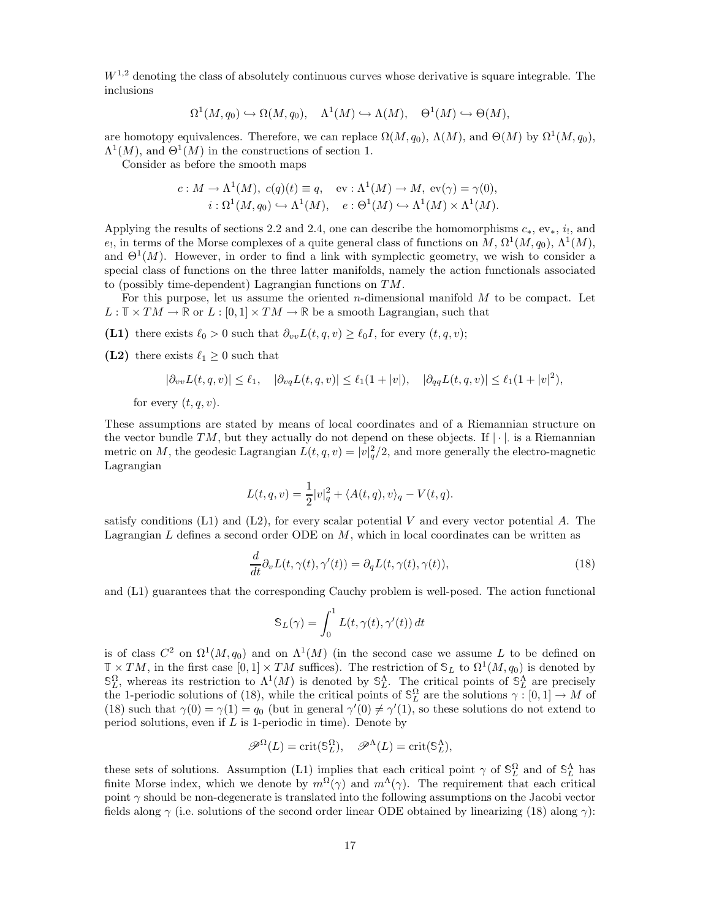$W^{1,2}$ denoting the class of absolutely continuous curves whose derivative is square integrable. The inclusions

$$\Omega^1(M, q_0) \hookrightarrow \Omega(M, q_0), \quad \Lambda^1(M) \hookrightarrow \Lambda(M), \quad \Theta^1(M) \hookrightarrow \Theta(M),$$

are homotopy equivalences. Therefore, we can replace $\Omega(M, q_0)$, $\Lambda(M)$, and $\Theta(M)$ by $\Omega^1(M, q_0)$, $\Lambda^1(M)$, and $\Theta^1(M)$ in the constructions of section 1.

Consider as before the smooth maps

$$c : M \to \Lambda^1(M), \ c(q)(t) \equiv q, \quad \mathrm{ev} : \Lambda^1(M) \to M, \ \mathrm{ev}(\gamma) = \gamma(0),$$
$$i : \Omega^1(M, q_0) \hookrightarrow \Lambda^1(M), \quad e : \Theta^1(M) \hookrightarrow \Lambda^1(M) \times \Lambda^1(M).$$

Applying the results of sections 2.2 and 2.4, one can describe the homomorphisms $c_*$, $\mathrm{ev}_*$, $i_!$, and $e_!$, in terms of the Morse complexes of a quite general class of functions on $M$, $\Omega^1(M, q_0)$, $\Lambda^1(M)$, and $\Theta^1(M)$. However, in order to find a link with symplectic geometry, we wish to consider a special class of functions on the three latter manifolds, namely the action functionals associated to (possibly time-dependent) Lagrangian functions on $TM$.

For this purpose, let us assume the oriented $n$-dimensional manifold $M$ to be compact. Let $L : \mathbb{T} \times TM \to \mathbb{R}$ or $L : [0, 1] \times TM \to \mathbb{R}$ be a smooth Lagrangian, such that

**(L1)** there exists $\ell_0 > 0$ such that $\partial_{vv} L(t, q, v) \geq \ell_0 I$, for every $(t, q, v)$;

**(L2)** there exists $\ell_1 \geq 0$ such that

$$|\partial_{vv} L(t, q, v)| \leq \ell_1, \quad |\partial_{vq} L(t, q, v)| \leq \ell_1(1 + |v|), \quad |\partial_{qq} L(t, q, v)| \leq \ell_1(1 + |v|^2),$$

for every $(t, q, v)$.

These assumptions are stated by means of local coordinates and of a Riemannian structure on the vector bundle $TM$, but they actually do not depend on these objects. If $|\cdot|$. is a Riemannian metric on $M$, the geodesic Lagrangian $L(t, q, v) = |v|_q^2/2$, and more generally the electro-magnetic Lagrangian

$$L(t, q, v) = \frac{1}{2}|v|_q^2 + \langle A(t, q), v \rangle_q - V(t, q).$$

satisfy conditions (L1) and (L2), for every scalar potential $V$ and every vector potential $A$. The Lagrangian $L$ defines a second order ODE on $M$, which in local coordinates can be written as

$$\frac{d}{dt}\partial_v L(t, \gamma(t), \gamma'(t)) = \partial_q L(t, \gamma(t), \gamma(t)), \tag{18}$$

and (L1) guarantees that the corresponding Cauchy problem is well-posed. The action functional

$$\mathbb{S}_L(\gamma) = \int_0^1 L(t, \gamma(t), \gamma'(t))\, dt$$

is of class $C^2$ on $\Omega^1(M, q_0)$ and on $\Lambda^1(M)$ (in the second case we assume $L$ to be defined on $\mathbb{T} \times TM$, in the first case $[0, 1] \times TM$ suffices). The restriction of $\mathbb{S}_L$ to $\Omega^1(M, q_0)$ is denoted by $\mathbb{S}_L^\Omega$, whereas its restriction to $\Lambda^1(M)$ is denoted by $\mathbb{S}_L^\Lambda$. The critical points of $\mathbb{S}_L^\Lambda$ are precisely the 1-periodic solutions of (18), while the critical points of $\mathbb{S}_L^\Omega$ are the solutions $\gamma : [0, 1] \to M$ of (18) such that $\gamma(0) = \gamma(1) = q_0$ (but in general $\gamma'(0) \neq \gamma'(1)$, so these solutions do not extend to period solutions, even if $L$ is 1-periodic in time). Denote by

$$\mathscr{P}^\Omega(L) = \mathrm{crit}(\mathbb{S}_L^\Omega), \quad \mathscr{P}^\Lambda(L) = \mathrm{crit}(\mathbb{S}_L^\Lambda),$$

these sets of solutions. Assumption (L1) implies that each critical point $\gamma$ of $\mathbb{S}_L^\Omega$ and of $\mathbb{S}_L^\Lambda$ has finite Morse index, which we denote by $m^\Omega(\gamma)$ and $m^\Lambda(\gamma)$. The requirement that each critical point $\gamma$ should be non-degenerate is translated into the following assumptions on the Jacobi vector fields along $\gamma$ (i.e. solutions of the second order linear ODE obtained by linearizing (18) along $\gamma$):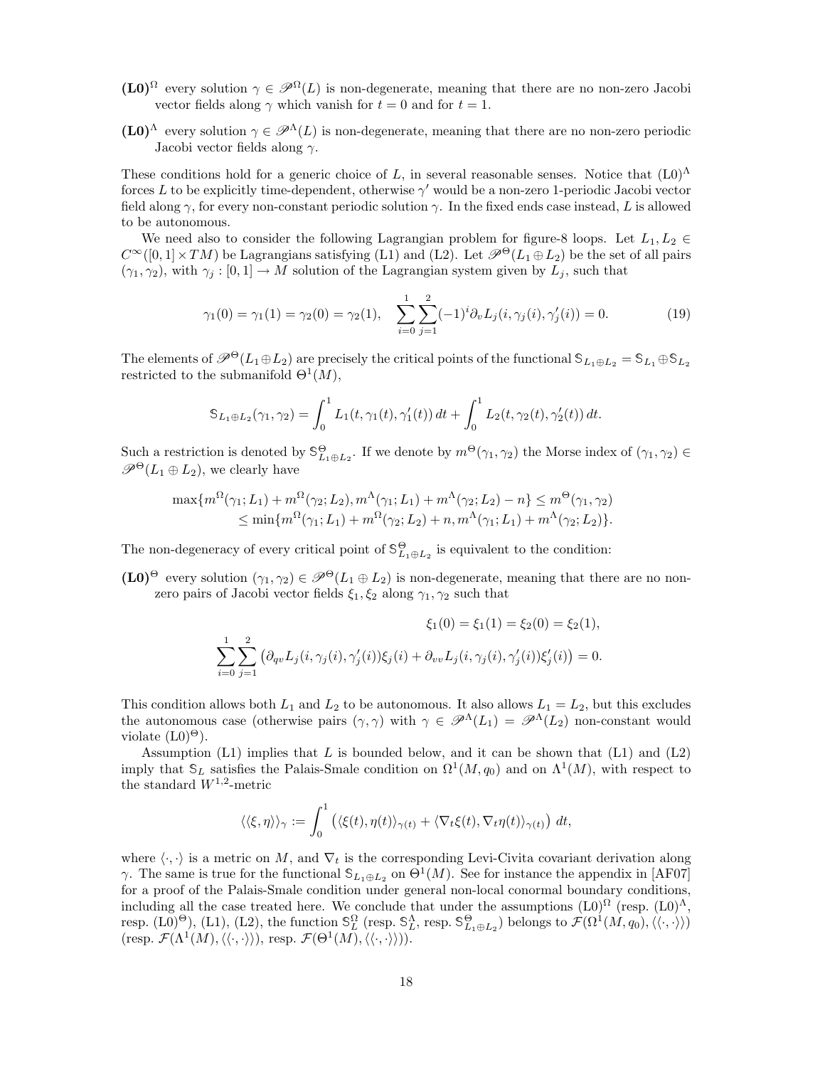**(L0)$^\Omega$** every solution $\gamma \in \mathscr{P}^\Omega(L)$ is non-degenerate, meaning that there are no non-zero Jacobi vector fields along $\gamma$ which vanish for $t=0$ and for $t=1$.

**(L0)$^\Lambda$** every solution $\gamma \in \mathscr{P}^\Lambda(L)$ is non-degenerate, meaning that there are no non-zero periodic Jacobi vector fields along $\gamma$.

These conditions hold for a generic choice of $L$, in several reasonable senses. Notice that (L0)$^\Lambda$ forces $L$ to be explicitly time-dependent, otherwise $\gamma'$ would be a non-zero 1-periodic Jacobi vector field along $\gamma$, for every non-constant periodic solution $\gamma$. In the fixed ends case instead, $L$ is allowed to be autonomous.

We need also to consider the following Lagrangian problem for figure-8 loops. Let $L_1, L_2 \in C^\infty([0,1]\times TM)$ be Lagrangians satisfying (L1) and (L2). Let $\mathscr{P}^\Theta(L_1 \oplus L_2)$ be the set of all pairs $(\gamma_1, \gamma_2)$, with $\gamma_j : [0,1] \to M$ solution of the Lagrangian system given by $L_j$, such that

$$\gamma_1(0) = \gamma_1(1) = \gamma_2(0) = \gamma_2(1), \quad \sum_{i=0}^{1}\sum_{j=1}^{2}(-1)^i \partial_v L_j(i, \gamma_j(i), \gamma_j'(i)) = 0. \tag{19}$$

The elements of $\mathscr{P}^\Theta(L_1 \oplus L_2)$ are precisely the critical points of the functional $\mathbb{S}_{L_1 \oplus L_2} = \mathbb{S}_{L_1} \oplus \mathbb{S}_{L_2}$ restricted to the submanifold $\Theta^1(M)$,

$$\mathbb{S}_{L_1 \oplus L_2}(\gamma_1, \gamma_2) = \int_0^1 L_1(t, \gamma_1(t), \gamma_1'(t))\, dt + \int_0^1 L_2(t, \gamma_2(t), \gamma_2'(t))\, dt.$$

Such a restriction is denoted by $\mathbb{S}^\Theta_{L_1 \oplus L_2}$. If we denote by $m^\Theta(\gamma_1, \gamma_2)$ the Morse index of $(\gamma_1, \gamma_2) \in \mathscr{P}^\Theta(L_1 \oplus L_2)$, we clearly have

$$\begin{aligned}\max\{m^\Omega(\gamma_1; L_1) + m^\Omega(\gamma_2; L_2), m^\Lambda(\gamma_1; L_1) + m^\Lambda(\gamma_2; L_2) - n\} &\leq m^\Theta(\gamma_1, \gamma_2) \\ &\leq \min\{m^\Omega(\gamma_1; L_1) + m^\Omega(\gamma_2; L_2) + n, m^\Lambda(\gamma_1; L_1) + m^\Lambda(\gamma_2; L_2)\}.\end{aligned}$$

The non-degeneracy of every critical point of $\mathbb{S}^\Theta_{L_1 \oplus L_2}$ is equivalent to the condition:

**(L0)$^\Theta$** every solution $(\gamma_1, \gamma_2) \in \mathscr{P}^\Theta(L_1 \oplus L_2)$ is non-degenerate, meaning that there are no non-zero pairs of Jacobi vector fields $\xi_1, \xi_2$ along $\gamma_1, \gamma_2$ such that

$$\xi_1(0) = \xi_1(1) = \xi_2(0) = \xi_2(1),$$

$$\sum_{i=0}^{1}\sum_{j=1}^{2}\left(\partial_{qv} L_j(i, \gamma_j(i), \gamma_j'(i))\xi_j(i) + \partial_{vv} L_j(i, \gamma_j(i), \gamma_j'(i))\xi_j'(i)\right) = 0.$$

This condition allows both $L_1$ and $L_2$ to be autonomous. It also allows $L_1 = L_2$, but this excludes the autonomous case (otherwise pairs $(\gamma, \gamma)$ with $\gamma \in \mathscr{P}^\Lambda(L_1) = \mathscr{P}^\Lambda(L_2)$ non-constant would violate (L0)$^\Theta$).

Assumption (L1) implies that $L$ is bounded below, and it can be shown that (L1) and (L2) imply that $\mathbb{S}_L$ satisfies the Palais-Smale condition on $\Omega^1(M, q_0)$ and on $\Lambda^1(M)$, with respect to the standard $W^{1,2}$-metric

$$\langle\langle \xi, \eta \rangle\rangle_\gamma := \int_0^1 \left(\langle \xi(t), \eta(t)\rangle_{\gamma(t)} + \langle \nabla_t \xi(t), \nabla_t \eta(t)\rangle_{\gamma(t)}\right) dt,$$

where $\langle \cdot, \cdot \rangle$ is a metric on $M$, and $\nabla_t$ is the corresponding Levi-Civita covariant derivation along $\gamma$. The same is true for the functional $\mathbb{S}_{L_1 \oplus L_2}$ on $\Theta^1(M)$. See for instance the appendix in [AF07] for a proof of the Palais-Smale condition under general non-local conormal boundary conditions, including all the case treated here. We conclude that under the assumptions (L0)$^\Omega$ (resp. (L0)$^\Lambda$, resp. (L0)$^\Theta$), (L1), (L2), the function $\mathbb{S}^\Omega_L$ (resp. $\mathbb{S}^\Lambda_L$, resp. $\mathbb{S}^\Theta_{L_1 \oplus L_2}$) belongs to $\mathcal{F}(\Omega^1(M, q_0), \langle\langle \cdot, \cdot \rangle\rangle)$ (resp. $\mathcal{F}(\Lambda^1(M), \langle\langle \cdot, \cdot \rangle\rangle)$, resp. $\mathcal{F}(\Theta^1(M), \langle\langle \cdot, \cdot \rangle\rangle)$).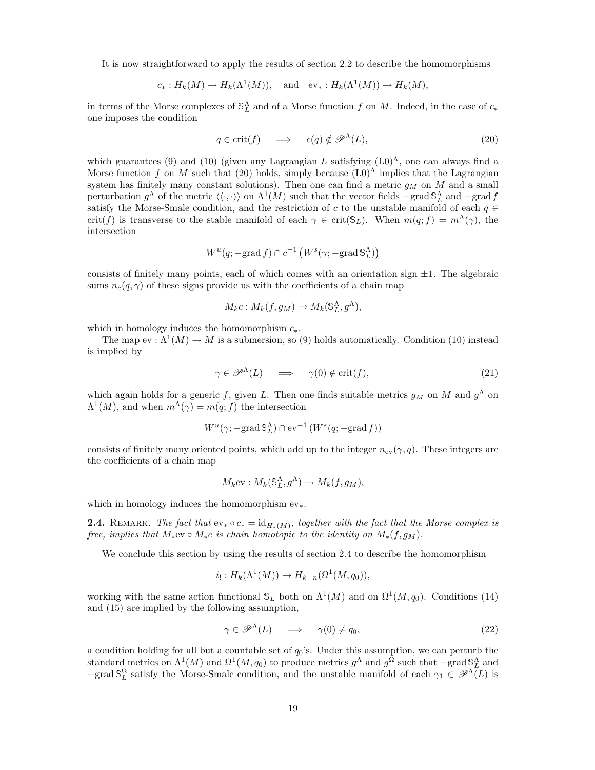It is now straightforward to apply the results of section 2.2 to describe the homomorphisms

$$c_* : H_k(M) \to H_k(\Lambda^1(M)), \quad \text{and} \quad \mathrm{ev}_* : H_k(\Lambda^1(M)) \to H_k(M),$$

in terms of the Morse complexes of $\mathbb{S}_L^\Lambda$ and of a Morse function $f$ on $M$. Indeed, in the case of $c_*$ one imposes the condition

$$q \in \mathrm{crit}(f) \quad \Longrightarrow \quad c(q) \notin \mathscr{P}^\Lambda(L), \tag{20}$$

which guarantees (9) and (10) (given any Lagrangian $L$ satisfying (L0)$^\Lambda$, one can always find a Morse function $f$ on $M$ such that (20) holds, simply because (L0)$^\Lambda$ implies that the Lagrangian system has finitely many constant solutions). Then one can find a metric $g_M$ on $M$ and a small perturbation $g^\Lambda$ of the metric $\langle\langle \cdot,\cdot \rangle\rangle$ on $\Lambda^1(M)$ such that the vector fields $-\mathrm{grad}\, \mathbb{S}_L^\Lambda$ and $-\mathrm{grad}\, f$ satisfy the Morse-Smale condition, and the restriction of $c$ to the unstable manifold of each $q \in \mathrm{crit}(f)$ is transverse to the stable manifold of each $\gamma \in \mathrm{crit}(\mathbb{S}_L)$. When $m(q;f) = m^\Lambda(\gamma)$, the intersection

$$W^u(q; -\mathrm{grad}\, f) \cap c^{-1}\left(W^s(\gamma; -\mathrm{grad}\, \mathbb{S}_L^\Lambda)\right)$$

consists of finitely many points, each of which comes with an orientation sign $\pm 1$. The algebraic sums $n_c(q,\gamma)$ of these signs provide us with the coefficients of a chain map

$$M_k c : M_k(f, g_M) \to M_k(\mathbb{S}_L^\Lambda, g^\Lambda),$$

which in homology induces the homomorphism $c_*$.

The map $\mathrm{ev} : \Lambda^1(M) \to M$ is a submersion, so (9) holds automatically. Condition (10) instead is implied by

$$\gamma \in \mathscr{P}^\Lambda(L) \quad \Longrightarrow \quad \gamma(0) \notin \mathrm{crit}(f), \tag{21}$$

which again holds for a generic $f$, given $L$. Then one finds suitable metrics $g_M$ on $M$ and $g^\Lambda$ on $\Lambda^1(M)$, and when $m^\Lambda(\gamma) = m(q;f)$ the intersection

$$W^u(\gamma; -\mathrm{grad}\, \mathbb{S}_L^\Lambda) \cap \mathrm{ev}^{-1}\left(W^s(q; -\mathrm{grad}\, f)\right)$$

consists of finitely many oriented points, which add up to the integer $n_{\mathrm{ev}}(\gamma, q)$. These integers are the coefficients of a chain map

$$M_k \mathrm{ev} : M_k(\mathbb{S}_L^\Lambda, g^\Lambda) \to M_k(f, g_M),$$

which in homology induces the homomorphism $\mathrm{ev}_*$.

**2.4.** Remark. *The fact that $\mathrm{ev}_* \circ c_* = \mathrm{id}_{H_*(M)}$, together with the fact that the Morse complex is free, implies that $M_*\mathrm{ev} \circ M_* c$ is chain homotopic to the identity on $M_*(f, g_M)$.*

We conclude this section by using the results of section 2.4 to describe the homomorphism

$$i_! : H_k(\Lambda^1(M)) \to H_{k-n}(\Omega^1(M, q_0)),$$

working with the same action functional $\mathbb{S}_L$ both on $\Lambda^1(M)$ and on $\Omega^1(M, q_0)$. Conditions (14) and (15) are implied by the following assumption,

$$\gamma \in \mathscr{P}^\Lambda(L) \quad \Longrightarrow \quad \gamma(0) \neq q_0, \tag{22}$$

a condition holding for all but a countable set of $q_0$'s. Under this assumption, we can perturb the standard metrics on $\Lambda^1(M)$ and $\Omega^1(M, q_0)$ to produce metrics $g^\Lambda$ and $g^\Omega$ such that $-\mathrm{grad}\, \mathbb{S}_L^\Lambda$ and $-\mathrm{grad}\, \mathbb{S}_L^\Omega$ satisfy the Morse-Smale condition, and the unstable manifold of each $\gamma_1 \in \mathscr{P}^\Lambda(L)$ is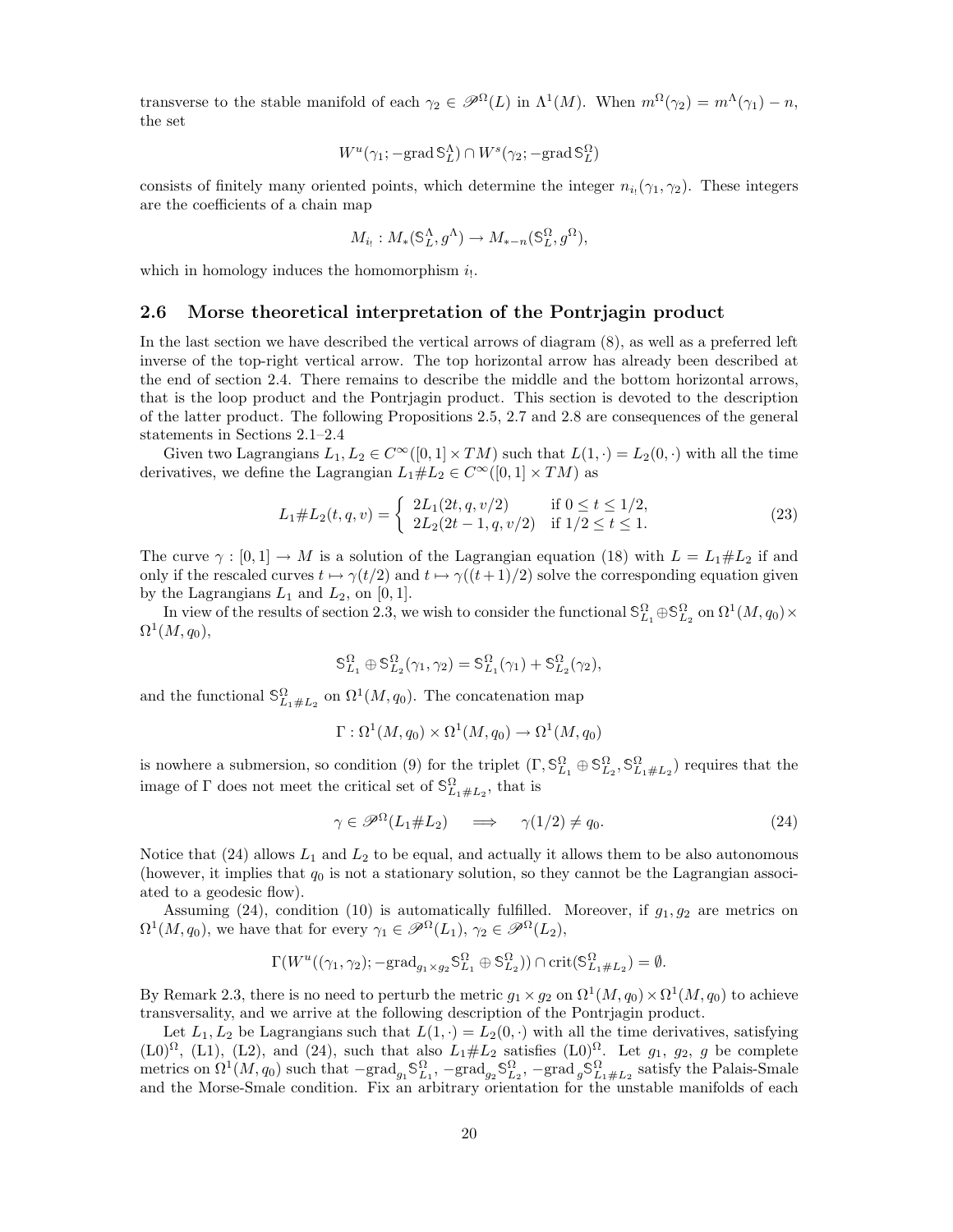transverse to the stable manifold of each $\gamma_2 \in \mathscr{P}^\Omega(L)$ in $\Lambda^1(M)$. When $m^\Omega(\gamma_2) = m^\Lambda(\gamma_1) - n$, the set

$$W^u(\gamma_1; -\mathrm{grad}\, \mathbb{S}_L^\Lambda) \cap W^s(\gamma_2; -\mathrm{grad}\, \mathbb{S}_L^\Omega)$$

consists of finitely many oriented points, which determine the integer $n_{i_!}(\gamma_1, \gamma_2)$. These integers are the coefficients of a chain map

$$M_{i_!} : M_*(\mathbb{S}_L^\Lambda, g^\Lambda) \to M_{*-n}(\mathbb{S}_L^\Omega, g^\Omega),$$

which in homology induces the homomorphism $i_!$.

## 2.6 Morse theoretical interpretation of the Pontrjagin product

In the last section we have described the vertical arrows of diagram (8), as well as a preferred left inverse of the top-right vertical arrow. The top horizontal arrow has already been described at the end of section 2.4. There remains to describe the middle and the bottom horizontal arrows, that is the loop product and the Pontrjagin product. This section is devoted to the description of the latter product. The following Propositions 2.5, 2.7 and 2.8 are consequences of the general statements in Sections 2.1–2.4

Given two Lagrangians $L_1, L_2 \in C^\infty([0,1] \times TM)$ such that $L(1, \cdot) = L_2(0, \cdot)$ with all the time derivatives, we define the Lagrangian $L_1 \# L_2 \in C^\infty([0,1] \times TM)$ as

$$L_1 \# L_2(t, q, v) = \begin{cases} 2L_1(2t, q, v/2) & \text{if } 0 \leq t \leq 1/2, \\ 2L_2(2t-1, q, v/2) & \text{if } 1/2 \leq t \leq 1. \end{cases} \tag{23}$$

The curve $\gamma : [0,1] \to M$ is a solution of the Lagrangian equation (18) with $L = L_1 \# L_2$ if and only if the rescaled curves $t \mapsto \gamma(t/2)$ and $t \mapsto \gamma((t+1)/2)$ solve the corresponding equation given by the Lagrangians $L_1$ and $L_2$, on $[0,1]$.

In view of the results of section 2.3, we wish to consider the functional $\mathbb{S}_{L_1}^\Omega \oplus \mathbb{S}_{L_2}^\Omega$ on $\Omega^1(M, q_0) \times \Omega^1(M, q_0)$,

$$\mathbb{S}_{L_1}^\Omega \oplus \mathbb{S}_{L_2}^\Omega(\gamma_1, \gamma_2) = \mathbb{S}_{L_1}^\Omega(\gamma_1) + \mathbb{S}_{L_2}^\Omega(\gamma_2),$$

and the functional $\mathbb{S}_{L_1 \# L_2}^\Omega$ on $\Omega^1(M, q_0)$. The concatenation map

$$\Gamma : \Omega^1(M, q_0) \times \Omega^1(M, q_0) \to \Omega^1(M, q_0)$$

is nowhere a submersion, so condition (9) for the triplet $(\Gamma, \mathbb{S}_{L_1}^\Omega \oplus \mathbb{S}_{L_2}^\Omega, \mathbb{S}_{L_1 \# L_2}^\Omega)$ requires that the image of $\Gamma$ does not meet the critical set of $\mathbb{S}_{L_1 \# L_2}^\Omega$, that is

$$\gamma \in \mathscr{P}^\Omega(L_1 \# L_2) \quad \Longrightarrow \quad \gamma(1/2) \neq q_0. \tag{24}$$

Notice that (24) allows $L_1$ and $L_2$ to be equal, and actually it allows them to be also autonomous (however, it implies that $q_0$ is not a stationary solution, so they cannot be the Lagrangian associated to a geodesic flow).

Assuming (24), condition (10) is automatically fulfilled. Moreover, if $g_1, g_2$ are metrics on $\Omega^1(M, q_0)$, we have that for every $\gamma_1 \in \mathscr{P}^\Omega(L_1)$, $\gamma_2 \in \mathscr{P}^\Omega(L_2)$,

$$\Gamma(W^u((\gamma_1, \gamma_2); -\mathrm{grad}_{g_1 \times g_2} \mathbb{S}_{L_1}^\Omega \oplus \mathbb{S}_{L_2}^\Omega)) \cap \mathrm{crit}(\mathbb{S}_{L_1 \# L_2}^\Omega) = \emptyset.$$

By Remark 2.3, there is no need to perturb the metric $g_1 \times g_2$ on $\Omega^1(M, q_0) \times \Omega^1(M, q_0)$ to achieve transversality, and we arrive at the following description of the Pontrjagin product.

Let $L_1, L_2$ be Lagrangians such that $L(1, \cdot) = L_2(0, \cdot)$ with all the time derivatives, satisfying (L0)$^\Omega$, (L1), (L2), and (24), such that also $L_1 \# L_2$ satisfies (L0)$^\Omega$. Let $g_1$, $g_2$, $g$ be complete metrics on $\Omega^1(M, q_0)$ such that $-\mathrm{grad}_{g_1} \mathbb{S}_{L_1}^\Omega$, $-\mathrm{grad}_{g_2} \mathbb{S}_{L_2}^\Omega$, $-\mathrm{grad}_{\,g} \mathbb{S}_{L_1 \# L_2}^\Omega$ satisfy the Palais-Smale and the Morse-Smale condition. Fix an arbitrary orientation for the unstable manifolds of each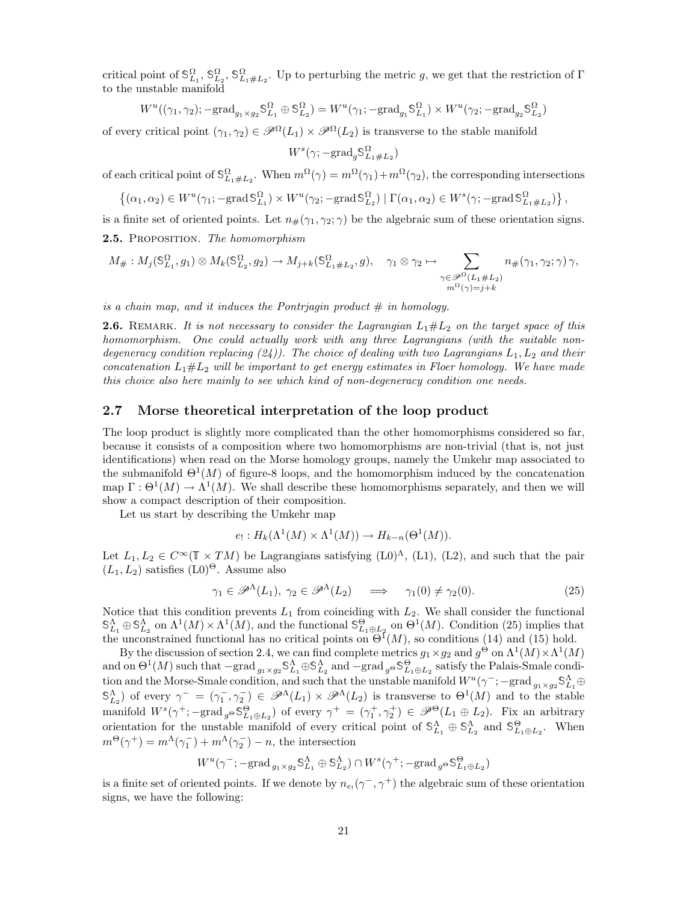critical point of $\mathbb{S}^\Omega_{L_1}$, $\mathbb{S}^\Omega_{L_2}$, $\mathbb{S}^\Omega_{L_1\# L_2}$. Up to perturbing the metric $g$, we get that the restriction of $\Gamma$ to the unstable manifold

$$W^u((\gamma_1,\gamma_2); -\mathrm{grad}_{g_1\times g_2} \mathbb{S}^\Omega_{L_1} \oplus \mathbb{S}^\Omega_{L_2}) = W^u(\gamma_1; -\mathrm{grad}_{g_1} \mathbb{S}^\Omega_{L_1}) \times W^u(\gamma_2; -\mathrm{grad}_{g_2} \mathbb{S}^\Omega_{L_2})$$

of every critical point $(\gamma_1,\gamma_2) \in \mathscr{P}^\Omega(L_1) \times \mathscr{P}^\Omega(L_2)$ is transverse to the stable manifold

$$W^s(\gamma; -\mathrm{grad}_g \mathbb{S}^\Omega_{L_1\# L_2})$$

of each critical point of $\mathbb{S}^\Omega_{L_1\# L_2}$. When $m^\Omega(\gamma) = m^\Omega(\gamma_1) + m^\Omega(\gamma_2)$, the corresponding intersections

$$\left\{(\alpha_1,\alpha_2) \in W^u(\gamma_1; -\mathrm{grad}\, \mathbb{S}^\Omega_{L_1}) \times W^u(\gamma_2; -\mathrm{grad}\, \mathbb{S}^\Omega_{L_2}) \mid \Gamma(\alpha_1,\alpha_2) \in W^s(\gamma; -\mathrm{grad}\, \mathbb{S}^\Omega_{L_1\# L_2})\right\},$$

is a finite set of oriented points. Let $n_\#(\gamma_1,\gamma_2;\gamma)$ be the algebraic sum of these orientation signs.

**2.5.** Proposition. *The homomorphism*

$$M_\# : M_j(\mathbb{S}^\Omega_{L_1}, g_1) \otimes M_k(\mathbb{S}^\Omega_{L_2}, g_2) \to M_{j+k}(\mathbb{S}^\Omega_{L_1\# L_2}, g), \quad \gamma_1 \otimes \gamma_2 \mapsto \sum_{\substack{\gamma \in \mathscr{P}^\Omega(L_1\# L_2)\\ m^\Omega(\gamma) = j+k}} n_\#(\gamma_1,\gamma_2;\gamma)\,\gamma,$$

*is a chain map, and it induces the Pontrjagin product $\#$ in homology.*

**2.6.** Remark. *It is not necessary to consider the Lagrangian $L_1\# L_2$ on the target space of this homomorphism. One could actually work with any three Lagrangians (with the suitable non-degeneracy condition replacing (24)). The choice of dealing with two Lagrangians $L_1, L_2$ and their concatenation $L_1\# L_2$ will be important to get energy estimates in Floer homology. We have made this choice also here mainly to see which kind of non-degeneracy condition one needs.*

## 2.7 Morse theoretical interpretation of the loop product

The loop product is slightly more complicated than the other homomorphisms considered so far, because it consists of a composition where two homomorphisms are non-trivial (that is, not just identifications) when read on the Morse homology groups, namely the Umkehr map associated to the submanifold $\Theta^1(M)$ of figure-8 loops, and the homomorphism induced by the concatenation map $\Gamma : \Theta^1(M) \to \Lambda^1(M)$. We shall describe these homomorphisms separately, and then we will show a compact description of their composition.

Let us start by describing the Umkehr map

$$e_! : H_k(\Lambda^1(M) \times \Lambda^1(M)) \to H_{k-n}(\Theta^1(M)).$$

Let $L_1, L_2 \in C^\infty(\mathbb{T} \times TM)$ be Lagrangians satisfying (L0)$^\Lambda$, (L1), (L2), and such that the pair $(L_1, L_2)$ satisfies (L0)$^\Theta$. Assume also

$$\gamma_1 \in \mathscr{P}^\Lambda(L_1),\ \gamma_2 \in \mathscr{P}^\Lambda(L_2) \quad \Longrightarrow \quad \gamma_1(0) \neq \gamma_2(0). \tag{25}$$

Notice that this condition prevents $L_1$ from coinciding with $L_2$. We shall consider the functional $\mathbb{S}^\Lambda_{L_1} \oplus \mathbb{S}^\Lambda_{L_2}$ on $\Lambda^1(M) \times \Lambda^1(M)$, and the functional $\mathbb{S}^\Theta_{L_1\oplus L_2}$ on $\Theta^1(M)$. Condition (25) implies that the unconstrained functional has no critical points on $\Theta^1(M)$, so conditions (14) and (15) hold.

By the discussion of section 2.4, we can find complete metrics $g_1 \times g_2$ and $g^\Theta$ on $\Lambda^1(M) \times \Lambda^1(M)$ and on $\Theta^1(M)$ such that $-\mathrm{grad}_{g_1\times g_2} \mathbb{S}^\Lambda_{L_1} \oplus \mathbb{S}^\Lambda_{L_2}$ and $-\mathrm{grad}_{g^\Theta} \mathbb{S}^\Theta_{L_1\oplus L_2}$ satisfy the Palais-Smale condition and the Morse-Smale condition, and such that the unstable manifold $W^u(\gamma^-; -\mathrm{grad}_{g_1\times g_2} \mathbb{S}^\Lambda_{L_1} \oplus \mathbb{S}^\Lambda_{L_2})$ of every $\gamma^- = (\gamma_1^-, \gamma_2^-) \in \mathscr{P}^\Lambda(L_1) \times \mathscr{P}^\Lambda(L_2)$ is transverse to $\Theta^1(M)$ and to the stable manifold $W^s(\gamma^+; -\mathrm{grad}_{g^\Theta} \mathbb{S}^\Theta_{L_1\oplus L_2})$ of every $\gamma^+ = (\gamma_1^+, \gamma_2^+) \in \mathscr{P}^\Theta(L_1 \oplus L_2)$. Fix an arbitrary orientation for the unstable manifold of every critical point of $\mathbb{S}^\Lambda_{L_1} \oplus \mathbb{S}^\Lambda_{L_2}$ and $\mathbb{S}^\Theta_{L_1\oplus L_2}$. When $m^\Theta(\gamma^+) = m^\Lambda(\gamma_1^-) + m^\Lambda(\gamma_2^-) - n$, the intersection

$$W^u(\gamma^-; -\mathrm{grad}_{g_1\times g_2} \mathbb{S}^\Lambda_{L_1} \oplus \mathbb{S}^\Lambda_{L_2}) \cap W^s(\gamma^+; -\mathrm{grad}_{g^\Theta} \mathbb{S}^\Theta_{L_1\oplus L_2})$$

is a finite set of oriented points. If we denote by $n_{e_!}(\gamma^-, \gamma^+)$ the algebraic sum of these orientation signs, we have the following: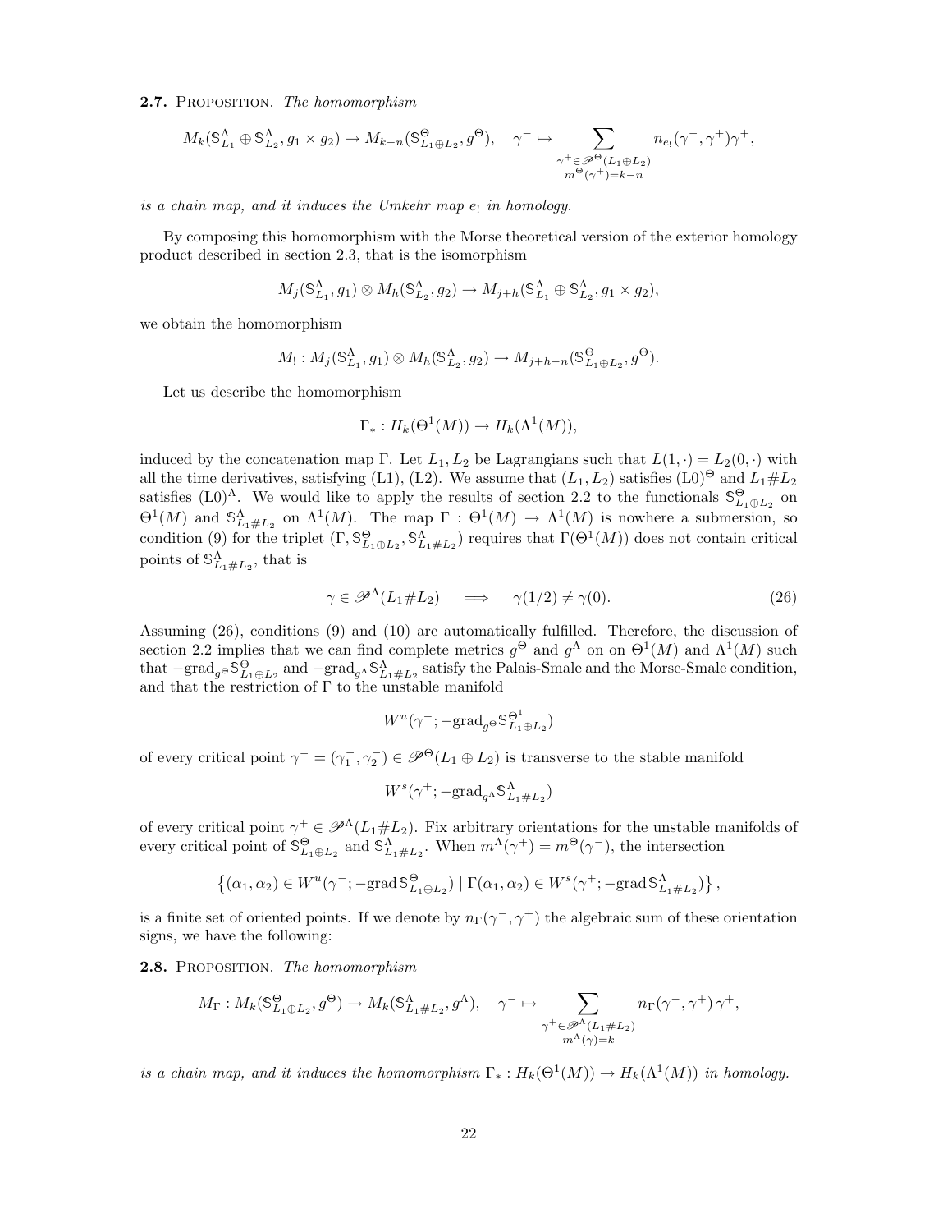**2.7.** Proposition. *The homomorphism*

$$M_k(\mathbb{S}^\Lambda_{L_1} \oplus \mathbb{S}^\Lambda_{L_2}, g_1 \times g_2) \to M_{k-n}(\mathbb{S}^\Theta_{L_1 \oplus L_2}, g^\Theta), \quad \gamma^- \mapsto \sum_{\substack{\gamma^+ \in \mathscr{P}^\Theta(L_1 \oplus L_2) \\ m^\Theta(\gamma^+) = k-n}} n_{e_!}(\gamma^-, \gamma^+)\gamma^+,$$

*is a chain map, and it induces the Umkehr map $e_!$ in homology.*

By composing this homomorphism with the Morse theoretical version of the exterior homology product described in section 2.3, that is the isomorphism

$$M_j(\mathbb{S}^\Lambda_{L_1}, g_1) \otimes M_h(\mathbb{S}^\Lambda_{L_2}, g_2) \to M_{j+h}(\mathbb{S}^\Lambda_{L_1} \oplus \mathbb{S}^\Lambda_{L_2}, g_1 \times g_2),$$

we obtain the homomorphism

$$M_! : M_j(\mathbb{S}^\Lambda_{L_1}, g_1) \otimes M_h(\mathbb{S}^\Lambda_{L_2}, g_2) \to M_{j+h-n}(\mathbb{S}^\Theta_{L_1 \oplus L_2}, g^\Theta).$$

Let us describe the homomorphism

$$\Gamma_* : H_k(\Theta^1(M)) \to H_k(\Lambda^1(M)),$$

induced by the concatenation map $\Gamma$. Let $L_1, L_2$ be Lagrangians such that $L(1, \cdot) = L_2(0, \cdot)$ with all the time derivatives, satisfying (L1), (L2). We assume that $(L_1, L_2)$ satisfies $(\text{L0})^\Theta$ and $L_1 \# L_2$ satisfies $(\text{L0})^\Lambda$. We would like to apply the results of section 2.2 to the functionals $\mathbb{S}^\Theta_{L_1 \oplus L_2}$ on $\Theta^1(M)$ and $\mathbb{S}^\Lambda_{L_1 \# L_2}$ on $\Lambda^1(M)$. The map $\Gamma : \Theta^1(M) \to \Lambda^1(M)$ is nowhere a submersion, so condition (9) for the triplet $(\Gamma, \mathbb{S}^\Theta_{L_1 \oplus L_2}, \mathbb{S}^\Lambda_{L_1 \# L_2})$ requires that $\Gamma(\Theta^1(M))$ does not contain critical points of $\mathbb{S}^\Lambda_{L_1 \# L_2}$, that is

$$\gamma \in \mathscr{P}^\Lambda(L_1 \# L_2) \quad \Longrightarrow \quad \gamma(1/2) \neq \gamma(0). \tag{26}$$

Assuming (26), conditions (9) and (10) are automatically fulfilled. Therefore, the discussion of section 2.2 implies that we can find complete metrics $g^\Theta$ and $g^\Lambda$ on on $\Theta^1(M)$ and $\Lambda^1(M)$ such that $-\text{grad}_{g^\Theta} \mathbb{S}^\Theta_{L_1 \oplus L_2}$ and $-\text{grad}_{g^\Lambda} \mathbb{S}^\Lambda_{L_1 \# L_2}$ satisfy the Palais-Smale and the Morse-Smale condition, and that the restriction of $\Gamma$ to the unstable manifold

$$W^u(\gamma^-; -\text{grad}_{g^\Theta} \mathbb{S}^{\Theta^1}_{L_1 \oplus L_2})$$

of every critical point $\gamma^- = (\gamma_1^-, \gamma_2^-) \in \mathscr{P}^\Theta(L_1 \oplus L_2)$ is transverse to the stable manifold

$$W^s(\gamma^+; -\text{grad}_{g^\Lambda} \mathbb{S}^\Lambda_{L_1 \# L_2})$$

of every critical point $\gamma^+ \in \mathscr{P}^\Lambda(L_1 \# L_2)$. Fix arbitrary orientations for the unstable manifolds of every critical point of $\mathbb{S}^\Theta_{L_1 \oplus L_2}$ and $\mathbb{S}^\Lambda_{L_1 \# L_2}$. When $m^\Lambda(\gamma^+) = m^\Theta(\gamma^-)$, the intersection

$$\left\{ (\alpha_1, \alpha_2) \in W^u(\gamma^-; -\text{grad}\, \mathbb{S}^\Theta_{L_1 \oplus L_2}) \mid \Gamma(\alpha_1, \alpha_2) \in W^s(\gamma^+; -\text{grad}\, \mathbb{S}^\Lambda_{L_1 \# L_2}) \right\},$$

is a finite set of oriented points. If we denote by $n_\Gamma(\gamma^-, \gamma^+)$ the algebraic sum of these orientation signs, we have the following:

**2.8.** Proposition. *The homomorphism*

$$M_\Gamma : M_k(\mathbb{S}^\Theta_{L_1 \oplus L_2}, g^\Theta) \to M_k(\mathbb{S}^\Lambda_{L_1 \# L_2}, g^\Lambda), \quad \gamma^- \mapsto \sum_{\substack{\gamma^+ \in \mathscr{P}^\Lambda(L_1 \# L_2) \\ m^\Lambda(\gamma) = k}} n_\Gamma(\gamma^-, \gamma^+)\, \gamma^+,$$

*is a chain map, and it induces the homomorphism $\Gamma_* : H_k(\Theta^1(M)) \to H_k(\Lambda^1(M))$ in homology.*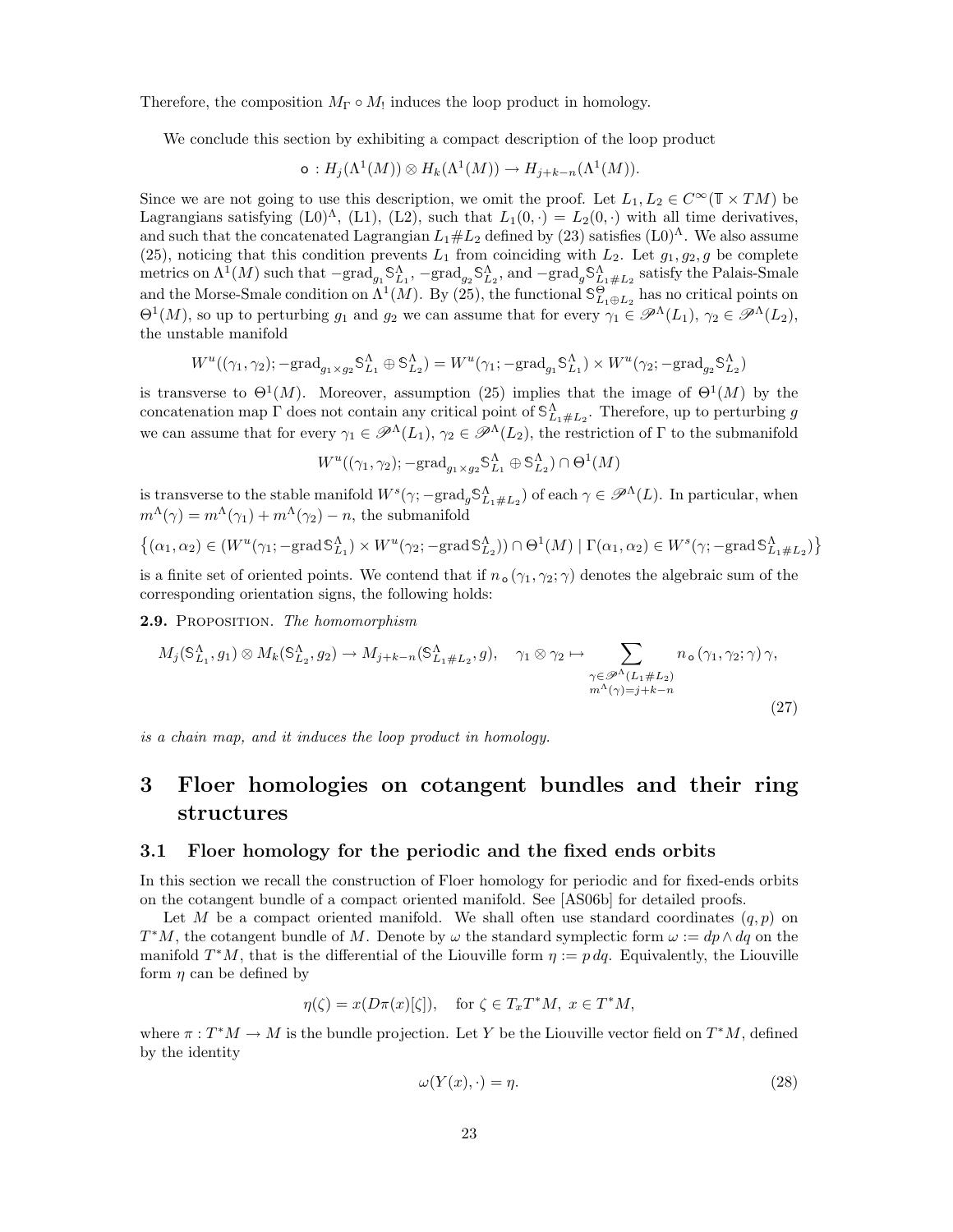Therefore, the composition $M_\Gamma \circ M_!$ induces the loop product in homology.

We conclude this section by exhibiting a compact description of the loop product

$$\mathbf{o} : H_j(\Lambda^1(M)) \otimes H_k(\Lambda^1(M)) \to H_{j+k-n}(\Lambda^1(M)).$$

Since we are not going to use this description, we omit the proof. Let $L_1, L_2 \in C^\infty(\mathbb{T} \times TM)$ be Lagrangians satisfying (L0)$^\Lambda$, (L1), (L2), such that $L_1(0,\cdot) = L_2(0,\cdot)$ with all time derivatives, and such that the concatenated Lagrangian $L_1 \# L_2$ defined by (23) satisfies (L0)$^\Lambda$. We also assume (25), noticing that this condition prevents $L_1$ from coinciding with $L_2$. Let $g_1, g_2, g$ be complete metrics on $\Lambda^1(M)$ such that $-\mathrm{grad}_{g_1} \mathbb{S}^\Lambda_{L_1}$, $-\mathrm{grad}_{g_2} \mathbb{S}^\Lambda_{L_2}$, and $-\mathrm{grad}_g \mathbb{S}^\Lambda_{L_1 \# L_2}$ satisfy the Palais-Smale and the Morse-Smale condition on $\Lambda^1(M)$. By (25), the functional $\mathbb{S}^\Theta_{L_1 \oplus L_2}$ has no critical points on $\Theta^1(M)$, so up to perturbing $g_1$ and $g_2$ we can assume that for every $\gamma_1 \in \mathscr{P}^\Lambda(L_1)$, $\gamma_2 \in \mathscr{P}^\Lambda(L_2)$, the unstable manifold

$$W^u((\gamma_1,\gamma_2); -\mathrm{grad}_{g_1 \times g_2} \mathbb{S}^\Lambda_{L_1} \oplus \mathbb{S}^\Lambda_{L_2}) = W^u(\gamma_1; -\mathrm{grad}_{g_1} \mathbb{S}^\Lambda_{L_1}) \times W^u(\gamma_2; -\mathrm{grad}_{g_2} \mathbb{S}^\Lambda_{L_2})$$

is transverse to $\Theta^1(M)$. Moreover, assumption (25) implies that the image of $\Theta^1(M)$ by the concatenation map $\Gamma$ does not contain any critical point of $\mathbb{S}^\Lambda_{L_1 \# L_2}$. Therefore, up to perturbing $g$ we can assume that for every $\gamma_1 \in \mathscr{P}^\Lambda(L_1)$, $\gamma_2 \in \mathscr{P}^\Lambda(L_2)$, the restriction of $\Gamma$ to the submanifold

$$W^u((\gamma_1,\gamma_2); -\mathrm{grad}_{g_1 \times g_2} \mathbb{S}^\Lambda_{L_1} \oplus \mathbb{S}^\Lambda_{L_2}) \cap \Theta^1(M)$$

is transverse to the stable manifold $W^s(\gamma; -\mathrm{grad}_g \mathbb{S}^\Lambda_{L_1 \# L_2})$ of each $\gamma \in \mathscr{P}^\Lambda(L)$. In particular, when $m^\Lambda(\gamma) = m^\Lambda(\gamma_1) + m^\Lambda(\gamma_2) - n$, the submanifold

$$\left\{(\alpha_1,\alpha_2) \in (W^u(\gamma_1; -\mathrm{grad}\, \mathbb{S}^\Lambda_{L_1}) \times W^u(\gamma_2; -\mathrm{grad}\, \mathbb{S}^\Lambda_{L_2})) \cap \Theta^1(M) \mid \Gamma(\alpha_1,\alpha_2) \in W^s(\gamma; -\mathrm{grad}\, \mathbb{S}^\Lambda_{L_1 \# L_2})\right\}$$

is a finite set of oriented points. We contend that if $n_{\mathbf{o}}(\gamma_1,\gamma_2;\gamma)$ denotes the algebraic sum of the corresponding orientation signs, the following holds:

**2.9.** Proposition. *The homomorphism*

$$M_j(\mathbb{S}^\Lambda_{L_1}, g_1) \otimes M_k(\mathbb{S}^\Lambda_{L_2}, g_2) \to M_{j+k-n}(\mathbb{S}^\Lambda_{L_1 \# L_2}, g), \quad \gamma_1 \otimes \gamma_2 \mapsto \sum_{\substack{\gamma \in \mathscr{P}^\Lambda(L_1 \# L_2) \\ m^\Lambda(\gamma) = j+k-n}} n_{\mathbf{o}}(\gamma_1,\gamma_2;\gamma)\,\gamma, \tag{27}$$

*is a chain map, and it induces the loop product in homology.*

# 3 Floer homologies on cotangent bundles and their ring structures

## 3.1 Floer homology for the periodic and the fixed ends orbits

In this section we recall the construction of Floer homology for periodic and for fixed-ends orbits on the cotangent bundle of a compact oriented manifold. See [AS06b] for detailed proofs.

Let $M$ be a compact oriented manifold. We shall often use standard coordinates $(q,p)$ on $T^*M$, the cotangent bundle of $M$. Denote by $\omega$ the standard symplectic form $\omega := dp \wedge dq$ on the manifold $T^*M$, that is the differential of the Liouville form $\eta := p\,dq$. Equivalently, the Liouville form $\eta$ can be defined by

$$\eta(\zeta) = x(D\pi(x)[\zeta]), \quad \text{for } \zeta \in T_x T^*M,\ x \in T^*M,$$

where $\pi : T^*M \to M$ is the bundle projection. Let $Y$ be the Liouville vector field on $T^*M$, defined by the identity

$$\omega(Y(x), \cdot) = \eta. \tag{28}$$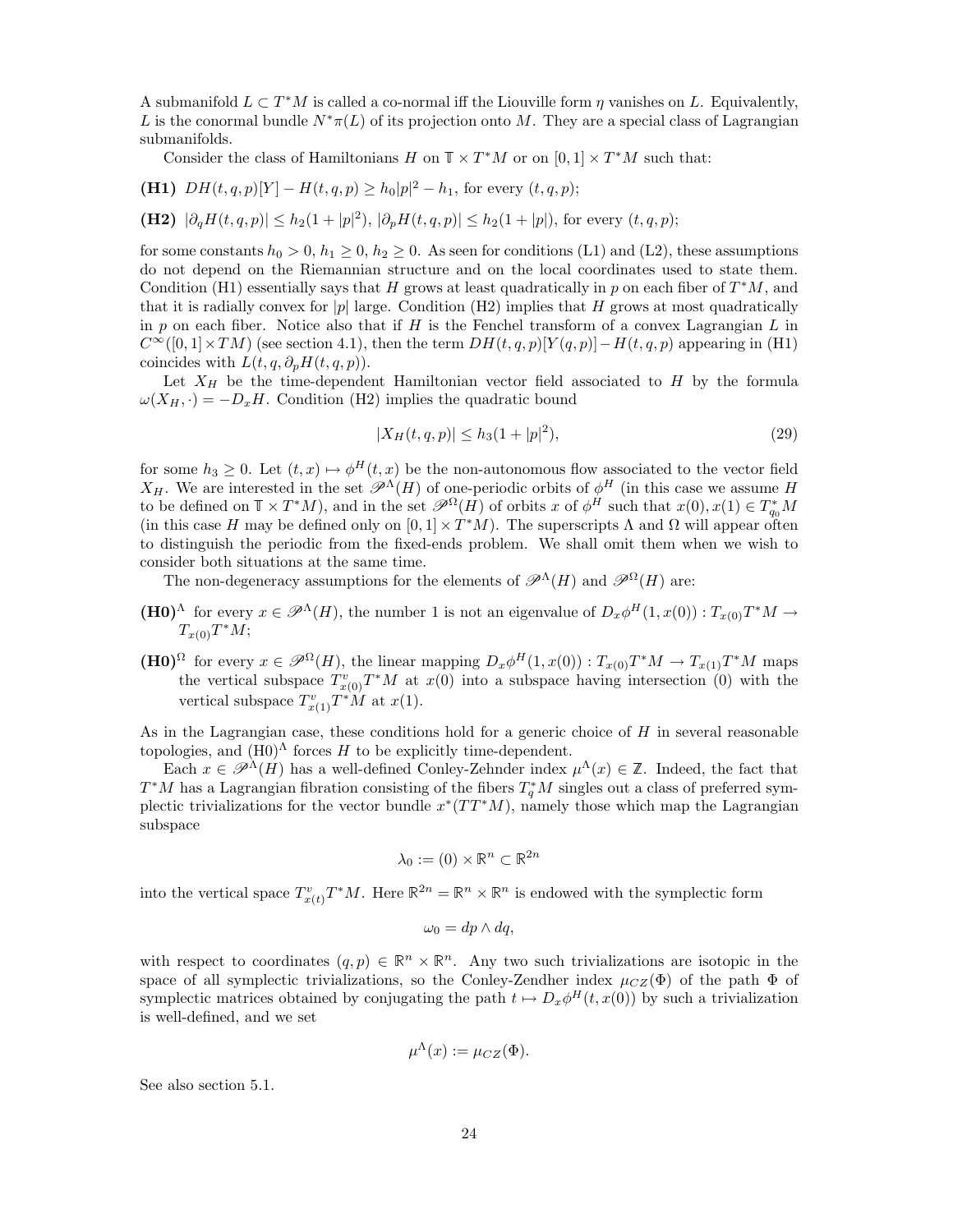A submanifold $L \subset T^*M$ is called a co-normal iff the Liouville form $\eta$ vanishes on $L$. Equivalently, $L$ is the conormal bundle $N^*\pi(L)$ of its projection onto $M$. They are a special class of Lagrangian submanifolds.

Consider the class of Hamiltonians $H$ on $\mathbb{T} \times T^*M$ or on $[0,1] \times T^*M$ such that:

**(H1)** $DH(t,q,p)[Y] - H(t,q,p) \geq h_0|p|^2 - h_1$, for every $(t,q,p)$;

**(H2)** $|\partial_q H(t,q,p)| \leq h_2(1+|p|^2)$, $|\partial_p H(t,q,p)| \leq h_2(1+|p|)$, for every $(t,q,p)$;

for some constants $h_0 > 0$, $h_1 \geq 0$, $h_2 \geq 0$. As seen for conditions (L1) and (L2), these assumptions do not depend on the Riemannian structure and on the local coordinates used to state them. Condition (H1) essentially says that $H$ grows at least quadratically in $p$ on each fiber of $T^*M$, and that it is radially convex for $|p|$ large. Condition (H2) implies that $H$ grows at most quadratically in $p$ on each fiber. Notice also that if $H$ is the Fenchel transform of a convex Lagrangian $L$ in $C^\infty([0,1] \times TM)$ (see section 4.1), then the term $DH(t,q,p)[Y(q,p)] - H(t,q,p)$ appearing in (H1) coincides with $L(t,q,\partial_p H(t,q,p))$.

Let $X_H$ be the time-dependent Hamiltonian vector field associated to $H$ by the formula $\omega(X_H,\cdot) = -D_x H$. Condition (H2) implies the quadratic bound

$$|X_H(t,q,p)| \leq h_3(1+|p|^2), \tag{29}$$

for some $h_3 \geq 0$. Let $(t,x) \mapsto \phi^H(t,x)$ be the non-autonomous flow associated to the vector field $X_H$. We are interested in the set $\mathscr{P}^\Lambda(H)$ of one-periodic orbits of $\phi^H$ (in this case we assume $H$ to be defined on $\mathbb{T} \times T^*M$), and in the set $\mathscr{P}^\Omega(H)$ of orbits $x$ of $\phi^H$ such that $x(0), x(1) \in T^*_{q_0}M$ (in this case $H$ may be defined only on $[0,1] \times T^*M$). The superscripts $\Lambda$ and $\Omega$ will appear often to distinguish the periodic from the fixed-ends problem. We shall omit them when we wish to consider both situations at the same time.

The non-degeneracy assumptions for the elements of $\mathscr{P}^\Lambda(H)$ and $\mathscr{P}^\Omega(H)$ are:

**(H0)$^\Lambda$** for every $x \in \mathscr{P}^\Lambda(H)$, the number 1 is not an eigenvalue of $D_x\phi^H(1,x(0)) : T_{x(0)}T^*M \to T_{x(0)}T^*M$;

**(H0)$^\Omega$** for every $x \in \mathscr{P}^\Omega(H)$, the linear mapping $D_x\phi^H(1,x(0)) : T_{x(0)}T^*M \to T_{x(1)}T^*M$ maps the vertical subspace $T^v_{x(0)}T^*M$ at $x(0)$ into a subspace having intersection $(0)$ with the vertical subspace $T^v_{x(1)}T^*M$ at $x(1)$.

As in the Lagrangian case, these conditions hold for a generic choice of $H$ in several reasonable topologies, and (H0)$^\Lambda$ forces $H$ to be explicitly time-dependent.

Each $x \in \mathscr{P}^\Lambda(H)$ has a well-defined Conley-Zehnder index $\mu^\Lambda(x) \in \mathbb{Z}$. Indeed, the fact that $T^*M$ has a Lagrangian fibration consisting of the fibers $T^*_qM$ singles out a class of preferred symplectic trivializations for the vector bundle $x^*(TT^*M)$, namely those which map the Lagrangian subspace

$$\lambda_0 := (0) \times \mathbb{R}^n \subset \mathbb{R}^{2n}$$

into the vertical space $T^v_{x(t)}T^*M$. Here $\mathbb{R}^{2n} = \mathbb{R}^n \times \mathbb{R}^n$ is endowed with the symplectic form

$$\omega_0 = dp \wedge dq,$$

with respect to coordinates $(q,p) \in \mathbb{R}^n \times \mathbb{R}^n$. Any two such trivializations are isotopic in the space of all symplectic trivializations, so the Conley-Zendher index $\mu_{CZ}(\Phi)$ of the path $\Phi$ of symplectic matrices obtained by conjugating the path $t \mapsto D_x\phi^H(t,x(0))$ by such a trivialization is well-defined, and we set

$$\mu^\Lambda(x) := \mu_{CZ}(\Phi).$$

See also section 5.1.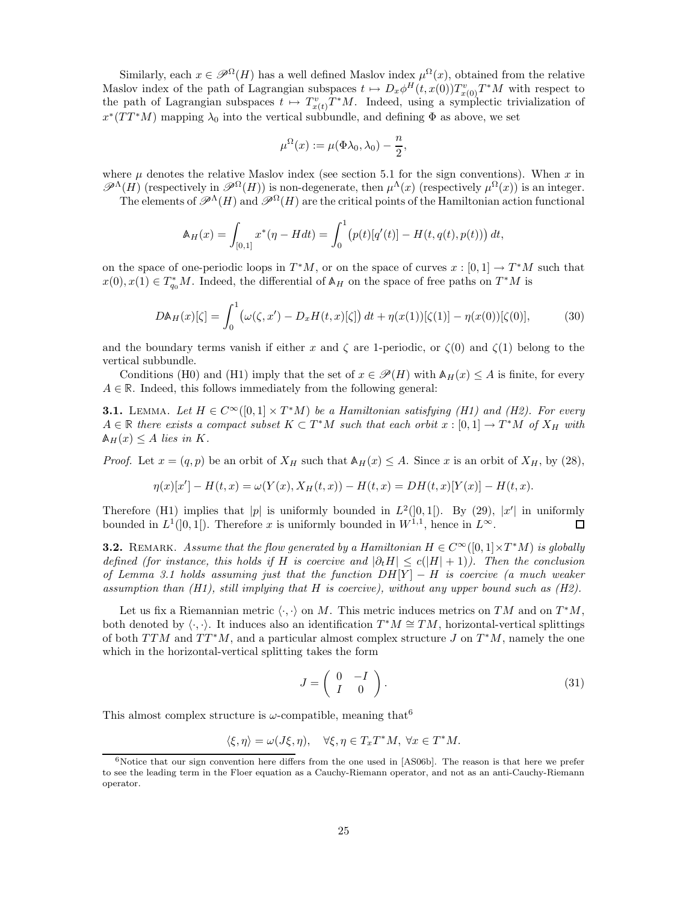Similarly, each $x \in \mathscr{P}^\Omega(H)$ has a well defined Maslov index $\mu^\Omega(x)$, obtained from the relative Maslov index of the path of Lagrangian subspaces $t \mapsto D_x\phi^H(t, x(0))T^v_{x(0)}T^*M$ with respect to the path of Lagrangian subspaces $t \mapsto T^v_{x(t)}T^*M$. Indeed, using a symplectic trivialization of $x^*(TT^*M)$ mapping $\lambda_0$ into the vertical subbundle, and defining $\Phi$ as above, we set

$$\mu^\Omega(x) := \mu(\Phi\lambda_0, \lambda_0) - \frac{n}{2},$$

where $\mu$ denotes the relative Maslov index (see section 5.1 for the sign conventions). When $x$ in $\mathscr{P}^\Lambda(H)$ (respectively in $\mathscr{P}^\Omega(H)$) is non-degenerate, then $\mu^\Lambda(x)$ (respectively $\mu^\Omega(x)$) is an integer.

The elements of $\mathscr{P}^\Lambda(H)$ and $\mathscr{P}^\Omega(H)$ are the critical points of the Hamiltonian action functional

$$\mathbb{A}_H(x) = \int_{[0,1]} x^*(\eta - H dt) = \int_0^1 \big(p(t)[q'(t)] - H(t, q(t), p(t))\big)\, dt,$$

on the space of one-periodic loops in $T^*M$, or on the space of curves $x : [0,1] \to T^*M$ such that $x(0), x(1) \in T^*_{q_0}M$. Indeed, the differential of $\mathbb{A}_H$ on the space of free paths on $T^*M$ is

$$D\mathbb{A}_H(x)[\zeta] = \int_0^1 \big(\omega(\zeta, x') - D_x H(t,x)[\zeta]\big)\, dt + \eta(x(1))[\zeta(1)] - \eta(x(0))[\zeta(0)], \tag{30}$$

and the boundary terms vanish if either $x$ and $\zeta$ are 1-periodic, or $\zeta(0)$ and $\zeta(1)$ belong to the vertical subbundle.

Conditions (H0) and (H1) imply that the set of $x \in \mathscr{P}(H)$ with $\mathbb{A}_H(x) \leq A$ is finite, for every $A \in \mathbb{R}$. Indeed, this follows immediately from the following general:

**3.1.** Lemma. *Let $H \in C^\infty([0,1] \times T^*M)$ be a Hamiltonian satisfying (H1) and (H2). For every $A \in \mathbb{R}$ there exists a compact subset $K \subset T^*M$ such that each orbit $x : [0,1] \to T^*M$ of $X_H$ with $\mathbb{A}_H(x) \leq A$ lies in $K$.*

*Proof.* Let $x = (q,p)$ be an orbit of $X_H$ such that $\mathbb{A}_H(x) \leq A$. Since $x$ is an orbit of $X_H$, by (28),

$$\eta(x)[x'] - H(t,x) = \omega(Y(x), X_H(t,x)) - H(t,x) = DH(t,x)[Y(x)] - H(t,x).$$

Therefore (H1) implies that $|p|$ is uniformly bounded in $L^2(]0,1[)$. By (29), $|x'|$ in uniformly bounded in $L^1(]0,1[)$. Therefore $x$ is uniformly bounded in $W^{1,1}$, hence in $L^\infty$. ∎

**3.2.** Remark. *Assume that the flow generated by a Hamiltonian $H \in C^\infty([0,1]\times T^*M)$ is globally defined (for instance, this holds if $H$ is coercive and $|\partial_t H| \leq c(|H|+1)$). Then the conclusion of Lemma 3.1 holds assuming just that the function $DH[Y] - H$ is coercive (a much weaker assumption than (H1), still implying that $H$ is coercive), without any upper bound such as (H2).*

Let us fix a Riemannian metric $\langle \cdot, \cdot \rangle$ on $M$. This metric induces metrics on $TM$ and on $T^*M$, both denoted by $\langle \cdot, \cdot \rangle$. It induces also an identification $T^*M \cong TM$, horizontal-vertical splittings of both $TTM$ and $TT^*M$, and a particular almost complex structure $J$ on $T^*M$, namely the one which in the horizontal-vertical splitting takes the form

$$J = \begin{pmatrix} 0 & -I \\ I & 0 \end{pmatrix}. \tag{31}$$

This almost complex structure is $\omega$-compatible, meaning that[6]

$$\langle \xi, \eta \rangle = \omega(J\xi, \eta), \quad \forall \xi, \eta \in T_x T^*M,\ \forall x \in T^*M.$$

[6] Notice that our sign convention here differs from the one used in [AS06b]. The reason is that here we prefer to see the leading term in the Floer equation as a Cauchy-Riemann operator, and not as an anti-Cauchy-Riemann operator.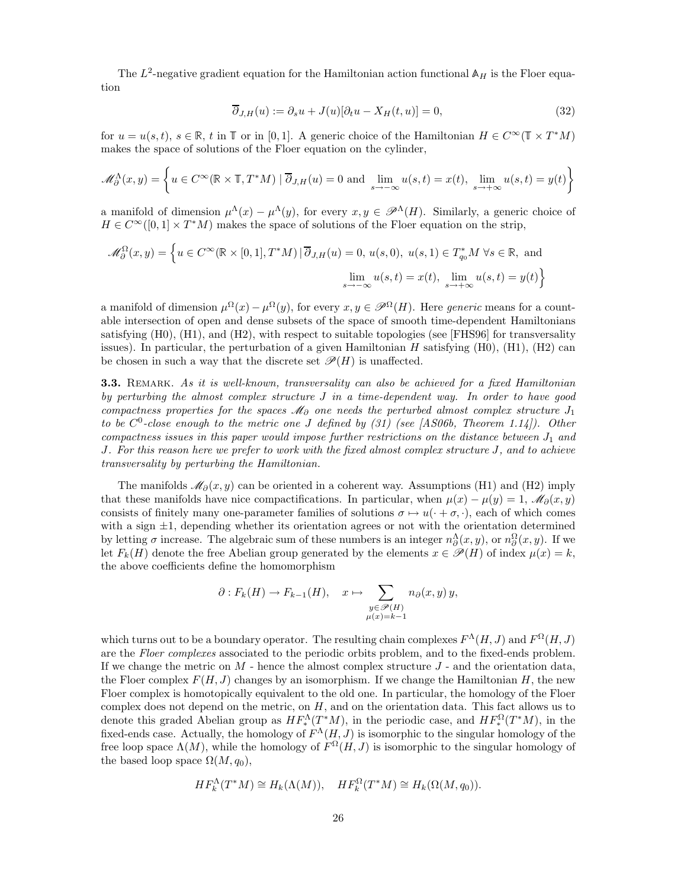The $L^2$-negative gradient equation for the Hamiltonian action functional $\mathbb{A}_H$ is the Floer equation

$$\overline{\partial}_{J,H}(u) := \partial_s u + J(u)[\partial_t u - X_H(t,u)] = 0, \tag{32}$$

for $u = u(s,t)$, $s \in \mathbb{R}$, $t$ in $\mathbb{T}$ or in $[0,1]$. A generic choice of the Hamiltonian $H \in C^\infty(\mathbb{T} \times T^*M)$ makes the space of solutions of the Floer equation on the cylinder,

$$\mathscr{M}^\Lambda_\partial(x,y) = \left\{ u \in C^\infty(\mathbb{R} \times \mathbb{T}, T^*M) \mid \overline{\partial}_{J,H}(u) = 0 \text{ and } \lim_{s\to-\infty} u(s,t) = x(t),\ \lim_{s\to+\infty} u(s,t) = y(t) \right\}$$

a manifold of dimension $\mu^\Lambda(x) - \mu^\Lambda(y)$, for every $x, y \in \mathscr{P}^\Lambda(H)$. Similarly, a generic choice of $H \in C^\infty([0,1] \times T^*M)$ makes the space of solutions of the Floer equation on the strip,

$$\mathscr{M}^\Omega_\partial(x,y) = \Big\{ u \in C^\infty(\mathbb{R} \times [0,1], T^*M) \,|\, \overline{\partial}_{J,H}(u) = 0,\ u(s,0),\ u(s,1) \in T^*_{q_0}M\ \forall s \in \mathbb{R}, \text{ and}$$
$$\lim_{s\to-\infty} u(s,t) = x(t),\ \lim_{s\to+\infty} u(s,t) = y(t) \Big\}$$

a manifold of dimension $\mu^\Omega(x) - \mu^\Omega(y)$, for every $x, y \in \mathscr{P}^\Omega(H)$. Here *generic* means for a countable intersection of open and dense subsets of the space of smooth time-dependent Hamiltonians satisfying (H0), (H1), and (H2), with respect to suitable topologies (see [FHS96] for transversality issues). In particular, the perturbation of a given Hamiltonian $H$ satisfying (H0), (H1), (H2) can be chosen in such a way that the discrete set $\mathscr{P}(H)$ is unaffected.

**3.3.** Remark. *As it is well-known, transversality can also be achieved for a fixed Hamiltonian by perturbing the almost complex structure $J$ in a time-dependent way. In order to have good compactness properties for the spaces $\mathscr{M}_\partial$ one needs the perturbed almost complex structure $J_1$ to be $C^0$-close enough to the metric one $J$ defined by (31) (see [AS06b, Theorem 1.14]). Other compactness issues in this paper would impose further restrictions on the distance between $J_1$ and $J$. For this reason here we prefer to work with the fixed almost complex structure $J$, and to achieve transversality by perturbing the Hamiltonian.*

The manifolds $\mathscr{M}_\partial(x,y)$ can be oriented in a coherent way. Assumptions (H1) and (H2) imply that these manifolds have nice compactifications. In particular, when $\mu(x) - \mu(y) = 1$, $\mathscr{M}_\partial(x,y)$ consists of finitely many one-parameter families of solutions $\sigma \mapsto u(\cdot + \sigma, \cdot)$, each of which comes with a sign $\pm 1$, depending whether its orientation agrees or not with the orientation determined by letting $\sigma$ increase. The algebraic sum of these numbers is an integer $n^\Lambda_\partial(x,y)$, or $n^\Omega_\partial(x,y)$. If we let $F_k(H)$ denote the free Abelian group generated by the elements $x \in \mathscr{P}(H)$ of index $\mu(x) = k$, the above coefficients define the homomorphism

$$\partial : F_k(H) \to F_{k-1}(H), \quad x \mapsto \sum_{\substack{y \in \mathscr{P}(H) \\ \mu(x)=k-1}} n_\partial(x,y)\, y,$$

which turns out to be a boundary operator. The resulting chain complexes $F^\Lambda(H,J)$ and $F^\Omega(H,J)$ are the *Floer complexes* associated to the periodic orbits problem, and to the fixed-ends problem. If we change the metric on $M$ - hence the almost complex structure $J$ - and the orientation data, the Floer complex $F(H,J)$ changes by an isomorphism. If we change the Hamiltonian $H$, the new Floer complex is homotopically equivalent to the old one. In particular, the homology of the Floer complex does not depend on the metric, on $H$, and on the orientation data. This fact allows us to denote this graded Abelian group as $HF^\Lambda_*(T^*M)$, in the periodic case, and $HF^\Omega_*(T^*M)$, in the fixed-ends case. Actually, the homology of $F^\Lambda(H,J)$ is isomorphic to the singular homology of the free loop space $\Lambda(M)$, while the homology of $F^\Omega(H,J)$ is isomorphic to the singular homology of the based loop space $\Omega(M, q_0)$,

$$HF^\Lambda_k(T^*M) \cong H_k(\Lambda(M)), \quad HF^\Omega_k(T^*M) \cong H_k(\Omega(M, q_0)).$$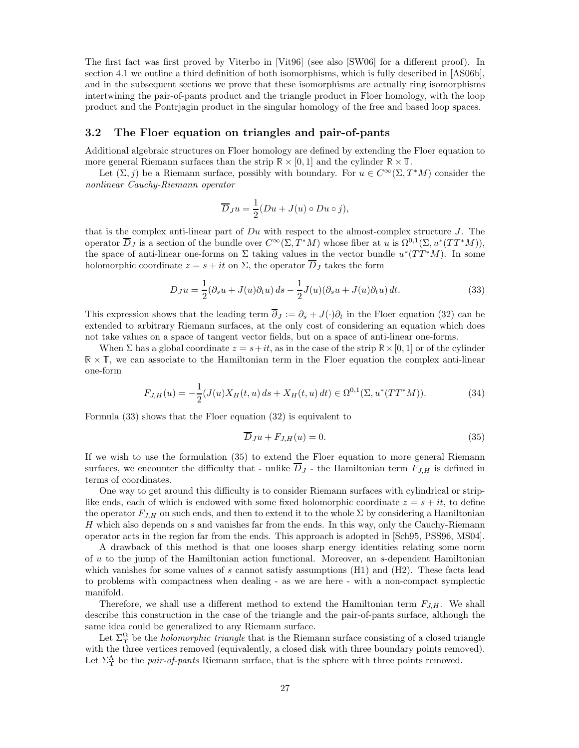The first fact was first proved by Viterbo in [Vit96] (see also [SW06] for a different proof). In section 4.1 we outline a third definition of both isomorphisms, which is fully described in [AS06b], and in the subsequent sections we prove that these isomorphisms are actually ring isomorphisms intertwining the pair-of-pants product and the triangle product in Floer homology, with the loop product and the Pontrjagin product in the singular homology of the free and based loop spaces.

## 3.2 The Floer equation on triangles and pair-of-pants

Additional algebraic structures on Floer homology are defined by extending the Floer equation to more general Riemann surfaces than the strip $\mathbb{R} \times [0,1]$ and the cylinder $\mathbb{R} \times \mathbb{T}$.

Let $(\Sigma, j)$ be a Riemann surface, possibly with boundary. For $u \in C^\infty(\Sigma, T^*M)$ consider the *nonlinear Cauchy-Riemann operator*

$$\overline{D}_J u = \frac{1}{2}(Du + J(u) \circ Du \circ j),$$

that is the complex anti-linear part of $Du$ with respect to the almost-complex structure $J$. The operator $\overline{D}_J$ is a section of the bundle over $C^\infty(\Sigma, T^*M)$ whose fiber at $u$ is $\Omega^{0,1}(\Sigma, u^*(TT^*M))$, the space of anti-linear one-forms on $\Sigma$ taking values in the vector bundle $u^*(TT^*M)$. In some holomorphic coordinate $z = s + it$ on $\Sigma$, the operator $\overline{D}_J$ takes the form

$$\overline{D}_J u = \frac{1}{2}(\partial_s u + J(u)\partial_t u)\, ds - \frac{1}{2} J(u)(\partial_s u + J(u)\partial_t u)\, dt. \tag{33}$$

This expression shows that the leading term $\overline{\partial}_J := \partial_s + J(\cdot)\partial_t$ in the Floer equation (32) can be extended to arbitrary Riemann surfaces, at the only cost of considering an equation which does not take values on a space of tangent vector fields, but on a space of anti-linear one-forms.

When $\Sigma$ has a global coordinate $z = s+it$, as in the case of the strip $\mathbb{R} \times [0,1]$ or of the cylinder $\mathbb{R} \times \mathbb{T}$, we can associate to the Hamiltonian term in the Floer equation the complex anti-linear one-form

$$F_{J,H}(u) = -\frac{1}{2}(J(u)X_H(t,u)\, ds + X_H(t,u)\, dt) \in \Omega^{0,1}(\Sigma, u^*(TT^*M)). \tag{34}$$

Formula (33) shows that the Floer equation (32) is equivalent to

$$\overline{D}_J u + F_{J,H}(u) = 0. \tag{35}$$

If we wish to use the formulation (35) to extend the Floer equation to more general Riemann surfaces, we encounter the difficulty that - unlike $\overline{D}_J$ - the Hamiltonian term $F_{J,H}$ is defined in terms of coordinates.

One way to get around this difficulty is to consider Riemann surfaces with cylindrical or strip-like ends, each of which is endowed with some fixed holomorphic coordinate $z = s + it$, to define the operator $F_{J,H}$ on such ends, and then to extend it to the whole $\Sigma$ by considering a Hamiltonian $H$ which also depends on $s$ and vanishes far from the ends. In this way, only the Cauchy-Riemann operator acts in the region far from the ends. This approach is adopted in [Sch95, PSS96, MS04].

A drawback of this method is that one looses sharp energy identities relating some norm of $u$ to the jump of the Hamiltonian action functional. Moreover, an $s$-dependent Hamiltonian which vanishes for some values of $s$ cannot satisfy assumptions (H1) and (H2). These facts lead to problems with compactness when dealing - as we are here - with a non-compact symplectic manifold.

Therefore, we shall use a different method to extend the Hamiltonian term $F_{J,H}$. We shall describe this construction in the case of the triangle and the pair-of-pants surface, although the same idea could be generalized to any Riemann surface.

Let $\Sigma_\Upsilon^\Omega$ be the *holomorphic triangle* that is the Riemann surface consisting of a closed triangle with the three vertices removed (equivalently, a closed disk with three boundary points removed). Let $\Sigma_\Upsilon^\Lambda$ be the *pair-of-pants* Riemann surface, that is the sphere with three points removed.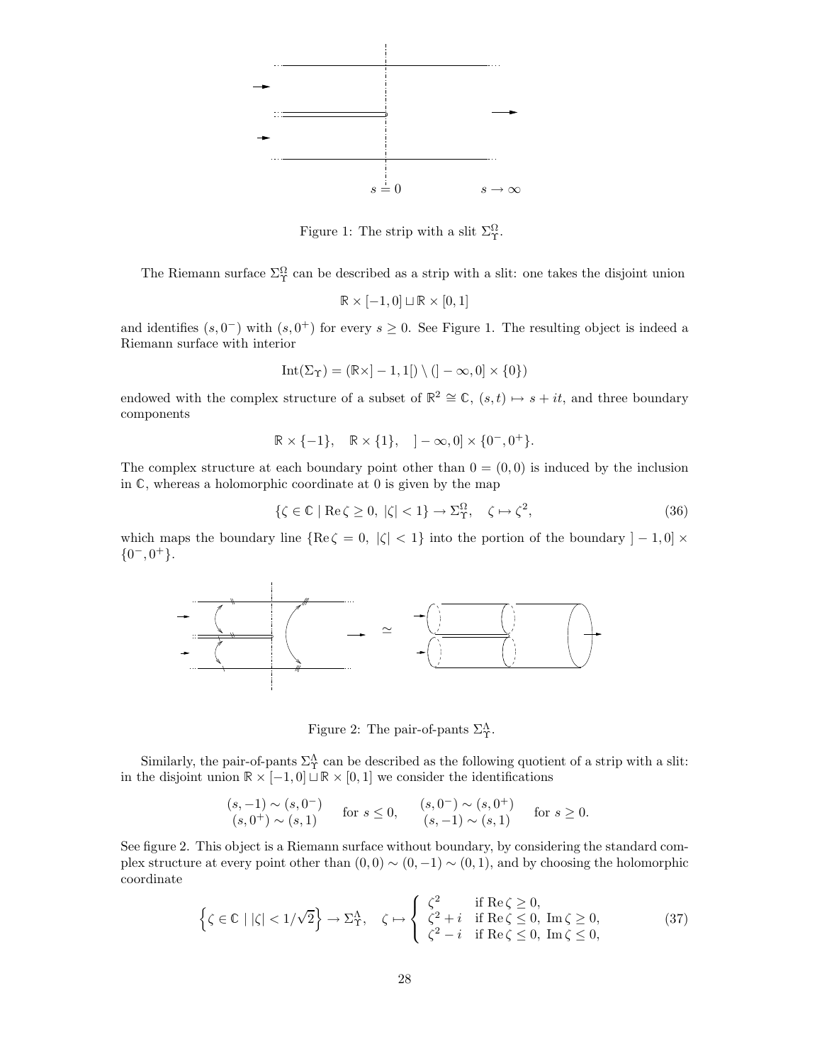Figure 1: The strip with a slit $\Sigma_\Upsilon^\Omega$.

The Riemann surface $\Sigma_\Upsilon^\Omega$ can be described as a strip with a slit: one takes the disjoint union

$$\mathbb{R} \times [-1, 0] \sqcup \mathbb{R} \times [0, 1]$$

and identifies $(s, 0^-)$ with $(s, 0^+)$ for every $s \geq 0$. See Figure 1. The resulting object is indeed a Riemann surface with interior

$$\mathrm{Int}(\Sigma_\Upsilon) = (\mathbb{R} \times ]-1, 1[) \setminus (]-\infty, 0] \times \{0\})$$

endowed with the complex structure of a subset of $\mathbb{R}^2 \cong \mathbb{C}$, $(s, t) \mapsto s + it$, and three boundary components

$$\mathbb{R} \times \{-1\}, \quad \mathbb{R} \times \{1\}, \quad ]-\infty, 0] \times \{0^-, 0^+\}.$$

The complex structure at each boundary point other than $0 = (0, 0)$ is induced by the inclusion in $\mathbb{C}$, whereas a holomorphic coordinate at 0 is given by the map

$$\{\zeta \in \mathbb{C} \mid \mathrm{Re}\,\zeta \geq 0,\ |\zeta| < 1\} \to \Sigma_\Upsilon^\Omega, \quad \zeta \mapsto \zeta^2, \tag{36}$$

which maps the boundary line $\{\mathrm{Re}\,\zeta = 0,\ |\zeta| < 1\}$ into the portion of the boundary $]-1, 0] \times \{0^-, 0^+\}$.

Figure 2: The pair-of-pants $\Sigma_\Upsilon^\Lambda$.

Similarly, the pair-of-pants $\Sigma_\Upsilon^\Lambda$ can be described as the following quotient of a strip with a slit: in the disjoint union $\mathbb{R} \times [-1, 0] \sqcup \mathbb{R} \times [0, 1]$ we consider the identifications

$$\begin{matrix} (s, -1) \sim (s, 0^-) \\ (s, 0^+) \sim (s, 1) \end{matrix} \quad \text{for } s \leq 0, \qquad \begin{matrix} (s, 0^-) \sim (s, 0^+) \\ (s, -1) \sim (s, 1) \end{matrix} \quad \text{for } s \geq 0.$$

See figure 2. This object is a Riemann surface without boundary, by considering the standard complex structure at every point other than $(0, 0) \sim (0, -1) \sim (0, 1)$, and by choosing the holomorphic coordinate

$$\left\{\zeta \in \mathbb{C} \mid |\zeta| < 1/\sqrt{2}\right\} \to \Sigma_\Upsilon^\Lambda, \quad \zeta \mapsto \begin{cases} \zeta^2 & \text{if } \mathrm{Re}\,\zeta \geq 0, \\ \zeta^2 + i & \text{if } \mathrm{Re}\,\zeta \leq 0,\ \mathrm{Im}\,\zeta \geq 0, \\ \zeta^2 - i & \text{if } \mathrm{Re}\,\zeta \leq 0,\ \mathrm{Im}\,\zeta \leq 0, \end{cases} \tag{37}$$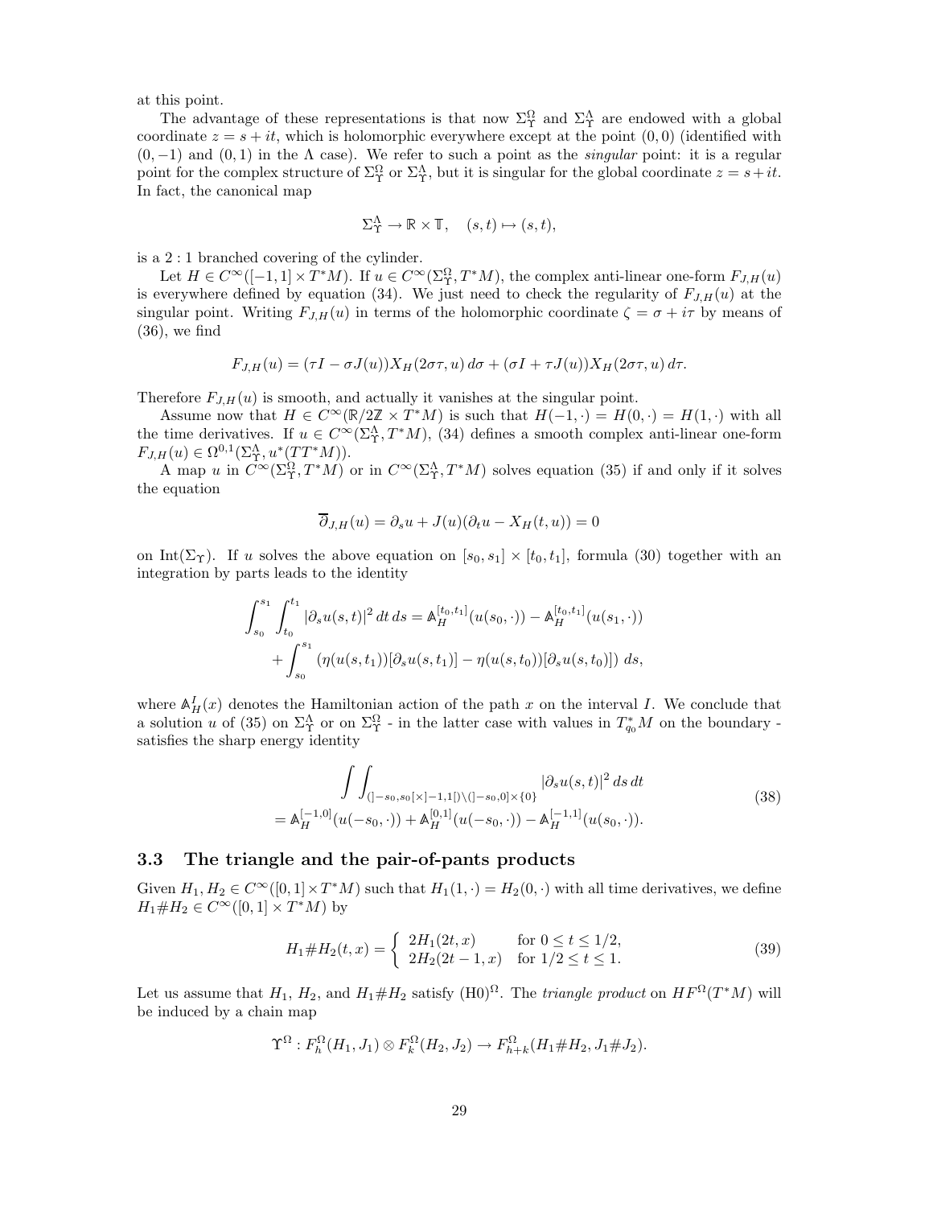at this point.

The advantage of these representations is that now $\Sigma_\Upsilon^\Omega$ and $\Sigma_\Upsilon^\Lambda$ are endowed with a global coordinate $z = s + it$, which is holomorphic everywhere except at the point $(0,0)$ (identified with $(0,-1)$ and $(0,1)$ in the $\Lambda$ case). We refer to such a point as the *singular* point: it is a regular point for the complex structure of $\Sigma_\Upsilon^\Omega$ or $\Sigma_\Upsilon^\Lambda$, but it is singular for the global coordinate $z = s+it$. In fact, the canonical map

$$\Sigma_\Upsilon^\Lambda \to \mathbb{R} \times \mathbb{T}, \quad (s,t) \mapsto (s,t),$$

is a $2:1$ branched covering of the cylinder.

Let $H \in C^\infty([-1,1] \times T^*M)$. If $u \in C^\infty(\Sigma_\Upsilon^\Omega, T^*M)$, the complex anti-linear one-form $F_{J,H}(u)$ is everywhere defined by equation (34). We just need to check the regularity of $F_{J,H}(u)$ at the singular point. Writing $F_{J,H}(u)$ in terms of the holomorphic coordinate $\zeta = \sigma + i\tau$ by means of (36), we find

$$F_{J,H}(u) = (\tau I - \sigma J(u)) X_H(2\sigma\tau, u)\, d\sigma + (\sigma I + \tau J(u)) X_H(2\sigma\tau, u)\, d\tau.$$

Therefore $F_{J,H}(u)$ is smooth, and actually it vanishes at the singular point.

Assume now that $H \in C^\infty(\mathbb{R}/2\mathbb{Z} \times T^*M)$ is such that $H(-1,\cdot) = H(0,\cdot) = H(1,\cdot)$ with all the time derivatives. If $u \in C^\infty(\Sigma_\Upsilon^\Lambda, T^*M)$, (34) defines a smooth complex anti-linear one-form $F_{J,H}(u) \in \Omega^{0,1}(\Sigma_\Upsilon^\Lambda, u^*(TT^*M))$.

A map $u$ in $C^\infty(\Sigma_\Upsilon^\Omega, T^*M)$ or in $C^\infty(\Sigma_\Upsilon^\Lambda, T^*M)$ solves equation (35) if and only if it solves the equation

$$\overline{\partial}_{J,H}(u) = \partial_s u + J(u)(\partial_t u - X_H(t,u)) = 0$$

on $\mathrm{Int}(\Sigma_\Upsilon)$. If $u$ solves the above equation on $[s_0, s_1] \times [t_0, t_1]$, formula (30) together with an integration by parts leads to the identity

$$\begin{aligned}\int_{s_0}^{s_1} \int_{t_0}^{t_1} |\partial_s u(s,t)|^2 \, dt\, ds &= \mathbb{A}_H^{[t_0,t_1]}(u(s_0,\cdot)) - \mathbb{A}_H^{[t_0,t_1]}(u(s_1,\cdot)) \\ &+ \int_{s_0}^{s_1} \left( \eta(u(s,t_1))[\partial_s u(s,t_1)] - \eta(u(s,t_0))[\partial_s u(s,t_0)] \right) ds,\end{aligned}$$

where $\mathbb{A}_H^I(x)$ denotes the Hamiltonian action of the path $x$ on the interval $I$. We conclude that a solution $u$ of (35) on $\Sigma_\Upsilon^\Lambda$ or on $\Sigma_\Upsilon^\Omega$ - in the latter case with values in $T^*_{q_0}M$ on the boundary - satisfies the sharp energy identity

$$\begin{aligned}&\int\int_{(]-s_0,s_0[\times]-1,1[)\setminus(]-s_0,0]\times\{0\}} |\partial_s u(s,t)|^2 \, ds\, dt \\ &= \mathbb{A}_H^{[-1,0]}(u(-s_0,\cdot)) + \mathbb{A}_H^{[0,1]}(u(-s_0,\cdot)) - \mathbb{A}_H^{[-1,1]}(u(s_0,\cdot)).\end{aligned} \tag{38}$$

### 3.3 The triangle and the pair-of-pants products

Given $H_1, H_2 \in C^\infty([0,1] \times T^*M)$ such that $H_1(1,\cdot) = H_2(0,\cdot)$ with all time derivatives, we define $H_1 \# H_2 \in C^\infty([0,1] \times T^*M)$ by

$$H_1 \# H_2(t,x) = \begin{cases} 2H_1(2t,x) & \text{for } 0 \le t \le 1/2, \\ 2H_2(2t-1,x) & \text{for } 1/2 \le t \le 1. \end{cases} \tag{39}$$

Let us assume that $H_1$, $H_2$, and $H_1 \# H_2$ satisfy $(\mathrm{H0})^\Omega$. The *triangle product* on $HF^\Omega(T^*M)$ will be induced by a chain map

$$\Upsilon^\Omega : F_h^\Omega(H_1, J_1) \otimes F_k^\Omega(H_2, J_2) \to F_{h+k}^\Omega(H_1 \# H_2, J_1 \# J_2).$$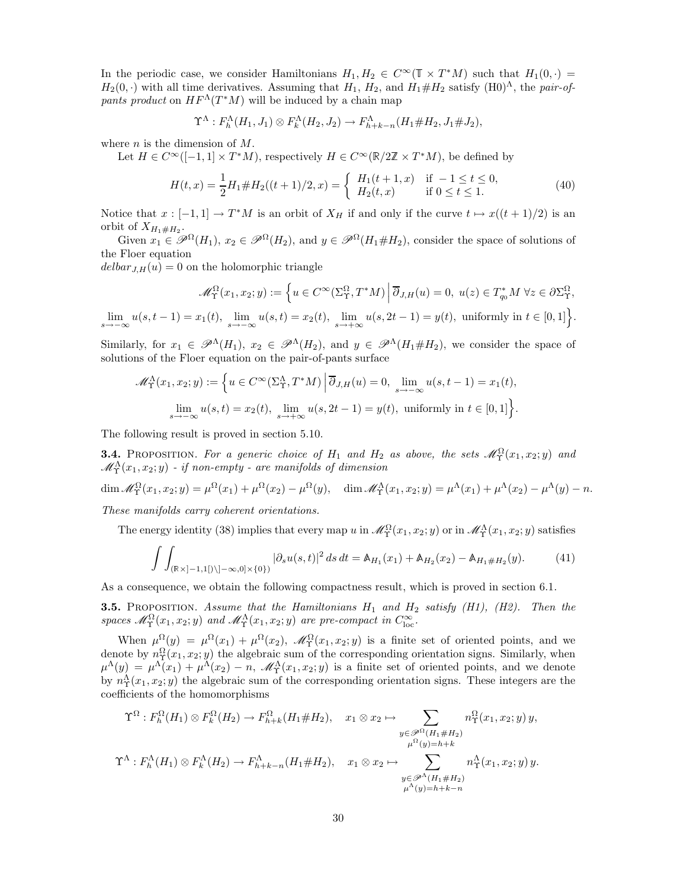In the periodic case, we consider Hamiltonians $H_1, H_2 \in C^\infty(\mathbb{T} \times T^*M)$ such that $H_1(0,\cdot) = H_2(0,\cdot)$ with all time derivatives. Assuming that $H_1$, $H_2$, and $H_1 \# H_2$ satisfy (H0)$^\Lambda$, the *pair-of-pants product* on $HF^\Lambda(T^*M)$ will be induced by a chain map

$$\Upsilon^\Lambda : F_h^\Lambda(H_1, J_1) \otimes F_k^\Lambda(H_2, J_2) \to F_{h+k-n}^\Lambda(H_1 \# H_2, J_1 \# J_2),$$

where $n$ is the dimension of $M$.

Let $H \in C^\infty([-1,1] \times T^*M)$, respectively $H \in C^\infty(\mathbb{R}/2\mathbb{Z} \times T^*M)$, be defined by

$$H(t,x) = \frac{1}{2} H_1 \# H_2((t+1)/2, x) = \begin{cases} H_1(t+1, x) & \text{if } -1 \leq t \leq 0, \\ H_2(t,x) & \text{if } 0 \leq t \leq 1. \end{cases} \tag{40}$$

Notice that $x : [-1,1] \to T^*M$ is an orbit of $X_H$ if and only if the curve $t \mapsto x((t+1)/2)$ is an orbit of $X_{H_1 \# H_2}$.

Given $x_1 \in \mathscr{P}^\Omega(H_1)$, $x_2 \in \mathscr{P}^\Omega(H_2)$, and $y \in \mathscr{P}^\Omega(H_1 \# H_2)$, consider the space of solutions of the Floer equation
$delbar_{J,H}(u) = 0$ on the holomorphic triangle

$$\mathscr{M}_\Upsilon^\Omega(x_1, x_2; y) := \Big\{ u \in C^\infty(\Sigma_\Upsilon^\Omega, T^*M) \,\Big|\, \overline{\partial}_{J,H}(u) = 0,\ u(z) \in T_{q_0}^*M \ \forall z \in \partial \Sigma_\Upsilon^\Omega,$$

$$\lim_{s \to -\infty} u(s, t-1) = x_1(t),\ \lim_{s \to -\infty} u(s,t) = x_2(t),\ \lim_{s \to +\infty} u(s, 2t-1) = y(t), \text{ uniformly in } t \in [0,1] \Big\}.$$

Similarly, for $x_1 \in \mathscr{P}^\Lambda(H_1)$, $x_2 \in \mathscr{P}^\Lambda(H_2)$, and $y \in \mathscr{P}^\Lambda(H_1 \# H_2)$, we consider the space of solutions of the Floer equation on the pair-of-pants surface

$$\mathscr{M}_\Upsilon^\Lambda(x_1, x_2; y) := \Big\{ u \in C^\infty(\Sigma_\Upsilon^\Lambda, T^*M) \,\Big|\, \overline{\partial}_{J,H}(u) = 0,\ \lim_{s \to -\infty} u(s, t-1) = x_1(t),$$

$$\lim_{s \to -\infty} u(s,t) = x_2(t),\ \lim_{s \to +\infty} u(s, 2t-1) = y(t), \text{ uniformly in } t \in [0,1] \Big\}.$$

The following result is proved in section 5.10.

**3.4.** Proposition. *For a generic choice of $H_1$ and $H_2$ as above, the sets $\mathscr{M}_\Upsilon^\Omega(x_1, x_2; y)$ and $\mathscr{M}_\Upsilon^\Lambda(x_1, x_2; y)$ - if non-empty - are manifolds of dimension*

$$\dim \mathscr{M}_\Upsilon^\Omega(x_1, x_2; y) = \mu^\Omega(x_1) + \mu^\Omega(x_2) - \mu^\Omega(y), \quad \dim \mathscr{M}_\Upsilon^\Lambda(x_1, x_2; y) = \mu^\Lambda(x_1) + \mu^\Lambda(x_2) - \mu^\Lambda(y) - n.$$

*These manifolds carry coherent orientations.*

The energy identity (38) implies that every map $u$ in $\mathscr{M}_\Upsilon^\Omega(x_1, x_2; y)$ or in $\mathscr{M}_\Upsilon^\Lambda(x_1, x_2; y)$ satisfies

$$\int\int_{(\mathbb{R} \times ]-1,1[) \setminus ]-\infty, 0] \times \{0\})} |\partial_s u(s,t)|^2 \, ds \, dt = \mathbb{A}_{H_1}(x_1) + \mathbb{A}_{H_2}(x_2) - \mathbb{A}_{H_1 \# H_2}(y). \tag{41}$$

As a consequence, we obtain the following compactness result, which is proved in section 6.1.

**3.5.** Proposition. *Assume that the Hamiltonians $H_1$ and $H_2$ satisfy (H1), (H2). Then the spaces $\mathscr{M}_\Upsilon^\Omega(x_1, x_2; y)$ and $\mathscr{M}_\Upsilon^\Lambda(x_1, x_2; y)$ are pre-compact in $C_{\mathrm{loc}}^\infty$.*

When $\mu^\Omega(y) = \mu^\Omega(x_1) + \mu^\Omega(x_2)$, $\mathscr{M}_\Upsilon^\Omega(x_1, x_2; y)$ is a finite set of oriented points, and we denote by $n_\Upsilon^\Omega(x_1, x_2; y)$ the algebraic sum of the corresponding orientation signs. Similarly, when $\mu^\Lambda(y) = \mu^\Lambda(x_1) + \mu^\Lambda(x_2) - n$, $\mathscr{M}_\Upsilon^\Lambda(x_1, x_2; y)$ is a finite set of oriented points, and we denote by $n_\Upsilon^\Lambda(x_1, x_2; y)$ the algebraic sum of the corresponding orientation signs. These integers are the coefficients of the homomorphisms

$$\Upsilon^\Omega : F_h^\Omega(H_1) \otimes F_k^\Omega(H_2) \to F_{h+k}^\Omega(H_1 \# H_2), \quad x_1 \otimes x_2 \mapsto \sum_{\substack{y \in \mathscr{P}^\Omega(H_1 \# H_2) \\ \mu^\Omega(y) = h+k}} n_\Upsilon^\Omega(x_1, x_2; y)\, y,$$

$$\Upsilon^\Lambda : F_h^\Lambda(H_1) \otimes F_k^\Lambda(H_2) \to F_{h+k-n}^\Lambda(H_1 \# H_2), \quad x_1 \otimes x_2 \mapsto \sum_{\substack{y \in \mathscr{P}^\Lambda(H_1 \# H_2) \\ \mu^\Lambda(y) = h+k-n}} n_\Upsilon^\Lambda(x_1, x_2; y)\, y.$$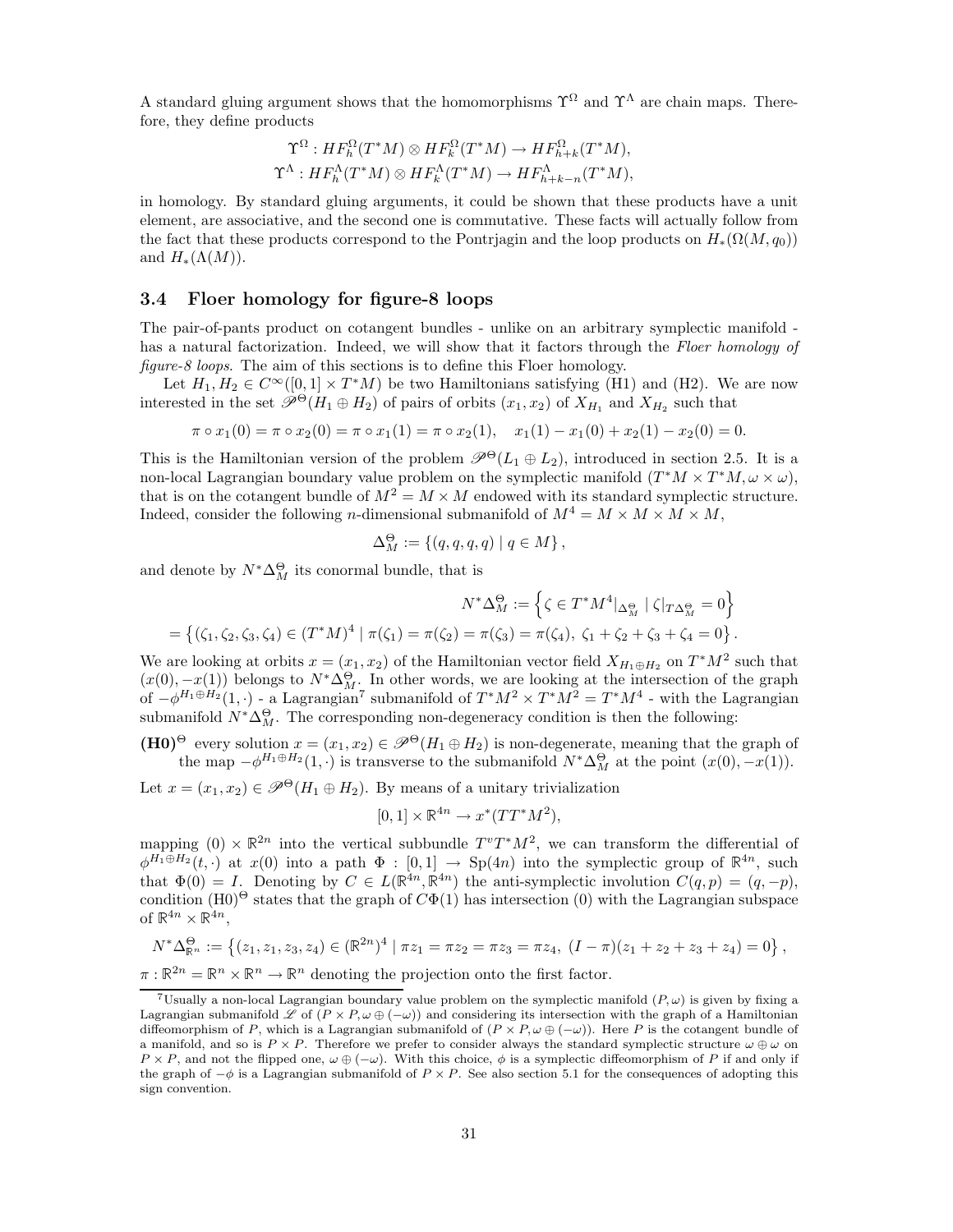A standard gluing argument shows that the homomorphisms $\Upsilon^\Omega$ and $\Upsilon^\Lambda$ are chain maps. Therefore, they define products

$$\Upsilon^\Omega : HF_h^\Omega(T^*M) \otimes HF_k^\Omega(T^*M) \to HF_{h+k}^\Omega(T^*M),$$
$$\Upsilon^\Lambda : HF_h^\Lambda(T^*M) \otimes HF_k^\Lambda(T^*M) \to HF_{h+k-n}^\Lambda(T^*M),$$

in homology. By standard gluing arguments, it could be shown that these products have a unit element, are associative, and the second one is commutative. These facts will actually follow from the fact that these products correspond to the Pontrjagin and the loop products on $H_*(\Omega(M, q_0))$ and $H_*(\Lambda(M))$.

### 3.4 Floer homology for figure-8 loops

The pair-of-pants product on cotangent bundles - unlike on an arbitrary symplectic manifold - has a natural factorization. Indeed, we will show that it factors through the *Floer homology of figure-8 loops*. The aim of this sections is to define this Floer homology.

Let $H_1, H_2 \in C^\infty([0,1] \times T^*M)$ be two Hamiltonians satisfying (H1) and (H2). We are now interested in the set $\mathscr{P}^\Theta(H_1 \oplus H_2)$ of pairs of orbits $(x_1, x_2)$ of $X_{H_1}$ and $X_{H_2}$ such that

$$\pi \circ x_1(0) = \pi \circ x_2(0) = \pi \circ x_1(1) = \pi \circ x_2(1), \quad x_1(1) - x_1(0) + x_2(1) - x_2(0) = 0.$$

This is the Hamiltonian version of the problem $\mathscr{P}^\Theta(L_1 \oplus L_2)$, introduced in section 2.5. It is a non-local Lagrangian boundary value problem on the symplectic manifold $(T^*M \times T^*M, \omega \times \omega)$, that is on the cotangent bundle of $M^2 = M \times M$ endowed with its standard symplectic structure. Indeed, consider the following $n$-dimensional submanifold of $M^4 = M \times M \times M \times M$,

$$\Delta_M^\Theta := \{(q, q, q, q) \mid q \in M\},$$

and denote by $N^*\Delta_M^\Theta$ its conormal bundle, that is

$$N^*\Delta_M^\Theta := \left\{ \zeta \in T^*M^4|_{\Delta_M^\Theta} \mid \zeta|_{T\Delta_M^\Theta} = 0 \right\}$$
$$= \left\{ (\zeta_1, \zeta_2, \zeta_3, \zeta_4) \in (T^*M)^4 \mid \pi(\zeta_1) = \pi(\zeta_2) = \pi(\zeta_3) = \pi(\zeta_4),\ \zeta_1 + \zeta_2 + \zeta_3 + \zeta_4 = 0 \right\}.$$

We are looking at orbits $x = (x_1, x_2)$ of the Hamiltonian vector field $X_{H_1 \oplus H_2}$ on $T^*M^2$ such that $(x(0), -x(1))$ belongs to $N^*\Delta_M^\Theta$. In other words, we are looking at the intersection of the graph of $-\phi^{H_1 \oplus H_2}(1, \cdot)$ - a Lagrangian[7] submanifold of $T^*M^2 \times T^*M^2 = T^*M^4$ - with the Lagrangian submanifold $N^*\Delta_M^\Theta$. The corresponding non-degeneracy condition is then the following:

**(H0)$^\Theta$** every solution $x = (x_1, x_2) \in \mathscr{P}^\Theta(H_1 \oplus H_2)$ is non-degenerate, meaning that the graph of the map $-\phi^{H_1 \oplus H_2}(1, \cdot)$ is transverse to the submanifold $N^*\Delta_M^\Theta$ at the point $(x(0), -x(1))$.

Let $x = (x_1, x_2) \in \mathscr{P}^\Theta(H_1 \oplus H_2)$. By means of a unitary trivialization

$$[0,1] \times \mathbb{R}^{4n} \to x^*(TT^*M^2),$$

mapping $(0) \times \mathbb{R}^{2n}$ into the vertical subbundle $T^vT^*M^2$, we can transform the differential of $\phi^{H_1 \oplus H_2}(t, \cdot)$ at $x(0)$ into a path $\Phi : [0,1] \to \mathrm{Sp}(4n)$ into the symplectic group of $\mathbb{R}^{4n}$, such that $\Phi(0) = I$. Denoting by $C \in L(\mathbb{R}^{4n}, \mathbb{R}^{4n})$ the anti-symplectic involution $C(q,p) = (q, -p)$, condition (H0)$^\Theta$ states that the graph of $C\Phi(1)$ has intersection (0) with the Lagrangian subspace of $\mathbb{R}^{4n} \times \mathbb{R}^{4n}$,

$$N^*\Delta_{\mathbb{R}^n}^\Theta := \left\{ (z_1, z_1, z_3, z_4) \in (\mathbb{R}^{2n})^4 \mid \pi z_1 = \pi z_2 = \pi z_3 = \pi z_4,\ (I - \pi)(z_1 + z_2 + z_3 + z_4) = 0 \right\},$$

$\pi : \mathbb{R}^{2n} = \mathbb{R}^n \times \mathbb{R}^n \to \mathbb{R}^n$ denoting the projection onto the first factor.

---

[7] Usually a non-local Lagrangian boundary value problem on the symplectic manifold $(P, \omega)$ is given by fixing a Lagrangian submanifold $\mathscr{L}$ of $(P \times P, \omega \oplus (-\omega))$ and considering its intersection with the graph of a Hamiltonian diffeomorphism of $P$, which is a Lagrangian submanifold of $(P \times P, \omega \oplus (-\omega))$. Here $P$ is the cotangent bundle of a manifold, and so is $P \times P$. Therefore we prefer to consider always the standard symplectic structure $\omega \oplus \omega$ on $P \times P$, and not the flipped one, $\omega \oplus (-\omega)$. With this choice, $\phi$ is a symplectic diffeomorphism of $P$ if and only if the graph of $-\phi$ is a Lagrangian submanifold of $P \times P$. See also section 5.1 for the consequences of adopting this sign convention.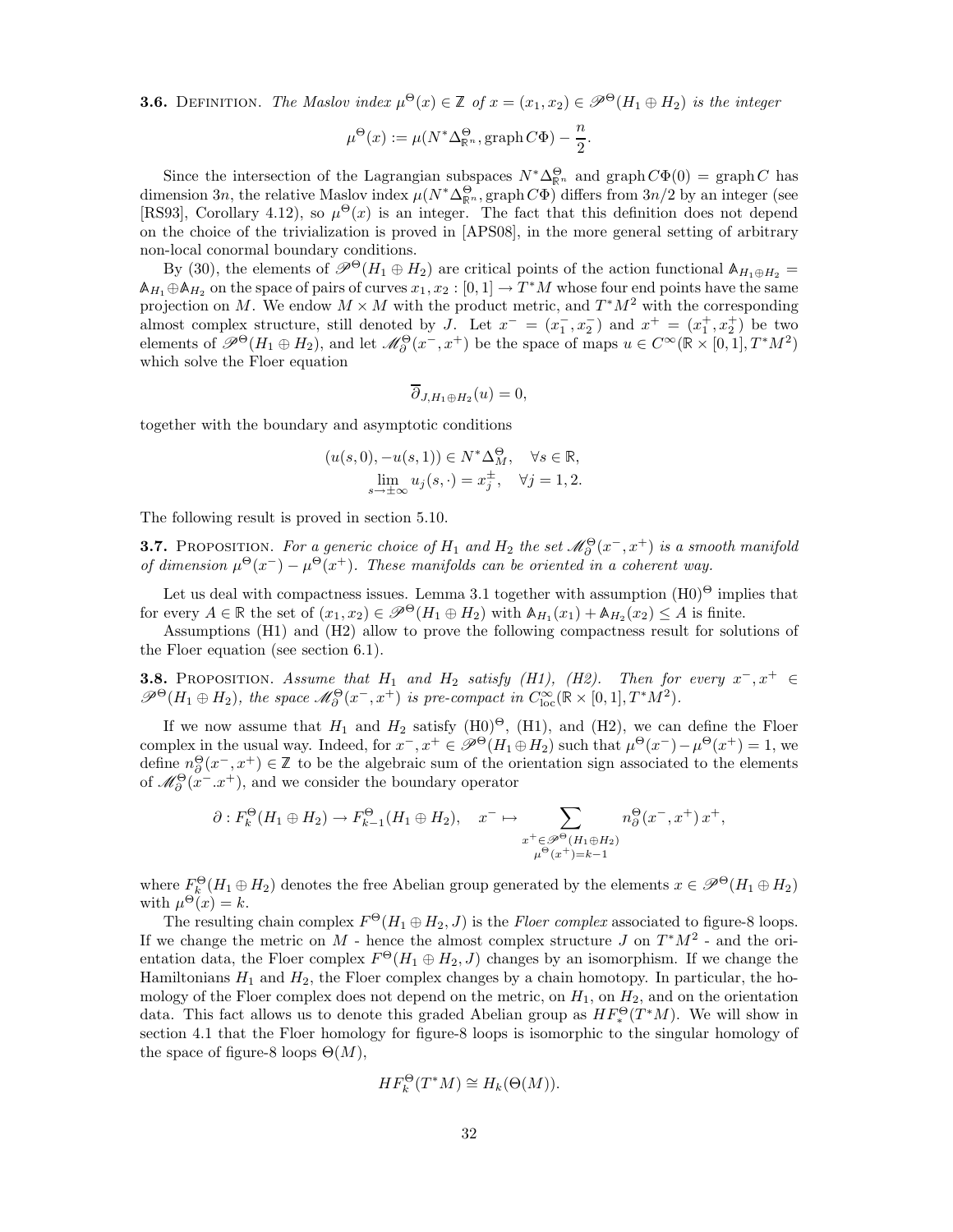**3.6.** Definition. *The Maslov index $\mu^\Theta(x) \in \mathbb{Z}$ of $x = (x_1, x_2) \in \mathscr{P}^\Theta(H_1 \oplus H_2)$ is the integer*

$$\mu^\Theta(x) := \mu(N^*\Delta^\Theta_{\mathbb{R}^n}, \operatorname{graph} C\Phi) - \frac{n}{2}.$$

Since the intersection of the Lagrangian subspaces $N^*\Delta^\Theta_{\mathbb{R}^n}$ and $\operatorname{graph} C\Phi(0) = \operatorname{graph} C$ has dimension $3n$, the relative Maslov index $\mu(N^*\Delta^\Theta_{\mathbb{R}^n}, \operatorname{graph} C\Phi)$ differs from $3n/2$ by an integer (see [RS93], Corollary 4.12), so $\mu^\Theta(x)$ is an integer. The fact that this definition does not depend on the choice of the trivialization is proved in [APS08], in the more general setting of arbitrary non-local conormal boundary conditions.

By (30), the elements of $\mathscr{P}^\Theta(H_1 \oplus H_2)$ are critical points of the action functional $\mathbb{A}_{H_1 \oplus H_2} = \mathbb{A}_{H_1} \oplus \mathbb{A}_{H_2}$ on the space of pairs of curves $x_1, x_2 : [0,1] \to T^*M$ whose four end points have the same projection on $M$. We endow $M \times M$ with the product metric, and $T^*M^2$ with the corresponding almost complex structure, still denoted by $J$. Let $x^- = (x_1^-, x_2^-)$ and $x^+ = (x_1^+, x_2^+)$ be two elements of $\mathscr{P}^\Theta(H_1 \oplus H_2)$, and let $\mathscr{M}^\Theta_\partial(x^-, x^+)$ be the space of maps $u \in C^\infty(\mathbb{R} \times [0,1], T^*M^2)$ which solve the Floer equation

$$\overline{\partial}_{J, H_1 \oplus H_2}(u) = 0,$$

together with the boundary and asymptotic conditions

$$(u(s,0), -u(s,1)) \in N^*\Delta^\Theta_M, \quad \forall s \in \mathbb{R},$$
$$\lim_{s \to \pm\infty} u_j(s, \cdot) = x_j^\pm, \quad \forall j = 1, 2.$$

The following result is proved in section 5.10.

**3.7.** Proposition. *For a generic choice of $H_1$ and $H_2$ the set $\mathscr{M}^\Theta_\partial(x^-, x^+)$ is a smooth manifold of dimension $\mu^\Theta(x^-) - \mu^\Theta(x^+)$. These manifolds can be oriented in a coherent way.*

Let us deal with compactness issues. Lemma 3.1 together with assumption $(\mathrm{H0})^\Theta$ implies that for every $A \in \mathbb{R}$ the set of $(x_1, x_2) \in \mathscr{P}^\Theta(H_1 \oplus H_2)$ with $\mathbb{A}_{H_1}(x_1) + \mathbb{A}_{H_2}(x_2) \leq A$ is finite.

Assumptions (H1) and (H2) allow to prove the following compactness result for solutions of the Floer equation (see section 6.1).

**3.8.** Proposition. *Assume that $H_1$ and $H_2$ satisfy (H1), (H2). Then for every $x^-, x^+ \in \mathscr{P}^\Theta(H_1 \oplus H_2)$, the space $\mathscr{M}^\Theta_\partial(x^-, x^+)$ is pre-compact in $C^\infty_{\mathrm{loc}}(\mathbb{R} \times [0,1], T^*M^2)$.*

If we now assume that $H_1$ and $H_2$ satisfy $(\mathrm{H0})^\Theta$, (H1), and (H2), we can define the Floer complex in the usual way. Indeed, for $x^-, x^+ \in \mathscr{P}^\Theta(H_1 \oplus H_2)$ such that $\mu^\Theta(x^-) - \mu^\Theta(x^+) = 1$, we define $n^\Theta_\partial(x^-, x^+) \in \mathbb{Z}$ to be the algebraic sum of the orientation sign associated to the elements of $\mathscr{M}^\Theta_\partial(x^-.x^+)$, and we consider the boundary operator

$$\partial : F^\Theta_k(H_1 \oplus H_2) \to F^\Theta_{k-1}(H_1 \oplus H_2), \quad x^- \mapsto \sum_{\substack{x^+ \in \mathscr{P}^\Theta(H_1 \oplus H_2) \\ \mu^\Theta(x^+) = k-1}} n^\Theta_\partial(x^-, x^+)\, x^+,$$

where $F^\Theta_k(H_1 \oplus H_2)$ denotes the free Abelian group generated by the elements $x \in \mathscr{P}^\Theta(H_1 \oplus H_2)$ with $\mu^\Theta(x) = k$.

The resulting chain complex $F^\Theta(H_1 \oplus H_2, J)$ is the *Floer complex* associated to figure-8 loops. If we change the metric on $M$ - hence the almost complex structure $J$ on $T^*M^2$ - and the orientation data, the Floer complex $F^\Theta(H_1 \oplus H_2, J)$ changes by an isomorphism. If we change the Hamiltonians $H_1$ and $H_2$, the Floer complex changes by a chain homotopy. In particular, the homology of the Floer complex does not depend on the metric, on $H_1$, on $H_2$, and on the orientation data. This fact allows us to denote this graded Abelian group as $HF^\Theta_*(T^*M)$. We will show in section 4.1 that the Floer homology for figure-8 loops is isomorphic to the singular homology of the space of figure-8 loops $\Theta(M)$,

$$HF^\Theta_k(T^*M) \cong H_k(\Theta(M)).$$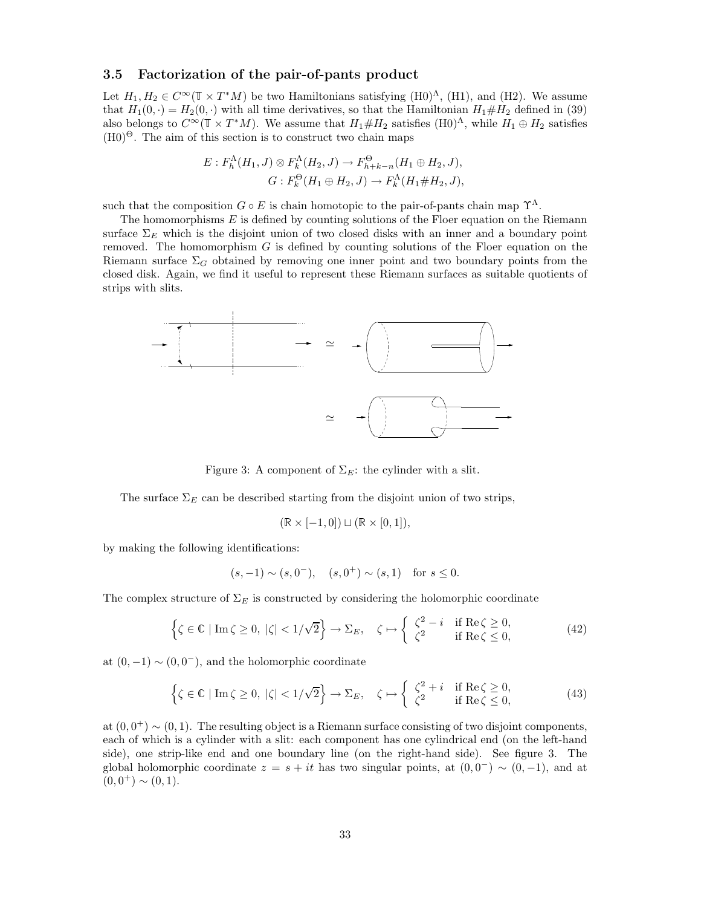### 3.5 Factorization of the pair-of-pants product

Let $H_1, H_2 \in C^\infty(\mathbb{T} \times T^*M)$ be two Hamiltonians satisfying $(\mathrm{H0})^\Lambda$, (H1), and (H2). We assume that $H_1(0,\cdot) = H_2(0,\cdot)$ with all time derivatives, so that the Hamiltonian $H_1 \# H_2$ defined in (39) also belongs to $C^\infty(\mathbb{T} \times T^*M)$. We assume that $H_1 \# H_2$ satisfies $(\mathrm{H0})^\Lambda$, while $H_1 \oplus H_2$ satisfies $(\mathrm{H0})^\Theta$. The aim of this section is to construct two chain maps

$$E : F_h^\Lambda(H_1, J) \otimes F_k^\Lambda(H_2, J) \to F_{h+k-n}^\Theta(H_1 \oplus H_2, J),$$
$$G : F_k^\Theta(H_1 \oplus H_2, J) \to F_k^\Lambda(H_1 \# H_2, J),$$

such that the composition $G \circ E$ is chain homotopic to the pair-of-pants chain map $\Upsilon^\Lambda$.

The homomorphisms $E$ is defined by counting solutions of the Floer equation on the Riemann surface $\Sigma_E$ which is the disjoint union of two closed disks with an inner and a boundary point removed. The homomorphism $G$ is defined by counting solutions of the Floer equation on the Riemann surface $\Sigma_G$ obtained by removing one inner point and two boundary points from the closed disk. Again, we find it useful to represent these Riemann surfaces as suitable quotients of strips with slits.

Figure 3: A component of $\Sigma_E$: the cylinder with a slit.

The surface $\Sigma_E$ can be described starting from the disjoint union of two strips,

$$(\mathbb{R} \times [-1, 0]) \sqcup (\mathbb{R} \times [0, 1]),$$

by making the following identifications:

$$(s, -1) \sim (s, 0^-), \quad (s, 0^+) \sim (s, 1) \quad \text{for } s \leq 0.$$

The complex structure of $\Sigma_E$ is constructed by considering the holomorphic coordinate

$$\left\{ \zeta \in \mathbb{C} \mid \operatorname{Im} \zeta \geq 0, \ |\zeta| < 1/\sqrt{2} \right\} \to \Sigma_E, \quad \zeta \mapsto \begin{cases} \zeta^2 - i & \text{if } \operatorname{Re} \zeta \geq 0, \\ \zeta^2 & \text{if } \operatorname{Re} \zeta \leq 0, \end{cases} \tag{42}$$

at $(0, -1) \sim (0, 0^-)$, and the holomorphic coordinate

$$\left\{ \zeta \in \mathbb{C} \mid \operatorname{Im} \zeta \geq 0, \ |\zeta| < 1/\sqrt{2} \right\} \to \Sigma_E, \quad \zeta \mapsto \begin{cases} \zeta^2 + i & \text{if } \operatorname{Re} \zeta \geq 0, \\ \zeta^2 & \text{if } \operatorname{Re} \zeta \leq 0, \end{cases} \tag{43}$$

at $(0, 0^+) \sim (0, 1)$. The resulting object is a Riemann surface consisting of two disjoint components, each of which is a cylinder with a slit: each component has one cylindrical end (on the left-hand side), one strip-like end and one boundary line (on the right-hand side). See figure 3. The global holomorphic coordinate $z = s + it$ has two singular points, at $(0, 0^-) \sim (0, -1)$, and at $(0, 0^+) \sim (0, 1)$.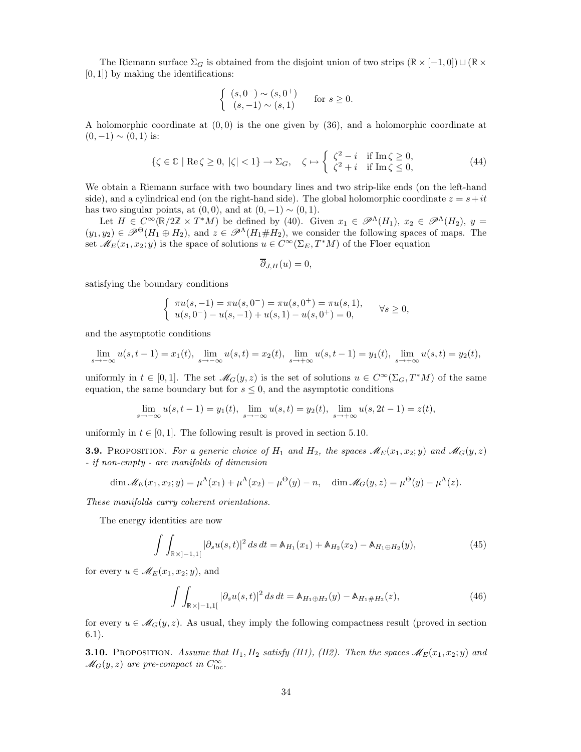The Riemann surface $\Sigma_G$ is obtained from the disjoint union of two strips $(\mathbb{R} \times [-1,0]) \sqcup (\mathbb{R} \times [0,1])$ by making the identifications:

$$\begin{cases} (s,0^-) \sim (s,0^+) \\ (s,-1) \sim (s,1) \end{cases} \quad \text{for } s \geq 0.$$

A holomorphic coordinate at $(0,0)$ is the one given by (36), and a holomorphic coordinate at $(0,-1) \sim (0,1)$ is:

$$\{\zeta \in \mathbb{C} \mid \operatorname{Re} \zeta \geq 0, \ |\zeta| < 1\} \to \Sigma_G, \quad \zeta \mapsto \begin{cases} \zeta^2 - i & \text{if } \operatorname{Im} \zeta \geq 0, \\ \zeta^2 + i & \text{if } \operatorname{Im} \zeta \leq 0, \end{cases} \tag{44}$$

We obtain a Riemann surface with two boundary lines and two strip-like ends (on the left-hand side), and a cylindrical end (on the right-hand side). The global holomorphic coordinate $z = s + it$ has two singular points, at $(0,0)$, and at $(0,-1) \sim (0,1)$.

Let $H \in C^\infty(\mathbb{R}/2\mathbb{Z} \times T^*M)$ be defined by (40). Given $x_1 \in \mathscr{P}^\Lambda(H_1)$, $x_2 \in \mathscr{P}^\Lambda(H_2)$, $y = (y_1, y_2) \in \mathscr{P}^\Theta(H_1 \oplus H_2)$, and $z \in \mathscr{P}^\Lambda(H_1 \# H_2)$, we consider the following spaces of maps. The set $\mathscr{M}_E(x_1, x_2; y)$ is the space of solutions $u \in C^\infty(\Sigma_E, T^*M)$ of the Floer equation

$$\overline{\partial}_{J,H}(u) = 0,$$

satisfying the boundary conditions

$$\begin{cases} \pi u(s,-1) = \pi u(s,0^-) = \pi u(s,0^+) = \pi u(s,1), \\ u(s,0^-) - u(s,-1) + u(s,1) - u(s,0^+) = 0, \end{cases} \quad \forall s \geq 0,$$

and the asymptotic conditions

$$\lim_{s \to -\infty} u(s,t-1) = x_1(t), \ \lim_{s \to -\infty} u(s,t) = x_2(t), \ \lim_{s \to +\infty} u(s,t-1) = y_1(t), \ \lim_{s \to +\infty} u(s,t) = y_2(t),$$

uniformly in $t \in [0,1]$. The set $\mathscr{M}_G(y,z)$ is the set of solutions $u \in C^\infty(\Sigma_G, T^*M)$ of the same equation, the same boundary but for $s \leq 0$, and the asymptotic conditions

$$\lim_{s \to -\infty} u(s,t-1) = y_1(t), \ \lim_{s \to -\infty} u(s,t) = y_2(t), \ \lim_{s \to +\infty} u(s,2t-1) = z(t),$$

uniformly in $t \in [0,1]$. The following result is proved in section 5.10.

**3.9.** Proposition. *For a generic choice of $H_1$ and $H_2$, the spaces $\mathscr{M}_E(x_1, x_2; y)$ and $\mathscr{M}_G(y,z)$ - if non-empty - are manifolds of dimension*

$$\dim \mathscr{M}_E(x_1, x_2; y) = \mu^\Lambda(x_1) + \mu^\Lambda(x_2) - \mu^\Theta(y) - n, \quad \dim \mathscr{M}_G(y,z) = \mu^\Theta(y) - \mu^\Lambda(z).$$

*These manifolds carry coherent orientations.*

The energy identities are now

$$\int\int_{\mathbb{R} \times ]-1,1[} |\partial_s u(s,t)|^2 \, ds \, dt = \mathbb{A}_{H_1}(x_1) + \mathbb{A}_{H_2}(x_2) - \mathbb{A}_{H_1 \oplus H_2}(y), \tag{45}$$

for every $u \in \mathscr{M}_E(x_1, x_2; y)$, and

$$\int\int_{\mathbb{R} \times ]-1,1[} |\partial_s u(s,t)|^2 \, ds \, dt = \mathbb{A}_{H_1 \oplus H_2}(y) - \mathbb{A}_{H_1 \# H_2}(z), \tag{46}$$

for every $u \in \mathscr{M}_G(y,z)$. As usual, they imply the following compactness result (proved in section 6.1).

**3.10.** Proposition. *Assume that $H_1, H_2$ satisfy (H1), (H2). Then the spaces $\mathscr{M}_E(x_1, x_2; y)$ and $\mathscr{M}_G(y,z)$ are pre-compact in $C^\infty_{\mathrm{loc}}$.*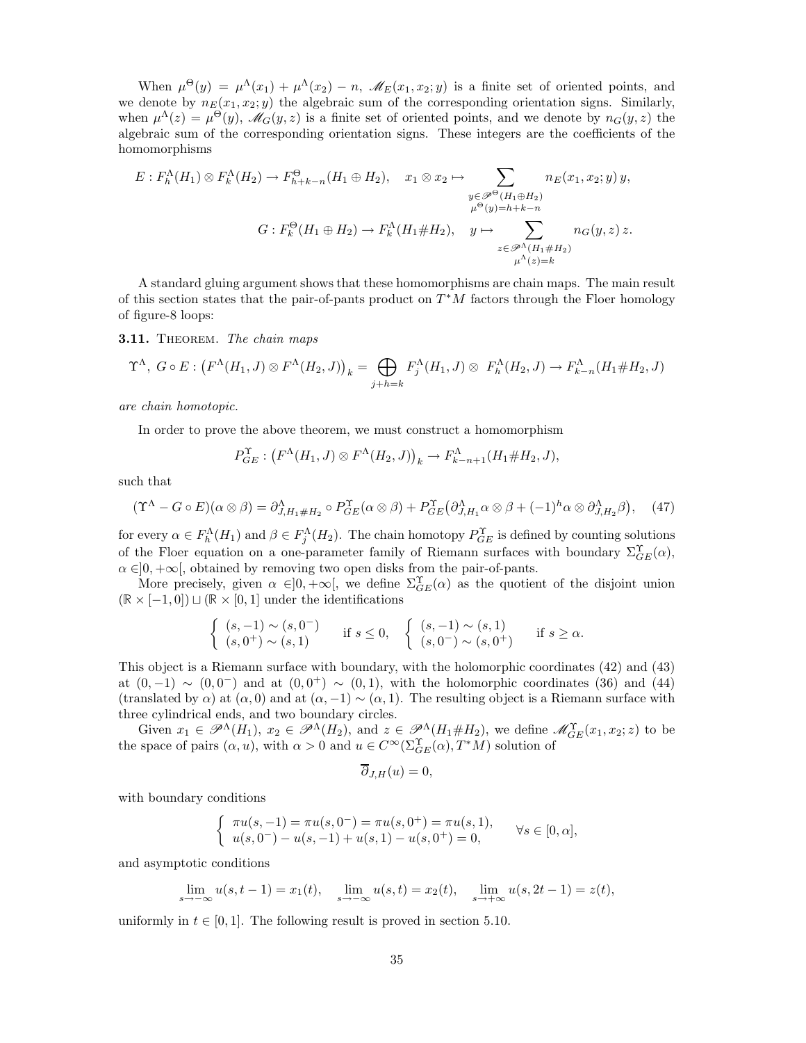When $\mu^\Theta(y) = \mu^\Lambda(x_1) + \mu^\Lambda(x_2) - n$, $\mathscr{M}_E(x_1, x_2; y)$ is a finite set of oriented points, and we denote by $n_E(x_1, x_2; y)$ the algebraic sum of the corresponding orientation signs. Similarly, when $\mu^\Lambda(z) = \mu^\Theta(y)$, $\mathscr{M}_G(y, z)$ is a finite set of oriented points, and we denote by $n_G(y, z)$ the algebraic sum of the corresponding orientation signs. These integers are the coefficients of the homomorphisms

$$E : F_h^\Lambda(H_1) \otimes F_k^\Lambda(H_2) \to F_{h+k-n}^\Theta(H_1 \oplus H_2), \quad x_1 \otimes x_2 \mapsto \sum_{\substack{y \in \mathscr{P}^\Theta(H_1 \oplus H_2) \\ \mu^\Theta(y) = h+k-n}} n_E(x_1, x_2; y)\, y,$$

$$G : F_k^\Theta(H_1 \oplus H_2) \to F_k^\Lambda(H_1 \# H_2), \quad y \mapsto \sum_{\substack{z \in \mathscr{P}^\Lambda(H_1 \# H_2) \\ \mu^\Lambda(z) = k}} n_G(y, z)\, z.$$

A standard gluing argument shows that these homomorphisms are chain maps. The main result of this section states that the pair-of-pants product on $T^*M$ factors through the Floer homology of figure-8 loops:

**3.11.** Theorem. *The chain maps*

$$\Upsilon^\Lambda,\ G \circ E : \big(F^\Lambda(H_1, J) \otimes F^\Lambda(H_2, J)\big)_k = \bigoplus_{j+h=k} F_j^\Lambda(H_1, J) \otimes \ F_h^\Lambda(H_2, J) \to F_{k-n}^\Lambda(H_1 \# H_2, J)$$

*are chain homotopic.*

In order to prove the above theorem, we must construct a homomorphism

$$P_{GE}^\Upsilon : \big(F^\Lambda(H_1, J) \otimes F^\Lambda(H_2, J)\big)_k \to F_{k-n+1}^\Lambda(H_1 \# H_2, J),$$

such that

$$(\Upsilon^\Lambda - G \circ E)(\alpha \otimes \beta) = \partial_{J, H_1 \# H_2}^\Lambda \circ P_{GE}^\Upsilon(\alpha \otimes \beta) + P_{GE}^\Upsilon\big(\partial_{J,H_1}^\Lambda \alpha \otimes \beta + (-1)^h \alpha \otimes \partial_{J,H_2}^\Lambda \beta\big), \quad (47)$$

for every $\alpha \in F_h^\Lambda(H_1)$ and $\beta \in F_j^\Lambda(H_2)$. The chain homotopy $P_{GE}^\Upsilon$ is defined by counting solutions of the Floer equation on a one-parameter family of Riemann surfaces with boundary $\Sigma_{GE}^\Upsilon(\alpha)$, $\alpha \in ]0, +\infty[$, obtained by removing two open disks from the pair-of-pants.

More precisely, given $\alpha \in ]0, +\infty[$, we define $\Sigma_{GE}^\Upsilon(\alpha)$ as the quotient of the disjoint union $(\mathbb{R} \times [-1, 0]) \sqcup (\mathbb{R} \times [0, 1]$ under the identifications

$$\begin{cases} (s, -1) \sim (s, 0^-) \\ (s, 0^+) \sim (s, 1) \end{cases} \quad \text{if } s \le 0, \quad \begin{cases} (s, -1) \sim (s, 1) \\ (s, 0^-) \sim (s, 0^+) \end{cases} \quad \text{if } s \ge \alpha.$$

This object is a Riemann surface with boundary, with the holomorphic coordinates (42) and (43) at $(0, -1) \sim (0, 0^-)$ and at $(0, 0^+) \sim (0, 1)$, with the holomorphic coordinates (36) and (44) (translated by $\alpha$) at $(\alpha, 0)$ and at $(\alpha, -1) \sim (\alpha, 1)$. The resulting object is a Riemann surface with three cylindrical ends, and two boundary circles.

Given $x_1 \in \mathscr{P}^\Lambda(H_1)$, $x_2 \in \mathscr{P}^\Lambda(H_2)$, and $z \in \mathscr{P}^\Lambda(H_1 \# H_2)$, we define $\mathscr{M}_{GE}^\Upsilon(x_1, x_2; z)$ to be the space of pairs $(\alpha, u)$, with $\alpha > 0$ and $u \in C^\infty(\Sigma_{GE}^\Upsilon(\alpha), T^*M)$ solution of

$$\overline{\partial}_{J,H}(u) = 0,$$

with boundary conditions

$$\begin{cases} \pi u(s, -1) = \pi u(s, 0^-) = \pi u(s, 0^+) = \pi u(s, 1), \\ u(s, 0^-) - u(s, -1) + u(s, 1) - u(s, 0^+) = 0, \end{cases} \quad \forall s \in [0, \alpha],$$

and asymptotic conditions

$$\lim_{s \to -\infty} u(s, t-1) = x_1(t), \quad \lim_{s \to -\infty} u(s, t) = x_2(t), \quad \lim_{s \to +\infty} u(s, 2t-1) = z(t),$$

uniformly in $t \in [0, 1]$. The following result is proved in section 5.10.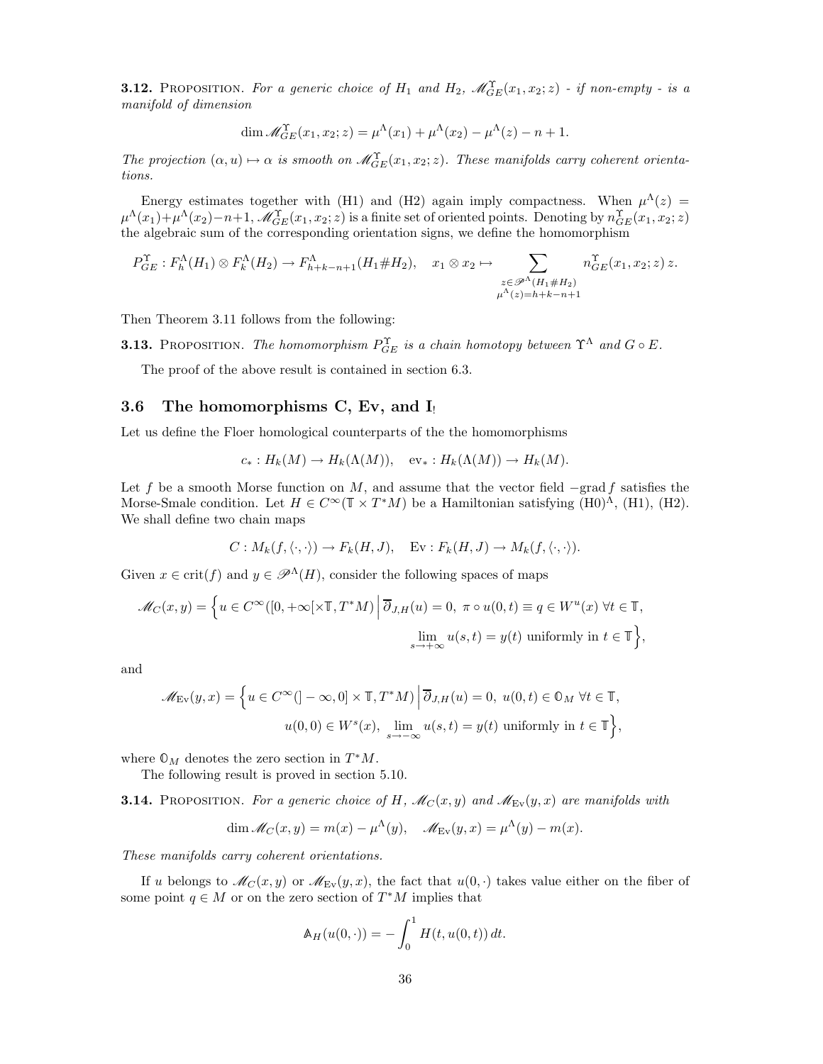**3.12.** Proposition. *For a generic choice of $H_1$ and $H_2$, $\mathscr{M}^{\Upsilon}_{GE}(x_1,x_2;z)$ - if non-empty - is a manifold of dimension*

$$\dim \mathscr{M}^{\Upsilon}_{GE}(x_1,x_2;z) = \mu^{\Lambda}(x_1) + \mu^{\Lambda}(x_2) - \mu^{\Lambda}(z) - n + 1.$$

*The projection $(\alpha, u) \mapsto \alpha$ is smooth on $\mathscr{M}^{\Upsilon}_{GE}(x_1,x_2;z)$. These manifolds carry coherent orientations.*

Energy estimates together with (H1) and (H2) again imply compactness. When $\mu^{\Lambda}(z) = \mu^{\Lambda}(x_1)+\mu^{\Lambda}(x_2)-n+1$, $\mathscr{M}^{\Upsilon}_{GE}(x_1,x_2;z)$ is a finite set of oriented points. Denoting by $n^{\Upsilon}_{GE}(x_1,x_2;z)$ the algebraic sum of the corresponding orientation signs, we define the homomorphism

$$P^{\Upsilon}_{GE} : F^{\Lambda}_h(H_1) \otimes F^{\Lambda}_k(H_2) \to F^{\Lambda}_{h+k-n+1}(H_1 \# H_2), \quad x_1 \otimes x_2 \mapsto \sum_{\substack{z \in \mathscr{P}^{\Lambda}(H_1 \# H_2) \\ \mu^{\Lambda}(z)=h+k-n+1}} n^{\Upsilon}_{GE}(x_1,x_2;z)\, z.$$

Then Theorem 3.11 follows from the following:

**3.13.** Proposition. *The homomorphism $P^{\Upsilon}_{GE}$ is a chain homotopy between $\Upsilon^{\Lambda}$ and $G \circ E$.*

The proof of the above result is contained in section 6.3.

## 3.6 The homomorphisms C, Ev, and I$_!$

Let us define the Floer homological counterparts of the the homomorphisms

$$c_* : H_k(M) \to H_k(\Lambda(M)), \quad \mathrm{ev}_* : H_k(\Lambda(M)) \to H_k(M).$$

Let $f$ be a smooth Morse function on $M$, and assume that the vector field $-\mathrm{grad}\, f$ satisfies the Morse-Smale condition. Let $H \in C^{\infty}(\mathbb{T} \times T^*M)$ be a Hamiltonian satisfying (H0)$^{\Lambda}$, (H1), (H2). We shall define two chain maps

$$C : M_k(f, \langle \cdot, \cdot \rangle) \to F_k(H,J), \quad \mathrm{Ev} : F_k(H,J) \to M_k(f, \langle \cdot, \cdot \rangle).$$

Given $x \in \mathrm{crit}(f)$ and $y \in \mathscr{P}^{\Lambda}(H)$, consider the following spaces of maps

$$\mathscr{M}_C(x,y) = \Big\{ u \in C^{\infty}([0,+\infty[ \times \mathbb{T}, T^*M) \,\Big|\, \overline{\partial}_{J,H}(u) = 0,\ \pi \circ u(0,t) \equiv q \in W^u(x)\ \forall t \in \mathbb{T},$$
$$\lim_{s \to +\infty} u(s,t) = y(t) \text{ uniformly in } t \in \mathbb{T} \Big\},$$

and

$$\mathscr{M}_{\mathrm{Ev}}(y,x) = \Big\{ u \in C^{\infty}(]-\infty,0] \times \mathbb{T}, T^*M) \,\Big|\, \overline{\partial}_{J,H}(u) = 0,\ u(0,t) \in \mathbb{O}_M\ \forall t \in \mathbb{T},$$
$$u(0,0) \in W^s(x),\ \lim_{s \to -\infty} u(s,t) = y(t) \text{ uniformly in } t \in \mathbb{T} \Big\},$$

where $\mathbb{O}_M$ denotes the zero section in $T^*M$.

The following result is proved in section 5.10.

**3.14.** Proposition. *For a generic choice of $H$, $\mathscr{M}_C(x,y)$ and $\mathscr{M}_{\mathrm{Ev}}(y,x)$ are manifolds with*

$$\dim \mathscr{M}_C(x,y) = m(x) - \mu^{\Lambda}(y), \quad \mathscr{M}_{\mathrm{Ev}}(y,x) = \mu^{\Lambda}(y) - m(x).$$

*These manifolds carry coherent orientations.*

If $u$ belongs to $\mathscr{M}_C(x,y)$ or $\mathscr{M}_{\mathrm{Ev}}(y,x)$, the fact that $u(0,\cdot)$ takes value either on the fiber of some point $q \in M$ or on the zero section of $T^*M$ implies that

$$\mathbb{A}_H(u(0,\cdot)) = -\int_0^1 H(t, u(0,t))\, dt.$$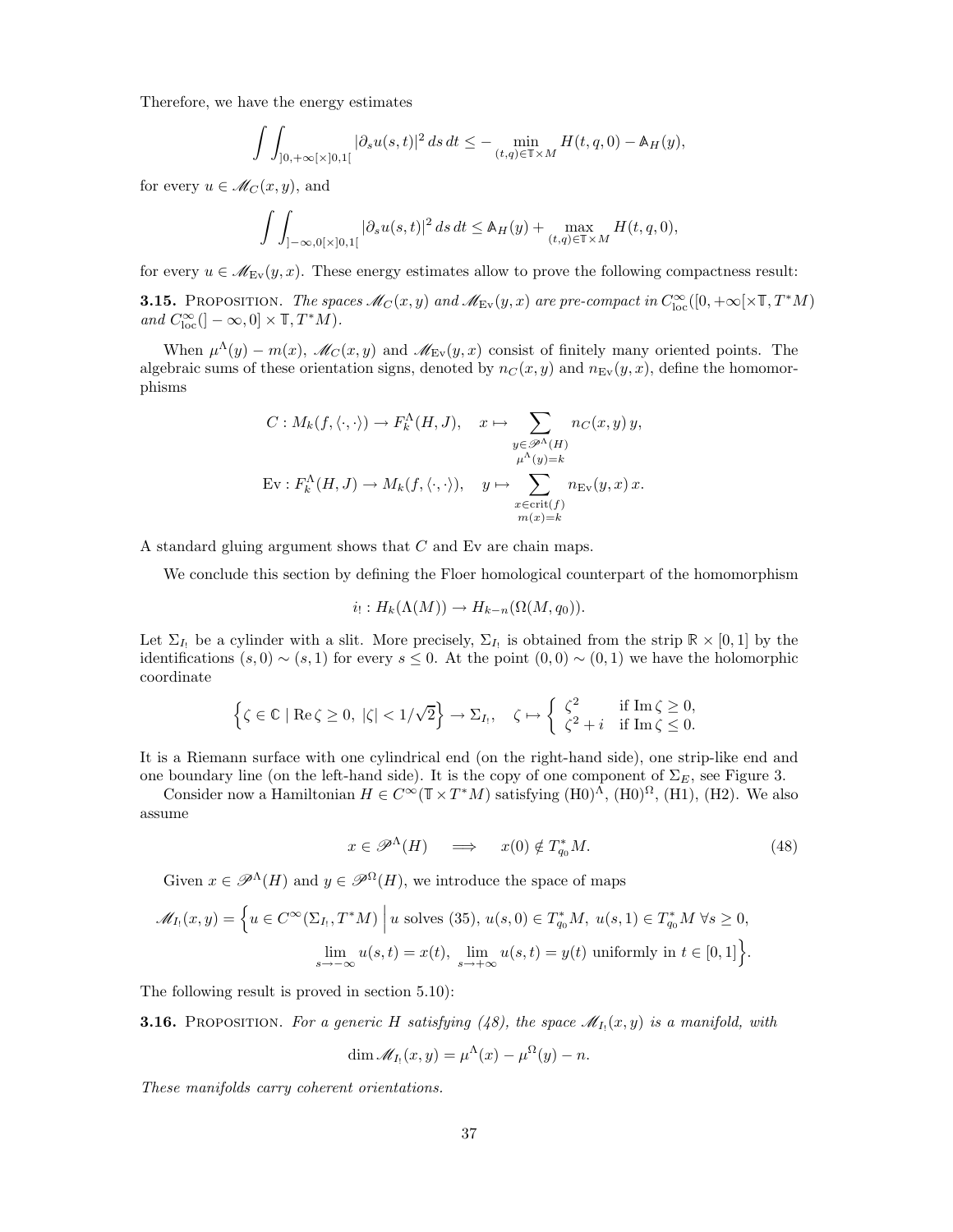Therefore, we have the energy estimates

$$\int\int_{]0,+\infty[\times]0,1[} |\partial_s u(s,t)|^2 \, ds \, dt \le - \min_{(t,q)\in\mathbb{T}\times M} H(t,q,0) - \mathbb{A}_H(y),$$

for every $u \in \mathscr{M}_C(x,y)$, and

$$\int\int_{]-\infty,0[\times]0,1[} |\partial_s u(s,t)|^2 \, ds \, dt \le \mathbb{A}_H(y) + \max_{(t,q)\in\mathbb{T}\times M} H(t,q,0),$$

for every $u \in \mathscr{M}_{\mathrm{Ev}}(y,x)$. These energy estimates allow to prove the following compactness result:

**3.15.** Proposition. *The spaces $\mathscr{M}_C(x,y)$ and $\mathscr{M}_{\mathrm{Ev}}(y,x)$ are pre-compact in $C^\infty_{\mathrm{loc}}([0,+\infty[\times\mathbb{T}, T^*M)$ and $C^\infty_{\mathrm{loc}}(]-\infty,0]\times\mathbb{T}, T^*M)$.*

When $\mu^\Lambda(y) - m(x)$, $\mathscr{M}_C(x,y)$ and $\mathscr{M}_{\mathrm{Ev}}(y,x)$ consist of finitely many oriented points. The algebraic sums of these orientation signs, denoted by $n_C(x,y)$ and $n_{\mathrm{Ev}}(y,x)$, define the homomorphisms

$$C : M_k(f, \langle\cdot,\cdot\rangle) \to F^\Lambda_k(H,J), \quad x \mapsto \sum_{\substack{y\in\mathscr{P}^\Lambda(H)\\ \mu^\Lambda(y)=k}} n_C(x,y)\, y,$$

$$\mathrm{Ev} : F^\Lambda_k(H,J) \to M_k(f, \langle\cdot,\cdot\rangle), \quad y \mapsto \sum_{\substack{x\in\mathrm{crit}(f)\\ m(x)=k}} n_{\mathrm{Ev}}(y,x)\, x.$$

A standard gluing argument shows that $C$ and $\mathrm{Ev}$ are chain maps.

We conclude this section by defining the Floer homological counterpart of the homomorphism

$$i_! : H_k(\Lambda(M)) \to H_{k-n}(\Omega(M,q_0)).$$

Let $\Sigma_{I_!}$ be a cylinder with a slit. More precisely, $\Sigma_{I_!}$ is obtained from the strip $\mathbb{R}\times[0,1]$ by the identifications $(s,0)\sim(s,1)$ for every $s\le 0$. At the point $(0,0)\sim(0,1)$ we have the holomorphic coordinate

$$\left\{\zeta\in\mathbb{C} \mid \mathrm{Re}\,\zeta\ge 0,\ |\zeta|<1/\sqrt{2}\right\} \to \Sigma_{I_!}, \quad \zeta \mapsto \begin{cases} \zeta^2 & \text{if } \mathrm{Im}\,\zeta\ge 0,\\ \zeta^2+i & \text{if } \mathrm{Im}\,\zeta\le 0.\end{cases}$$

It is a Riemann surface with one cylindrical end (on the right-hand side), one strip-like end and one boundary line (on the left-hand side). It is the copy of one component of $\Sigma_E$, see Figure 3.

Consider now a Hamiltonian $H\in C^\infty(\mathbb{T}\times T^*M)$ satisfying $(\mathrm{H}0)^\Lambda$, $(\mathrm{H}0)^\Omega$, (H1), (H2). We also assume

$$x\in\mathscr{P}^\Lambda(H) \quad\Longrightarrow\quad x(0)\notin T^*_{q_0}M. \tag{48}$$

Given $x\in\mathscr{P}^\Lambda(H)$ and $y\in\mathscr{P}^\Omega(H)$, we introduce the space of maps

$$\mathscr{M}_{I_!}(x,y) = \Big\{u\in C^\infty(\Sigma_{I_!}, T^*M) \,\Big|\, u \text{ solves (35)},\ u(s,0)\in T^*_{q_0}M,\ u(s,1)\in T^*_{q_0}M\ \forall s\ge 0,$$
$$\lim_{s\to-\infty} u(s,t) = x(t),\ \lim_{s\to+\infty} u(s,t) = y(t) \text{ uniformly in } t\in[0,1]\Big\}.$$

The following result is proved in section 5.10):

**3.16.** Proposition. *For a generic $H$ satisfying (48), the space $\mathscr{M}_{I_!}(x,y)$ is a manifold, with*

$$\dim \mathscr{M}_{I_!}(x,y) = \mu^\Lambda(x) - \mu^\Omega(y) - n.$$

*These manifolds carry coherent orientations.*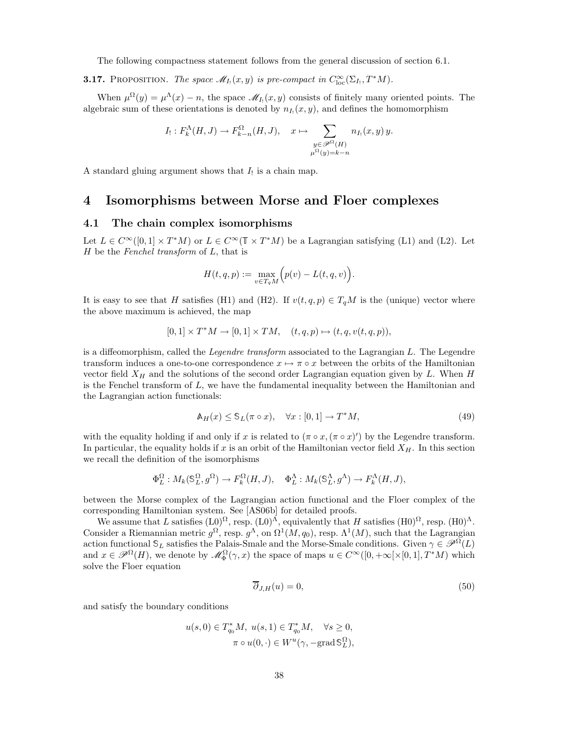The following compactness statement follows from the general discussion of section 6.1.

**3.17.** Proposition. *The space $\mathscr{M}_{I_!}(x,y)$ is pre-compact in $C^\infty_{\mathrm{loc}}(\Sigma_{I_!}, T^*M)$.*

When $\mu^\Omega(y) = \mu^\Lambda(x) - n$, the space $\mathscr{M}_{I_!}(x,y)$ consists of finitely many oriented points. The algebraic sum of these orientations is denoted by $n_{I_!}(x,y)$, and defines the homomorphism

$$I_! : F^\Lambda_k(H,J) \to F^\Omega_{k-n}(H,J), \quad x \mapsto \sum_{\substack{y \in \mathscr{P}^\Omega(H) \\ \mu^\Omega(y)=k-n}} n_{I_!}(x,y)\, y.$$

A standard gluing argument shows that $I_!$ is a chain map.

# 4 Isomorphisms between Morse and Floer complexes

## 4.1 The chain complex isomorphisms

Let $L \in C^\infty([0,1]\times T^*M)$ or $L \in C^\infty(\mathbb{T}\times T^*M)$ be a Lagrangian satisfying (L1) and (L2). Let $H$ be the *Fenchel transform* of $L$, that is

$$H(t,q,p) := \max_{v \in T_qM} \Big( p(v) - L(t,q,v) \Big).$$

It is easy to see that $H$ satisfies (H1) and (H2). If $v(t,q,p) \in T_qM$ is the (unique) vector where the above maximum is achieved, the map

$$[0,1]\times T^*M \to [0,1]\times TM, \quad (t,q,p) \mapsto (t,q,v(t,q,p)),$$

is a diffeomorphism, called the *Legendre transform* associated to the Lagrangian $L$. The Legendre transform induces a one-to-one correspondence $x \mapsto \pi\circ x$ between the orbits of the Hamiltonian vector field $X_H$ and the solutions of the second order Lagrangian equation given by $L$. When $H$ is the Fenchel transform of $L$, we have the fundamental inequality between the Hamiltonian and the Lagrangian action functionals:

$$\mathbb{A}_H(x) \leq \mathbb{S}_L(\pi\circ x), \quad \forall x : [0,1] \to T^*M, \tag{49}$$

with the equality holding if and only if $x$ is related to $(\pi\circ x, (\pi\circ x)')$ by the Legendre transform. In particular, the equality holds if $x$ is an orbit of the Hamiltonian vector field $X_H$. In this section we recall the definition of the isomorphisms

$$\Phi^\Omega_L : M_k(\mathbb{S}^\Omega_L, g^\Omega) \to F^\Omega_k(H,J), \quad \Phi^\Lambda_L : M_k(\mathbb{S}^\Lambda_L, g^\Lambda) \to F^\Lambda_k(H,J),$$

between the Morse complex of the Lagrangian action functional and the Floer complex of the corresponding Hamiltonian system. See [AS06b] for detailed proofs.

We assume that $L$ satisfies $(\mathrm{L0})^\Omega$, resp. $(\mathrm{L0})^\Lambda$, equivalently that $H$ satisfies $(\mathrm{H0})^\Omega$, resp. $(\mathrm{H0})^\Lambda$. Consider a Riemannian metric $g^\Omega$, resp. $g^\Lambda$, on $\Omega^1(M,q_0)$, resp. $\Lambda^1(M)$, such that the Lagrangian action functional $\mathbb{S}_L$ satisfies the Palais-Smale and the Morse-Smale conditions. Given $\gamma \in \mathscr{P}^\Omega(L)$ and $x \in \mathscr{P}^\Omega(H)$, we denote by $\mathscr{M}^\Omega_\Phi(\gamma,x)$ the space of maps $u \in C^\infty([0,+\infty[\times[0,1], T^*M)$ which solve the Floer equation

$$\overline{\partial}_{J,H}(u) = 0, \tag{50}$$

and satisfy the boundary conditions

$$u(s,0) \in T^*_{q_0}M, \; u(s,1) \in T^*_{q_0}M, \quad \forall s \geq 0,$$
$$\pi\circ u(0,\cdot) \in W^u(\gamma, -\mathrm{grad}\,\mathbb{S}^\Omega_L),$$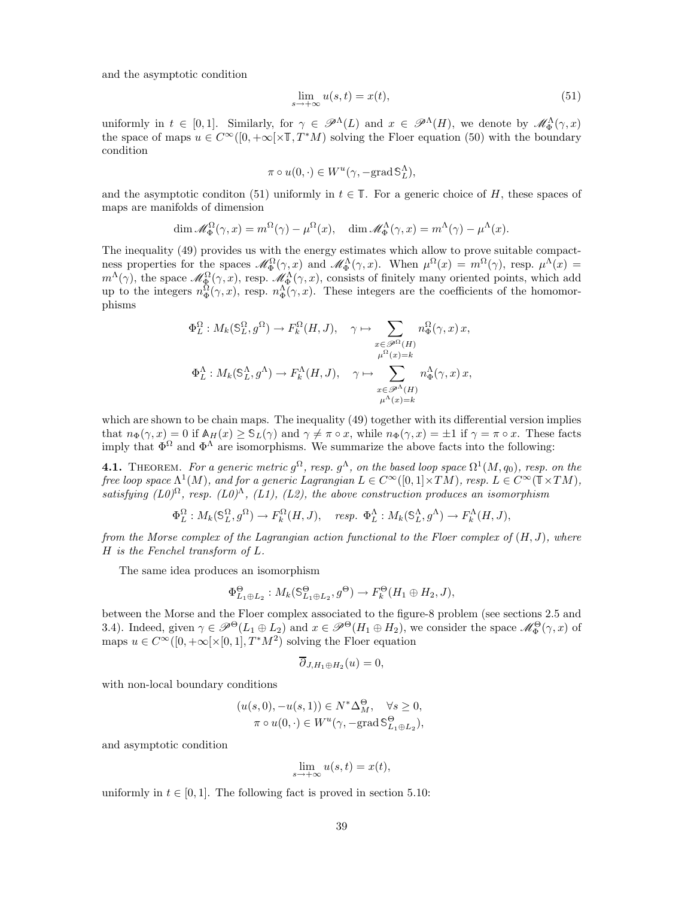and the asymptotic condition

$$\lim_{s\to+\infty} u(s,t) = x(t), \tag{51}$$

uniformly in $t \in [0,1]$. Similarly, for $\gamma \in \mathscr{P}^\Lambda(L)$ and $x \in \mathscr{P}^\Lambda(H)$, we denote by $\mathscr{M}^\Lambda_\Phi(\gamma, x)$ the space of maps $u \in C^\infty([0,+\infty[\times\mathbb{T}, T^*M)$ solving the Floer equation (50) with the boundary condition

$$\pi \circ u(0,\cdot) \in W^u(\gamma, -\mathrm{grad}\, \mathbb{S}^\Lambda_L),$$

and the asymptotic conditon (51) uniformly in $t \in \mathbb{T}$. For a generic choice of $H$, these spaces of maps are manifolds of dimension

$$\dim \mathscr{M}^\Omega_\Phi(\gamma, x) = m^\Omega(\gamma) - \mu^\Omega(x), \quad \dim \mathscr{M}^\Lambda_\Phi(\gamma, x) = m^\Lambda(\gamma) - \mu^\Lambda(x).$$

The inequality (49) provides us with the energy estimates which allow to prove suitable compactness properties for the spaces $\mathscr{M}^\Omega_\Phi(\gamma, x)$ and $\mathscr{M}^\Lambda_\Phi(\gamma, x)$. When $\mu^\Omega(x) = m^\Omega(\gamma)$, resp. $\mu^\Lambda(x) = m^\Lambda(\gamma)$, the space $\mathscr{M}^\Omega_\Phi(\gamma, x)$, resp. $\mathscr{M}^\Lambda_\Phi(\gamma, x)$, consists of finitely many oriented points, which add up to the integers $n^\Omega_\Phi(\gamma, x)$, resp. $n^\Lambda_\Phi(\gamma, x)$. These integers are the coefficients of the homomorphisms

$$\Phi^\Omega_L : M_k(\mathbb{S}^\Omega_L, g^\Omega) \to F^\Omega_k(H, J), \quad \gamma \mapsto \sum_{\substack{x\in\mathscr{P}^\Omega(H)\\ \mu^\Omega(x)=k}} n^\Omega_\Phi(\gamma, x)\, x,$$

$$\Phi^\Lambda_L : M_k(\mathbb{S}^\Lambda_L, g^\Lambda) \to F^\Lambda_k(H, J), \quad \gamma \mapsto \sum_{\substack{x\in\mathscr{P}^\Lambda(H)\\ \mu^\Lambda(x)=k}} n^\Lambda_\Phi(\gamma, x)\, x,$$

which are shown to be chain maps. The inequality (49) together with its differential version implies that $n_\Phi(\gamma, x) = 0$ if $\mathbb{A}_H(x) \geq \mathbb{S}_L(\gamma)$ and $\gamma \neq \pi \circ x$, while $n_\Phi(\gamma, x) = \pm 1$ if $\gamma = \pi \circ x$. These facts imply that $\Phi^\Omega$ and $\Phi^\Lambda$ are isomorphisms. We summarize the above facts into the following:

**4.1.** Theorem. *For a generic metric $g^\Omega$, resp. $g^\Lambda$, on the based loop space $\Omega^1(M, q_0)$, resp. on the free loop space $\Lambda^1(M)$, and for a generic Lagrangian $L \in C^\infty([0,1]\times TM)$, resp. $L \in C^\infty(\mathbb{T}\times TM)$, satisfying (L0)$^\Omega$, resp. (L0)$^\Lambda$, (L1), (L2), the above construction produces an isomorphism*

$$\Phi^\Omega_L : M_k(\mathbb{S}^\Omega_L, g^\Omega) \to F^\Omega_k(H, J), \quad \text{resp. } \Phi^\Lambda_L : M_k(\mathbb{S}^\Lambda_L, g^\Lambda) \to F^\Lambda_k(H, J),$$

*from the Morse complex of the Lagrangian action functional to the Floer complex of $(H, J)$, where $H$ is the Fenchel transform of $L$.*

The same idea produces an isomorphism

$$\Phi^\Theta_{L_1\oplus L_2} : M_k(\mathbb{S}^\Theta_{L_1\oplus L_2}, g^\Theta) \to F^\Theta_k(H_1 \oplus H_2, J),$$

between the Morse and the Floer complex associated to the figure-8 problem (see sections 2.5 and 3.4). Indeed, given $\gamma \in \mathscr{P}^\Theta(L_1 \oplus L_2)$ and $x \in \mathscr{P}^\Theta(H_1 \oplus H_2)$, we consider the space $\mathscr{M}^\Theta_\Phi(\gamma, x)$ of maps $u \in C^\infty([0,+\infty[\times[0,1], T^*M^2)$ solving the Floer equation

$$\overline{\partial}_{J,H_1\oplus H_2}(u) = 0,$$

with non-local boundary conditions

$$(u(s,0), -u(s,1)) \in N^*\Delta^\Theta_M, \quad \forall s \geq 0,$$
$$\pi \circ u(0,\cdot) \in W^u(\gamma, -\mathrm{grad}\, \mathbb{S}^\Theta_{L_1\oplus L_2}),$$

and asymptotic condition

$$\lim_{s\to+\infty} u(s,t) = x(t),$$

uniformly in $t \in [0,1]$. The following fact is proved in section 5.10: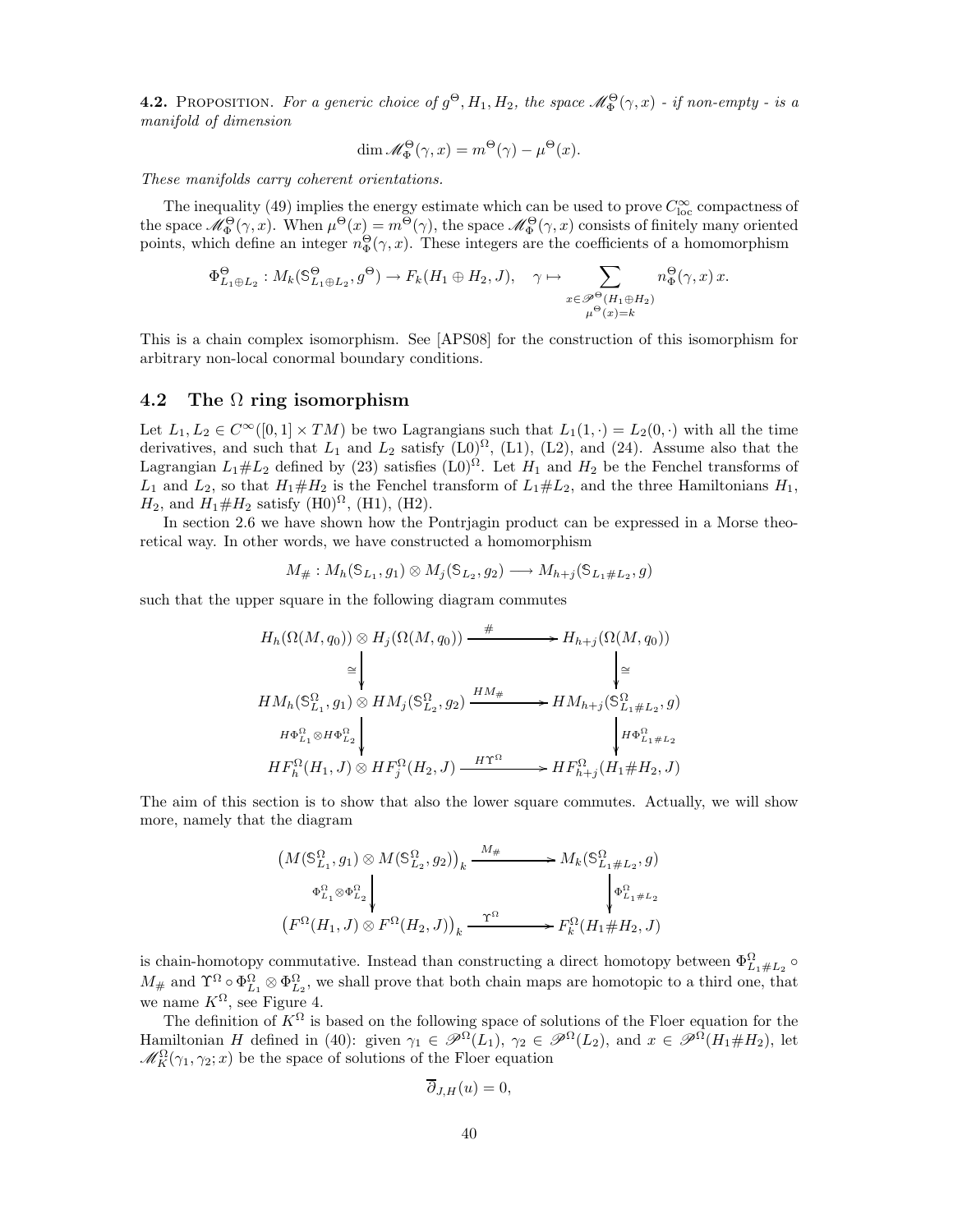**4.2.** Proposition. *For a generic choice of $g^\Theta, H_1, H_2$, the space $\mathscr{M}_\Phi^\Theta(\gamma, x)$ - if non-empty - is a manifold of dimension*

$$\dim \mathscr{M}_\Phi^\Theta(\gamma, x) = m^\Theta(\gamma) - \mu^\Theta(x).$$

*These manifolds carry coherent orientations.*

The inequality (49) implies the energy estimate which can be used to prove $C^\infty_{\mathrm{loc}}$ compactness of the space $\mathscr{M}_\Phi^\Theta(\gamma, x)$. When $\mu^\Theta(x) = m^\Theta(\gamma)$, the space $\mathscr{M}_\Phi^\Theta(\gamma, x)$ consists of finitely many oriented points, which define an integer $n_\Phi^\Theta(\gamma, x)$. These integers are the coefficients of a homomorphism

$$\Phi^\Theta_{L_1 \oplus L_2} : M_k(\mathbb{S}^\Theta_{L_1 \oplus L_2}, g^\Theta) \to F_k(H_1 \oplus H_2, J), \quad \gamma \mapsto \sum_{\substack{x \in \mathscr{P}^\Theta(H_1 \oplus H_2) \\ \mu^\Theta(x) = k}} n_\Phi^\Theta(\gamma, x)\, x.$$

This is a chain complex isomorphism. See [APS08] for the construction of this isomorphism for arbitrary non-local conormal boundary conditions.

## 4.2 The $\Omega$ ring isomorphism

Let $L_1, L_2 \in C^\infty([0,1] \times TM)$ be two Lagrangians such that $L_1(1, \cdot) = L_2(0, \cdot)$ with all the time derivatives, and such that $L_1$ and $L_2$ satisfy (L0)$^\Omega$, (L1), (L2), and (24). Assume also that the Lagrangian $L_1 \# L_2$ defined by (23) satisfies (L0)$^\Omega$. Let $H_1$ and $H_2$ be the Fenchel transforms of $L_1$ and $L_2$, so that $H_1 \# H_2$ is the Fenchel transform of $L_1 \# L_2$, and the three Hamiltonians $H_1$, $H_2$, and $H_1 \# H_2$ satisfy (H0)$^\Omega$, (H1), (H2).

In section 2.6 we have shown how the Pontrjagin product can be expressed in a Morse theoretical way. In other words, we have constructed a homomorphism

$$M_\# : M_h(\mathbb{S}_{L_1}, g_1) \otimes M_j(\mathbb{S}_{L_2}, g_2) \longrightarrow M_{h+j}(\mathbb{S}_{L_1 \# L_2}, g)$$

such that the upper square in the following diagram commutes

$$\begin{array}{ccc}
H_h(\Omega(M,q_0)) \otimes H_j(\Omega(M,q_0)) & \xrightarrow{\quad \# \quad} & H_{h+j}(\Omega(M,q_0)) \\
\Big\downarrow \cong & & \Big\downarrow \cong \\
HM_h(\mathbb{S}^\Omega_{L_1}, g_1) \otimes HM_j(\mathbb{S}^\Omega_{L_2}, g_2) & \xrightarrow{\quad HM_\# \quad} & HM_{h+j}(\mathbb{S}^\Omega_{L_1 \# L_2}, g) \\
\Big\downarrow H\Phi^\Omega_{L_1} \otimes H\Phi^\Omega_{L_2} & & \Big\downarrow H\Phi^\Omega_{L_1 \# L_2} \\
HF_h^\Omega(H_1, J) \otimes HF_j^\Omega(H_2, J) & \xrightarrow{\quad H\Upsilon^\Omega \quad} & HF^\Omega_{h+j}(H_1 \# H_2, J)
\end{array}$$

The aim of this section is to show that also the lower square commutes. Actually, we will show more, namely that the diagram

$$\begin{array}{ccc}
\big(M(\mathbb{S}^\Omega_{L_1}, g_1) \otimes M(\mathbb{S}^\Omega_{L_2}, g_2)\big)_k & \xrightarrow{\quad M_\# \quad} & M_k(\mathbb{S}^\Omega_{L_1 \# L_2}, g) \\
\Big\downarrow \Phi^\Omega_{L_1} \otimes \Phi^\Omega_{L_2} & & \Big\downarrow \Phi^\Omega_{L_1 \# L_2} \\
\big(F^\Omega(H_1, J) \otimes F^\Omega(H_2, J)\big)_k & \xrightarrow{\quad \Upsilon^\Omega \quad} & F_k^\Omega(H_1 \# H_2, J)
\end{array}$$

is chain-homotopy commutative. Instead than constructing a direct homotopy between $\Phi^\Omega_{L_1 \# L_2} \circ M_\#$ and $\Upsilon^\Omega \circ \Phi^\Omega_{L_1} \otimes \Phi^\Omega_{L_2}$, we shall prove that both chain maps are homotopic to a third one, that we name $K^\Omega$, see Figure 4.

The definition of $K^\Omega$ is based on the following space of solutions of the Floer equation for the Hamiltonian $H$ defined in (40): given $\gamma_1 \in \mathscr{P}^\Omega(L_1)$, $\gamma_2 \in \mathscr{P}^\Omega(L_2)$, and $x \in \mathscr{P}^\Omega(H_1 \# H_2)$, let $\mathscr{M}_K^\Omega(\gamma_1, \gamma_2; x)$ be the space of solutions of the Floer equation

$$\overline{\partial}_{J,H}(u) = 0,$$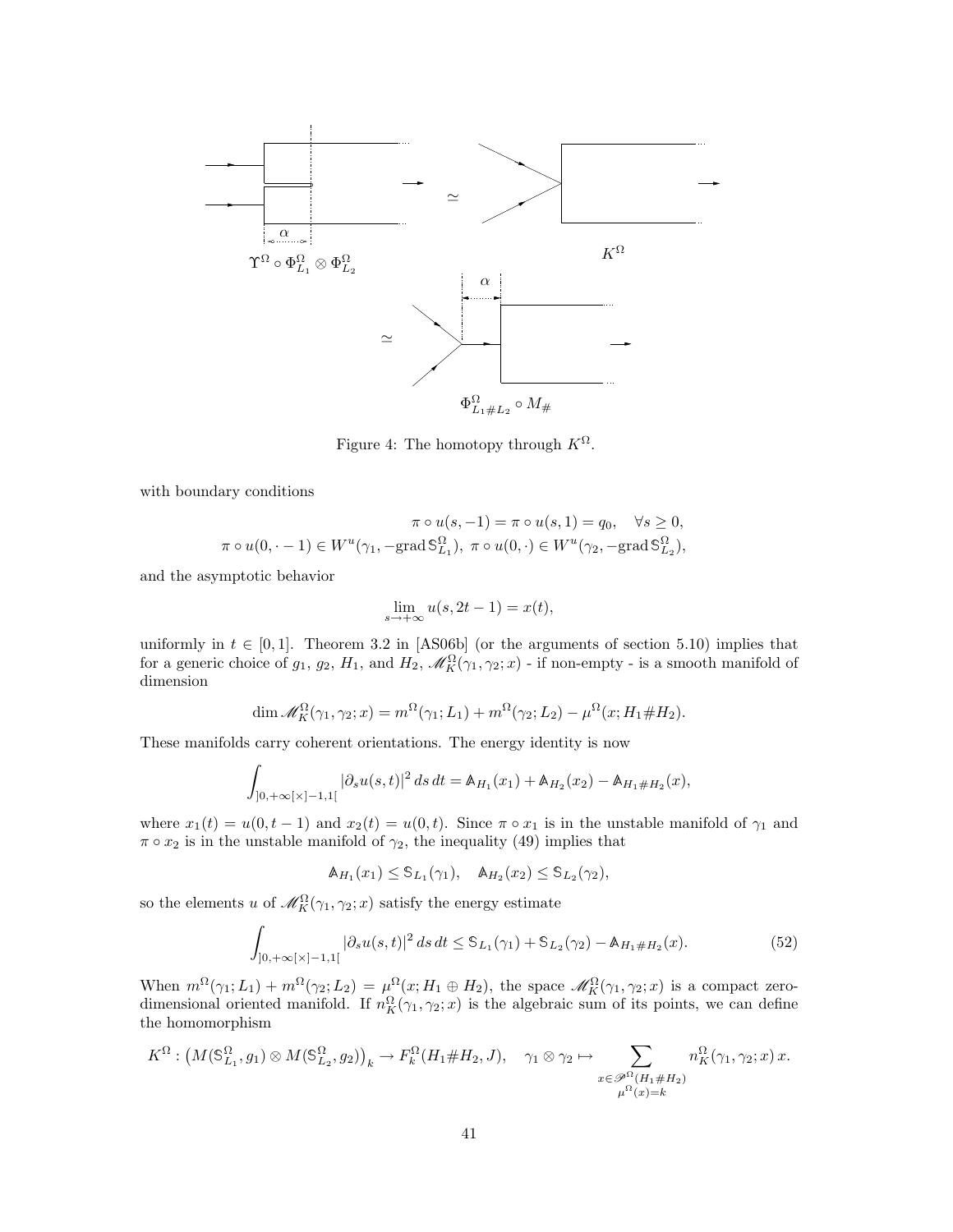Figure 4: The homotopy through $K^\Omega$.

with boundary conditions

$$\pi \circ u(s,-1) = \pi \circ u(s,1) = q_0, \quad \forall s \geq 0,$$
$$\pi \circ u(0,\cdot - 1) \in W^u(\gamma_1, -\mathrm{grad}\, \mathbb{S}^\Omega_{L_1}),\ \pi \circ u(0,\cdot) \in W^u(\gamma_2, -\mathrm{grad}\, \mathbb{S}^\Omega_{L_2}),$$

and the asymptotic behavior

$$\lim_{s\to+\infty} u(s, 2t-1) = x(t),$$

uniformly in $t \in [0,1]$. Theorem 3.2 in [AS06b] (or the arguments of section 5.10) implies that for a generic choice of $g_1$, $g_2$, $H_1$, and $H_2$, $\mathscr{M}^\Omega_K(\gamma_1,\gamma_2;x)$ - if non-empty - is a smooth manifold of dimension

$$\dim \mathscr{M}^\Omega_K(\gamma_1,\gamma_2;x) = m^\Omega(\gamma_1;L_1) + m^\Omega(\gamma_2;L_2) - \mu^\Omega(x;H_1\# H_2).$$

These manifolds carry coherent orientations. The energy identity is now

$$\int_{]0,+\infty[\times]-1,1[} |\partial_s u(s,t)|^2\, ds\, dt = \mathbb{A}_{H_1}(x_1) + \mathbb{A}_{H_2}(x_2) - \mathbb{A}_{H_1\# H_2}(x),$$

where $x_1(t) = u(0,t-1)$ and $x_2(t) = u(0,t)$. Since $\pi\circ x_1$ is in the unstable manifold of $\gamma_1$ and $\pi \circ x_2$ is in the unstable manifold of $\gamma_2$, the inequality (49) implies that

$$\mathbb{A}_{H_1}(x_1) \leq \mathbb{S}_{L_1}(\gamma_1), \quad \mathbb{A}_{H_2}(x_2) \leq \mathbb{S}_{L_2}(\gamma_2),$$

so the elements $u$ of $\mathscr{M}^\Omega_K(\gamma_1,\gamma_2;x)$ satisfy the energy estimate

$$\int_{]0,+\infty[\times]-1,1[} |\partial_s u(s,t)|^2\, ds\, dt \leq \mathbb{S}_{L_1}(\gamma_1) + \mathbb{S}_{L_2}(\gamma_2) - \mathbb{A}_{H_1\# H_2}(x). \tag{52}$$

When $m^\Omega(\gamma_1;L_1) + m^\Omega(\gamma_2;L_2) = \mu^\Omega(x;H_1\oplus H_2)$, the space $\mathscr{M}^\Omega_K(\gamma_1,\gamma_2;x)$ is a compact zero-dimensional oriented manifold. If $n^\Omega_K(\gamma_1,\gamma_2;x)$ is the algebraic sum of its points, we can define the homomorphism

$$K^\Omega : \left(M(\mathbb{S}^\Omega_{L_1}, g_1) \otimes M(\mathbb{S}^\Omega_{L_2}, g_2)\right)_k \to F^\Omega_k(H_1\# H_2, J), \quad \gamma_1\otimes\gamma_2 \mapsto \sum_{\substack{x\in\mathscr{P}^\Omega(H_1\# H_2)\\ \mu^\Omega(x)=k}} n^\Omega_K(\gamma_1,\gamma_2;x)\, x.$$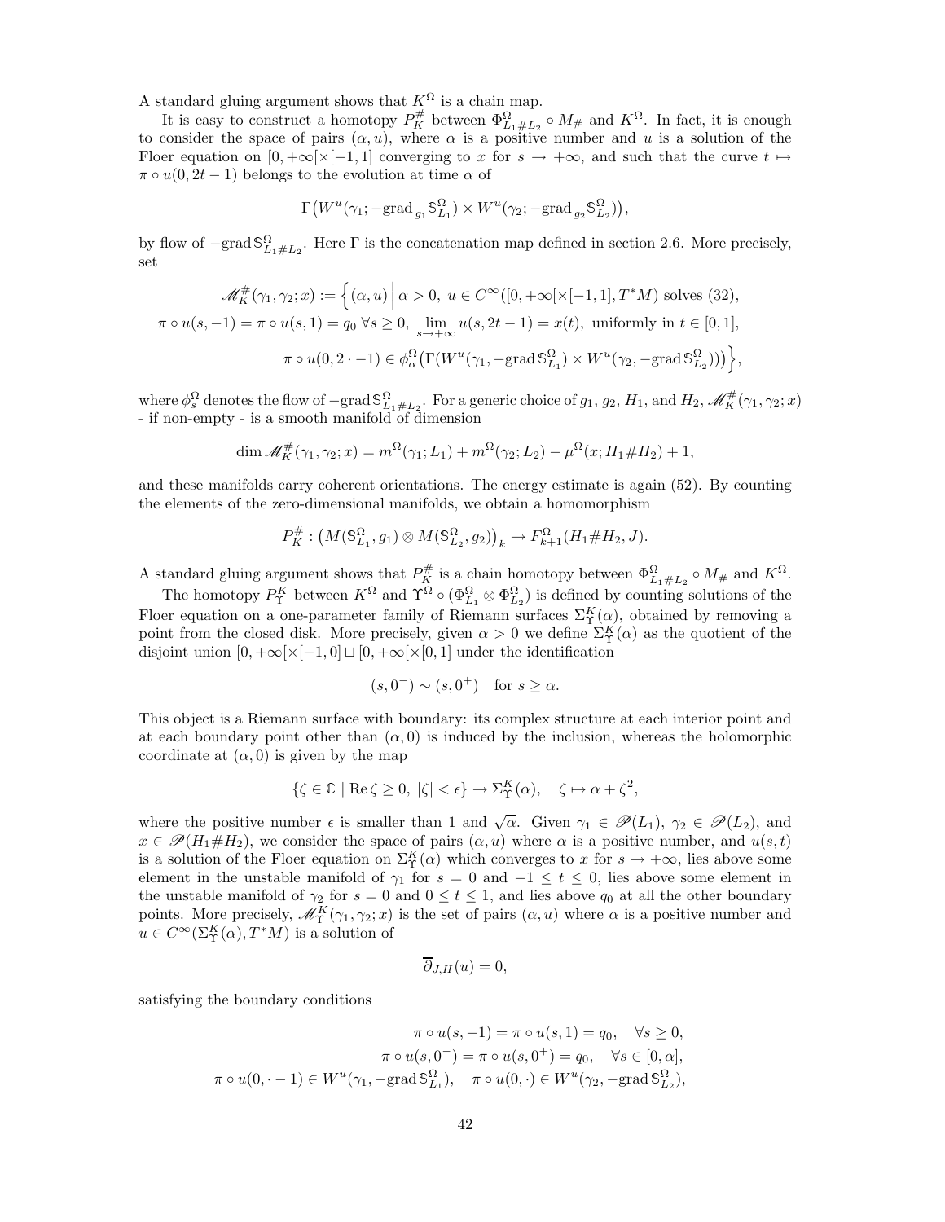A standard gluing argument shows that $K^\Omega$ is a chain map.

It is easy to construct a homotopy $P_K^\#$ between $\Phi^\Omega_{L_1\#L_2} \circ M_\#$ and $K^\Omega$. In fact, it is enough to consider the space of pairs $(\alpha, u)$, where $\alpha$ is a positive number and $u$ is a solution of the Floer equation on $[0,+\infty[\times[-1,1]$ converging to $x$ for $s \to +\infty$, and such that the curve $t \mapsto \pi \circ u(0, 2t-1)$ belongs to the evolution at time $\alpha$ of

$$\Gamma\big(W^u(\gamma_1; -\mathrm{grad}_{g_1} \mathbb{S}^\Omega_{L_1}) \times W^u(\gamma_2; -\mathrm{grad}_{g_2} \mathbb{S}^\Omega_{L_2})\big),$$

by flow of $-\mathrm{grad}\, \mathbb{S}^\Omega_{L_1\#L_2}$. Here $\Gamma$ is the concatenation map defined in section 2.6. More precisely, set

$$\begin{aligned}
\mathscr{M}_K^\#(\gamma_1,\gamma_2;x) := \Big\{ (\alpha,u) \,\Big|\, & \alpha>0,\ u \in C^\infty([0,+\infty[\times[-1,1], T^*M) \text{ solves } (32), \\
\pi\circ u(s,-1) = \pi\circ u(s,1) = q_0 \ \forall s \geq 0,\ & \lim_{s\to+\infty} u(s,2t-1) = x(t), \text{ uniformly in } t\in[0,1], \\
& \pi\circ u(0, 2\cdot -1) \in \phi^\Omega_\alpha\big(\Gamma(W^u(\gamma_1, -\mathrm{grad}\,\mathbb{S}^\Omega_{L_1}) \times W^u(\gamma_2, -\mathrm{grad}\,\mathbb{S}^\Omega_{L_2}))\big) \Big\},
\end{aligned}$$

where $\phi^\Omega_s$ denotes the flow of $-\mathrm{grad}\,\mathbb{S}^\Omega_{L_1\#L_2}$. For a generic choice of $g_1$, $g_2$, $H_1$, and $H_2$, $\mathscr{M}_K^\#(\gamma_1,\gamma_2;x)$ - if non-empty - is a smooth manifold of dimension

$$\dim \mathscr{M}_K^\#(\gamma_1,\gamma_2;x) = m^\Omega(\gamma_1;L_1) + m^\Omega(\gamma_2;L_2) - \mu^\Omega(x; H_1\#H_2) + 1,$$

and these manifolds carry coherent orientations. The energy estimate is again (52). By counting the elements of the zero-dimensional manifolds, we obtain a homomorphism

$$P_K^\# : \big(M(\mathbb{S}^\Omega_{L_1}, g_1) \otimes M(\mathbb{S}^\Omega_{L_2}, g_2)\big)_k \to F^\Omega_{k+1}(H_1\#H_2, J).$$

A standard gluing argument shows that $P_K^\#$ is a chain homotopy between $\Phi^\Omega_{L_1\#L_2} \circ M_\#$ and $K^\Omega$.

The homotopy $P_\Upsilon^K$ between $K^\Omega$ and $\Upsilon^\Omega \circ (\Phi^\Omega_{L_1} \otimes \Phi^\Omega_{L_2})$ is defined by counting solutions of the Floer equation on a one-parameter family of Riemann surfaces $\Sigma^K_\Upsilon(\alpha)$, obtained by removing a point from the closed disk. More precisely, given $\alpha > 0$ we define $\Sigma^K_\Upsilon(\alpha)$ as the quotient of the disjoint union $[0,+\infty[\times[-1,0] \sqcup [0,+\infty[\times[0,1]$ under the identification

$$(s, 0^-) \sim (s, 0^+) \quad \text{for } s \geq \alpha.$$

This object is a Riemann surface with boundary: its complex structure at each interior point and at each boundary point other than $(\alpha, 0)$ is induced by the inclusion, whereas the holomorphic coordinate at $(\alpha,0)$ is given by the map

$$\{\zeta \in \mathbb{C} \mid \mathrm{Re}\,\zeta \geq 0,\ |\zeta| < \epsilon\} \to \Sigma^K_\Upsilon(\alpha), \quad \zeta \mapsto \alpha + \zeta^2,$$

where the positive number $\epsilon$ is smaller than 1 and $\sqrt{\alpha}$. Given $\gamma_1 \in \mathscr{P}(L_1)$, $\gamma_2 \in \mathscr{P}(L_2)$, and $x \in \mathscr{P}(H_1\#H_2)$, we consider the space of pairs $(\alpha, u)$ where $\alpha$ is a positive number, and $u(s,t)$ is a solution of the Floer equation on $\Sigma^K_\Upsilon(\alpha)$ which converges to $x$ for $s \to +\infty$, lies above some element in the unstable manifold of $\gamma_1$ for $s = 0$ and $-1 \leq t \leq 0$, lies above some element in the unstable manifold of $\gamma_2$ for $s=0$ and $0 \leq t \leq 1$, and lies above $q_0$ at all the other boundary points. More precisely, $\mathscr{M}^K_\Upsilon(\gamma_1,\gamma_2;x)$ is the set of pairs $(\alpha,u)$ where $\alpha$ is a positive number and $u \in C^\infty(\Sigma^K_\Upsilon(\alpha), T^*M)$ is a solution of

$$\overline{\partial}_{J,H}(u) = 0,$$

satisfying the boundary conditions

$$\begin{aligned}
\pi\circ u(s,-1) = \pi\circ u(s,1) = q_0, &\quad \forall s \geq 0, \\
\pi\circ u(s,0^-) = \pi\circ u(s,0^+) = q_0, &\quad \forall s \in [0,\alpha], \\
\pi\circ u(0,\cdot-1) \in W^u(\gamma_1, -\mathrm{grad}\,\mathbb{S}^\Omega_{L_1}), &\quad \pi\circ u(0,\cdot) \in W^u(\gamma_2, -\mathrm{grad}\,\mathbb{S}^\Omega_{L_2}),
\end{aligned}$$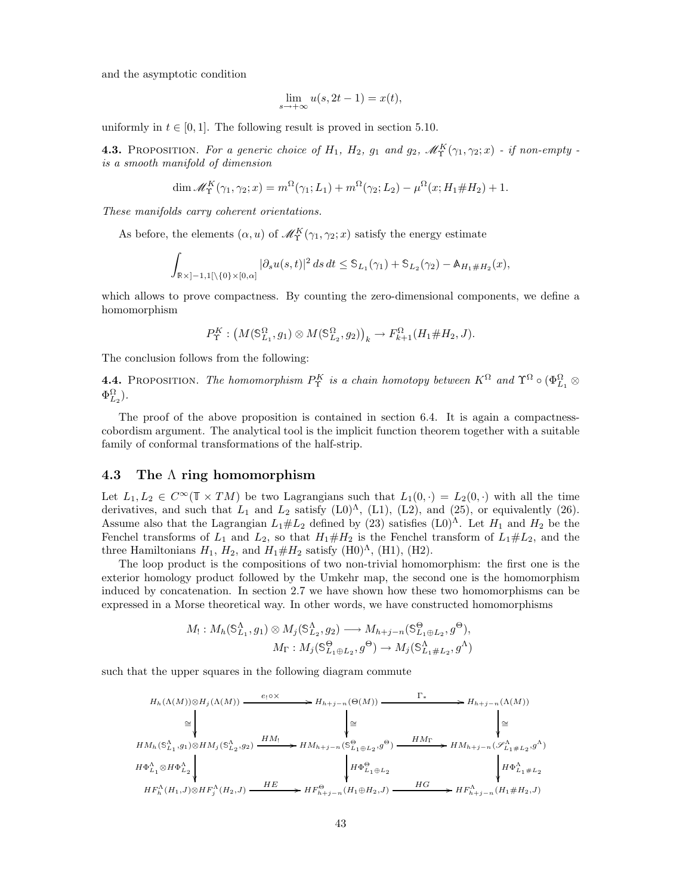and the asymptotic condition

$$\lim_{s\to+\infty} u(s, 2t-1) = x(t),$$

uniformly in $t \in [0,1]$. The following result is proved in section 5.10.

**4.3.** Proposition. *For a generic choice of $H_1$, $H_2$, $g_1$ and $g_2$, $\mathscr{M}^K_\Upsilon(\gamma_1,\gamma_2;x)$ - if non-empty - is a smooth manifold of dimension*

$$\dim \mathscr{M}^K_\Upsilon(\gamma_1,\gamma_2;x) = m^\Omega(\gamma_1;L_1) + m^\Omega(\gamma_2;L_2) - \mu^\Omega(x;H_1\#H_2) + 1.$$

*These manifolds carry coherent orientations.*

As before, the elements $(\alpha, u)$ of $\mathscr{M}^K_\Upsilon(\gamma_1,\gamma_2;x)$ satisfy the energy estimate

$$\int_{\mathbb{R}\times]-1,1[\setminus\{0\}\times[0,\alpha]} |\partial_s u(s,t)|^2\, ds\, dt \leq \mathbb{S}_{L_1}(\gamma_1) + \mathbb{S}_{L_2}(\gamma_2) - \mathbb{A}_{H_1\#H_2}(x),$$

which allows to prove compactness. By counting the zero-dimensional components, we define a homomorphism

$$P^K_\Upsilon : \big(M(\mathbb{S}^\Omega_{L_1}, g_1)\otimes M(\mathbb{S}^\Omega_{L_2}, g_2)\big)_k \to F^\Omega_{k+1}(H_1\#H_2, J).$$

The conclusion follows from the following:

**4.4.** Proposition. *The homomorphism $P^K_\Upsilon$ is a chain homotopy between $K^\Omega$ and $\Upsilon^\Omega\circ(\Phi^\Omega_{L_1}\otimes\Phi^\Omega_{L_2})$.*

The proof of the above proposition is contained in section 6.4. It is again a compactness-cobordism argument. The analytical tool is the implicit function theorem together with a suitable family of conformal transformations of the half-strip.

## 4.3 The $\Lambda$ ring homomorphism

Let $L_1, L_2 \in C^\infty(\mathbb{T}\times TM)$ be two Lagrangians such that $L_1(0,\cdot) = L_2(0,\cdot)$ with all the time derivatives, and such that $L_1$ and $L_2$ satisfy (L0)$^\Lambda$, (L1), (L2), and (25), or equivalently (26). Assume also that the Lagrangian $L_1\#L_2$ defined by (23) satisfies (L0)$^\Lambda$. Let $H_1$ and $H_2$ be the Fenchel transforms of $L_1$ and $L_2$, so that $H_1\#H_2$ is the Fenchel transform of $L_1\#L_2$, and the three Hamiltonians $H_1$, $H_2$, and $H_1\#H_2$ satisfy (H0)$^\Lambda$, (H1), (H2).

The loop product is the compositions of two non-trivial homomorphism: the first one is the exterior homology product followed by the Umkehr map, the second one is the homomorphism induced by concatenation. In section 2.7 we have shown how these two homomorphisms can be expressed in a Morse theoretical way. In other words, we have constructed homomorphisms

$$M_! : M_h(\mathbb{S}^\Lambda_{L_1}, g_1)\otimes M_j(\mathbb{S}^\Lambda_{L_2}, g_2) \longrightarrow M_{h+j-n}(\mathbb{S}^\Theta_{L_1\oplus L_2}, g^\Theta),$$
$$M_\Gamma : M_j(\mathbb{S}^\Theta_{L_1\oplus L_2}, g^\Theta) \to M_j(\mathbb{S}^\Lambda_{L_1\#L_2}, g^\Lambda)$$

such that the upper squares in the following diagram commute

$$\begin{array}{ccccc}
H_h(\Lambda(M))\otimes H_j(\Lambda(M)) & \xrightarrow{e_!\circ\times} & H_{h+j-n}(\Theta(M)) & \xrightarrow{\Gamma_*} & H_{h+j-n}(\Lambda(M)) \\
\downarrow\cong & & \downarrow\cong & & \downarrow\cong \\
HM_h(\mathbb{S}^\Lambda_{L_1},g_1)\otimes HM_j(\mathbb{S}^\Lambda_{L_2},g_2) & \xrightarrow{HM_!} & HM_{h+j-n}(\mathbb{S}^\Theta_{L_1\oplus L_2},g^\Theta) & \xrightarrow{HM_\Gamma} & HM_{h+j-n}(\mathscr{S}^\Lambda_{L_1\#L_2},g^\Lambda) \\
\downarrow H\Phi^\Lambda_{L_1}\otimes H\Phi^\Lambda_{L_2} & & \downarrow H\Phi^\Theta_{L_1\oplus L_2} & & \downarrow H\Phi^\Lambda_{L_1\#L_2} \\
HF^\Lambda_h(H_1,J)\otimes HF^\Lambda_j(H_2,J) & \xrightarrow{HE} & HF^\Theta_{h+j-n}(H_1\oplus H_2,J) & \xrightarrow{HG} & HF^\Lambda_{h+j-n}(H_1\#H_2,J)
\end{array}$$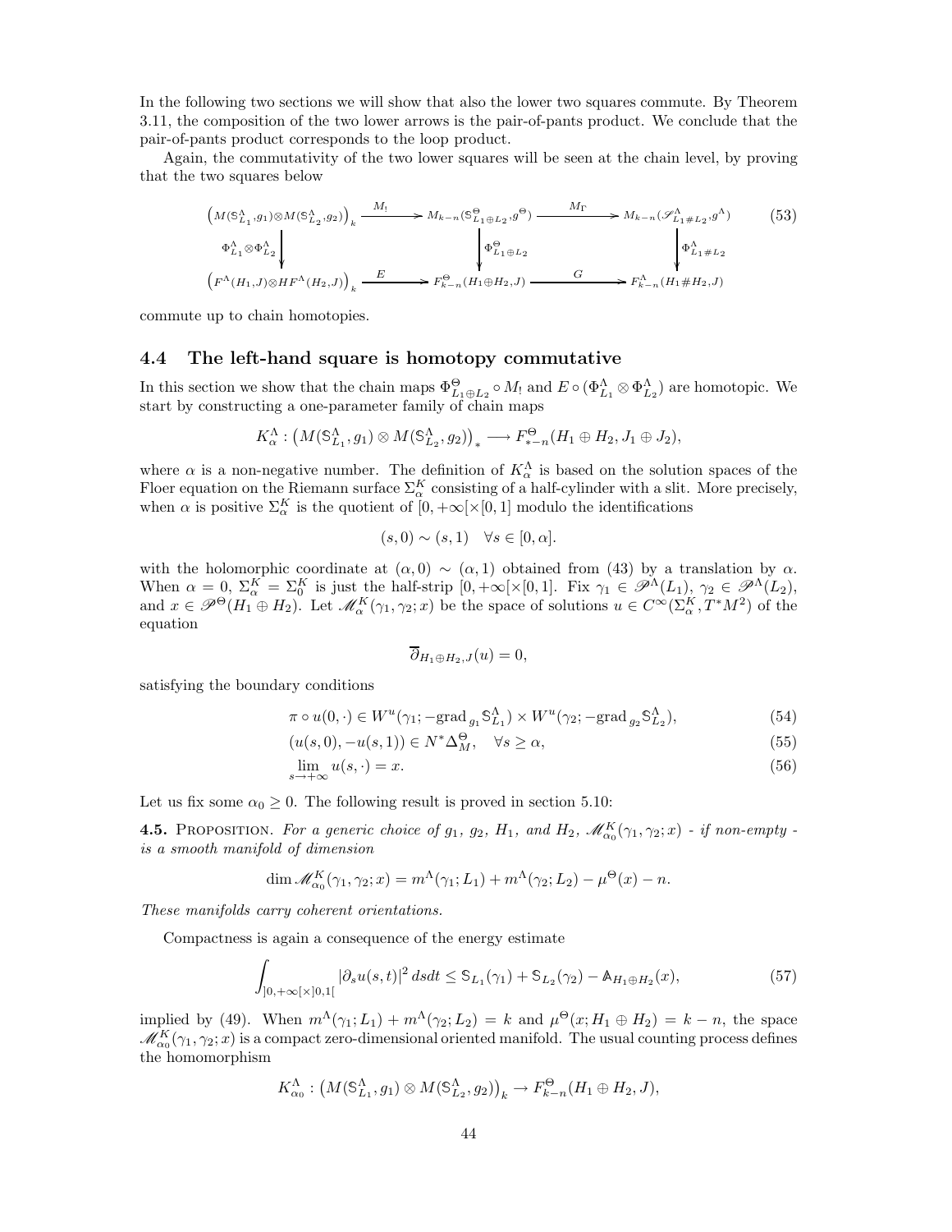In the following two sections we will show that also the lower two squares commute. By Theorem 3.11, the composition of the two lower arrows is the pair-of-pants product. We conclude that the pair-of-pants product corresponds to the loop product.

Again, the commutativity of the two lower squares will be seen at the chain level, by proving that the two squares below

$$
\begin{array}{ccccc}
\left(M(\mathbb{S}^\Lambda_{L_1},g_1)\otimes M(\mathbb{S}^\Lambda_{L_2},g_2)\right)_k & \xrightarrow{M_!} & M_{k-n}(\mathbb{S}^\Theta_{L_1\oplus L_2},g^\Theta) & \xrightarrow{M_\Gamma} & M_{k-n}(\mathscr{S}^\Lambda_{L_1\# L_2},g^\Lambda) \\
\Big\downarrow {\scriptstyle \Phi^\Lambda_{L_1}\otimes\Phi^\Lambda_{L_2}} & & \Big\downarrow {\scriptstyle \Phi^\Theta_{L_1\oplus L_2}} & & \Big\downarrow {\scriptstyle \Phi^\Lambda_{L_1\# L_2}} \\
\left(F^\Lambda(H_1,J)\otimes HF^\Lambda(H_2,J)\right)_k & \xrightarrow{E} & F^\Theta_{k-n}(H_1\oplus H_2,J) & \xrightarrow{G} & F^\Lambda_{k-n}(H_1\# H_2,J)
\end{array}
\tag{53}
$$

commute up to chain homotopies.

### 4.4 The left-hand square is homotopy commutative

In this section we show that the chain maps $\Phi^\Theta_{L_1\oplus L_2}\circ M_!$ and $E\circ(\Phi^\Lambda_{L_1}\otimes\Phi^\Lambda_{L_2})$ are homotopic. We start by constructing a one-parameter family of chain maps

$$K^\Lambda_\alpha : \left(M(\mathbb{S}^\Lambda_{L_1},g_1)\otimes M(\mathbb{S}^\Lambda_{L_2},g_2)\right)_* \longrightarrow F^\Theta_{*-n}(H_1\oplus H_2,J_1\oplus J_2),$$

where $\alpha$ is a non-negative number. The definition of $K^\Lambda_\alpha$ is based on the solution spaces of the Floer equation on the Riemann surface $\Sigma^K_\alpha$ consisting of a half-cylinder with a slit. More precisely, when $\alpha$ is positive $\Sigma^K_\alpha$ is the quotient of $[0,+\infty[\times[0,1]$ modulo the identifications

$$(s,0)\sim(s,1)\quad \forall s\in[0,\alpha].$$

with the holomorphic coordinate at $(\alpha,0)\sim(\alpha,1)$ obtained from (43) by a translation by $\alpha$. When $\alpha=0$, $\Sigma^K_\alpha=\Sigma^K_0$ is just the half-strip $[0,+\infty[\times[0,1]$. Fix $\gamma_1\in\mathscr{P}^\Lambda(L_1)$, $\gamma_2\in\mathscr{P}^\Lambda(L_2)$, and $x\in\mathscr{P}^\Theta(H_1\oplus H_2)$. Let $\mathscr{M}^K_\alpha(\gamma_1,\gamma_2;x)$ be the space of solutions $u\in C^\infty(\Sigma^K_\alpha,T^*M^2)$ of the equation

$$\overline{\partial}_{H_1\oplus H_2,J}(u)=0,$$

satisfying the boundary conditions

$$\pi\circ u(0,\cdot)\in W^u(\gamma_1;-\mathrm{grad}_{g_1}\mathbb{S}^\Lambda_{L_1})\times W^u(\gamma_2;-\mathrm{grad}_{g_2}\mathbb{S}^\Lambda_{L_2}), \tag{54}$$

$$(u(s,0),-u(s,1))\in N^*\Delta^\Theta_M,\quad \forall s\geq\alpha, \tag{55}$$

$$\lim_{s\to+\infty}u(s,\cdot)=x. \tag{56}$$

Let us fix some $\alpha_0\geq 0$. The following result is proved in section 5.10:

**4.5.** PROPOSITION. *For a generic choice of $g_1$, $g_2$, $H_1$, and $H_2$, $\mathscr{M}^K_{\alpha_0}(\gamma_1,\gamma_2;x)$ - if non-empty - is a smooth manifold of dimension*

$$\dim\mathscr{M}^K_{\alpha_0}(\gamma_1,\gamma_2;x)=m^\Lambda(\gamma_1;L_1)+m^\Lambda(\gamma_2;L_2)-\mu^\Theta(x)-n.$$

*These manifolds carry coherent orientations.*

Compactness is again a consequence of the energy estimate

$$\int_{]0,+\infty[\times]0,1[}|\partial_s u(s,t)|^2\,dsdt\leq \mathbb{S}_{L_1}(\gamma_1)+\mathbb{S}_{L_2}(\gamma_2)-\mathbb{A}_{H_1\oplus H_2}(x), \tag{57}$$

implied by (49). When $m^\Lambda(\gamma_1;L_1)+m^\Lambda(\gamma_2;L_2)=k$ and $\mu^\Theta(x;H_1\oplus H_2)=k-n$, the space $\mathscr{M}^K_{\alpha_0}(\gamma_1,\gamma_2;x)$ is a compact zero-dimensional oriented manifold. The usual counting process defines the homomorphism

$$K^\Lambda_{\alpha_0}:\left(M(\mathbb{S}^\Lambda_{L_1},g_1)\otimes M(\mathbb{S}^\Lambda_{L_2},g_2)\right)_k\to F^\Theta_{k-n}(H_1\oplus H_2,J),$$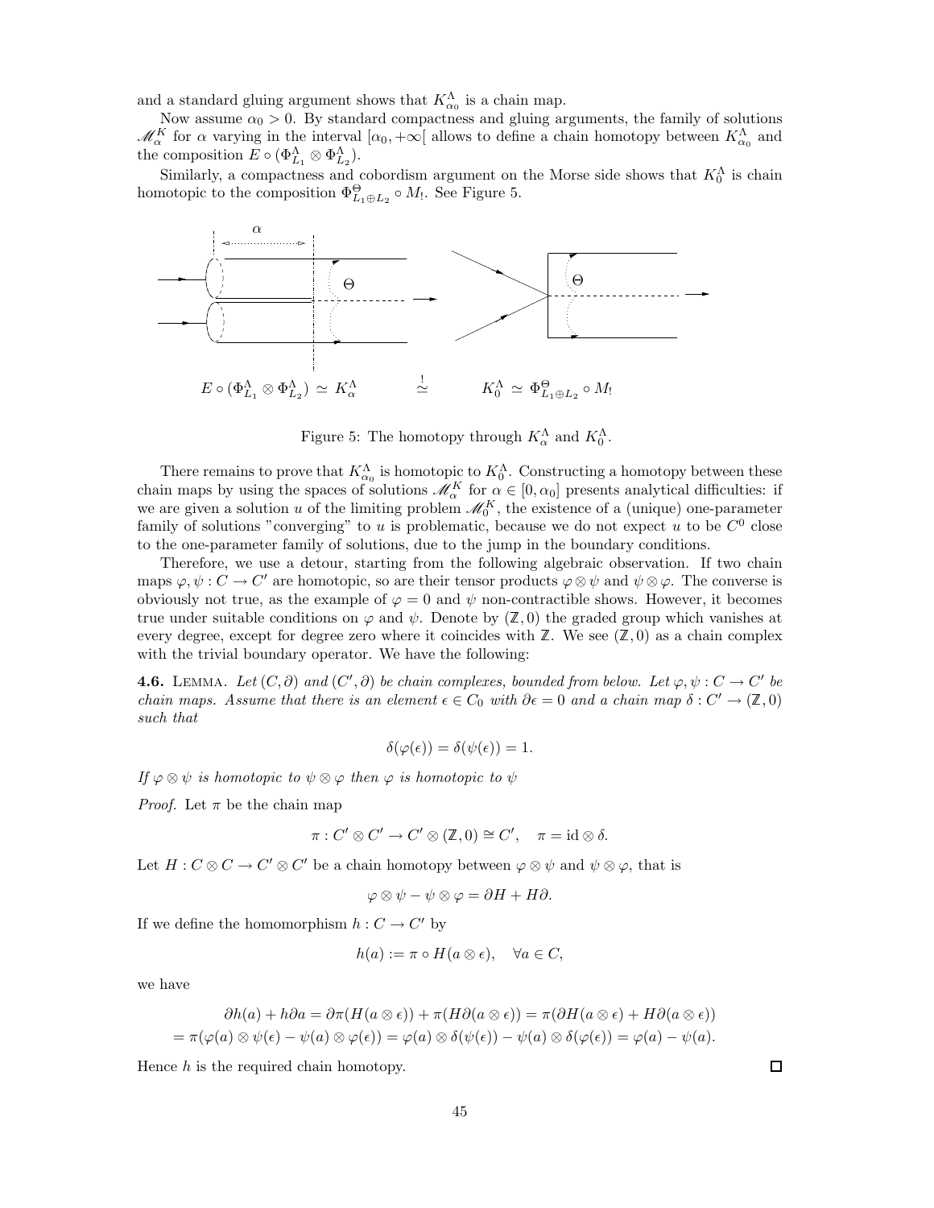and a standard gluing argument shows that $K^{\Lambda}_{\alpha_0}$ is a chain map.

Now assume $\alpha_0 > 0$. By standard compactness and gluing arguments, the family of solutions $\mathscr{M}^K_\alpha$ for $\alpha$ varying in the interval $[\alpha_0, +\infty[$ allows to define a chain homotopy between $K^{\Lambda}_{\alpha_0}$ and the composition $E \circ (\Phi^{\Lambda}_{L_1} \otimes \Phi^{\Lambda}_{L_2})$.

Similarly, a compactness and cobordism argument on the Morse side shows that $K^{\Lambda}_0$ is chain homotopic to the composition $\Phi^{\Theta}_{L_1 \oplus L_2} \circ M_!$. See Figure 5.

$E \circ (\Phi^{\Lambda}_{L_1} \otimes \Phi^{\Lambda}_{L_2}) \simeq K^{\Lambda}_{\alpha} \qquad \overset{!}{\simeq} \qquad K^{\Lambda}_0 \simeq \Phi^{\Theta}_{L_1 \oplus L_2} \circ M_!$

Figure 5: The homotopy through $K^{\Lambda}_{\alpha}$ and $K^{\Lambda}_0$.

There remains to prove that $K^{\Lambda}_{\alpha_0}$ is homotopic to $K^{\Lambda}_0$. Constructing a homotopy between these chain maps by using the spaces of solutions $\mathscr{M}^K_\alpha$ for $\alpha \in [0, \alpha_0]$ presents analytical difficulties: if we are given a solution $u$ of the limiting problem $\mathscr{M}^K_0$, the existence of a (unique) one-parameter family of solutions "converging" to $u$ is problematic, because we do not expect $u$ to be $C^0$ close to the one-parameter family of solutions, due to the jump in the boundary conditions.

Therefore, we use a detour, starting from the following algebraic observation. If two chain maps $\varphi, \psi : C \to C'$ are homotopic, so are their tensor products $\varphi \otimes \psi$ and $\psi \otimes \varphi$. The converse is obviously not true, as the example of $\varphi = 0$ and $\psi$ non-contractible shows. However, it becomes true under suitable conditions on $\varphi$ and $\psi$. Denote by $(\mathbb{Z}, 0)$ the graded group which vanishes at every degree, except for degree zero where it coincides with $\mathbb{Z}$. We see $(\mathbb{Z}, 0)$ as a chain complex with the trivial boundary operator. We have the following:

**4.6.** Lemma. *Let $(C, \partial)$ and $(C', \partial)$ be chain complexes, bounded from below. Let $\varphi, \psi : C \to C'$ be chain maps. Assume that there is an element $\epsilon \in C_0$ with $\partial\epsilon = 0$ and a chain map $\delta : C' \to (\mathbb{Z}, 0)$ such that*

$$\delta(\varphi(\epsilon)) = \delta(\psi(\epsilon)) = 1.$$

*If $\varphi \otimes \psi$ is homotopic to $\psi \otimes \varphi$ then $\varphi$ is homotopic to $\psi$*

*Proof.* Let $\pi$ be the chain map

$$\pi : C' \otimes C' \to C' \otimes (\mathbb{Z}, 0) \cong C', \quad \pi = \mathrm{id} \otimes \delta.$$

Let $H : C \otimes C \to C' \otimes C'$ be a chain homotopy between $\varphi \otimes \psi$ and $\psi \otimes \varphi$, that is

$$\varphi \otimes \psi - \psi \otimes \varphi = \partial H + H \partial.$$

If we define the homomorphism $h : C \to C'$ by

$$h(a) := \pi \circ H(a \otimes \epsilon), \quad \forall a \in C,$$

we have

$$\partial h(a) + h\partial a = \partial \pi(H(a \otimes \epsilon)) + \pi(H\partial(a \otimes \epsilon)) = \pi(\partial H(a \otimes \epsilon) + H\partial(a \otimes \epsilon))$$
$$= \pi(\varphi(a) \otimes \psi(\epsilon) - \psi(a) \otimes \varphi(\epsilon)) = \varphi(a) \otimes \delta(\psi(\epsilon)) - \psi(a) \otimes \delta(\varphi(\epsilon)) = \varphi(a) - \psi(a).$$

Hence $h$ is the required chain homotopy. $\square$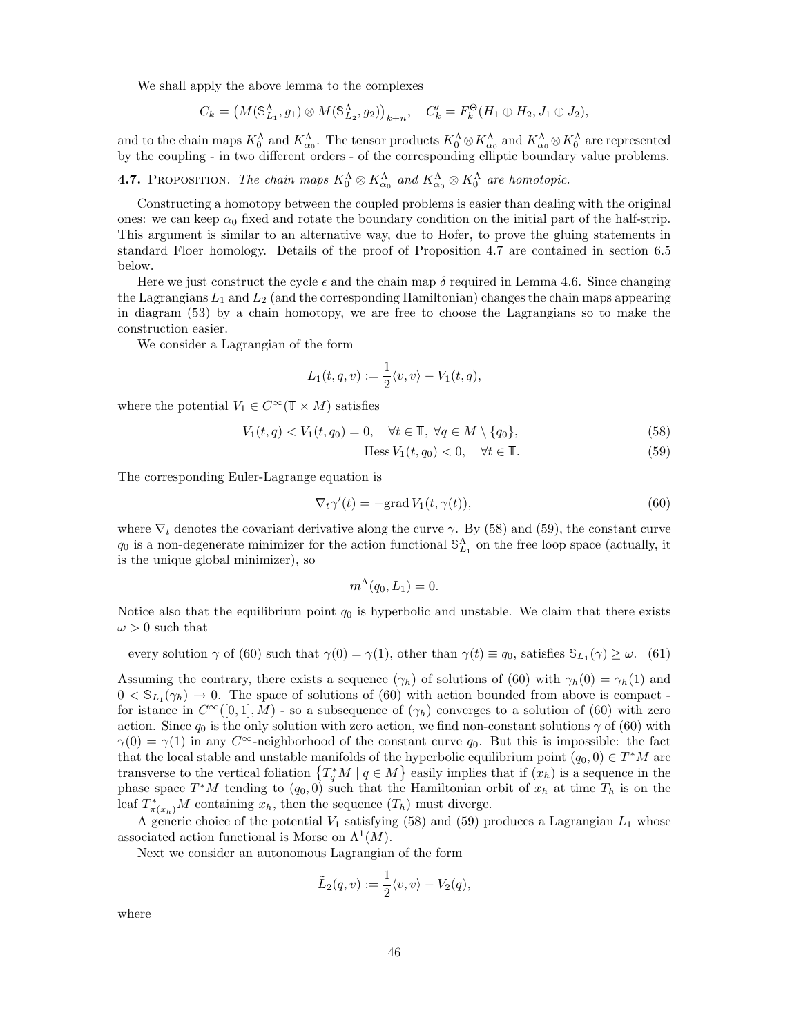We shall apply the above lemma to the complexes

$$C_k = \big(M(\mathbb{S}_{L_1}^\Lambda, g_1) \otimes M(\mathbb{S}_{L_2}^\Lambda, g_2)\big)_{k+n}, \quad C'_k = F_k^\Theta(H_1 \oplus H_2, J_1 \oplus J_2),$$

and to the chain maps $K_0^\Lambda$ and $K_{\alpha_0}^\Lambda$. The tensor products $K_0^\Lambda \otimes K_{\alpha_0}^\Lambda$ and $K_{\alpha_0}^\Lambda \otimes K_0^\Lambda$ are represented by the coupling - in two different orders - of the corresponding elliptic boundary value problems.

**4.7.** Proposition. *The chain maps $K_0^\Lambda \otimes K_{\alpha_0}^\Lambda$ and $K_{\alpha_0}^\Lambda \otimes K_0^\Lambda$ are homotopic.*

Constructing a homotopy between the coupled problems is easier than dealing with the original ones: we can keep $\alpha_0$ fixed and rotate the boundary condition on the initial part of the half-strip. This argument is similar to an alternative way, due to Hofer, to prove the gluing statements in standard Floer homology. Details of the proof of Proposition 4.7 are contained in section 6.5 below.

Here we just construct the cycle $\epsilon$ and the chain map $\delta$ required in Lemma 4.6. Since changing the Lagrangians $L_1$ and $L_2$ (and the corresponding Hamiltonian) changes the chain maps appearing in diagram (53) by a chain homotopy, we are free to choose the Lagrangians so to make the construction easier.

We consider a Lagrangian of the form

$$L_1(t, q, v) := \frac{1}{2}\langle v, v\rangle - V_1(t, q),$$

where the potential $V_1 \in C^\infty(\mathbb{T} \times M)$ satisfies

$$V_1(t, q) < V_1(t, q_0) = 0, \quad \forall t \in \mathbb{T},\ \forall q \in M \setminus \{q_0\}, \tag{58}$$

$$\operatorname{Hess} V_1(t, q_0) < 0, \quad \forall t \in \mathbb{T}. \tag{59}$$

The corresponding Euler-Lagrange equation is

$$\nabla_t \gamma'(t) = -\operatorname{grad} V_1(t, \gamma(t)), \tag{60}$$

where $\nabla_t$ denotes the covariant derivative along the curve $\gamma$. By (58) and (59), the constant curve $q_0$ is a non-degenerate minimizer for the action functional $\mathbb{S}_{L_1}^\Lambda$ on the free loop space (actually, it is the unique global minimizer), so

$$m^\Lambda(q_0, L_1) = 0.$$

Notice also that the equilibrium point $q_0$ is hyperbolic and unstable. We claim that there exists $\omega > 0$ such that

$$\text{every solution } \gamma \text{ of (60) such that } \gamma(0) = \gamma(1), \text{ other than } \gamma(t) \equiv q_0, \text{ satisfies } \mathbb{S}_{L_1}(\gamma) \geq \omega. \tag{61}$$

Assuming the contrary, there exists a sequence $(\gamma_h)$ of solutions of (60) with $\gamma_h(0) = \gamma_h(1)$ and $0 < \mathbb{S}_{L_1}(\gamma_h) \to 0$. The space of solutions of (60) with action bounded from above is compact - for istance in $C^\infty([0,1], M)$ - so a subsequence of $(\gamma_h)$ converges to a solution of (60) with zero action. Since $q_0$ is the only solution with zero action, we find non-constant solutions $\gamma$ of (60) with $\gamma(0) = \gamma(1)$ in any $C^\infty$-neighborhood of the constant curve $q_0$. But this is impossible: the fact that the local stable and unstable manifolds of the hyperbolic equilibrium point $(q_0, 0) \in T^*M$ are transverse to the vertical foliation $\{T_q^* M \mid q \in M\}$ easily implies that if $(x_h)$ is a sequence in the phase space $T^*M$ tending to $(q_0, 0)$ such that the Hamiltonian orbit of $x_h$ at time $T_h$ is on the leaf $T_{\pi(x_h)}^* M$ containing $x_h$, then the sequence $(T_h)$ must diverge.

A generic choice of the potential $V_1$ satisfying (58) and (59) produces a Lagrangian $L_1$ whose associated action functional is Morse on $\Lambda^1(M)$.

Next we consider an autonomous Lagrangian of the form

$$\tilde{L}_2(q, v) := \frac{1}{2}\langle v, v\rangle - V_2(q),$$

where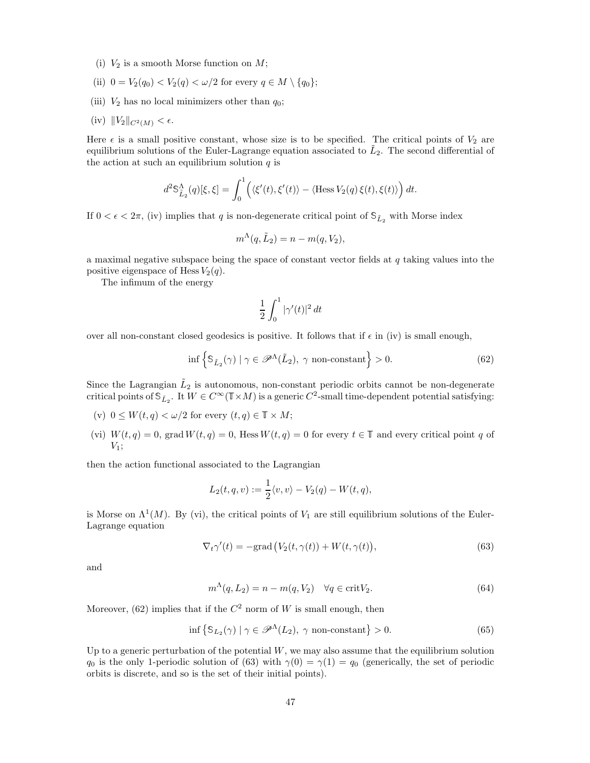(i) $V_2$ is a smooth Morse function on $M$;

(ii) $0 = V_2(q_0) < V_2(q) < \omega/2$ for every $q \in M \setminus \{q_0\}$;

(iii) $V_2$ has no local minimizers other than $q_0$;

(iv) $\|V_2\|_{C^2(M)} < \epsilon$.

Here $\epsilon$ is a small positive constant, whose size is to be specified. The critical points of $V_2$ are equilibrium solutions of the Euler-Lagrange equation associated to $\tilde{L}_2$. The second differential of the action at such an equilibrium solution $q$ is

$$d^2\mathbb{S}^{\Lambda}_{\tilde{L}_2}(q)[\xi,\xi] = \int_0^1 \Big( \langle \xi'(t), \xi'(t) \rangle - \langle \operatorname{Hess} V_2(q)\, \xi(t), \xi(t) \rangle \Big)\, dt.$$

If $0 < \epsilon < 2\pi$, (iv) implies that $q$ is non-degenerate critical point of $\mathbb{S}_{\tilde{L}_2}$ with Morse index

$$m^{\Lambda}(q, \tilde{L}_2) = n - m(q, V_2),$$

a maximal negative subspace being the space of constant vector fields at $q$ taking values into the positive eigenspace of $\operatorname{Hess} V_2(q)$.

The infimum of the energy

$$\frac{1}{2} \int_0^1 |\gamma'(t)|^2\, dt$$

over all non-constant closed geodesics is positive. It follows that if $\epsilon$ in (iv) is small enough,

$$\inf \Big\{ \mathbb{S}_{\tilde{L}_2}(\gamma) \mid \gamma \in \mathscr{P}^{\Lambda}(\tilde{L}_2),\ \gamma \text{ non-constant} \Big\} > 0. \tag{62}$$

Since the Lagrangian $\tilde{L}_2$ is autonomous, non-constant periodic orbits cannot be non-degenerate critical points of $\mathbb{S}_{\tilde{L}_2}$. It $W \in C^{\infty}(\mathbb{T} \times M)$ is a generic $C^2$-small time-dependent potential satisfying:

(v) $0 \leq W(t,q) < \omega/2$ for every $(t,q) \in \mathbb{T} \times M$;

(vi) $W(t,q) = 0$, $\operatorname{grad} W(t,q) = 0$, $\operatorname{Hess} W(t,q) = 0$ for every $t \in \mathbb{T}$ and every critical point $q$ of $V_1$;

then the action functional associated to the Lagrangian

$$L_2(t,q,v) := \frac{1}{2} \langle v, v \rangle - V_2(q) - W(t,q),$$

is Morse on $\Lambda^1(M)$. By (vi), the critical points of $V_1$ are still equilibrium solutions of the Euler-Lagrange equation

$$\nabla_t \gamma'(t) = -\operatorname{grad} \big( V_2(t, \gamma(t)) + W(t, \gamma(t)) \big), \tag{63}$$

and

$$m^{\Lambda}(q, L_2) = n - m(q, V_2) \quad \forall q \in \operatorname{crit} V_2. \tag{64}$$

Moreover, (62) implies that if the $C^2$ norm of $W$ is small enough, then

$$\inf \big\{ \mathbb{S}_{L_2}(\gamma) \mid \gamma \in \mathscr{P}^{\Lambda}(L_2),\ \gamma \text{ non-constant} \big\} > 0. \tag{65}$$

Up to a generic perturbation of the potential $W$, we may also assume that the equilibrium solution $q_0$ is the only 1-periodic solution of (63) with $\gamma(0) = \gamma(1) = q_0$ (generically, the set of periodic orbits is discrete, and so is the set of their initial points).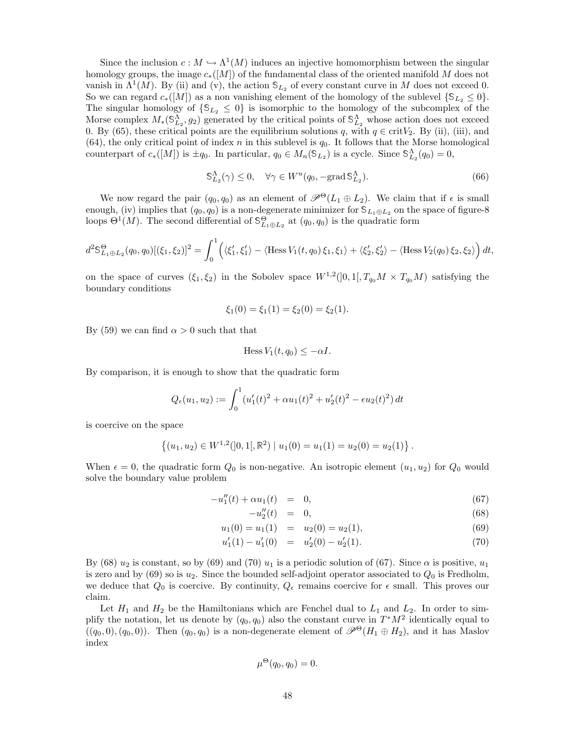Since the inclusion $c : M \hookrightarrow \Lambda^1(M)$ induces an injective homomorphism between the singular homology groups, the image $c_*([M])$ of the fundamental class of the oriented manifold $M$ does not vanish in $\Lambda^1(M)$. By (ii) and (v), the action $\mathbb{S}_{L_2}$ of every constant curve in $M$ does not exceed 0. So we can regard $c_*([M])$ as a non vanishing element of the homology of the sublevel $\{\mathbb{S}_{L_2} \leq 0\}$. The singular homology of $\{\mathbb{S}_{L_2} \leq 0\}$ is isomorphic to the homology of the subcomplex of the Morse complex $M_*(\mathbb{S}^{\Lambda}_{L_2}, g_2)$ generated by the critical points of $\mathbb{S}^{\Lambda}_{L_2}$ whose action does not exceed 0. By (65), these critical points are the equilibrium solutions $q$, with $q \in \mathrm{crit} V_2$. By (ii), (iii), and (64), the only critical point of index $n$ in this sublevel is $q_0$. It follows that the Morse homological counterpart of $c_*([M])$ is $\pm q_0$. In particular, $q_0 \in M_n(\mathbb{S}_{L_2})$ is a cycle. Since $\mathbb{S}^{\Lambda}_{L_2}(q_0) = 0$,

$$\mathbb{S}^{\Lambda}_{L_2}(\gamma) \leq 0, \quad \forall \gamma \in W^u(q_0, -\mathrm{grad}\, \mathbb{S}^{\Lambda}_{L_2}). \tag{66}$$

We now regard the pair $(q_0, q_0)$ as an element of $\mathscr{P}^{\Theta}(L_1 \oplus L_2)$. We claim that if $\epsilon$ is small enough, (iv) implies that $(q_0, q_0)$ is a non-degenerate minimizer for $\mathbb{S}_{L_1 \oplus L_2}$ on the space of figure-8 loops $\Theta^1(M)$. The second differential of $\mathbb{S}^{\Theta}_{L_1 \oplus L_2}$ at $(q_0, q_0)$ is the quadratic form

$$d^2\mathbb{S}^{\Theta}_{L_1 \oplus L_2}(q_0, q_0)[(\xi_1, \xi_2)]^2 = \int_0^1 \Big( \langle \xi_1', \xi_1' \rangle - \langle \mathrm{Hess}\, V_1(t, q_0)\, \xi_1, \xi_1 \rangle + \langle \xi_2', \xi_2' \rangle - \langle \mathrm{Hess}\, V_2(q_0)\, \xi_2, \xi_2 \rangle \Big)\, dt,$$

on the space of curves $(\xi_1, \xi_2)$ in the Sobolev space $W^{1,2}(]0,1[, T_{q_0}M \times T_{q_0}M)$ satisfying the boundary conditions

$$\xi_1(0) = \xi_1(1) = \xi_2(0) = \xi_2(1).$$

By (59) we can find $\alpha > 0$ such that that

$$\mathrm{Hess}\, V_1(t, q_0) \leq -\alpha I.$$

By comparison, it is enough to show that the quadratic form

$$Q_\epsilon(u_1, u_2) := \int_0^1 (u_1'(t)^2 + \alpha u_1(t)^2 + u_2'(t)^2 - \epsilon u_2(t)^2)\, dt$$

is coercive on the space

$$\left\{ (u_1, u_2) \in W^{1,2}(]0,1[, \mathbb{R}^2) \mid u_1(0) = u_1(1) = u_2(0) = u_2(1) \right\}.$$

When $\epsilon = 0$, the quadratic form $Q_0$ is non-negative. An isotropic element $(u_1, u_2)$ for $Q_0$ would solve the boundary value problem

$$-u_1''(t) + \alpha u_1(t) = 0, \tag{67}$$

$$-u_2''(t) = 0, \tag{68}$$

$$u_1(0) = u_1(1) = u_2(0) = u_2(1), \tag{69}$$

$$u_1'(1) - u_1'(0) = u_2'(0) - u_2'(1). \tag{70}$$

By (68) $u_2$ is constant, so by (69) and (70) $u_1$ is a periodic solution of (67). Since $\alpha$ is positive, $u_1$ is zero and by (69) so is $u_2$. Since the bounded self-adjoint operator associated to $Q_0$ is Fredholm, we deduce that $Q_0$ is coercive. By continuity, $Q_\epsilon$ remains coercive for $\epsilon$ small. This proves our claim.

Let $H_1$ and $H_2$ be the Hamiltonians which are Fenchel dual to $L_1$ and $L_2$. In order to simplify the notation, let us denote by $(q_0, q_0)$ also the constant curve in $T^*M^2$ identically equal to $((q_0, 0), (q_0, 0))$. Then $(q_0, q_0)$ is a non-degenerate element of $\mathscr{P}^{\Theta}(H_1 \oplus H_2)$, and it has Maslov index

$$\mu^{\Theta}(q_0, q_0) = 0.$$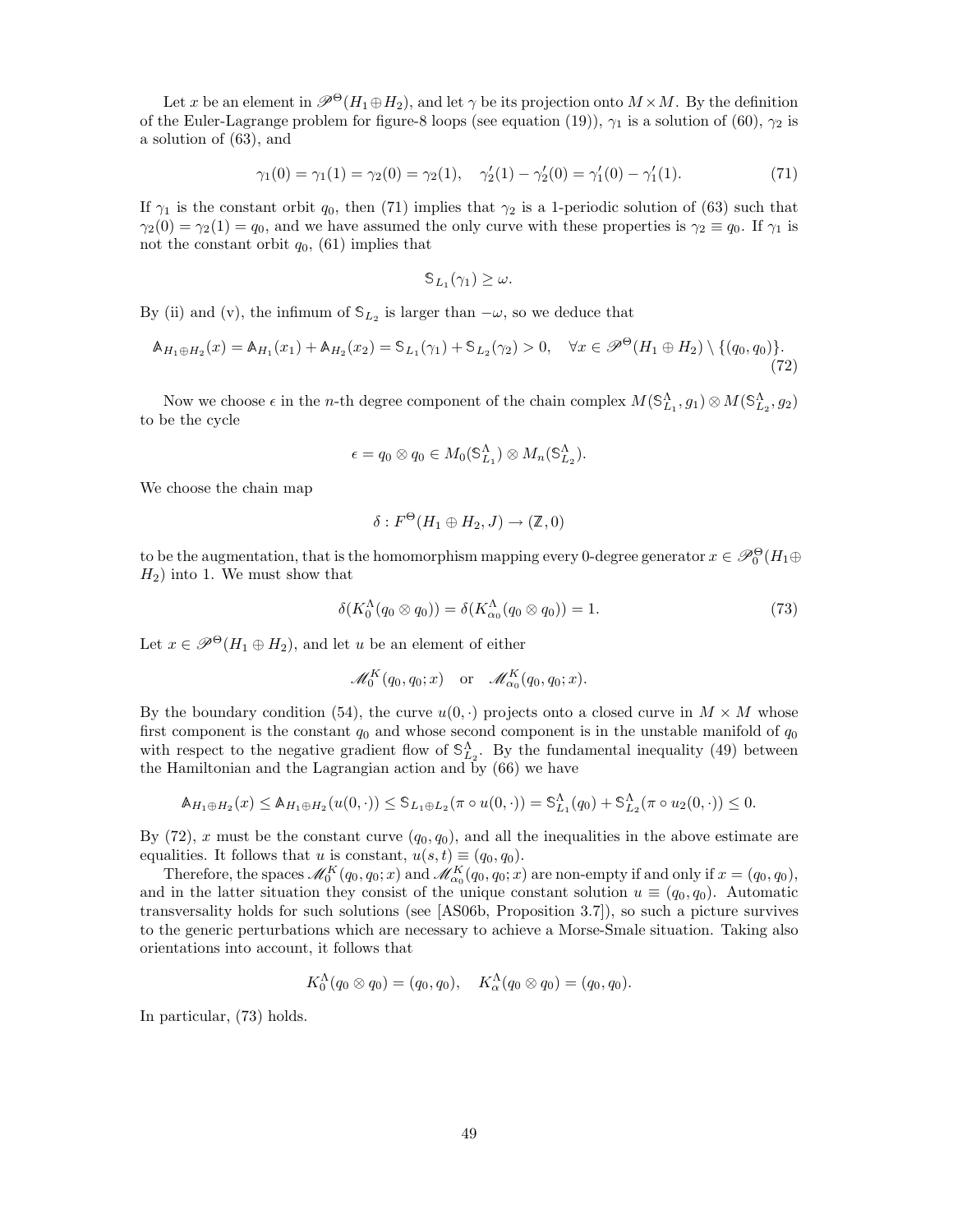Let $x$ be an element in $\mathscr{P}^\Theta(H_1 \oplus H_2)$, and let $\gamma$ be its projection onto $M \times M$. By the definition of the Euler-Lagrange problem for figure-8 loops (see equation (19)), $\gamma_1$ is a solution of (60), $\gamma_2$ is a solution of (63), and

$$\gamma_1(0) = \gamma_1(1) = \gamma_2(0) = \gamma_2(1), \quad \gamma_2'(1) - \gamma_2'(0) = \gamma_1'(0) - \gamma_1'(1). \tag{71}$$

If $\gamma_1$ is the constant orbit $q_0$, then (71) implies that $\gamma_2$ is a 1-periodic solution of (63) such that $\gamma_2(0) = \gamma_2(1) = q_0$, and we have assumed the only curve with these properties is $\gamma_2 \equiv q_0$. If $\gamma_1$ is not the constant orbit $q_0$, (61) implies that

$$\mathbb{S}_{L_1}(\gamma_1) \geq \omega.$$

By (ii) and (v), the infimum of $\mathbb{S}_{L_2}$ is larger than $-\omega$, so we deduce that

$$\mathbb{A}_{H_1 \oplus H_2}(x) = \mathbb{A}_{H_1}(x_1) + \mathbb{A}_{H_2}(x_2) = \mathbb{S}_{L_1}(\gamma_1) + \mathbb{S}_{L_2}(\gamma_2) > 0, \quad \forall x \in \mathscr{P}^\Theta(H_1 \oplus H_2) \setminus \{(q_0, q_0)\}. \tag{72}$$

Now we choose $\epsilon$ in the $n$-th degree component of the chain complex $M(\mathbb{S}_{L_1}^\Lambda, g_1) \otimes M(\mathbb{S}_{L_2}^\Lambda, g_2)$ to be the cycle

$$\epsilon = q_0 \otimes q_0 \in M_0(\mathbb{S}_{L_1}^\Lambda) \otimes M_n(\mathbb{S}_{L_2}^\Lambda).$$

We choose the chain map

$$\delta : F^\Theta(H_1 \oplus H_2, J) \to (\mathbb{Z}, 0)$$

to be the augmentation, that is the homomorphism mapping every 0-degree generator $x \in \mathscr{P}_0^\Theta(H_1 \oplus H_2)$ into 1. We must show that

$$\delta(K_0^\Lambda(q_0 \otimes q_0)) = \delta(K_{\alpha_0}^\Lambda(q_0 \otimes q_0)) = 1. \tag{73}$$

Let $x \in \mathscr{P}^\Theta(H_1 \oplus H_2)$, and let $u$ be an element of either

$$\mathscr{M}_0^K(q_0, q_0; x) \quad \text{or} \quad \mathscr{M}_{\alpha_0}^K(q_0, q_0; x).$$

By the boundary condition (54), the curve $u(0, \cdot)$ projects onto a closed curve in $M \times M$ whose first component is the constant $q_0$ and whose second component is in the unstable manifold of $q_0$ with respect to the negative gradient flow of $\mathbb{S}_{L_2}^\Lambda$. By the fundamental inequality (49) between the Hamiltonian and the Lagrangian action and by (66) we have

$$\mathbb{A}_{H_1 \oplus H_2}(x) \leq \mathbb{A}_{H_1 \oplus H_2}(u(0, \cdot)) \leq \mathbb{S}_{L_1 \oplus L_2}(\pi \circ u(0, \cdot)) = \mathbb{S}_{L_1}^\Lambda(q_0) + \mathbb{S}_{L_2}^\Lambda(\pi \circ u_2(0, \cdot)) \leq 0.$$

By (72), $x$ must be the constant curve $(q_0, q_0)$, and all the inequalities in the above estimate are equalities. It follows that $u$ is constant, $u(s,t) \equiv (q_0, q_0)$.

Therefore, the spaces $\mathscr{M}_0^K(q_0, q_0; x)$ and $\mathscr{M}_{\alpha_0}^K(q_0, q_0; x)$ are non-empty if and only if $x = (q_0, q_0)$, and in the latter situation they consist of the unique constant solution $u \equiv (q_0, q_0)$. Automatic transversality holds for such solutions (see [AS06b, Proposition 3.7]), so such a picture survives to the generic perturbations which are necessary to achieve a Morse-Smale situation. Taking also orientations into account, it follows that

$$K_0^\Lambda(q_0 \otimes q_0) = (q_0, q_0), \quad K_\alpha^\Lambda(q_0 \otimes q_0) = (q_0, q_0).$$

In particular, (73) holds.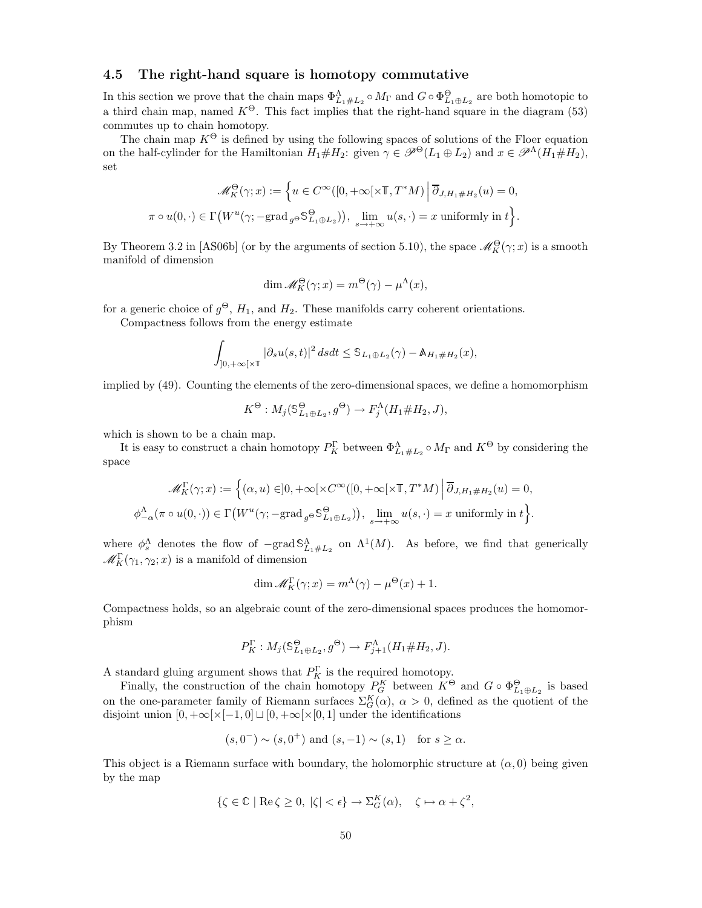### 4.5 The right-hand square is homotopy commutative

In this section we prove that the chain maps $\Phi^{\Lambda}_{L_1\#L_2} \circ M_\Gamma$ and $G \circ \Phi^{\Theta}_{L_1\oplus L_2}$ are both homotopic to a third chain map, named $K^\Theta$. This fact implies that the right-hand square in the diagram (53) commutes up to chain homotopy.

The chain map $K^\Theta$ is defined by using the following spaces of solutions of the Floer equation on the half-cylinder for the Hamiltonian $H_1\#H_2$: given $\gamma \in \mathscr{P}^\Theta(L_1 \oplus L_2)$ and $x \in \mathscr{P}^\Lambda(H_1\#H_2)$, set

$$\mathscr{M}^\Theta_K(\gamma; x) := \Big\{ u \in C^\infty([0,+\infty[\times \mathbb{T}, T^*M) \,\Big|\, \overline{\partial}_{J,H_1\#H_2}(u) = 0,$$
$$\pi \circ u(0,\cdot) \in \Gamma\big(W^u(\gamma; -\mathrm{grad}_{g^\Theta} \mathbb{S}^\Theta_{L_1\oplus L_2})\big),\ \lim_{s\to+\infty} u(s,\cdot) = x \text{ uniformly in } t \Big\}.$$

By Theorem 3.2 in [AS06b] (or by the arguments of section 5.10), the space $\mathscr{M}^\Theta_K(\gamma;x)$ is a smooth manifold of dimension

$$\dim \mathscr{M}^\Theta_K(\gamma; x) = m^\Theta(\gamma) - \mu^\Lambda(x),$$

for a generic choice of $g^\Theta$, $H_1$, and $H_2$. These manifolds carry coherent orientations.

Compactness follows from the energy estimate

$$\int_{]0,+\infty[\times\mathbb{T}} |\partial_s u(s,t)|^2 \, ds dt \le \mathbb{S}_{L_1\oplus L_2}(\gamma) - \mathbb{A}_{H_1\#H_2}(x),$$

implied by (49). Counting the elements of the zero-dimensional spaces, we define a homomorphism

$$K^\Theta : M_j(\mathbb{S}^\Theta_{L_1\oplus L_2}, g^\Theta) \to F^\Lambda_j(H_1\#H_2, J),$$

which is shown to be a chain map.

It is easy to construct a chain homotopy $P^\Gamma_K$ between $\Phi^\Lambda_{L_1\#L_2} \circ M_\Gamma$ and $K^\Theta$ by considering the space

$$\mathscr{M}^\Gamma_K(\gamma; x) := \Big\{ (\alpha, u) \in ]0,+\infty[ \times C^\infty([0,+\infty[\times \mathbb{T}, T^*M) \,\Big|\, \overline{\partial}_{J,H_1\#H_2}(u) = 0,$$
$$\phi^\Lambda_{-\alpha}(\pi \circ u(0,\cdot)) \in \Gamma\big(W^u(\gamma; -\mathrm{grad}_{g^\Theta} \mathbb{S}^\Theta_{L_1\oplus L_2})\big),\ \lim_{s\to+\infty} u(s,\cdot) = x \text{ uniformly in } t \Big\}.$$

where $\phi^\Lambda_s$ denotes the flow of $-\mathrm{grad}\, \mathbb{S}^\Lambda_{L_1\#L_2}$ on $\Lambda^1(M)$. As before, we find that generically $\mathscr{M}^\Gamma_K(\gamma_1,\gamma_2;x)$ is a manifold of dimension

$$\dim \mathscr{M}^\Gamma_K(\gamma; x) = m^\Lambda(\gamma) - \mu^\Theta(x) + 1.$$

Compactness holds, so an algebraic count of the zero-dimensional spaces produces the homomorphism

$$P^\Gamma_K : M_j(\mathbb{S}^\Theta_{L_1\oplus L_2}, g^\Theta) \to F^\Lambda_{j+1}(H_1\#H_2, J).$$

A standard gluing argument shows that $P^\Gamma_K$ is the required homotopy.

Finally, the construction of the chain homotopy $P^K_G$ between $K^\Theta$ and $G \circ \Phi^\Theta_{L_1\oplus L_2}$ is based on the one-parameter family of Riemann surfaces $\Sigma^K_G(\alpha)$, $\alpha > 0$, defined as the quotient of the disjoint union $[0,+\infty[\times[-1,0] \sqcup [0,+\infty[\times[0,1]$ under the identifications

$$(s, 0^-) \sim (s, 0^+) \text{ and } (s,-1) \sim (s,1) \quad \text{for } s \ge \alpha.$$

This object is a Riemann surface with boundary, the holomorphic structure at $(\alpha, 0)$ being given by the map

$$\{\zeta \in \mathbb{C} \mid \mathrm{Re}\, \zeta \ge 0,\ |\zeta| < \epsilon\} \to \Sigma^K_G(\alpha), \quad \zeta \mapsto \alpha + \zeta^2,$$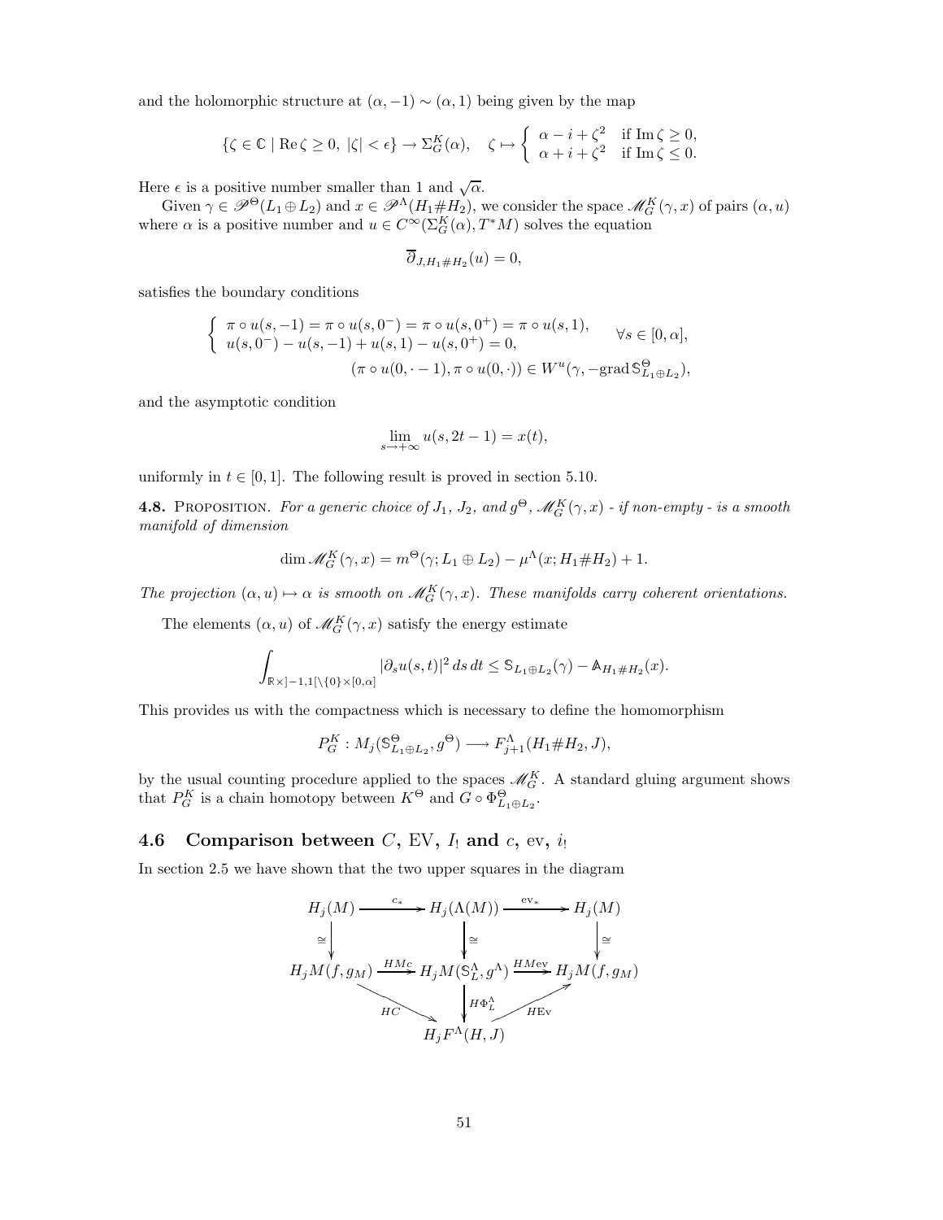and the holomorphic structure at $(\alpha, -1) \sim (\alpha, 1)$ being given by the map

$$\{\zeta \in \mathbb{C} \mid \operatorname{Re}\zeta \geq 0,\ |\zeta| < \epsilon\} \to \Sigma_G^K(\alpha), \quad \zeta \mapsto \begin{cases} \alpha - i + \zeta^2 & \text{if } \operatorname{Im}\zeta \geq 0, \\ \alpha + i + \zeta^2 & \text{if } \operatorname{Im}\zeta \leq 0. \end{cases}$$

Here $\epsilon$ is a positive number smaller than 1 and $\sqrt{\alpha}$.

Given $\gamma \in \mathscr{P}^\Theta(L_1 \oplus L_2)$ and $x \in \mathscr{P}^\Lambda(H_1 \# H_2)$, we consider the space $\mathscr{M}_G^K(\gamma, x)$ of pairs $(\alpha, u)$ where $\alpha$ is a positive number and $u \in C^\infty(\Sigma_G^K(\alpha), T^*M)$ solves the equation

$$\overline{\partial}_{J, H_1 \# H_2}(u) = 0,$$

satisfies the boundary conditions

$$\begin{cases} \pi \circ u(s,-1) = \pi \circ u(s, 0^-) = \pi \circ u(s, 0^+) = \pi \circ u(s,1), \\ u(s,0^-) - u(s,-1) + u(s,1) - u(s,0^+) = 0, \end{cases} \quad \forall s \in [0,\alpha],$$
$$(\pi \circ u(0, \cdot - 1), \pi \circ u(0, \cdot)) \in W^u(\gamma, -\operatorname{grad} \mathbb{S}^\Theta_{L_1 \oplus L_2}),$$

and the asymptotic condition

$$\lim_{s \to +\infty} u(s, 2t-1) = x(t),$$

uniformly in $t \in [0,1]$. The following result is proved in section 5.10.

**4.8.** Proposition. *For a generic choice of $J_1$, $J_2$, and $g^\Theta$, $\mathscr{M}_G^K(\gamma, x)$ - if non-empty - is a smooth manifold of dimension*

$$\dim \mathscr{M}_G^K(\gamma, x) = m^\Theta(\gamma; L_1 \oplus L_2) - \mu^\Lambda(x; H_1 \# H_2) + 1.$$

*The projection $(\alpha, u) \mapsto \alpha$ is smooth on $\mathscr{M}_G^K(\gamma, x)$. These manifolds carry coherent orientations.*

The elements $(\alpha, u)$ of $\mathscr{M}_G^K(\gamma, x)$ satisfy the energy estimate

$$\int_{\mathbb{R} \times ]-1,1[ \setminus \{0\} \times [0,\alpha]} |\partial_s u(s,t)|^2 \, ds\, dt \leq \mathbb{S}_{L_1 \oplus L_2}(\gamma) - \mathbb{A}_{H_1 \# H_2}(x).$$

This provides us with the compactness which is necessary to define the homomorphism

$$P_G^K : M_j(\mathbb{S}^\Theta_{L_1 \oplus L_2}, g^\Theta) \longrightarrow F^\Lambda_{j+1}(H_1 \# H_2, J),$$

by the usual counting procedure applied to the spaces $\mathscr{M}_G^K$. A standard gluing argument shows that $P_G^K$ is a chain homotopy between $K^\Theta$ and $G \circ \Phi^\Theta_{L_1 \oplus L_2}$.

## 4.6 Comparison between $C$, EV, $I_!$ and $c$, ev, $i_!$

In section 2.5 we have shown that the two upper squares in the diagram

$$\begin{array}{ccccc}
H_j(M) & \xrightarrow{c_*} & H_j(\Lambda(M)) & \xrightarrow{\mathrm{ev}_*} & H_j(M) \\
\downarrow \cong & & \downarrow \cong & & \downarrow \cong \\
H_j M(f, g_M) & \xrightarrow{HMc} & H_j M(\mathbb{S}^\Lambda_L, g^\Lambda) & \xrightarrow{HM\mathrm{ev}} & H_j M(f, g_M) \\
& \searrow^{HC} & \downarrow H\Phi^\Lambda_L & \nearrow_{H\mathrm{Ev}} & \\
& & H_j F^\Lambda(H, J) & &
\end{array}$$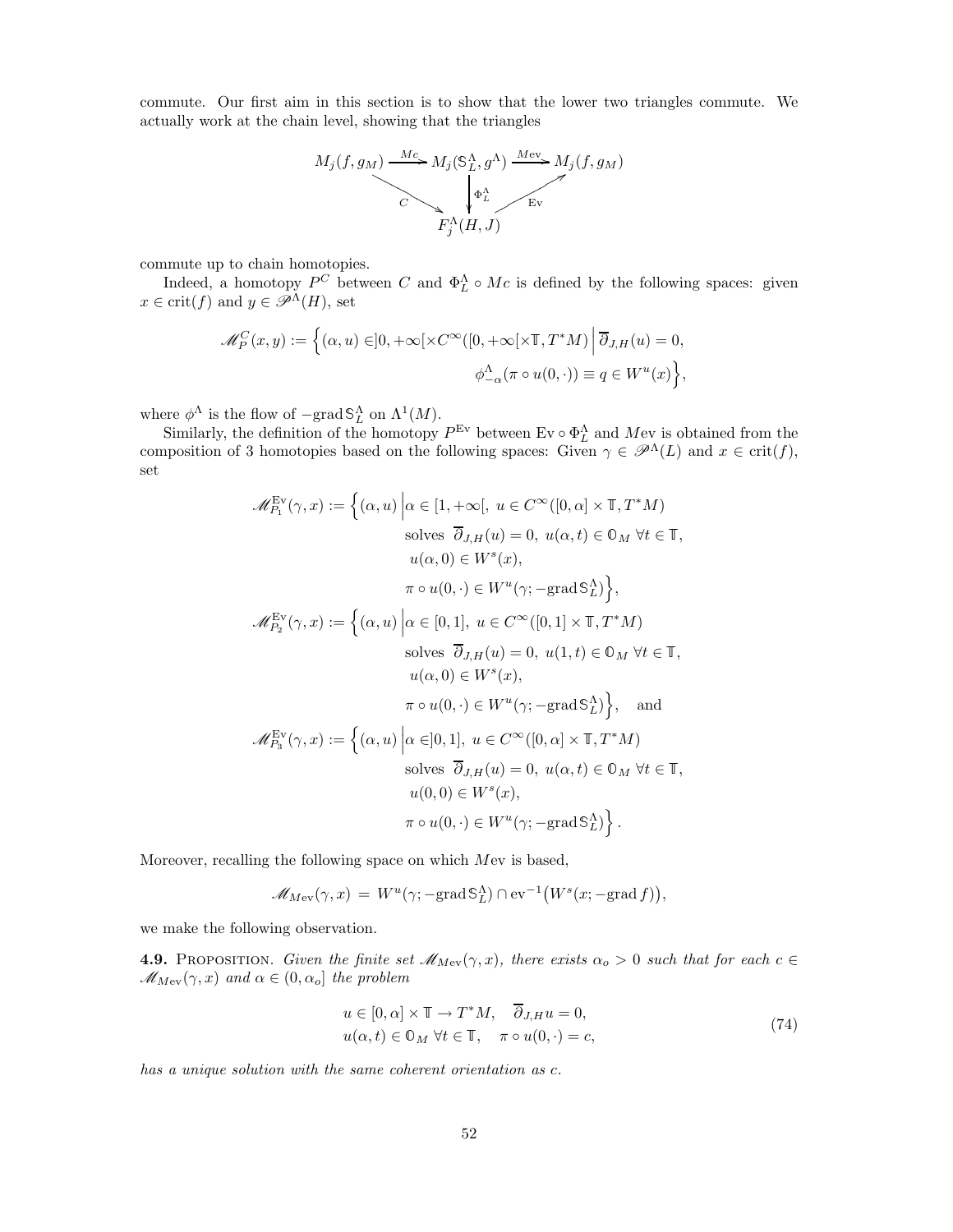commute. Our first aim in this section is to show that the lower two triangles commute. We actually work at the chain level, showing that the triangles

$$
\begin{array}{ccccc}
M_j(f, g_M) & \xrightarrow{Mc} & M_j(\mathbb{S}_L^\Lambda, g^\Lambda) & \xrightarrow{M\mathrm{ev}} & M_j(f, g_M) \\
& {\scriptstyle C}\searrow & \Big\downarrow {\scriptstyle \Phi_L^\Lambda} & \nearrow{\scriptstyle \mathrm{Ev}} & \\
& & F_j^\Lambda(H, J) & &
\end{array}
$$

commute up to chain homotopies.

Indeed, a homotopy $P^C$ between $C$ and $\Phi_L^\Lambda \circ Mc$ is defined by the following spaces: given $x \in \mathrm{crit}(f)$ and $y \in \mathscr{P}^\Lambda(H)$, set

$$
\mathscr{M}_P^C(x, y) := \Big\{(\alpha, u) \in ]0, +\infty[ \times C^\infty([0, +\infty[ \times \mathbb{T}, T^*M) \,\Big|\, \overline{\partial}_{J,H}(u) = 0,
$$
$$
\phi_{-\alpha}^\Lambda(\pi \circ u(0, \cdot)) \equiv q \in W^u(x)\Big\},
$$

where $\phi^\Lambda$ is the flow of $-\mathrm{grad}\, \mathbb{S}_L^\Lambda$ on $\Lambda^1(M)$.

Similarly, the definition of the homotopy $P^{\mathrm{Ev}}$ between $\mathrm{Ev} \circ \Phi_L^\Lambda$ and $M\mathrm{ev}$ is obtained from the composition of 3 homotopies based on the following spaces: Given $\gamma \in \mathscr{P}^\Lambda(L)$ and $x \in \mathrm{crit}(f)$, set

$$
\begin{aligned}
\mathscr{M}_{P_1}^{\mathrm{Ev}}(\gamma, x) := \Big\{(\alpha, u) \,\Big|\, & \alpha \in [1, +\infty[,\ u \in C^\infty([0, \alpha] \times \mathbb{T}, T^*M) \\
& \text{solves } \overline{\partial}_{J,H}(u) = 0,\ u(\alpha, t) \in \mathbb{O}_M\ \forall t \in \mathbb{T}, \\
& u(\alpha, 0) \in W^s(x), \\
& \pi \circ u(0, \cdot) \in W^u(\gamma; -\mathrm{grad}\, \mathbb{S}_L^\Lambda)\Big\}, \\
\mathscr{M}_{P_2}^{\mathrm{Ev}}(\gamma, x) := \Big\{(\alpha, u) \,\Big|\, & \alpha \in [0, 1],\ u \in C^\infty([0, 1] \times \mathbb{T}, T^*M) \\
& \text{solves } \overline{\partial}_{J,H}(u) = 0,\ u(1, t) \in \mathbb{O}_M\ \forall t \in \mathbb{T}, \\
& u(\alpha, 0) \in W^s(x), \\
& \pi \circ u(0, \cdot) \in W^u(\gamma; -\mathrm{grad}\, \mathbb{S}_L^\Lambda)\Big\}, \quad \text{and} \\
\mathscr{M}_{P_3}^{\mathrm{Ev}}(\gamma, x) := \Big\{(\alpha, u) \,\Big|\, & \alpha \in ]0, 1],\ u \in C^\infty([0, \alpha] \times \mathbb{T}, T^*M) \\
& \text{solves } \overline{\partial}_{J,H}(u) = 0,\ u(\alpha, t) \in \mathbb{O}_M\ \forall t \in \mathbb{T}, \\
& u(0, 0) \in W^s(x), \\
& \pi \circ u(0, \cdot) \in W^u(\gamma; -\mathrm{grad}\, \mathbb{S}_L^\Lambda)\Big\}.
\end{aligned}
$$

Moreover, recalling the following space on which $M\mathrm{ev}$ is based,

$$
\mathscr{M}_{M\mathrm{ev}}(\gamma, x) = W^u(\gamma; -\mathrm{grad}\, \mathbb{S}_L^\Lambda) \cap \mathrm{ev}^{-1}\big(W^s(x; -\mathrm{grad}\, f)\big),
$$

we make the following observation.

**4.9.** Proposition. *Given the finite set $\mathscr{M}_{M\mathrm{ev}}(\gamma, x)$, there exists $\alpha_o > 0$ such that for each $c \in \mathscr{M}_{M\mathrm{ev}}(\gamma, x)$ and $\alpha \in (0, \alpha_o]$ the problem*

$$
\begin{aligned}
& u \in [0, \alpha] \times \mathbb{T} \to T^*M, \quad \overline{\partial}_{J,H} u = 0, \\
& u(\alpha, t) \in \mathbb{O}_M\ \forall t \in \mathbb{T}, \quad \pi \circ u(0, \cdot) = c,
\end{aligned} \tag{74}
$$

*has a unique solution with the same coherent orientation as $c$.*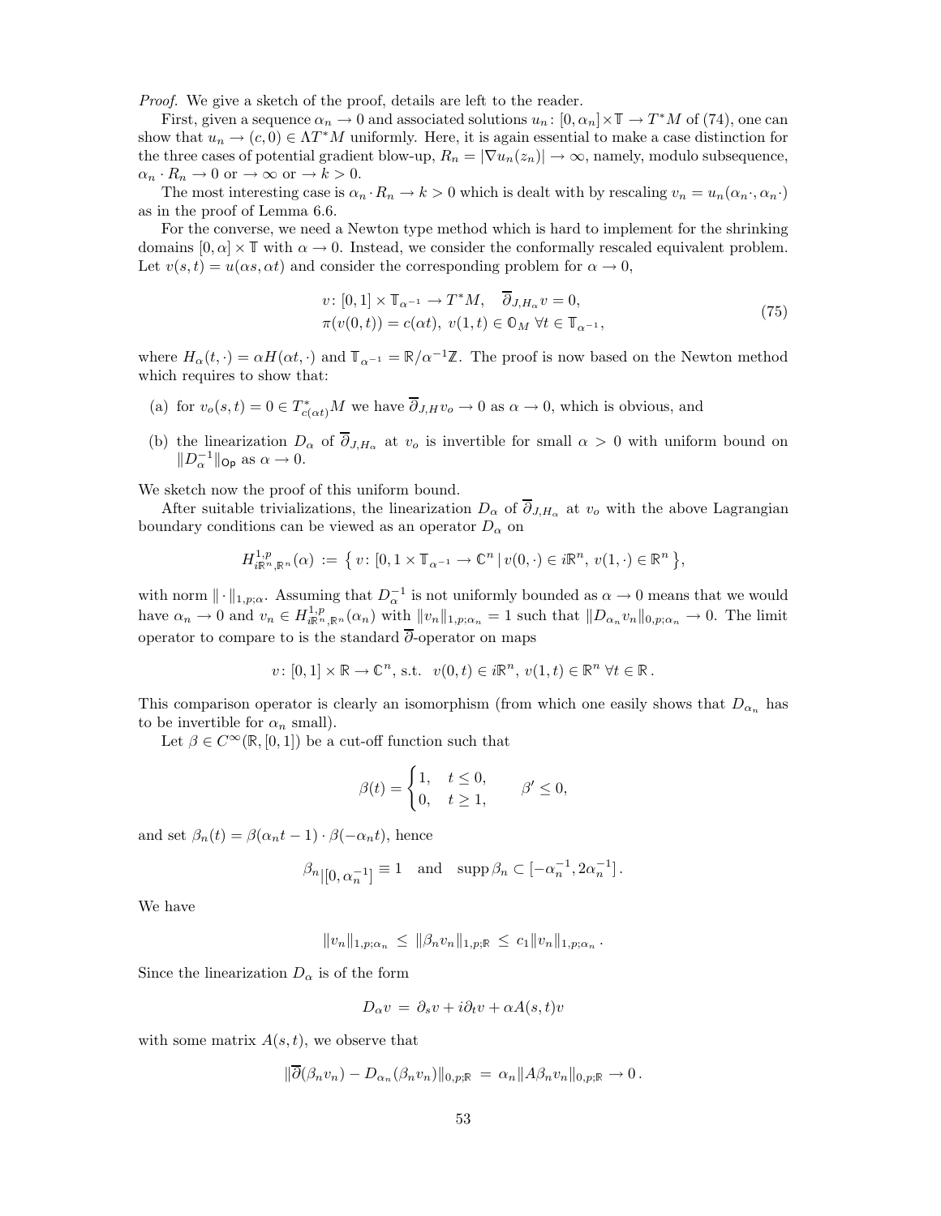*Proof.* We give a sketch of the proof, details are left to the reader.

First, given a sequence $\alpha_n \to 0$ and associated solutions $u_n \colon [0,\alpha_n]\times\mathbb{T} \to T^*M$ of (74), one can show that $u_n \to (c,0) \in \Lambda T^*M$ uniformly. Here, it is again essential to make a case distinction for the three cases of potential gradient blow-up, $R_n = |\nabla u_n(z_n)| \to \infty$, namely, modulo subsequence, $\alpha_n \cdot R_n \to 0$ or $\to \infty$ or $\to k > 0$.

The most interesting case is $\alpha_n \cdot R_n \to k > 0$ which is dealt with by rescaling $v_n = u_n(\alpha_n \cdot, \alpha_n \cdot)$ as in the proof of Lemma 6.6.

For the converse, we need a Newton type method which is hard to implement for the shrinking domains $[0,\alpha]\times\mathbb{T}$ with $\alpha \to 0$. Instead, we consider the conformally rescaled equivalent problem. Let $v(s,t) = u(\alpha s, \alpha t)$ and consider the corresponding problem for $\alpha \to 0$,

$$
\begin{aligned}
&v \colon [0,1]\times\mathbb{T}_{\alpha^{-1}} \to T^*M, \quad \overline{\partial}_{J,H_\alpha} v = 0,\\
&\pi(v(0,t)) = c(\alpha t),\ v(1,t) \in \mathbb{O}_M\ \forall t \in \mathbb{T}_{\alpha^{-1}},
\end{aligned}
\tag{75}
$$

where $H_\alpha(t,\cdot) = \alpha H(\alpha t, \cdot)$ and $\mathbb{T}_{\alpha^{-1}} = \mathbb{R}/\alpha^{-1}\mathbb{Z}$. The proof is now based on the Newton method which requires to show that:

(a) for $v_o(s,t) = 0 \in T^*_{c(\alpha t)}M$ we have $\overline{\partial}_{J,H} v_o \to 0$ as $\alpha \to 0$, which is obvious, and

(b) the linearization $D_\alpha$ of $\overline{\partial}_{J,H_\alpha}$ at $v_o$ is invertible for small $\alpha > 0$ with uniform bound on $\|D_\alpha^{-1}\|_{\mathsf{Op}}$ as $\alpha \to 0$.

We sketch now the proof of this uniform bound.

After suitable trivializations, the linearization $D_\alpha$ of $\overline{\partial}_{J,H_\alpha}$ at $v_o$ with the above Lagrangian boundary conditions can be viewed as an operator $D_\alpha$ on

$$
H^{1,p}_{i\mathbb{R}^n,\mathbb{R}^n}(\alpha) := \left\{ v \colon [0,1\times\mathbb{T}_{\alpha^{-1}} \to \mathbb{C}^n \mid v(0,\cdot) \in i\mathbb{R}^n,\ v(1,\cdot) \in \mathbb{R}^n \right\},
$$

with norm $\|\cdot\|_{1,p;\alpha}$. Assuming that $D_\alpha^{-1}$ is not uniformly bounded as $\alpha \to 0$ means that we would have $\alpha_n \to 0$ and $v_n \in H^{1,p}_{i\mathbb{R}^n,\mathbb{R}^n}(\alpha_n)$ with $\|v_n\|_{1,p;\alpha_n} = 1$ such that $\|D_{\alpha_n} v_n\|_{0,p;\alpha_n} \to 0$. The limit operator to compare to is the standard $\overline{\partial}$-operator on maps

$$
v \colon [0,1]\times\mathbb{R} \to \mathbb{C}^n, \text{ s.t. } \ v(0,t) \in i\mathbb{R}^n,\ v(1,t) \in \mathbb{R}^n\ \forall t \in \mathbb{R}\,.
$$

This comparison operator is clearly an isomorphism (from which one easily shows that $D_{\alpha_n}$ has to be invertible for $\alpha_n$ small).

Let $\beta \in C^\infty(\mathbb{R},[0,1])$ be a cut-off function such that

$$
\beta(t) = \begin{cases} 1, & t \le 0,\\ 0, & t \ge 1, \end{cases} \qquad \beta' \le 0,
$$

and set $\beta_n(t) = \beta(\alpha_n t - 1)\cdot\beta(-\alpha_n t)$, hence

$$
\beta_n|_{[0,\alpha_n^{-1}]} \equiv 1 \quad \text{and} \quad \operatorname{supp}\beta_n \subset [-\alpha_n^{-1}, 2\alpha_n^{-1}]\,.
$$

We have

$$
\|v_n\|_{1,p;\alpha_n} \le \|\beta_n v_n\|_{1,p;\mathbb{R}} \le c_1 \|v_n\|_{1,p;\alpha_n}\,.
$$

Since the linearization $D_\alpha$ is of the form

$$
D_\alpha v = \partial_s v + i\partial_t v + \alpha A(s,t) v
$$

with some matrix $A(s,t)$, we observe that

$$
\|\overline{\partial}(\beta_n v_n) - D_{\alpha_n}(\beta_n v_n)\|_{0,p;\mathbb{R}} = \alpha_n \|A\beta_n v_n\|_{0,p;\mathbb{R}} \to 0\,.
$$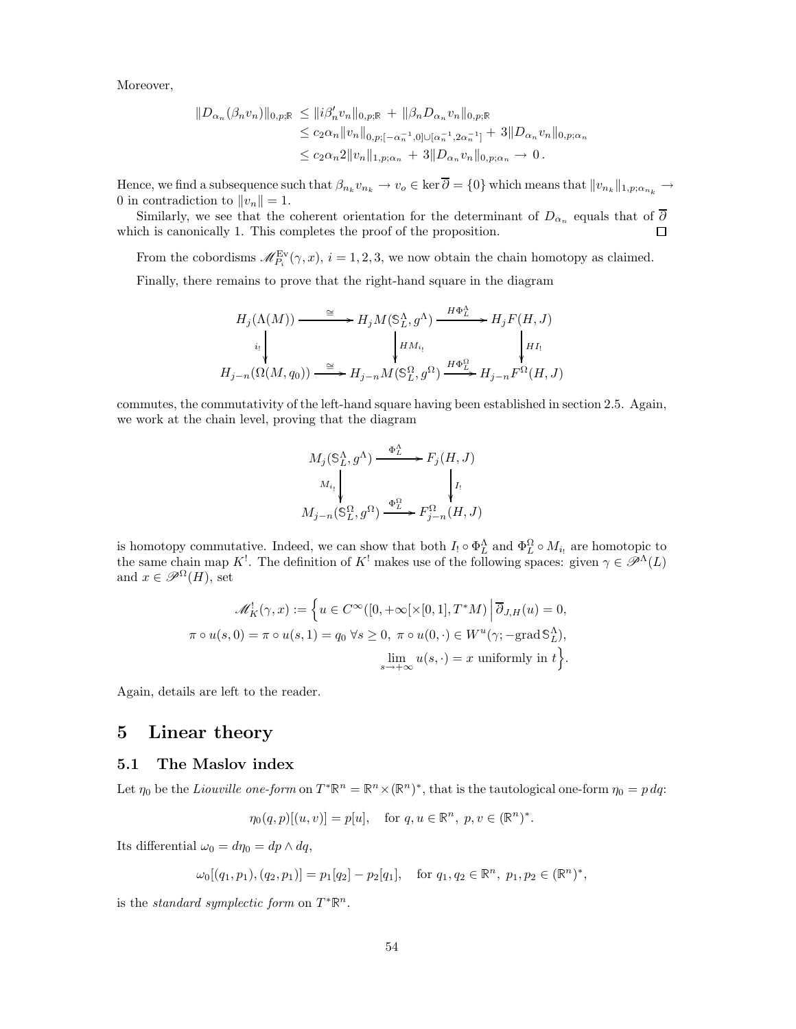Moreover,

$$\begin{aligned}
\|D_{\alpha_n}(\beta_n v_n)\|_{0,p;\mathbb{R}} &\le \|i\beta_n' v_n\|_{0,p;\mathbb{R}} + \|\beta_n D_{\alpha_n} v_n\|_{0,p;\mathbb{R}} \\
&\le c_2 \alpha_n \|v_n\|_{0,p;[-\alpha_n^{-1},0]\cup[\alpha_n^{-1},2\alpha_n^{-1}]} + 3\|D_{\alpha_n} v_n\|_{0,p;\alpha_n} \\
&\le c_2 \alpha_n 2\|v_n\|_{1,p;\alpha_n} + 3\|D_{\alpha_n} v_n\|_{0,p;\alpha_n} \to 0\,.
\end{aligned}$$

Hence, we find a subsequence such that $\beta_{n_k} v_{n_k} \to v_o \in \ker \overline{\partial} = \{0\}$ which means that $\|v_{n_k}\|_{1,p;\alpha_{n_k}} \to 0$ in contradiction to $\|v_n\| = 1$.

Similarly, we see that the coherent orientation for the determinant of $D_{\alpha_n}$ equals that of $\overline{\partial}$ which is canonically 1. This completes the proof of the proposition. $\square$

From the cobordisms $\mathscr{M}^{\mathrm{Ev}}_{P_i}(\gamma, x)$, $i = 1, 2, 3$, we now obtain the chain homotopy as claimed.

Finally, there remains to prove that the right-hand square in the diagram

$$\begin{array}{ccccc}
H_j(\Lambda(M)) & \xrightarrow{\cong} & H_j M(\mathbb{S}^\Lambda_L, g^\Lambda) & \xrightarrow{H\Phi^\Lambda_L} & H_j F(H,J) \\
\downarrow{\scriptstyle i_!} & & \downarrow{\scriptstyle HM_{i_!}} & & \downarrow{\scriptstyle HI_!} \\
H_{j-n}(\Omega(M,q_0)) & \xrightarrow{\cong} & H_{j-n} M(\mathbb{S}^\Omega_L, g^\Omega) & \xrightarrow{H\Phi^\Omega_L} & H_{j-n} F^\Omega(H,J)
\end{array}$$

commutes, the commutativity of the left-hand square having been established in section 2.5. Again, we work at the chain level, proving that the diagram

$$\begin{array}{ccc}
M_j(\mathbb{S}^\Lambda_L, g^\Lambda) & \xrightarrow{\Phi^\Lambda_L} & F_j(H,J) \\
\downarrow{\scriptstyle M_{i_!}} & & \downarrow{\scriptstyle I_!} \\
M_{j-n}(\mathbb{S}^\Omega_L, g^\Omega) & \xrightarrow{\Phi^\Omega_L} & F^\Omega_{j-n}(H,J)
\end{array}$$

is homotopy commutative. Indeed, we can show that both $I_! \circ \Phi^\Lambda_L$ and $\Phi^\Omega_L \circ M_{i_!}$ are homotopic to the same chain map $K^!$. The definition of $K^!$ makes use of the following spaces: given $\gamma \in \mathscr{P}^\Lambda(L)$ and $x \in \mathscr{P}^\Omega(H)$, set

$$\begin{aligned}
\mathscr{M}^!_K(\gamma, x) := \Big\{ u \in C^\infty([0,+\infty[\times[0,1], T^*M) \,\Big|\, \overline{\partial}_{J,H}(u) = 0, \\
\pi \circ u(s,0) = \pi \circ u(s,1) = q_0 \;\forall s \ge 0,\; \pi \circ u(0,\cdot) \in W^u(\gamma; -\mathrm{grad}\,\mathbb{S}^\Lambda_L), \\
\lim_{s\to+\infty} u(s,\cdot) = x \text{ uniformly in } t \Big\}.
\end{aligned}$$

Again, details are left to the reader.

# 5 Linear theory

## 5.1 The Maslov index

Let $\eta_0$ be the *Liouville one-form* on $T^*\mathbb{R}^n = \mathbb{R}^n \times (\mathbb{R}^n)^*$, that is the tautological one-form $\eta_0 = p\,dq$:

$$\eta_0(q,p)[(u,v)] = p[u], \quad \text{for } q, u \in \mathbb{R}^n,\; p, v \in (\mathbb{R}^n)^*.$$

Its differential $\omega_0 = d\eta_0 = dp \wedge dq$,

$$\omega_0[(q_1,p_1),(q_2,p_1)] = p_1[q_2] - p_2[q_1], \quad \text{for } q_1, q_2 \in \mathbb{R}^n,\; p_1, p_2 \in (\mathbb{R}^n)^*,$$

is the *standard symplectic form* on $T^*\mathbb{R}^n$.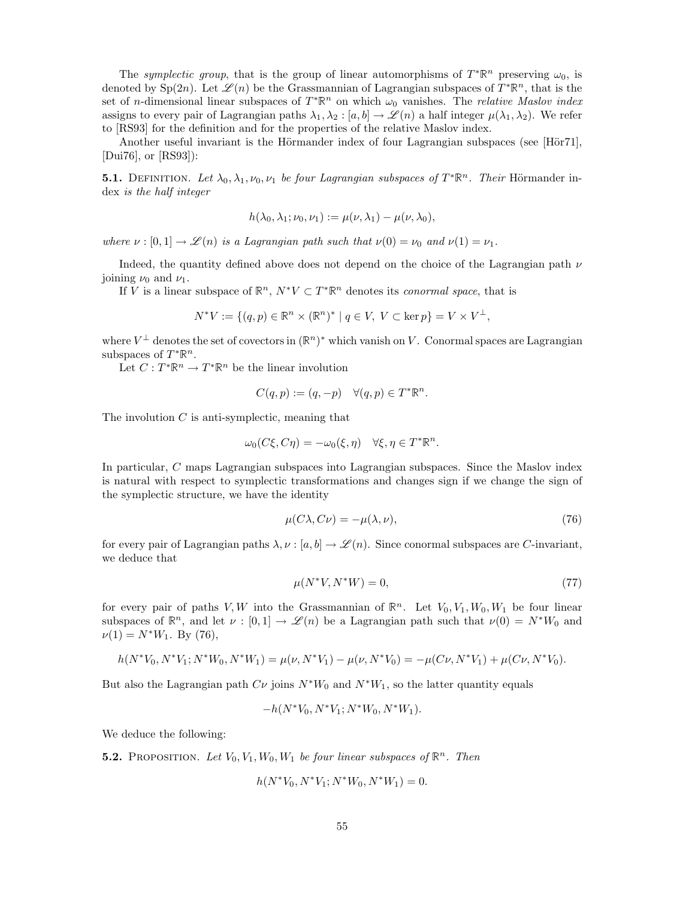The *symplectic group*, that is the group of linear automorphisms of $T^*\mathbb{R}^n$ preserving $\omega_0$, is denoted by $\mathrm{Sp}(2n)$. Let $\mathscr{L}(n)$ be the Grassmannian of Lagrangian subspaces of $T^*\mathbb{R}^n$, that is the set of $n$-dimensional linear subspaces of $T^*\mathbb{R}^n$ on which $\omega_0$ vanishes. The *relative Maslov index* assigns to every pair of Lagrangian paths $\lambda_1, \lambda_2 : [a,b] \to \mathscr{L}(n)$ a half integer $\mu(\lambda_1, \lambda_2)$. We refer to [RS93] for the definition and for the properties of the relative Maslov index.

Another useful invariant is the Hörmander index of four Lagrangian subspaces (see [Hör71], [Dui76], or [RS93]):

**5.1.** Definition. *Let $\lambda_0, \lambda_1, \nu_0, \nu_1$ be four Lagrangian subspaces of $T^*\mathbb{R}^n$. Their* Hörmander index *is the half integer*

$$h(\lambda_0, \lambda_1; \nu_0, \nu_1) := \mu(\nu, \lambda_1) - \mu(\nu, \lambda_0),$$

*where $\nu : [0,1] \to \mathscr{L}(n)$ is a Lagrangian path such that $\nu(0) = \nu_0$ and $\nu(1) = \nu_1$.*

Indeed, the quantity defined above does not depend on the choice of the Lagrangian path $\nu$ joining $\nu_0$ and $\nu_1$.

If $V$ is a linear subspace of $\mathbb{R}^n$, $N^*V \subset T^*\mathbb{R}^n$ denotes its *conormal space*, that is

$$N^*V := \{(q,p) \in \mathbb{R}^n \times (\mathbb{R}^n)^* \mid q \in V, \ V \subset \ker p\} = V \times V^\perp,$$

where $V^\perp$ denotes the set of covectors in $(\mathbb{R}^n)^*$ which vanish on $V$. Conormal spaces are Lagrangian subspaces of $T^*\mathbb{R}^n$.

Let $C : T^*\mathbb{R}^n \to T^*\mathbb{R}^n$ be the linear involution

$$C(q,p) := (q, -p) \quad \forall (q,p) \in T^*\mathbb{R}^n.$$

The involution $C$ is anti-symplectic, meaning that

$$\omega_0(C\xi, C\eta) = -\omega_0(\xi, \eta) \quad \forall \xi, \eta \in T^*\mathbb{R}^n.$$

In particular, $C$ maps Lagrangian subspaces into Lagrangian subspaces. Since the Maslov index is natural with respect to symplectic transformations and changes sign if we change the sign of the symplectic structure, we have the identity

$$\mu(C\lambda, C\nu) = -\mu(\lambda, \nu), \tag{76}$$

for every pair of Lagrangian paths $\lambda, \nu : [a,b] \to \mathscr{L}(n)$. Since conormal subspaces are $C$-invariant, we deduce that

$$\mu(N^*V, N^*W) = 0, \tag{77}$$

for every pair of paths $V, W$ into the Grassmannian of $\mathbb{R}^n$. Let $V_0, V_1, W_0, W_1$ be four linear subspaces of $\mathbb{R}^n$, and let $\nu : [0,1] \to \mathscr{L}(n)$ be a Lagrangian path such that $\nu(0) = N^*W_0$ and $\nu(1) = N^*W_1$. By (76),

$$h(N^*V_0, N^*V_1; N^*W_0, N^*W_1) = \mu(\nu, N^*V_1) - \mu(\nu, N^*V_0) = -\mu(C\nu, N^*V_1) + \mu(C\nu, N^*V_0).$$

But also the Lagrangian path $C\nu$ joins $N^*W_0$ and $N^*W_1$, so the latter quantity equals

$$-h(N^*V_0, N^*V_1; N^*W_0, N^*W_1).$$

We deduce the following:

**5.2.** Proposition. *Let $V_0, V_1, W_0, W_1$ be four linear subspaces of $\mathbb{R}^n$. Then*

$$h(N^*V_0, N^*V_1; N^*W_0, N^*W_1) = 0.$$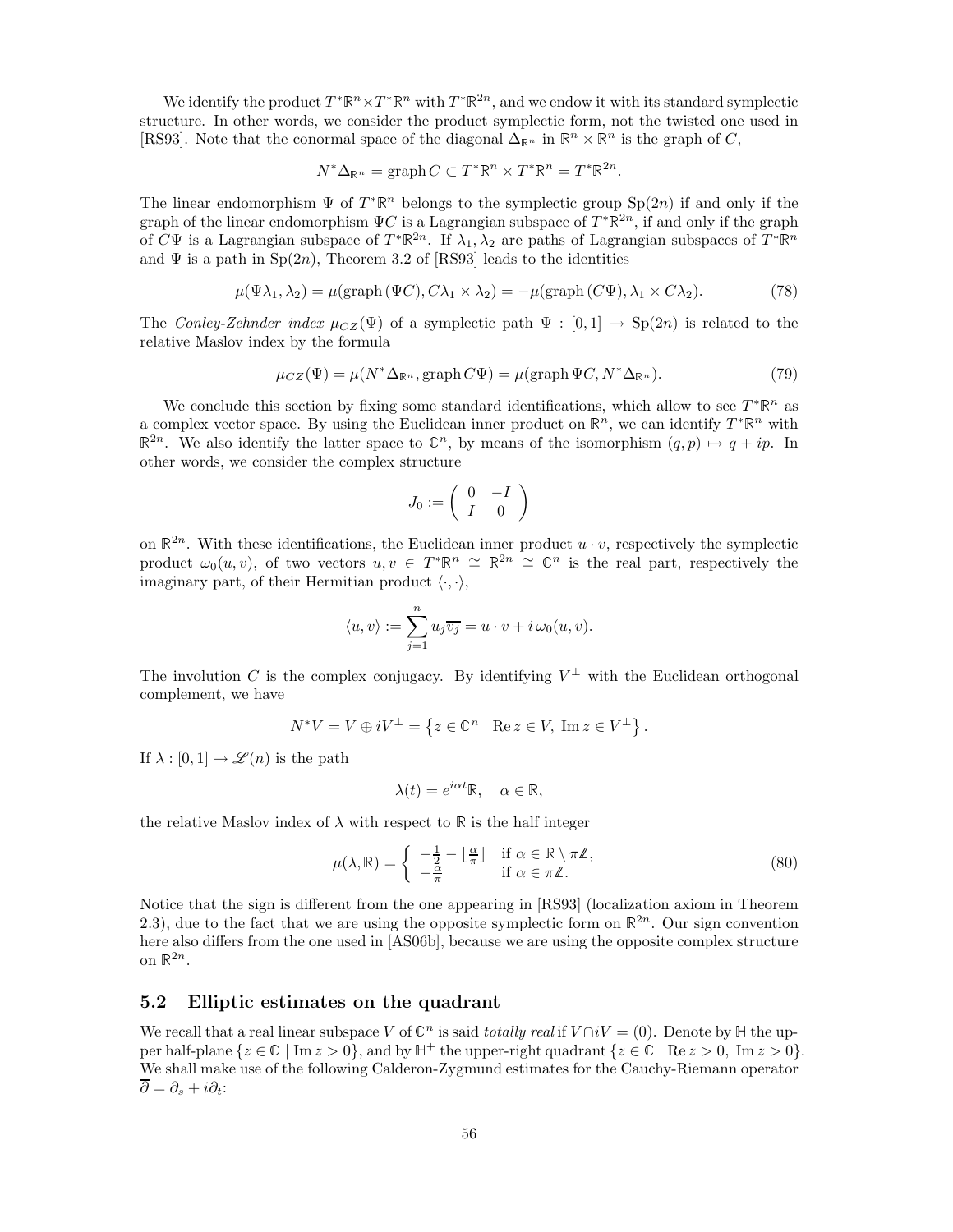We identify the product $T^*\mathbb{R}^n \times T^*\mathbb{R}^n$ with $T^*\mathbb{R}^{2n}$, and we endow it with its standard symplectic structure. In other words, we consider the product symplectic form, not the twisted one used in [RS93]. Note that the conormal space of the diagonal $\Delta_{\mathbb{R}^n}$ in $\mathbb{R}^n \times \mathbb{R}^n$ is the graph of $C$,

$$N^*\Delta_{\mathbb{R}^n} = \operatorname{graph} C \subset T^*\mathbb{R}^n \times T^*\mathbb{R}^n = T^*\mathbb{R}^{2n}.$$

The linear endomorphism $\Psi$ of $T^*\mathbb{R}^n$ belongs to the symplectic group $\mathrm{Sp}(2n)$ if and only if the graph of the linear endomorphism $\Psi C$ is a Lagrangian subspace of $T^*\mathbb{R}^{2n}$, if and only if the graph of $C\Psi$ is a Lagrangian subspace of $T^*\mathbb{R}^{2n}$. If $\lambda_1, \lambda_2$ are paths of Lagrangian subspaces of $T^*\mathbb{R}^n$ and $\Psi$ is a path in $\mathrm{Sp}(2n)$, Theorem 3.2 of [RS93] leads to the identities

$$\mu(\Psi\lambda_1, \lambda_2) = \mu(\operatorname{graph}(\Psi C), C\lambda_1 \times \lambda_2) = -\mu(\operatorname{graph}(C\Psi), \lambda_1 \times C\lambda_2). \tag{78}$$

The *Conley-Zehnder index* $\mu_{CZ}(\Psi)$ of a symplectic path $\Psi : [0,1] \to \mathrm{Sp}(2n)$ is related to the relative Maslov index by the formula

$$\mu_{CZ}(\Psi) = \mu(N^*\Delta_{\mathbb{R}^n}, \operatorname{graph} C\Psi) = \mu(\operatorname{graph} \Psi C, N^*\Delta_{\mathbb{R}^n}). \tag{79}$$

We conclude this section by fixing some standard identifications, which allow to see $T^*\mathbb{R}^n$ as a complex vector space. By using the Euclidean inner product on $\mathbb{R}^n$, we can identify $T^*\mathbb{R}^n$ with $\mathbb{R}^{2n}$. We also identify the latter space to $\mathbb{C}^n$, by means of the isomorphism $(q,p) \mapsto q + ip$. In other words, we consider the complex structure

$$J_0 := \begin{pmatrix} 0 & -I \\ I & 0 \end{pmatrix}$$

on $\mathbb{R}^{2n}$. With these identifications, the Euclidean inner product $u \cdot v$, respectively the symplectic product $\omega_0(u,v)$, of two vectors $u, v \in T^*\mathbb{R}^n \cong \mathbb{R}^{2n} \cong \mathbb{C}^n$ is the real part, respectively the imaginary part, of their Hermitian product $\langle \cdot, \cdot \rangle$,

$$\langle u, v \rangle := \sum_{j=1}^n u_j \overline{v_j} = u \cdot v + i\,\omega_0(u,v).$$

The involution $C$ is the complex conjugacy. By identifying $V^\perp$ with the Euclidean orthogonal complement, we have

$$N^*V = V \oplus iV^\perp = \left\{ z \in \mathbb{C}^n \mid \operatorname{Re} z \in V, \ \operatorname{Im} z \in V^\perp \right\}.$$

If $\lambda : [0,1] \to \mathscr{L}(n)$ is the path

$$\lambda(t) = e^{i\alpha t}\mathbb{R}, \quad \alpha \in \mathbb{R},$$

the relative Maslov index of $\lambda$ with respect to $\mathbb{R}$ is the half integer

$$\mu(\lambda, \mathbb{R}) = \begin{cases} -\frac{1}{2} - \lfloor \frac{\alpha}{\pi} \rfloor & \text{if } \alpha \in \mathbb{R} \setminus \pi\mathbb{Z}, \\ -\frac{\alpha}{\pi} & \text{if } \alpha \in \pi\mathbb{Z}. \end{cases} \tag{80}$$

Notice that the sign is different from the one appearing in [RS93] (localization axiom in Theorem 2.3), due to the fact that we are using the opposite symplectic form on $\mathbb{R}^{2n}$. Our sign convention here also differs from the one used in [AS06b], because we are using the opposite complex structure on $\mathbb{R}^{2n}$.

## 5.2 Elliptic estimates on the quadrant

We recall that a real linear subspace $V$ of $\mathbb{C}^n$ is said *totally real* if $V \cap iV = (0)$. Denote by $\mathbb{H}$ the upper half-plane $\{z \in \mathbb{C} \mid \operatorname{Im} z > 0\}$, and by $\mathbb{H}^+$ the upper-right quadrant $\{z \in \mathbb{C} \mid \operatorname{Re} z > 0, \ \operatorname{Im} z > 0\}$. We shall make use of the following Calderon-Zygmund estimates for the Cauchy-Riemann operator $\overline{\partial} = \partial_s + i\partial_t$: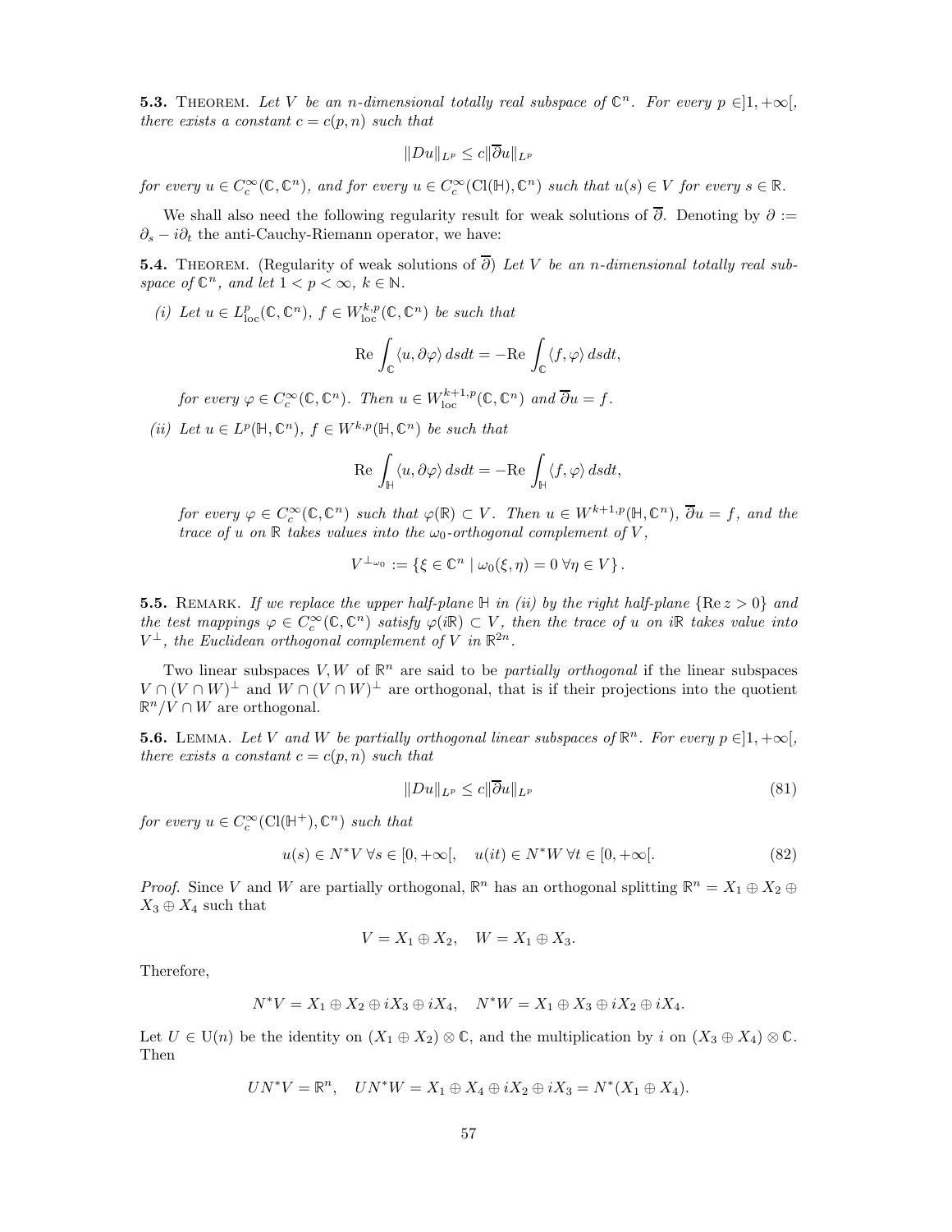**5.3.** Theorem. *Let $V$ be an $n$-dimensional totally real subspace of $\mathbb{C}^n$. For every $p \in ]1, +\infty[$, there exists a constant $c = c(p,n)$ such that*

$$\|Du\|_{L^p} \leq c \|\overline{\partial} u\|_{L^p}$$

*for every $u \in C_c^\infty(\mathbb{C}, \mathbb{C}^n)$, and for every $u \in C_c^\infty(\mathrm{Cl}(\mathbb{H}), \mathbb{C}^n)$ such that $u(s) \in V$ for every $s \in \mathbb{R}$.*

We shall also need the following regularity result for weak solutions of $\overline{\partial}$. Denoting by $\partial := \partial_s - i\partial_t$ the anti-Cauchy-Riemann operator, we have:

**5.4.** Theorem. (Regularity of weak solutions of $\overline{\partial}$) *Let $V$ be an $n$-dimensional totally real subspace of $\mathbb{C}^n$, and let $1 < p < \infty$, $k \in \mathbb{N}$.*

*(i) Let $u \in L^p_{\mathrm{loc}}(\mathbb{C}, \mathbb{C}^n)$, $f \in W^{k,p}_{\mathrm{loc}}(\mathbb{C}, \mathbb{C}^n)$ be such that*

$$\mathrm{Re} \int_{\mathbb{C}} \langle u, \partial \varphi \rangle \, ds dt = -\mathrm{Re} \int_{\mathbb{C}} \langle f, \varphi \rangle \, ds dt,$$

*for every $\varphi \in C_c^\infty(\mathbb{C}, \mathbb{C}^n)$. Then $u \in W^{k+1,p}_{\mathrm{loc}}(\mathbb{C}, \mathbb{C}^n)$ and $\overline{\partial} u = f$.*

*(ii) Let $u \in L^p(\mathbb{H}, \mathbb{C}^n)$, $f \in W^{k,p}(\mathbb{H}, \mathbb{C}^n)$ be such that*

$$\mathrm{Re} \int_{\mathbb{H}} \langle u, \partial \varphi \rangle \, ds dt = -\mathrm{Re} \int_{\mathbb{H}} \langle f, \varphi \rangle \, ds dt,$$

*for every $\varphi \in C_c^\infty(\mathbb{C}, \mathbb{C}^n)$ such that $\varphi(\mathbb{R}) \subset V$. Then $u \in W^{k+1,p}(\mathbb{H}, \mathbb{C}^n)$, $\overline{\partial} u = f$, and the trace of $u$ on $\mathbb{R}$ takes values into the $\omega_0$-orthogonal complement of $V$,*

$$V^{\perp \omega_0} := \{\xi \in \mathbb{C}^n \mid \omega_0(\xi, \eta) = 0 \; \forall \eta \in V\}.$$

**5.5.** Remark. *If we replace the upper half-plane $\mathbb{H}$ in (ii) by the right half-plane $\{\mathrm{Re}\, z > 0\}$ and the test mappings $\varphi \in C_c^\infty(\mathbb{C}, \mathbb{C}^n)$ satisfy $\varphi(i\mathbb{R}) \subset V$, then the trace of $u$ on $i\mathbb{R}$ takes value into $V^\perp$, the Euclidean orthogonal complement of $V$ in $\mathbb{R}^{2n}$.*

Two linear subspaces $V, W$ of $\mathbb{R}^n$ are said to be *partially orthogonal* if the linear subspaces $V \cap (V \cap W)^\perp$ and $W \cap (V \cap W)^\perp$ are orthogonal, that is if their projections into the quotient $\mathbb{R}^n / V \cap W$ are orthogonal.

**5.6.** Lemma. *Let $V$ and $W$ be partially orthogonal linear subspaces of $\mathbb{R}^n$. For every $p \in ]1, +\infty[$, there exists a constant $c = c(p,n)$ such that*

$$\|Du\|_{L^p} \leq c \|\overline{\partial} u\|_{L^p} \tag{81}$$

*for every $u \in C_c^\infty(\mathrm{Cl}(\mathbb{H}^+), \mathbb{C}^n)$ such that*

$$u(s) \in N^* V \; \forall s \in [0, +\infty[, \quad u(it) \in N^* W \; \forall t \in [0, +\infty[. \tag{82}$$

*Proof.* Since $V$ and $W$ are partially orthogonal, $\mathbb{R}^n$ has an orthogonal splitting $\mathbb{R}^n = X_1 \oplus X_2 \oplus X_3 \oplus X_4$ such that

$$V = X_1 \oplus X_2, \quad W = X_1 \oplus X_3.$$

Therefore,

$$N^* V = X_1 \oplus X_2 \oplus i X_3 \oplus i X_4, \quad N^* W = X_1 \oplus X_3 \oplus i X_2 \oplus i X_4.$$

Let $U \in \mathrm{U}(n)$ be the identity on $(X_1 \oplus X_2) \otimes \mathbb{C}$, and the multiplication by $i$ on $(X_3 \oplus X_4) \otimes \mathbb{C}$. Then

$$U N^* V = \mathbb{R}^n, \quad U N^* W = X_1 \oplus X_4 \oplus i X_2 \oplus i X_3 = N^*(X_1 \oplus X_4).$$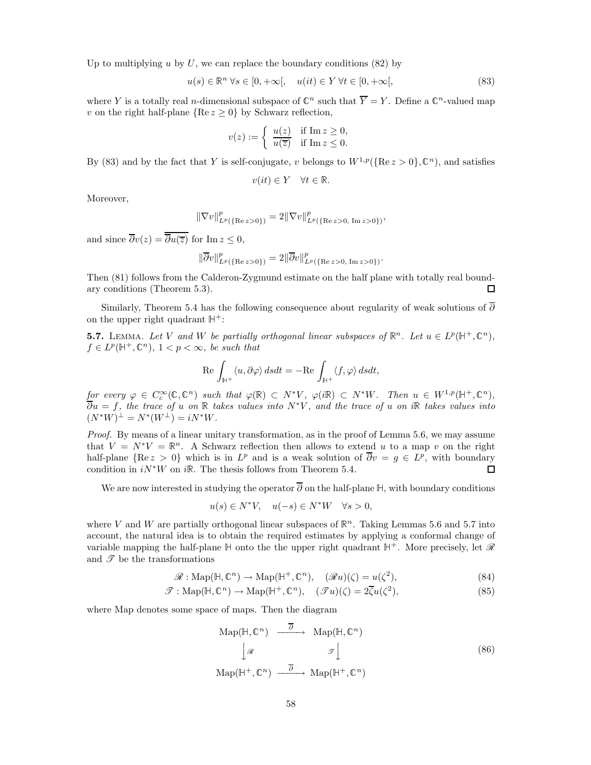Up to multiplying $u$ by $U$, we can replace the boundary conditions (82) by

$$u(s) \in \mathbb{R}^n \;\forall s \in [0,+\infty[, \quad u(it) \in Y \;\forall t \in [0,+\infty[, \tag{83}$$

where $Y$ is a totally real $n$-dimensional subspace of $\mathbb{C}^n$ such that $\overline{Y} = Y$. Define a $\mathbb{C}^n$-valued map $v$ on the right half-plane $\{\mathrm{Re}\, z \geq 0\}$ by Schwarz reflection,

$$v(z) := \begin{cases} u(z) & \text{if } \mathrm{Im}\, z \geq 0, \\ \overline{u(\overline{z})} & \text{if } \mathrm{Im}\, z \leq 0. \end{cases}$$

By (83) and by the fact that $Y$ is self-conjugate, $v$ belongs to $W^{1,p}(\{\mathrm{Re}\, z > 0\}, \mathbb{C}^n)$, and satisfies

$$v(it) \in Y \quad \forall t \in \mathbb{R}.$$

Moreover,

$$\|\nabla v\|^p_{L^p(\{\mathrm{Re}\, z>0\})} = 2 \|\nabla v\|^p_{L^p(\{\mathrm{Re}\, z>0,\ \mathrm{Im}\, z>0\})},$$

and since $\overline{\partial} v(z) = \overline{\overline{\partial} u(\overline{z})}$ for $\mathrm{Im}\, z \leq 0$,

$$\|\overline{\partial} v\|^p_{L^p(\{\mathrm{Re}\, z>0\})} = 2 \|\overline{\partial} v\|^p_{L^p(\{\mathrm{Re}\, z>0,\ \mathrm{Im}\, z>0\})}.$$

Then (81) follows from the Calderon-Zygmund estimate on the half plane with totally real boundary conditions (Theorem 5.3). □

Similarly, Theorem 5.4 has the following consequence about regularity of weak solutions of $\overline{\partial}$ on the upper right quadrant $\mathbb{H}^+$:

**5.7.** Lemma. *Let $V$ and $W$ be partially orthogonal linear subspaces of $\mathbb{R}^n$. Let $u \in L^p(\mathbb{H}^+, \mathbb{C}^n)$, $f \in L^p(\mathbb{H}^+, \mathbb{C}^n)$, $1 < p < \infty$, be such that*

$$\mathrm{Re} \int_{\mathbb{H}^+} \langle u, \partial \varphi \rangle \, ds dt = -\mathrm{Re} \int_{\mathbb{H}^+} \langle f, \varphi \rangle \, ds dt,$$

*for every $\varphi \in C^\infty_c(\mathbb{C}, \mathbb{C}^n)$ such that $\varphi(\mathbb{R}) \subset N^*V$, $\varphi(i\mathbb{R}) \subset N^*W$. Then $u \in W^{1,p}(\mathbb{H}^+, \mathbb{C}^n)$, $\overline{\partial} u = f$, the trace of $u$ on $\mathbb{R}$ takes values into $N^*V$, and the trace of $u$ on $i\mathbb{R}$ takes values into $(N^*W)^\perp = N^*(W^\perp) = iN^*W$.*

*Proof.* By means of a linear unitary transformation, as in the proof of Lemma 5.6, we may assume that $V = N^*V = \mathbb{R}^n$. A Schwarz reflection then allows to extend $u$ to a map $v$ on the right half-plane $\{\mathrm{Re}\, z > 0\}$ which is in $L^p$ and is a weak solution of $\overline{\partial} v = g \in L^p$, with boundary condition in $iN^*W$ on $i\mathbb{R}$. The thesis follows from Theorem 5.4. □

We are now interested in studying the operator $\overline{\partial}$ on the half-plane $\mathbb{H}$, with boundary conditions

$$u(s) \in N^*V, \quad u(-s) \in N^*W \quad \forall s > 0,$$

where $V$ and $W$ are partially orthogonal linear subspaces of $\mathbb{R}^n$. Taking Lemmas 5.6 and 5.7 into account, the natural idea is to obtain the required estimates by applying a conformal change of variable mapping the half-plane $\mathbb{H}$ onto the the upper right quadrant $\mathbb{H}^+$. More precisely, let $\mathscr{R}$ and $\mathscr{T}$ be the transformations

$$\mathscr{R} : \mathrm{Map}(\mathbb{H}, \mathbb{C}^n) \to \mathrm{Map}(\mathbb{H}^+, \mathbb{C}^n), \quad (\mathscr{R}u)(\zeta) = u(\zeta^2), \tag{84}$$

$$\mathscr{T} : \mathrm{Map}(\mathbb{H}, \mathbb{C}^n) \to \mathrm{Map}(\mathbb{H}^+, \mathbb{C}^n), \quad (\mathscr{T}u)(\zeta) = 2\overline{\zeta} u(\zeta^2), \tag{85}$$

where Map denotes some space of maps. Then the diagram

$$\begin{array}{ccc} \mathrm{Map}(\mathbb{H}, \mathbb{C}^n) & \xrightarrow{\ \overline{\partial}\ } & \mathrm{Map}(\mathbb{H}, \mathbb{C}^n) \\ \Big\downarrow \mathscr{R} & & \mathscr{T} \Big\downarrow \\ \mathrm{Map}(\mathbb{H}^+, \mathbb{C}^n) & \xrightarrow{\ \overline{\partial}\ } & \mathrm{Map}(\mathbb{H}^+, \mathbb{C}^n) \end{array} \tag{86}$$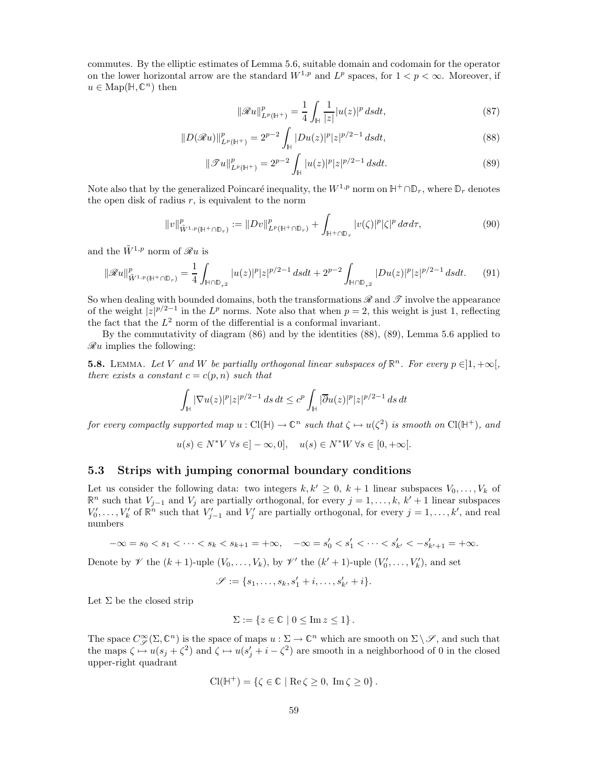commutes. By the elliptic estimates of Lemma 5.6, suitable domain and codomain for the operator on the lower horizontal arrow are the standard $W^{1,p}$ and $L^p$ spaces, for $1 < p < \infty$. Moreover, if $u \in \mathrm{Map}(\mathbb{H}, \mathbb{C}^n)$ then

$$\|\mathscr{R}u\|^p_{L^p(\mathbb{H}^+)} = \frac{1}{4} \int_{\mathbb{H}} \frac{1}{|z|} |u(z)|^p \, dsdt, \tag{87}$$

$$\|D(\mathscr{R}u)\|^p_{L^p(\mathbb{H}^+)} = 2^{p-2} \int_{\mathbb{H}} |Du(z)|^p |z|^{p/2-1} \, dsdt, \tag{88}$$

$$\|\mathscr{T}u\|^p_{L^p(\mathbb{H}^+)} = 2^{p-2} \int_{\mathbb{H}} |u(z)|^p |z|^{p/2-1} \, dsdt. \tag{89}$$

Note also that by the generalized Poincaré inequality, the $W^{1,p}$ norm on $\mathbb{H}^+ \cap \mathbb{D}_r$, where $\mathbb{D}_r$ denotes the open disk of radius $r$, is equivalent to the norm

$$\|v\|^p_{\tilde{W}^{1,p}(\mathbb{H}^+\cap\mathbb{D}_r)} := \|Dv\|^p_{L^p(\mathbb{H}^+\cap\mathbb{D}_r)} + \int_{\mathbb{H}^+\cap\mathbb{D}_r} |v(\zeta)|^p |\zeta|^p \, d\sigma d\tau, \tag{90}$$

and the $\tilde{W}^{1,p}$ norm of $\mathscr{R}u$ is

$$\|\mathscr{R}u\|^p_{\tilde{W}^{1,p}(\mathbb{H}^+\cap\mathbb{D}_r)} = \frac{1}{4} \int_{\mathbb{H}\cap\mathbb{D}_{r^2}} |u(z)|^p |z|^{p/2-1} \, dsdt + 2^{p-2} \int_{\mathbb{H}\cap\mathbb{D}_{r^2}} |Du(z)|^p |z|^{p/2-1} \, dsdt. \tag{91}$$

So when dealing with bounded domains, both the transformations $\mathscr{R}$ and $\mathscr{T}$ involve the appearance of the weight $|z|^{p/2-1}$ in the $L^p$ norms. Note also that when $p = 2$, this weight is just 1, reflecting the fact that the $L^2$ norm of the differential is a conformal invariant.

By the commutativity of diagram (86) and by the identities (88), (89), Lemma 5.6 applied to $\mathscr{R}u$ implies the following:

**5.8.** Lemma. *Let $V$ and $W$ be partially orthogonal linear subspaces of $\mathbb{R}^n$. For every $p \in ]1, +\infty[$, there exists a constant $c = c(p, n)$ such that*

$$\int_{\mathbb{H}} |\nabla u(z)|^p |z|^{p/2-1} \, ds \, dt \leq c^p \int_{\mathbb{H}} |\overline{\partial} u(z)|^p |z|^{p/2-1} \, ds \, dt$$

*for every compactly supported map $u : \mathrm{Cl}(\mathbb{H}) \to \mathbb{C}^n$ such that $\zeta \mapsto u(\zeta^2)$ is smooth on $\mathrm{Cl}(\mathbb{H}^+)$, and*

$$u(s) \in N^*V \;\forall s \in ]-\infty, 0], \quad u(s) \in N^*W \;\forall s \in [0, +\infty[.$$

## 5.3 Strips with jumping conormal boundary conditions

Let us consider the following data: two integers $k, k' \geq 0$, $k+1$ linear subspaces $V_0, \dots, V_k$ of $\mathbb{R}^n$ such that $V_{j-1}$ and $V_j$ are partially orthogonal, for every $j = 1, \dots, k$, $k'+1$ linear subspaces $V'_0, \dots, V'_k$ of $\mathbb{R}^n$ such that $V'_{j-1}$ and $V'_j$ are partially orthogonal, for every $j = 1, \dots, k'$, and real numbers

$$-\infty = s_0 < s_1 < \dots < s_k < s_{k+1} = +\infty, \quad -\infty = s'_0 < s'_1 < \dots < s'_{k'} < -s'_{k'+1} = +\infty.$$

Denote $\mathscr{V}$ the $(k+1)$-uple $(V_0, \dots, V_k)$, by $\mathscr{V}'$ the $(k'+1)$-uple $(V'_0, \dots, V'_k)$, and set

$$\mathscr{S} := \{s_1, \dots, s_k, s'_1 + i, \dots, s'_{k'} + i\}.$$

Let $\Sigma$ be the closed strip

$$\Sigma := \{z \in \mathbb{C} \mid 0 \leq \operatorname{Im} z \leq 1\}.$$

The space $C^\infty_{\mathscr{S}}(\Sigma, \mathbb{C}^n)$ is the space of maps $u : \Sigma \to \mathbb{C}^n$ which are smooth on $\Sigma \setminus \mathscr{S}$, and such that the maps $\zeta \mapsto u(s_j + \zeta^2)$ and $\zeta \mapsto u(s'_j + i - \zeta^2)$ are smooth in a neighborhood of 0 in the closed upper-right quadrant

$$\mathrm{Cl}(\mathbb{H}^+) = \{\zeta \in \mathbb{C} \mid \operatorname{Re} \zeta \geq 0, \; \operatorname{Im} \zeta \geq 0\}.$$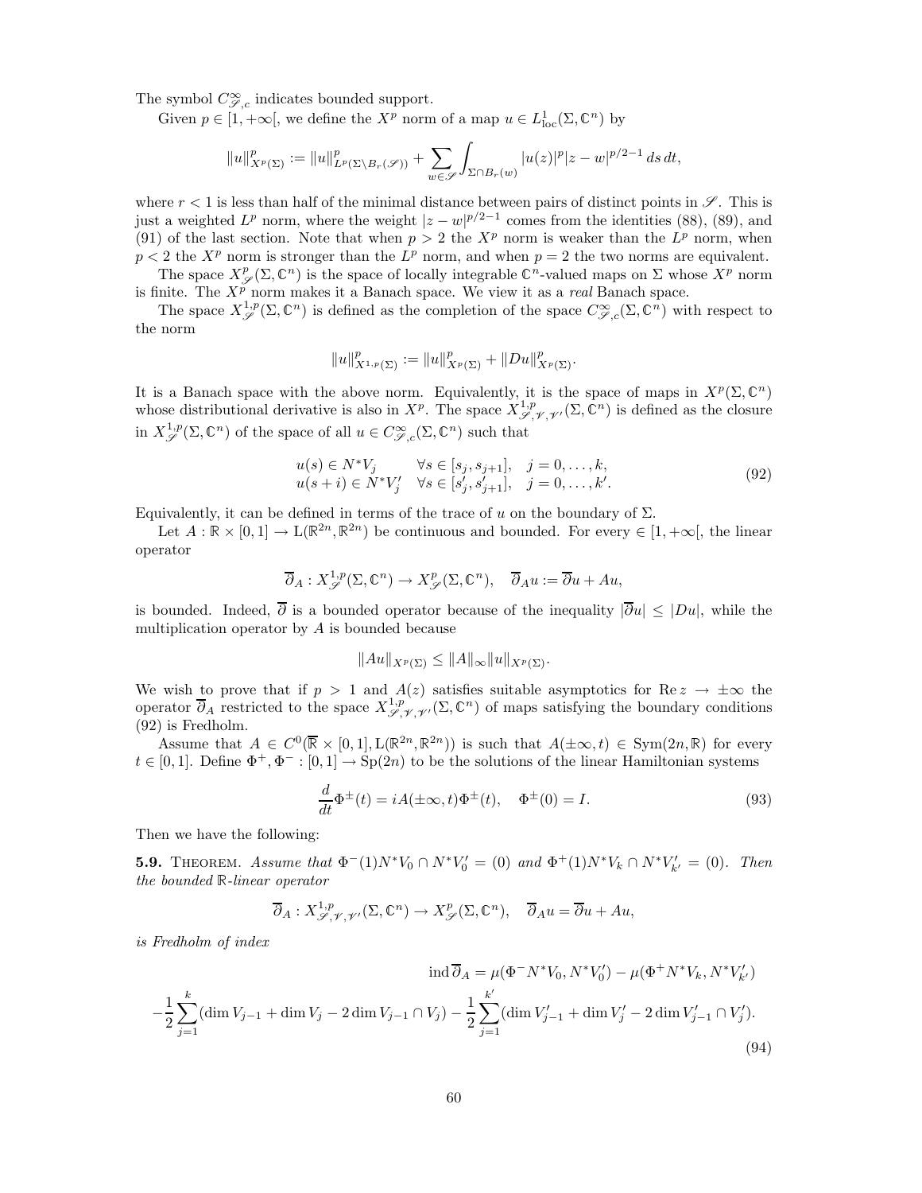The symbol $C^\infty_{\mathscr{S},c}$ indicates bounded support.

Given $p \in [1, +\infty[$, we define the $X^p$ norm of a map $u \in L^1_{\mathrm{loc}}(\Sigma, \mathbb{C}^n)$ by

$$\|u\|^p_{X^p(\Sigma)} := \|u\|^p_{L^p(\Sigma \setminus B_r(\mathscr{S}))} + \sum_{w \in \mathscr{S}} \int_{\Sigma \cap B_r(w)} |u(z)|^p |z - w|^{p/2-1} \, ds \, dt,$$

where $r < 1$ is less than half of the minimal distance between pairs of distinct points in $\mathscr{S}$. This is just a weighted $L^p$ norm, where the weight $|z-w|^{p/2-1}$ comes from the identities (88), (89), and (91) of the last section. Note that when $p > 2$ the $X^p$ norm is weaker than the $L^p$ norm, when $p < 2$ the $X^p$ norm is stronger than the $L^p$ norm, and when $p = 2$ the two norms are equivalent.

The space $X^p_{\mathscr{S}}(\Sigma, \mathbb{C}^n)$ is the space of locally integrable $\mathbb{C}^n$-valued maps on $\Sigma$ whose $X^p$ norm is finite. The $X^p$ norm makes it a Banach space. We view it as a *real* Banach space.

The space $X^{1,p}_{\mathscr{S}}(\Sigma, \mathbb{C}^n)$ is defined as the completion of the space $C^\infty_{\mathscr{S},c}(\Sigma, \mathbb{C}^n)$ with respect to the norm

$$\|u\|^p_{X^{1,p}(\Sigma)} := \|u\|^p_{X^p(\Sigma)} + \|Du\|^p_{X^p(\Sigma)}.$$

It is a Banach space with the above norm. Equivalently, it is the space of maps in $X^p(\Sigma, \mathbb{C}^n)$ whose distributional derivative is also in $X^p$. The space $X^{1,p}_{\mathscr{S},\mathscr{V},\mathscr{V}'}(\Sigma, \mathbb{C}^n)$ is defined as the closure in $X^{1,p}_{\mathscr{S}}(\Sigma, \mathbb{C}^n)$ of the space of all $u \in C^\infty_{\mathscr{S},c}(\Sigma, \mathbb{C}^n)$ such that

$$\begin{array}{lll} u(s) \in N^* V_j & \forall s \in [s_j, s_{j+1}], & j = 0, \dots, k, \\ u(s+i) \in N^* V'_j & \forall s \in [s'_j, s'_{j+1}], & j = 0, \dots, k'. \end{array} \tag{92}$$

Equivalently, it can be defined in terms of the trace of $u$ on the boundary of $\Sigma$.

Let $A : \mathbb{R} \times [0,1] \to \mathrm{L}(\mathbb{R}^{2n}, \mathbb{R}^{2n})$ be continuous and bounded. For every $\in [1, +\infty[$, the linear operator

$$\overline{\partial}_A : X^{1,p}_{\mathscr{S}}(\Sigma, \mathbb{C}^n) \to X^p_{\mathscr{S}}(\Sigma, \mathbb{C}^n), \quad \overline{\partial}_A u := \overline{\partial} u + Au,$$

is bounded. Indeed, $\overline{\partial}$ is a bounded operator because of the inequality $|\overline{\partial} u| \leq |Du|$, while the multiplication operator by $A$ is bounded because

$$\|Au\|_{X^p(\Sigma)} \leq \|A\|_\infty \|u\|_{X^p(\Sigma)}.$$

We wish to prove that if $p > 1$ and $A(z)$ satisfies suitable asymptotics for $\operatorname{Re} z \to \pm\infty$ the operator $\overline{\partial}_A$ restricted to the space $X^{1,p}_{\mathscr{S},\mathscr{V},\mathscr{V}'}(\Sigma, \mathbb{C}^n)$ of maps satisfying the boundary conditions (92) is Fredholm.

Assume that $A \in C^0(\overline{\mathbb{R}} \times [0,1], \mathrm{L}(\mathbb{R}^{2n}, \mathbb{R}^{2n}))$ is such that $A(\pm\infty, t) \in \mathrm{Sym}(2n, \mathbb{R})$ for every $t \in [0,1]$. Define $\Phi^+, \Phi^- : [0,1] \to \mathrm{Sp}(2n)$ to be the solutions of the linear Hamiltonian systems

$$\frac{d}{dt} \Phi^\pm(t) = iA(\pm\infty, t) \Phi^\pm(t), \quad \Phi^\pm(0) = I. \tag{93}$$

Then we have the following:

**5.9.** Theorem. *Assume that $\Phi^-(1) N^* V_0 \cap N^* V'_0 = (0)$ and $\Phi^+(1) N^* V_k \cap N^* V'_{k'} = (0)$. Then the bounded $\mathbb{R}$-linear operator*

$$\overline{\partial}_A : X^{1,p}_{\mathscr{S},\mathscr{V},\mathscr{V}'}(\Sigma, \mathbb{C}^n) \to X^p_{\mathscr{S}}(\Sigma, \mathbb{C}^n), \quad \overline{\partial}_A u = \overline{\partial} u + Au,$$

*is Fredholm of index*

$$\begin{aligned} \operatorname{ind} \overline{\partial}_A &= \mu(\Phi^- N^* V_0, N^* V'_0) - \mu(\Phi^+ N^* V_k, N^* V'_{k'}) \\ &- \frac{1}{2} \sum_{j=1}^{k} (\dim V_{j-1} + \dim V_j - 2 \dim V_{j-1} \cap V_j) - \frac{1}{2} \sum_{j=1}^{k'} (\dim V'_{j-1} + \dim V'_j - 2 \dim V'_{j-1} \cap V'_j). \end{aligned} \tag{94}$$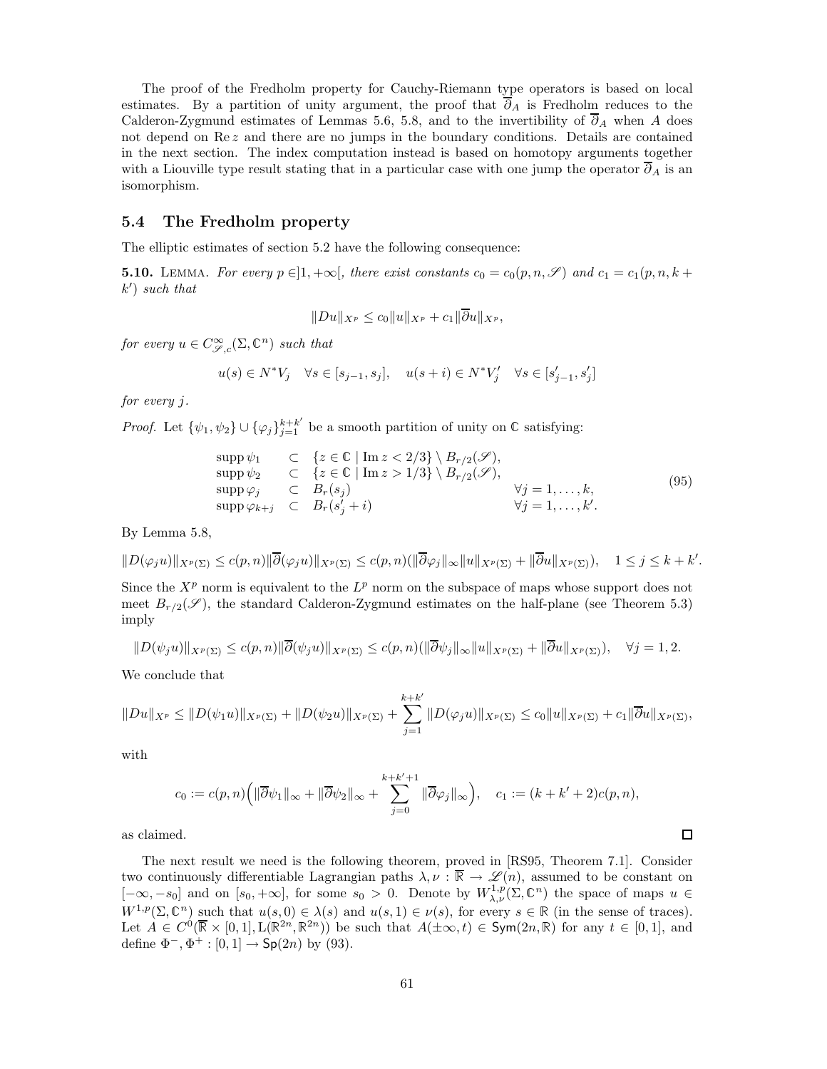The proof of the Fredholm property for Cauchy-Riemann type operators is based on local estimates. By a partition of unity argument, the proof that $\overline{\partial}_A$ is Fredholm reduces to the Calderon-Zygmund estimates of Lemmas 5.6, 5.8, and to the invertibility of $\overline{\partial}_A$ when $A$ does not depend on $\mathrm{Re}\, z$ and there are no jumps in the boundary conditions. Details are contained in the next section. The index computation instead is based on homotopy arguments together with a Liouville type result stating that in a particular case with one jump the operator $\overline{\partial}_A$ is an isomorphism.

## 5.4 The Fredholm property

The elliptic estimates of section 5.2 have the following consequence:

**5.10.** Lemma. *For every $p \in ]1, +\infty[$, there exist constants $c_0 = c_0(p, n, \mathscr{S})$ and $c_1 = c_1(p, n, k + k')$ such that*

$$\|Du\|_{X^p} \leq c_0 \|u\|_{X^p} + c_1 \|\overline{\partial} u\|_{X^p},$$

*for every $u \in C^\infty_{\mathscr{S},c}(\Sigma, \mathbb{C}^n)$ such that*

$$u(s) \in N^* V_j \quad \forall s \in [s_{j-1}, s_j], \quad u(s + i) \in N^* V'_j \quad \forall s \in [s'_{j-1}, s'_j]$$

*for every $j$.*

*Proof.* Let $\{\psi_1, \psi_2\} \cup \{\varphi_j\}_{j=1}^{k+k'}$ be a smooth partition of unity on $\mathbb{C}$ satisfying:

$$\begin{array}{llll} \operatorname{supp} \psi_1 & \subset & \{z \in \mathbb{C} \mid \operatorname{Im} z < 2/3\} \setminus B_{r/2}(\mathscr{S}), & \\ \operatorname{supp} \psi_2 & \subset & \{z \in \mathbb{C} \mid \operatorname{Im} z > 1/3\} \setminus B_{r/2}(\mathscr{S}), & \\ \operatorname{supp} \varphi_j & \subset & B_r(s_j) & \forall j = 1, \dots, k, \\ \operatorname{supp} \varphi_{k+j} & \subset & B_r(s'_j + i) & \forall j = 1, \dots, k'. \end{array} \tag{95}$$

By Lemma 5.8,

$$\|D(\varphi_j u)\|_{X^p(\Sigma)} \leq c(p, n) \|\overline{\partial}(\varphi_j u)\|_{X^p(\Sigma)} \leq c(p, n)(\|\overline{\partial}\varphi_j\|_\infty \|u\|_{X^p(\Sigma)} + \|\overline{\partial} u\|_{X^p(\Sigma)}), \quad 1 \leq j \leq k + k'.$$

Since the $X^p$ norm is equivalent to the $L^p$ norm on the subspace of maps whose support does not meet $B_{r/2}(\mathscr{S})$, the standard Calderon-Zygmund estimates on the half-plane (see Theorem 5.3) imply

$$\|D(\psi_j u)\|_{X^p(\Sigma)} \leq c(p, n) \|\overline{\partial}(\psi_j u)\|_{X^p(\Sigma)} \leq c(p, n)(\|\overline{\partial}\psi_j\|_\infty \|u\|_{X^p(\Sigma)} + \|\overline{\partial} u\|_{X^p(\Sigma)}), \quad \forall j = 1, 2.$$

We conclude that

$$\|Du\|_{X^p} \leq \|D(\psi_1 u)\|_{X^p(\Sigma)} + \|D(\psi_2 u)\|_{X^p(\Sigma)} + \sum_{j=1}^{k+k'} \|D(\varphi_j u)\|_{X^p(\Sigma)} \leq c_0 \|u\|_{X^p(\Sigma)} + c_1 \|\overline{\partial} u\|_{X^p(\Sigma)},$$

with

$$c_0 := c(p, n)\Big(\|\overline{\partial}\psi_1\|_\infty + \|\overline{\partial}\psi_2\|_\infty + \sum_{j=0}^{k+k'+1} \|\overline{\partial}\varphi_j\|_\infty\Big), \quad c_1 := (k + k' + 2) c(p, n),$$

as claimed. $\square$

The next result we need is the following theorem, proved in [RS95, Theorem 7.1]. Consider two continuously differentiable Lagrangian paths $\lambda, \nu : \overline{\mathbb{R}} \to \mathscr{L}(n)$, assumed to be constant on $[-\infty, -s_0]$ and on $[s_0, +\infty]$, for some $s_0 > 0$. Denote by $W^{1,p}_{\lambda,\nu}(\Sigma, \mathbb{C}^n)$ the space of maps $u \in W^{1,p}(\Sigma, \mathbb{C}^n)$ such that $u(s, 0) \in \lambda(s)$ and $u(s, 1) \in \nu(s)$, for every $s \in \mathbb{R}$ (in the sense of traces). Let $A \in C^0(\overline{\mathbb{R}} \times [0, 1], \mathrm{L}(\mathbb{R}^{2n}, \mathbb{R}^{2n}))$ be such that $A(\pm\infty, t) \in \mathsf{Sym}(2n, \mathbb{R})$ for any $t \in [0, 1]$, and define $\Phi^-, \Phi^+ : [0, 1] \to \mathsf{Sp}(2n)$ by (93).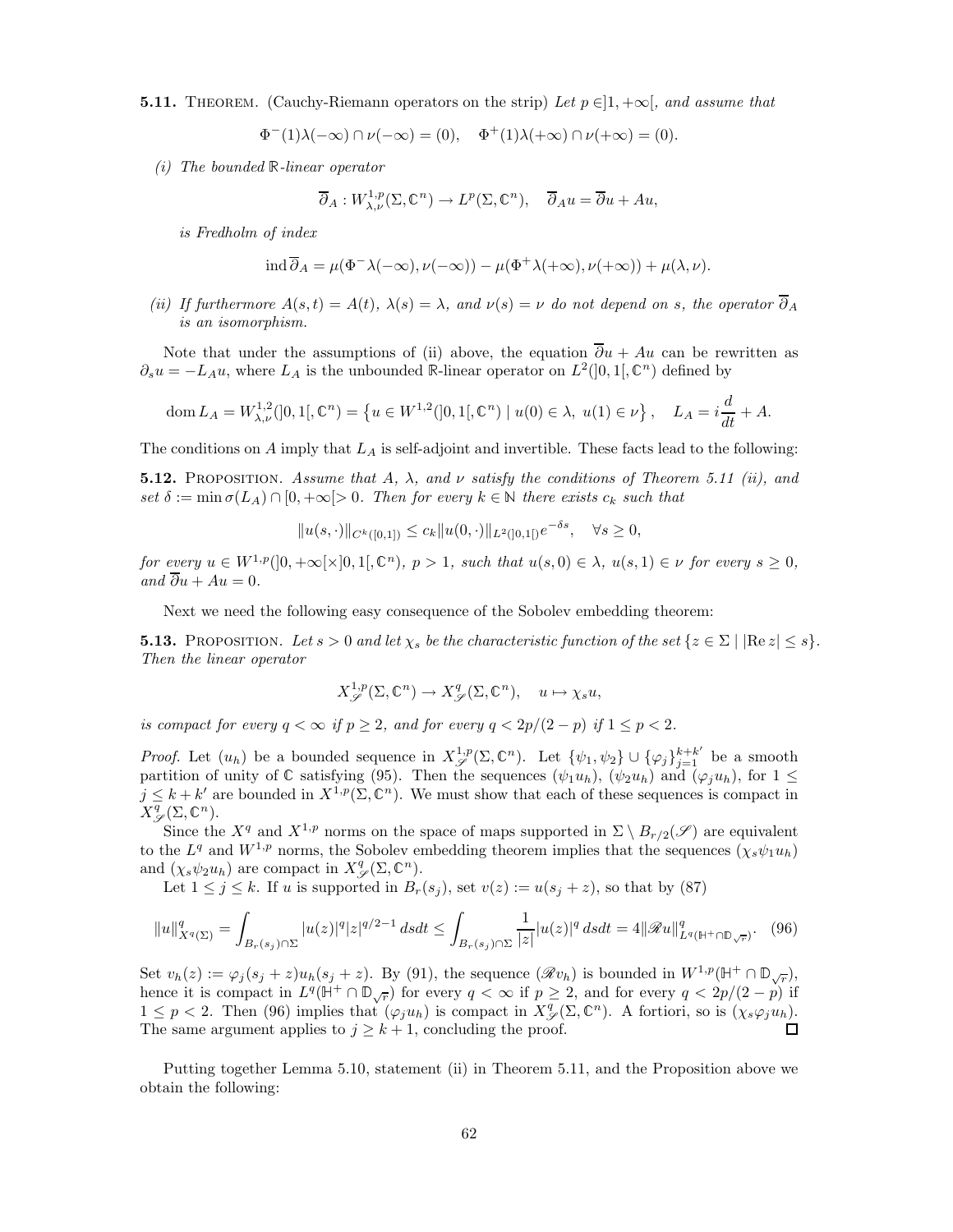**5.11.** Theorem. (Cauchy-Riemann operators on the strip) *Let $p \in ]1, +\infty[$, and assume that*

$$\Phi^-(1)\lambda(-\infty) \cap \nu(-\infty) = (0), \quad \Phi^+(1)\lambda(+\infty) \cap \nu(+\infty) = (0).$$

*(i) The bounded $\mathbb{R}$-linear operator*

$$\overline{\partial}_A : W^{1,p}_{\lambda,\nu}(\Sigma, \mathbb{C}^n) \to L^p(\Sigma, \mathbb{C}^n), \quad \overline{\partial}_A u = \overline{\partial} u + Au,$$

*is Fredholm of index*

$$\operatorname{ind} \overline{\partial}_A = \mu(\Phi^- \lambda(-\infty), \nu(-\infty)) - \mu(\Phi^+ \lambda(+\infty), \nu(+\infty)) + \mu(\lambda, \nu).$$

*(ii) If furthermore $A(s,t) = A(t)$, $\lambda(s) = \lambda$, and $\nu(s) = \nu$ do not depend on $s$, the operator $\overline{\partial}_A$ is an isomorphism.*

Note that under the assumptions of (ii) above, the equation $\overline{\partial} u + Au$ can be rewritten as $\partial_s u = -L_A u$, where $L_A$ is the unbounded $\mathbb{R}$-linear operator on $L^2(]0,1[, \mathbb{C}^n)$ defined by

$$\operatorname{dom} L_A = W^{1,2}_{\lambda,\nu}(]0,1[, \mathbb{C}^n) = \left\{ u \in W^{1,2}(]0,1[, \mathbb{C}^n) \mid u(0) \in \lambda, \ u(1) \in \nu \right\}, \quad L_A = i \frac{d}{dt} + A.$$

The conditions on $A$ imply that $L_A$ is self-adjoint and invertible. These facts lead to the following:

**5.12.** Proposition. *Assume that $A$, $\lambda$, and $\nu$ satisfy the conditions of Theorem 5.11 (ii), and set $\delta := \min \sigma(L_A) \cap [0, +\infty[ > 0$. Then for every $k \in \mathbb{N}$ there exists $c_k$ such that*

$$\|u(s, \cdot)\|_{C^k([0,1])} \leq c_k \|u(0, \cdot)\|_{L^2(]0,1[)} e^{-\delta s}, \quad \forall s \geq 0,$$

*for every $u \in W^{1,p}(]0, +\infty[ \times ]0,1[, \mathbb{C}^n)$, $p > 1$, such that $u(s,0) \in \lambda$, $u(s,1) \in \nu$ for every $s \geq 0$, and $\overline{\partial} u + Au = 0$.*

Next we need the following easy consequence of the Sobolev embedding theorem:

**5.13.** Proposition. *Let $s > 0$ and let $\chi_s$ be the characteristic function of the set $\{z \in \Sigma \mid |\operatorname{Re} z| \leq s\}$. Then the linear operator*

$$X^{1,p}_{\mathscr{S}}(\Sigma, \mathbb{C}^n) \to X^q_{\mathscr{S}}(\Sigma, \mathbb{C}^n), \quad u \mapsto \chi_s u,$$

*is compact for every $q < \infty$ if $p \geq 2$, and for every $q < 2p/(2-p)$ if $1 \leq p < 2$.*

*Proof.* Let $(u_h)$ be a bounded sequence in $X^{1,p}_{\mathscr{S}}(\Sigma, \mathbb{C}^n)$. Let $\{\psi_1, \psi_2\} \cup \{\varphi_j\}_{j=1}^{k+k'}$ be a smooth partition of unity of $\mathbb{C}$ satisfying (95). Then the sequences $(\psi_1 u_h)$, $(\psi_2 u_h)$ and $(\varphi_j u_h)$, for $1 \leq j \leq k + k'$ are bounded in $X^{1,p}(\Sigma, \mathbb{C}^n)$. We must show that each of these sequences is compact in $X^q_{\mathscr{S}}(\Sigma, \mathbb{C}^n)$.

Since the $X^q$ and $X^{1,p}$ norms on the space of maps supported in $\Sigma \setminus B_{r/2}(\mathscr{S})$ are equivalent to the $L^q$ and $W^{1,p}$ norms, the Sobolev embedding theorem implies that the sequences $(\chi_s \psi_1 u_h)$ and $(\chi_s \psi_2 u_h)$ are compact in $X^q_{\mathscr{S}}(\Sigma, \mathbb{C}^n)$.

Let $1 \leq j \leq k$. If $u$ is supported in $B_r(s_j)$, set $v(z) := u(s_j + z)$, so that by (87)

$$\|u\|^q_{X^q(\Sigma)} = \int_{B_r(s_j) \cap \Sigma} |u(z)|^q |z|^{q/2 - 1} \, ds dt \leq \int_{B_r(s_j) \cap \Sigma} \frac{1}{|z|} |u(z)|^q \, ds dt = 4 \|\mathscr{R} u\|^q_{L^q(\mathbb{H}^+ \cap \mathbb{D}_{\sqrt{r}})}. \quad (96)$$

Set $v_h(z) := \varphi_j(s_j + z) u_h(s_j + z)$. By (91), the sequence $(\mathscr{R} v_h)$ is bounded in $W^{1,p}(\mathbb{H}^+ \cap \mathbb{D}_{\sqrt{r}})$, hence it is compact in $L^q(\mathbb{H}^+ \cap \mathbb{D}_{\sqrt{r}})$ for every $q < \infty$ if $p \geq 2$, and for every $q < 2p/(2-p)$ if $1 \leq p < 2$. Then (96) implies that $(\varphi_j u_h)$ is compact in $X^q_{\mathscr{S}}(\Sigma, \mathbb{C}^n)$. A fortiori, so is $(\chi_s \varphi_j u_h)$. The same argument applies to $j \geq k+1$, concluding the proof. □

Putting together Lemma 5.10, statement (ii) in Theorem 5.11, and the Proposition above we obtain the following: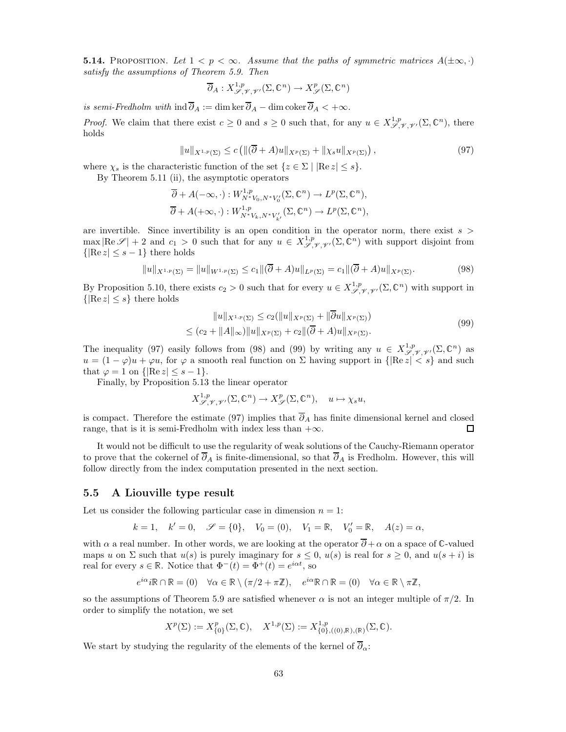**5.14.** Proposition. *Let $1 < p < \infty$. Assume that the paths of symmetric matrices $A(\pm\infty, \cdot)$ satisfy the assumptions of Theorem 5.9. Then*

$$\overline{\partial}_A : X^{1,p}_{\mathscr{S},\mathscr{V},\mathscr{V}'}(\Sigma, \mathbb{C}^n) \to X^p_{\mathscr{S}}(\Sigma, \mathbb{C}^n)$$

*is semi-Fredholm with* $\operatorname{ind} \overline{\partial}_A := \dim \ker \overline{\partial}_A - \dim \operatorname{coker} \overline{\partial}_A < +\infty$.

*Proof.* We claim that there exist $c \geq 0$ and $s \geq 0$ such that, for any $u \in X^{1,p}_{\mathscr{S},\mathscr{V},\mathscr{V}'}(\Sigma, \mathbb{C}^n)$, there holds

$$\|u\|_{X^{1,p}(\Sigma)} \leq c \left( \|(\overline{\partial} + A)u\|_{X^p(\Sigma)} + \|\chi_s u\|_{X^p(\Sigma)} \right), \tag{97}$$

where $\chi_s$ is the characteristic function of the set $\{z \in \Sigma \mid |\operatorname{Re} z| \leq s\}$.

By Theorem 5.11 (ii), the asymptotic operators

$$\overline{\partial} + A(-\infty, \cdot) : W^{1,p}_{N^*V_0, N^*V_0'}(\Sigma, \mathbb{C}^n) \to L^p(\Sigma, \mathbb{C}^n),$$
$$\overline{\partial} + A(+\infty, \cdot) : W^{1,p}_{N^*V_k, N^*V_{k'}'}(\Sigma, \mathbb{C}^n) \to L^p(\Sigma, \mathbb{C}^n),$$

are invertible. Since invertibility is an open condition in the operator norm, there exist $s > \max |\operatorname{Re} \mathscr{S}| + 2$ and $c_1 > 0$ such that for any $u \in X^{1,p}_{\mathscr{S},\mathscr{V},\mathscr{V}'}(\Sigma, \mathbb{C}^n)$ with support disjoint from $\{|\operatorname{Re} z| \leq s - 1\}$ there holds

$$\|u\|_{X^{1,p}(\Sigma)} = \|u\|_{W^{1,p}(\Sigma)} \leq c_1 \|(\overline{\partial} + A)u\|_{L^p(\Sigma)} = c_1 \|(\overline{\partial} + A)u\|_{X^p(\Sigma)}. \tag{98}$$

By Proposition 5.10, there exists $c_2 > 0$ such that for every $u \in X^{1,p}_{\mathscr{S},\mathscr{V},\mathscr{V}'}(\Sigma, \mathbb{C}^n)$ with support in $\{|\operatorname{Re} z| \leq s\}$ there holds

$$\begin{aligned} \|u\|_{X^{1,p}(\Sigma)} &\leq c_2 (\|u\|_{X^p(\Sigma)} + \|\overline{\partial} u\|_{X^p(\Sigma)}) \\ &\leq (c_2 + \|A\|_\infty) \|u\|_{X^p(\Sigma)} + c_2 \|(\overline{\partial} + A)u\|_{X^p(\Sigma)}. \end{aligned} \tag{99}$$

The inequality (97) easily follows from (98) and (99) by writing any $u \in X^{1,p}_{\mathscr{S},\mathscr{V},\mathscr{V}'}(\Sigma, \mathbb{C}^n)$ as $u = (1 - \varphi)u + \varphi u$, for $\varphi$ a smooth real function on $\Sigma$ having support in $\{|\operatorname{Re} z| < s\}$ and such that $\varphi = 1$ on $\{|\operatorname{Re} z| \leq s - 1\}$.

Finally, by Proposition 5.13 the linear operator

$$X^{1,p}_{\mathscr{S},\mathscr{V},\mathscr{V}'}(\Sigma, \mathbb{C}^n) \to X^p_{\mathscr{S}}(\Sigma, \mathbb{C}^n), \quad u \mapsto \chi_s u,$$

is compact. Therefore the estimate (97) implies that $\overline{\partial}_A$ has finite dimensional kernel and closed range, that is it is semi-Fredholm with index less than $+\infty$. $\square$

It would not be difficult to use the regularity of weak solutions of the Cauchy-Riemann operator to prove that the cokernel of $\overline{\partial}_A$ is finite-dimensional, so that $\overline{\partial}_A$ is Fredholm. However, this will follow directly from the index computation presented in the next section.

## 5.5 A Liouville type result

Let us consider the following particular case in dimension $n = 1$:

$$k = 1, \quad k' = 0, \quad \mathscr{S} = \{0\}, \quad V_0 = (0), \quad V_1 = \mathbb{R}, \quad V_0' = \mathbb{R}, \quad A(z) = \alpha,$$

with $\alpha$ a real number. In other words, we are looking at the operator $\overline{\partial} + \alpha$ on a space of $\mathbb{C}$-valued maps $u$ on $\Sigma$ such that $u(s)$ is purely imaginary for $s \leq 0$, $u(s)$ is real for $s \geq 0$, and $u(s + i)$ is real for every $s \in \mathbb{R}$. Notice that $\Phi^-(t) = \Phi^+(t) = e^{i\alpha t}$, so

$$e^{i\alpha} i\mathbb{R} \cap \mathbb{R} = (0) \quad \forall \alpha \in \mathbb{R} \setminus (\pi/2 + \pi\mathbb{Z}), \quad e^{i\alpha}\mathbb{R} \cap \mathbb{R} = (0) \quad \forall \alpha \in \mathbb{R} \setminus \pi\mathbb{Z},$$

so the assumptions of Theorem 5.9 are satisfied whenever $\alpha$ is not an integer multiple of $\pi/2$. In order to simplify the notation, we set

$$X^p(\Sigma) := X^p_{\{0\}}(\Sigma, \mathbb{C}), \quad X^{1,p}(\Sigma) := X^{1,p}_{\{0\},((0),\mathbb{R}),(\mathbb{R})}(\Sigma, \mathbb{C}).$$

We start by studying the regularity of the elements of the kernel of $\overline{\partial}_\alpha$: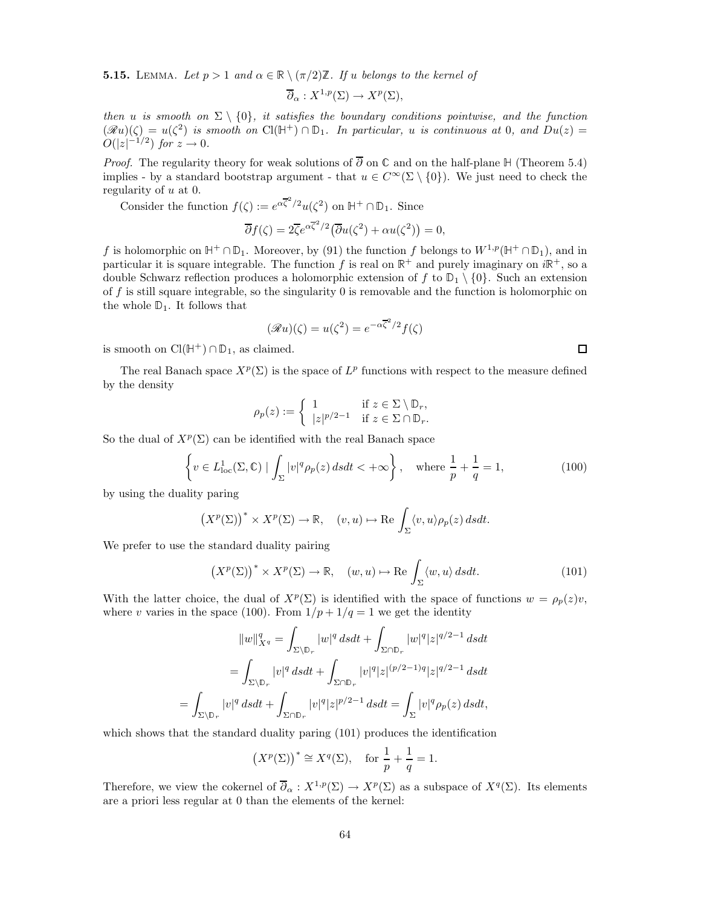**5.15.** Lemma. *Let $p > 1$ and $\alpha \in \mathbb{R} \setminus (\pi/2)\mathbb{Z}$. If $u$ belongs to the kernel of*

$$\overline{\partial}_\alpha : X^{1,p}(\Sigma) \to X^p(\Sigma),$$

*then $u$ is smooth on $\Sigma \setminus \{0\}$, it satisfies the boundary conditions pointwise, and the function $(\mathscr{R}u)(\zeta) = u(\zeta^2)$ is smooth on $\mathrm{Cl}(\mathbb{H}^+) \cap \mathbb{D}_1$. In particular, $u$ is continuous at $0$, and $Du(z) = O(|z|^{-1/2})$ for $z \to 0$.*

*Proof.* The regularity theory for weak solutions of $\overline{\partial}$ on $\mathbb{C}$ and on the half-plane $\mathbb{H}$ (Theorem 5.4) implies - by a standard bootstrap argument - that $u \in C^\infty(\Sigma \setminus \{0\})$. We just need to check the regularity of $u$ at $0$.

Consider the function $f(\zeta) := e^{\alpha \overline{\zeta}^2/2} u(\zeta^2)$ on $\mathbb{H}^+ \cap \mathbb{D}_1$. Since

$$\overline{\partial} f(\zeta) = 2\overline{\zeta} e^{\alpha \overline{\zeta}^2/2} \big( \overline{\partial} u(\zeta^2) + \alpha u(\zeta^2) \big) = 0,$$

$f$ is holomorphic on $\mathbb{H}^+ \cap \mathbb{D}_1$. Moreover, by (91) the function $f$ belongs to $W^{1,p}(\mathbb{H}^+ \cap \mathbb{D}_1)$, and in particular it is square integrable. The function $f$ is real on $\mathbb{R}^+$ and purely imaginary on $i\mathbb{R}^+$, so a double Schwarz reflection produces a holomorphic extension of $f$ to $\mathbb{D}_1 \setminus \{0\}$. Such an extension of $f$ is still square integrable, so the singularity $0$ is removable and the function is holomorphic on the whole $\mathbb{D}_1$. It follows that

$$(\mathscr{R}u)(\zeta) = u(\zeta^2) = e^{-\alpha \overline{\zeta}^2/2} f(\zeta)$$

is smooth on $\mathrm{Cl}(\mathbb{H}^+) \cap \mathbb{D}_1$, as claimed. □

The real Banach space $X^p(\Sigma)$ is the space of $L^p$ functions with respect to the measure defined by the density

$$\rho_p(z) := \begin{cases} 1 & \text{if } z \in \Sigma \setminus \mathbb{D}_r, \\ |z|^{p/2-1} & \text{if } z \in \Sigma \cap \mathbb{D}_r. \end{cases}$$

So the dual of $X^p(\Sigma)$ can be identified with the real Banach space

$$\left\{ v \in L^1_{\mathrm{loc}}(\Sigma, \mathbb{C}) \mid \int_\Sigma |v|^q \rho_p(z)\, dsdt < +\infty \right\}, \quad \text{where } \frac{1}{p} + \frac{1}{q} = 1, \tag{100}$$

by using the duality paring

$$\big(X^p(\Sigma)\big)^* \times X^p(\Sigma) \to \mathbb{R}, \quad (v, u) \mapsto \mathrm{Re} \int_\Sigma \langle v, u \rangle \rho_p(z)\, dsdt.$$

We prefer to use the standard duality pairing

$$\big(X^p(\Sigma)\big)^* \times X^p(\Sigma) \to \mathbb{R}, \quad (w, u) \mapsto \mathrm{Re} \int_\Sigma \langle w, u \rangle\, dsdt. \tag{101}$$

With the latter choice, the dual of $X^p(\Sigma)$ is identified with the space of functions $w = \rho_p(z) v$, where $v$ varies in the space (100). From $1/p + 1/q = 1$ we get the identity

$$\begin{aligned}
\|w\|^q_{X^q} &= \int_{\Sigma \setminus \mathbb{D}_r} |w|^q\, dsdt + \int_{\Sigma \cap \mathbb{D}_r} |w|^q |z|^{q/2-1}\, dsdt \\
&= \int_{\Sigma \setminus \mathbb{D}_r} |v|^q\, dsdt + \int_{\Sigma \cap \mathbb{D}_r} |v|^q |z|^{(p/2-1)q} |z|^{q/2-1}\, dsdt \\
= \int_{\Sigma \setminus \mathbb{D}_r} |v|^q\, dsdt &+ \int_{\Sigma \cap \mathbb{D}_r} |v|^q |z|^{p/2-1}\, dsdt = \int_\Sigma |v|^q \rho_p(z)\, dsdt,
\end{aligned}$$

which shows that the standard duality paring (101) produces the identification

$$\big(X^p(\Sigma)\big)^* \cong X^q(\Sigma), \quad \text{for } \frac{1}{p} + \frac{1}{q} = 1.$$

Therefore, we view the cokernel of $\overline{\partial}_\alpha : X^{1,p}(\Sigma) \to X^p(\Sigma)$ as a subspace of $X^q(\Sigma)$. Its elements are a priori less regular at $0$ than the elements of the kernel: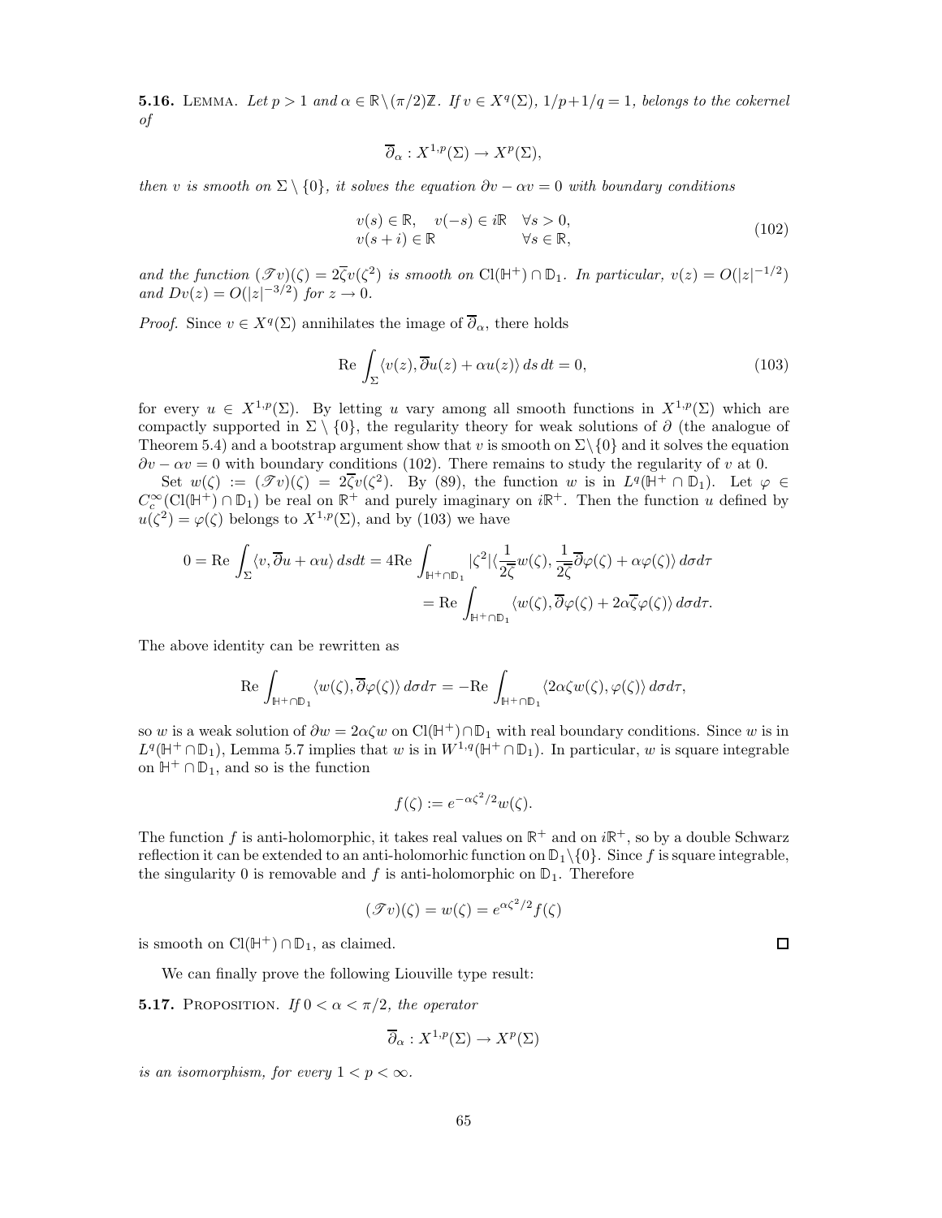**5.16.** Lemma. *Let $p > 1$ and $\alpha \in \mathbb{R} \setminus (\pi/2)\mathbb{Z}$. If $v \in X^q(\Sigma)$, $1/p + 1/q = 1$, belongs to the cokernel of*

$$\overline{\partial}_\alpha : X^{1,p}(\Sigma) \to X^p(\Sigma),$$

*then $v$ is smooth on $\Sigma \setminus \{0\}$, it solves the equation $\partial v - \alpha v = 0$ with boundary conditions*

$$\begin{aligned} &v(s) \in \mathbb{R}, \quad v(-s) \in i\mathbb{R} \quad \forall s > 0, \\ &v(s+i) \in \mathbb{R} \qquad\qquad\quad\; \forall s \in \mathbb{R}, \end{aligned} \tag{102}$$

*and the function $(\mathscr{T} v)(\zeta) = 2\overline{\zeta} v(\zeta^2)$ is smooth on $\mathrm{Cl}(\mathbb{H}^+) \cap \mathbb{D}_1$. In particular, $v(z) = O(|z|^{-1/2})$ and $Dv(z) = O(|z|^{-3/2})$ for $z \to 0$.*

*Proof.* Since $v \in X^q(\Sigma)$ annihilates the image of $\overline{\partial}_\alpha$, there holds

$$\mathrm{Re} \int_\Sigma \langle v(z), \overline{\partial} u(z) + \alpha u(z) \rangle \, ds \, dt = 0, \tag{103}$$

for every $u \in X^{1,p}(\Sigma)$. By letting $u$ vary among all smooth functions in $X^{1,p}(\Sigma)$ which are compactly supported in $\Sigma \setminus \{0\}$, the regularity theory for weak solutions of $\partial$ (the analogue of Theorem 5.4) and a bootstrap argument show that $v$ is smooth on $\Sigma \setminus \{0\}$ and it solves the equation $\partial v - \alpha v = 0$ with boundary conditions (102). There remains to study the regularity of $v$ at 0.

Set $w(\zeta) := (\mathscr{T} v)(\zeta) = 2\overline{\zeta} v(\zeta^2)$. By (89), the function $w$ is in $L^q(\mathbb{H}^+ \cap \mathbb{D}_1)$. Let $\varphi \in C_c^\infty(\mathrm{Cl}(\mathbb{H}^+) \cap \mathbb{D}_1)$ be real on $\mathbb{R}^+$ and purely imaginary on $i\mathbb{R}^+$. Then the function $u$ defined by $u(\zeta^2) = \varphi(\zeta)$ belongs to $X^{1,p}(\Sigma)$, and by (103) we have

$$\begin{aligned} 0 = \mathrm{Re} \int_\Sigma \langle v, \overline{\partial} u + \alpha u \rangle \, ds dt &= 4 \mathrm{Re} \int_{\mathbb{H}^+ \cap \mathbb{D}_1} |\zeta^2| \langle \frac{1}{2\overline{\zeta}} w(\zeta), \frac{1}{2\overline{\zeta}} \overline{\partial} \varphi(\zeta) + \alpha \varphi(\zeta) \rangle \, d\sigma d\tau \\ &= \mathrm{Re} \int_{\mathbb{H}^+ \cap \mathbb{D}_1} \langle w(\zeta), \overline{\partial} \varphi(\zeta) + 2\alpha \overline{\zeta} \varphi(\zeta) \rangle \, d\sigma d\tau. \end{aligned}$$

The above identity can be rewritten as

$$\mathrm{Re} \int_{\mathbb{H}^+ \cap \mathbb{D}_1} \langle w(\zeta), \overline{\partial} \varphi(\zeta) \rangle \, d\sigma d\tau = -\mathrm{Re} \int_{\mathbb{H}^+ \cap \mathbb{D}_1} \langle 2\alpha \zeta w(\zeta), \varphi(\zeta) \rangle \, d\sigma d\tau,$$

so $w$ is a weak solution of $\partial w = 2\alpha \zeta w$ on $\mathrm{Cl}(\mathbb{H}^+) \cap \mathbb{D}_1$ with real boundary conditions. Since $w$ is in $L^q(\mathbb{H}^+ \cap \mathbb{D}_1)$, Lemma 5.7 implies that $w$ is in $W^{1,q}(\mathbb{H}^+ \cap \mathbb{D}_1)$. In particular, $w$ is square integrable on $\mathbb{H}^+ \cap \mathbb{D}_1$, and so is the function

$$f(\zeta) := e^{-\alpha \zeta^2/2} w(\zeta).$$

The function $f$ is anti-holomorphic, it takes real values on $\mathbb{R}^+$ and on $i\mathbb{R}^+$, so by a double Schwarz reflection it can be extended to an anti-holomorhic function on $\mathbb{D}_1 \setminus \{0\}$. Since $f$ is square integrable, the singularity 0 is removable and $f$ is anti-holomorphic on $\mathbb{D}_1$. Therefore

$$(\mathscr{T} v)(\zeta) = w(\zeta) = e^{\alpha \zeta^2/2} f(\zeta)$$

is smooth on $\mathrm{Cl}(\mathbb{H}^+) \cap \mathbb{D}_1$, as claimed. □

We can finally prove the following Liouville type result:

**5.17.** Proposition. *If $0 < \alpha < \pi/2$, the operator*

$$\overline{\partial}_\alpha : X^{1,p}(\Sigma) \to X^p(\Sigma)$$

*is an isomorphism, for every $1 < p < \infty$.*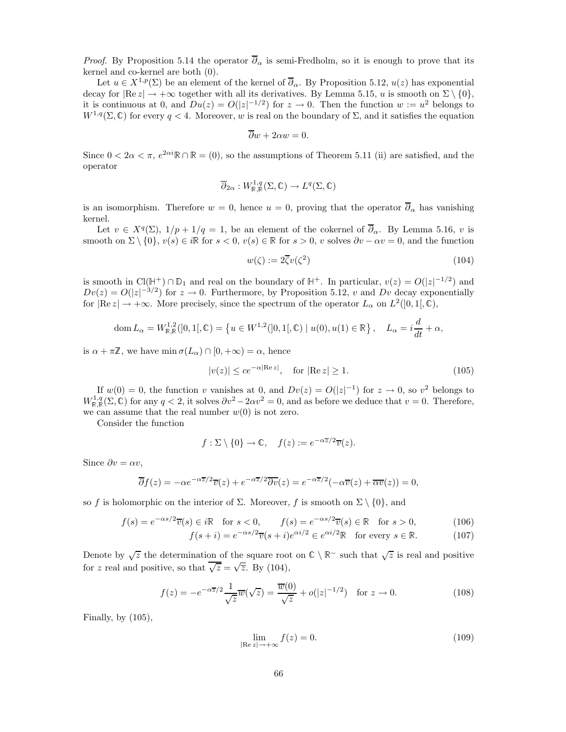*Proof.* By Proposition 5.14 the operator $\overline{\partial}_\alpha$ is semi-Fredholm, so it is enough to prove that its kernel and co-kernel are both (0).

Let $u \in X^{1,p}(\Sigma)$ be an element of the kernel of $\overline{\partial}_\alpha$. By Proposition 5.12, $u(z)$ has exponential decay for $|\mathrm{Re}\, z| \to +\infty$ together with all its derivatives. By Lemma 5.15, $u$ is smooth on $\Sigma \setminus \{0\}$, it is continuous at 0, and $Du(z) = O(|z|^{-1/2})$ for $z \to 0$. Then the function $w := u^2$ belongs to $W^{1,q}(\Sigma, \mathbb{C})$ for every $q < 4$. Moreover, $w$ is real on the boundary of $\Sigma$, and it satisfies the equation

$$\overline{\partial} w + 2\alpha w = 0.$$

Since $0 < 2\alpha < \pi$, $e^{2\alpha i}\mathbb{R} \cap \mathbb{R} = (0)$, so the assumptions of Theorem 5.11 (ii) are satisfied, and the operator

$$\overline{\partial}_{2\alpha} : W^{1,q}_{\mathbb{R},\mathbb{R}}(\Sigma, \mathbb{C}) \to L^q(\Sigma, \mathbb{C})$$

is an isomorphism. Therefore $w = 0$, hence $u = 0$, proving that the operator $\overline{\partial}_\alpha$ has vanishing kernel.

Let $v \in X^q(\Sigma)$, $1/p + 1/q = 1$, be an element of the cokernel of $\overline{\partial}_\alpha$. By Lemma 5.16, $v$ is smooth on $\Sigma \setminus \{0\}$, $v(s) \in i\mathbb{R}$ for $s < 0$, $v(s) \in \mathbb{R}$ for $s > 0$, $v$ solves $\partial v - \alpha v = 0$, and the function

$$w(\zeta) := 2\overline{\zeta} v(\zeta^2) \tag{104}$$

is smooth in $\mathrm{Cl}(\mathbb{H}^+) \cap \mathbb{D}_1$ and real on the boundary of $\mathbb{H}^+$. In particular, $v(z) = O(|z|^{-1/2})$ and $Dv(z) = O(|z|^{-3/2})$ for $z \to 0$. Furthermore, by Proposition 5.12, $v$ and $Dv$ decay exponentially for $|\mathrm{Re}\, z| \to +\infty$. More precisely, since the spectrum of the operator $L_\alpha$ on $L^2(]0,1[, \mathbb{C})$,

$$\mathrm{dom}\, L_\alpha = W^{1,2}_{\mathbb{R},\mathbb{R}}(]0,1[, \mathbb{C}) = \left\{ u \in W^{1,2}(]0,1[, \mathbb{C}) \mid u(0), u(1) \in \mathbb{R} \right\}, \quad L_\alpha = i\frac{d}{dt} + \alpha,$$

is $\alpha + \pi\mathbb{Z}$, we have $\min \sigma(L_\alpha) \cap [0, +\infty) = \alpha$, hence

$$|v(z)| \leq c e^{-\alpha |\mathrm{Re}\, z|}, \quad \text{for } |\mathrm{Re}\, z| \geq 1. \tag{105}$$

If $w(0) = 0$, the function $v$ vanishes at 0, and $Dv(z) = O(|z|^{-1})$ for $z \to 0$, so $v^2$ belongs to $W^{1,q}_{\mathbb{R},\mathbb{R}}(\Sigma, \mathbb{C})$ for any $q < 2$, it solves $\partial v^2 - 2\alpha v^2 = 0$, and as before we deduce that $v = 0$. Therefore, we can assume that the real number $w(0)$ is not zero.

Consider the function

$$f : \Sigma \setminus \{0\} \to \mathbb{C}, \quad f(z) := e^{-\alpha \overline{z}/2} \overline{v}(z).$$

Since $\partial v = \alpha v$,

$$\overline{\partial} f(z) = -\alpha e^{-\alpha \overline{z}/2} \overline{v}(z) + e^{-\alpha \overline{z}/2} \overline{\partial v}(z) = e^{-\alpha \overline{z}/2}(-\alpha \overline{v}(z) + \overline{\alpha v}(z)) = 0,$$

so $f$ is holomorphic on the interior of $\Sigma$. Moreover, $f$ is smooth on $\Sigma \setminus \{0\}$, and

$$f(s) = e^{-\alpha s/2} \overline{v}(s) \in i\mathbb{R} \quad \text{for } s < 0, \qquad f(s) = e^{-\alpha s/2} \overline{v}(s) \in \mathbb{R} \quad \text{for } s > 0, \tag{106}$$

$$f(s+i) = e^{-\alpha s/2} \overline{v}(s+i) e^{\alpha i/2} \in e^{\alpha i/2}\mathbb{R} \quad \text{for every } s \in \mathbb{R}. \tag{107}$$

Denote by $\sqrt{z}$ the determination of the square root on $\mathbb{C} \setminus \mathbb{R}^-$ such that $\sqrt{z}$ is real and positive for $z$ real and positive, so that $\overline{\sqrt{z}} = \sqrt{\overline{z}}$. By (104),

$$f(z) = -e^{-\alpha \overline{z}/2} \frac{1}{\sqrt{z}} \overline{w}(\sqrt{z}) = \frac{\overline{w}(0)}{\sqrt{z}} + o(|z|^{-1/2}) \quad \text{for } z \to 0. \tag{108}$$

Finally, by (105),

$$\lim_{|\mathrm{Re}\, z| \to +\infty} f(z) = 0. \tag{109}$$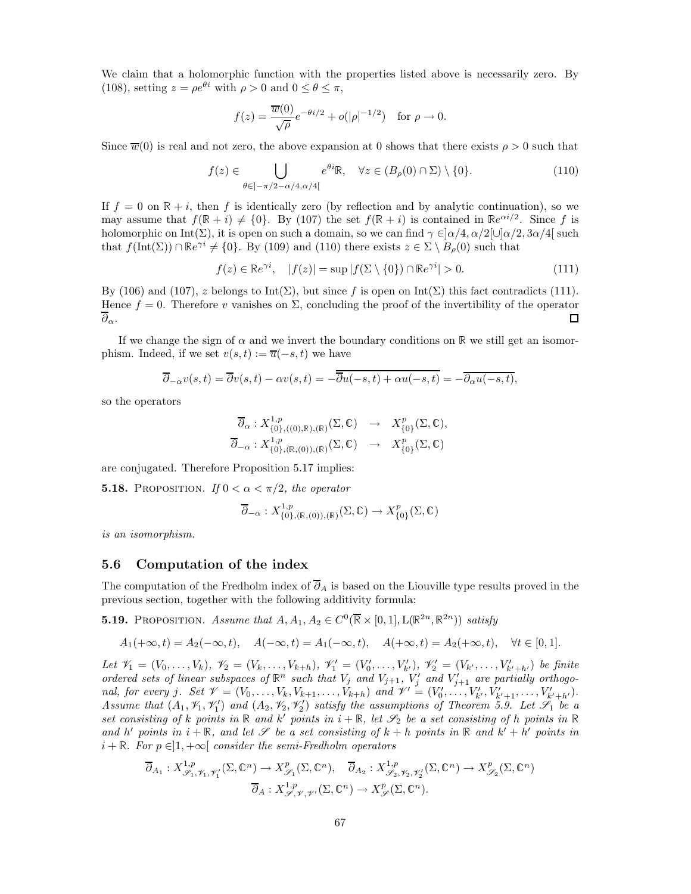We claim that a holomorphic function with the properties listed above is necessarily zero. By (108), setting $z = \rho e^{\theta i}$ with $\rho > 0$ and $0 \leq \theta \leq \pi$,

$$f(z) = \frac{\overline{w}(0)}{\sqrt{\rho}} e^{-\theta i/2} + o(|\rho|^{-1/2}) \quad \text{for } \rho \to 0.$$

Since $\overline{w}(0)$ is real and not zero, the above expansion at 0 shows that there exists $\rho > 0$ such that

$$f(z) \in \bigcup_{\theta \in ]-\pi/2-\alpha/4, \alpha/4[} e^{\theta i}\mathbb{R}, \quad \forall z \in (B_\rho(0) \cap \Sigma) \setminus \{0\}. \tag{110}$$

If $f = 0$ on $\mathbb{R} + i$, then $f$ is identically zero (by reflection and by analytic continuation), so we may assume that $f(\mathbb{R}+i) \neq \{0\}$. By (107) the set $f(\mathbb{R}+i)$ is contained in $\mathbb{R}e^{\alpha i/2}$. Since $f$ is holomorphic on $\mathrm{Int}(\Sigma)$, it is open on such a domain, so we can find $\gamma \in ]\alpha/4, \alpha/2[ \cup ]\alpha/2, 3\alpha/4[$ such that $f(\mathrm{Int}(\Sigma)) \cap \mathbb{R}e^{\gamma i} \neq \{0\}$. By (109) and (110) there exists $z \in \Sigma \setminus B_\rho(0)$ such that

$$f(z) \in \mathbb{R}e^{\gamma i}, \quad |f(z)| = \sup |f(\Sigma \setminus \{0\}) \cap \mathbb{R}e^{\gamma i}| > 0. \tag{111}$$

By (106) and (107), $z$ belongs to $\mathrm{Int}(\Sigma)$, but since $f$ is open on $\mathrm{Int}(\Sigma)$ this fact contradicts (111). Hence $f = 0$. Therefore $v$ vanishes on $\Sigma$, concluding the proof of the invertibility of the operator $\overline{\partial}_\alpha$. □

If we change the sign of $\alpha$ and we invert the boundary conditions on $\mathbb{R}$ we still get an isomorphism. Indeed, if we set $v(s,t) := \overline{u}(-s,t)$ we have

$$\overline{\partial}_{-\alpha} v(s,t) = \overline{\partial} v(s,t) - \alpha v(s,t) = -\overline{\overline{\partial} u(-s,t) + \alpha u(-s,t)} = -\overline{\overline{\partial}_\alpha u(-s,t)},$$

so the operators

$$\begin{aligned} \overline{\partial}_\alpha : X^{1,p}_{\{0\},((0),\mathbb{R}),(\mathbb{R})}(\Sigma,\mathbb{C}) &\to X^p_{\{0\}}(\Sigma,\mathbb{C}), \\ \overline{\partial}_{-\alpha} : X^{1,p}_{\{0\},(\mathbb{R},(0)),(\mathbb{R})}(\Sigma,\mathbb{C}) &\to X^p_{\{0\}}(\Sigma,\mathbb{C}) \end{aligned}$$

are conjugated. Therefore Proposition 5.17 implies:

**5.18.** Proposition. *If $0 < \alpha < \pi/2$, the operator*

$$\overline{\partial}_{-\alpha} : X^{1,p}_{\{0\},(\mathbb{R},(0)),(\mathbb{R})}(\Sigma,\mathbb{C}) \to X^p_{\{0\}}(\Sigma,\mathbb{C})$$

*is an isomorphism.*

## 5.6 Computation of the index

The computation of the Fredholm index of $\overline{\partial}_A$ is based on the Liouville type results proved in the previous section, together with the following additivity formula:

**5.19.** Proposition. *Assume that $A, A_1, A_2 \in C^0(\overline{\mathbb{R}} \times [0,1], \mathrm{L}(\mathbb{R}^{2n},\mathbb{R}^{2n}))$ satisfy*

$$A_1(+\infty,t) = A_2(-\infty,t), \quad A(-\infty,t) = A_1(-\infty,t), \quad A(+\infty,t) = A_2(+\infty,t), \quad \forall t \in [0,1].$$

*Let $\mathscr{V}_1 = (V_0,\dots,V_k)$, $\mathscr{V}_2 = (V_k,\dots,V_{k+h})$, $\mathscr{V}_1' = (V_0',\dots,V_{k'}')$, $\mathscr{V}_2' = (V_{k'}',\dots,V_{k'+h'}')$ be finite ordered sets of linear subspaces of $\mathbb{R}^n$ such that $V_j$ and $V_{j+1}$, $V_j'$ and $V_{j+1}'$ are partially orthogonal, for every $j$. Set $\mathscr{V} = (V_0,\dots,V_k,V_{k+1},\dots,V_{k+h})$ and $\mathscr{V}' = (V_0',\dots,V_{k'}',V_{k'+1}',\dots,V_{k'+h'}')$. Assume that $(A_1,\mathscr{V}_1,\mathscr{V}_1')$ and $(A_2,\mathscr{V}_2,\mathscr{V}_2')$ satisfy the assumptions of Theorem 5.9. Let $\mathscr{S}_1$ be a set consisting of $k$ points in $\mathbb{R}$ and $k'$ points in $i+\mathbb{R}$, let $\mathscr{S}_2$ be a set consisting of $h$ points in $\mathbb{R}$ and $h'$ points in $i+\mathbb{R}$, and let $\mathscr{S}$ be a set consisting of $k+h$ points in $\mathbb{R}$ and $k'+h'$ points in $i+\mathbb{R}$. For $p \in ]1,+\infty[$ consider the semi-Fredholm operators*

$$\overline{\partial}_{A_1} : X^{1,p}_{\mathscr{S}_1,\mathscr{V}_1,\mathscr{V}_1'}(\Sigma,\mathbb{C}^n) \to X^p_{\mathscr{S}_1}(\Sigma,\mathbb{C}^n), \quad \overline{\partial}_{A_2} : X^{1,p}_{\mathscr{S}_2,\mathscr{V}_2,\mathscr{V}_2'}(\Sigma,\mathbb{C}^n) \to X^p_{\mathscr{S}_2}(\Sigma,\mathbb{C}^n)$$
$$\overline{\partial}_A : X^{1,p}_{\mathscr{S},\mathscr{V},\mathscr{V}'}(\Sigma,\mathbb{C}^n) \to X^p_{\mathscr{S}}(\Sigma,\mathbb{C}^n).$$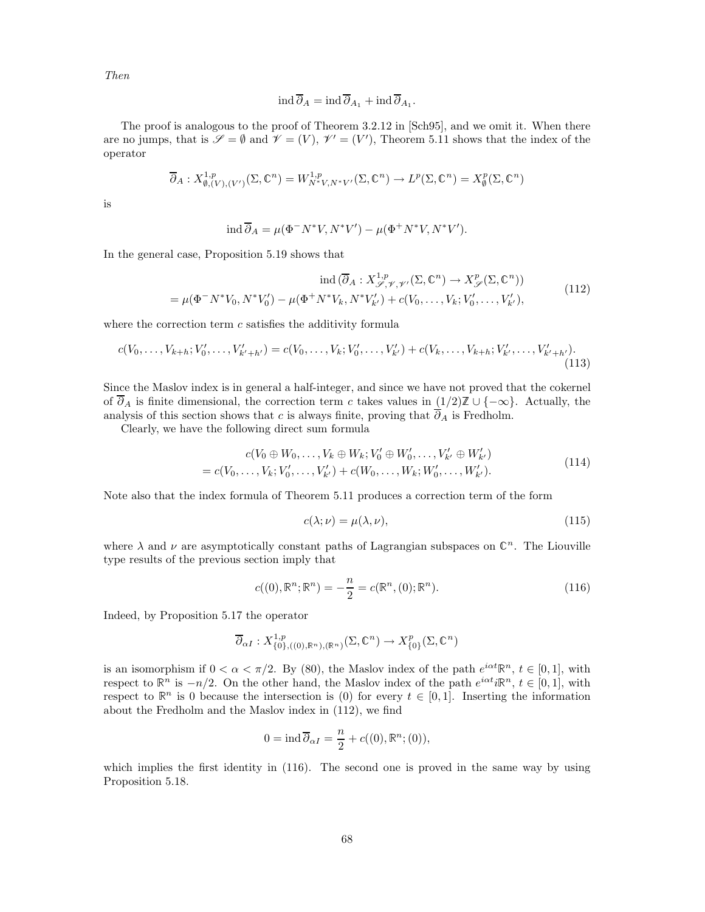*Then*

$$\operatorname{ind} \overline{\partial}_A = \operatorname{ind} \overline{\partial}_{A_1} + \operatorname{ind} \overline{\partial}_{A_1}.$$

The proof is analogous to the proof of Theorem 3.2.12 in [Sch95], and we omit it. When there are no jumps, that is $\mathscr{S} = \emptyset$ and $\mathscr{V} = (V)$, $\mathscr{V}' = (V')$, Theorem 5.11 shows that the index of the operator

$$\overline{\partial}_A : X^{1,p}_{\emptyset,(V),(V')}(\Sigma, \mathbb{C}^n) = W^{1,p}_{N^*V, N^*V'}(\Sigma, \mathbb{C}^n) \to L^p(\Sigma, \mathbb{C}^n) = X^p_{\emptyset}(\Sigma, \mathbb{C}^n)$$

is

$$\operatorname{ind} \overline{\partial}_A = \mu(\Phi^- N^*V, N^*V') - \mu(\Phi^+ N^*V, N^*V').$$

In the general case, Proposition 5.19 shows that

$$\begin{aligned} &\operatorname{ind} (\overline{\partial}_A : X^{1,p}_{\mathscr{S},\mathscr{V},\mathscr{V}'}(\Sigma, \mathbb{C}^n) \to X^p_{\mathscr{S}}(\Sigma, \mathbb{C}^n)) \\ &= \mu(\Phi^- N^*V_0, N^*V_0') - \mu(\Phi^+ N^*V_k, N^*V_{k'}') + c(V_0, \dots, V_k; V_0', \dots, V_{k'}'), \end{aligned} \tag{112}$$

where the correction term $c$ satisfies the additivity formula

$$c(V_0, \dots, V_{k+h}; V_0', \dots, V_{k'+h'}') = c(V_0, \dots, V_k; V_0', \dots, V_{k'}') + c(V_k, \dots, V_{k+h}; V_{k'}', \dots, V_{k'+h'}'). \tag{113}$$

Since the Maslov index is in general a half-integer, and since we have not proved that the cokernel of $\overline{\partial}_A$ is finite dimensional, the correction term $c$ takes values in $(1/2)\mathbb{Z} \cup \{-\infty\}$. Actually, the analysis of this section shows that $c$ is always finite, proving that $\overline{\partial}_A$ is Fredholm.

Clearly, we have the following direct sum formula

$$\begin{aligned} &c(V_0 \oplus W_0, \dots, V_k \oplus W_k; V_0' \oplus W_0', \dots, V_{k'}' \oplus W_{k'}') \\ &= c(V_0, \dots, V_k; V_0', \dots, V_{k'}') + c(W_0, \dots, W_k; W_0', \dots, W_{k'}'). \end{aligned} \tag{114}$$

Note also that the index formula of Theorem 5.11 produces a correction term of the form

$$c(\lambda; \nu) = \mu(\lambda, \nu), \tag{115}$$

where $\lambda$ and $\nu$ are asymptotically constant paths of Lagrangian subspaces on $\mathbb{C}^n$. The Liouville type results of the previous section imply that

$$c((0), \mathbb{R}^n; \mathbb{R}^n) = -\frac{n}{2} = c(\mathbb{R}^n, (0); \mathbb{R}^n). \tag{116}$$

Indeed, by Proposition 5.17 the operator

$$\overline{\partial}_{\alpha I} : X^{1,p}_{\{0\},((0),\mathbb{R}^n),(\mathbb{R}^n)}(\Sigma, \mathbb{C}^n) \to X^p_{\{0\}}(\Sigma, \mathbb{C}^n)$$

is an isomorphism if $0 < \alpha < \pi/2$. By (80), the Maslov index of the path $e^{i\alpha t}\mathbb{R}^n$, $t \in [0,1]$, with respect to $\mathbb{R}^n$ is $-n/2$. On the other hand, the Maslov index of the path $e^{i\alpha t} i\mathbb{R}^n$, $t \in [0,1]$, with respect to $\mathbb{R}^n$ is 0 because the intersection is $(0)$ for every $t \in [0,1]$. Inserting the information about the Fredholm and the Maslov index in (112), we find

$$0 = \operatorname{ind} \overline{\partial}_{\alpha I} = \frac{n}{2} + c((0), \mathbb{R}^n; (0)),$$

which implies the first identity in (116). The second one is proved in the same way by using Proposition 5.18.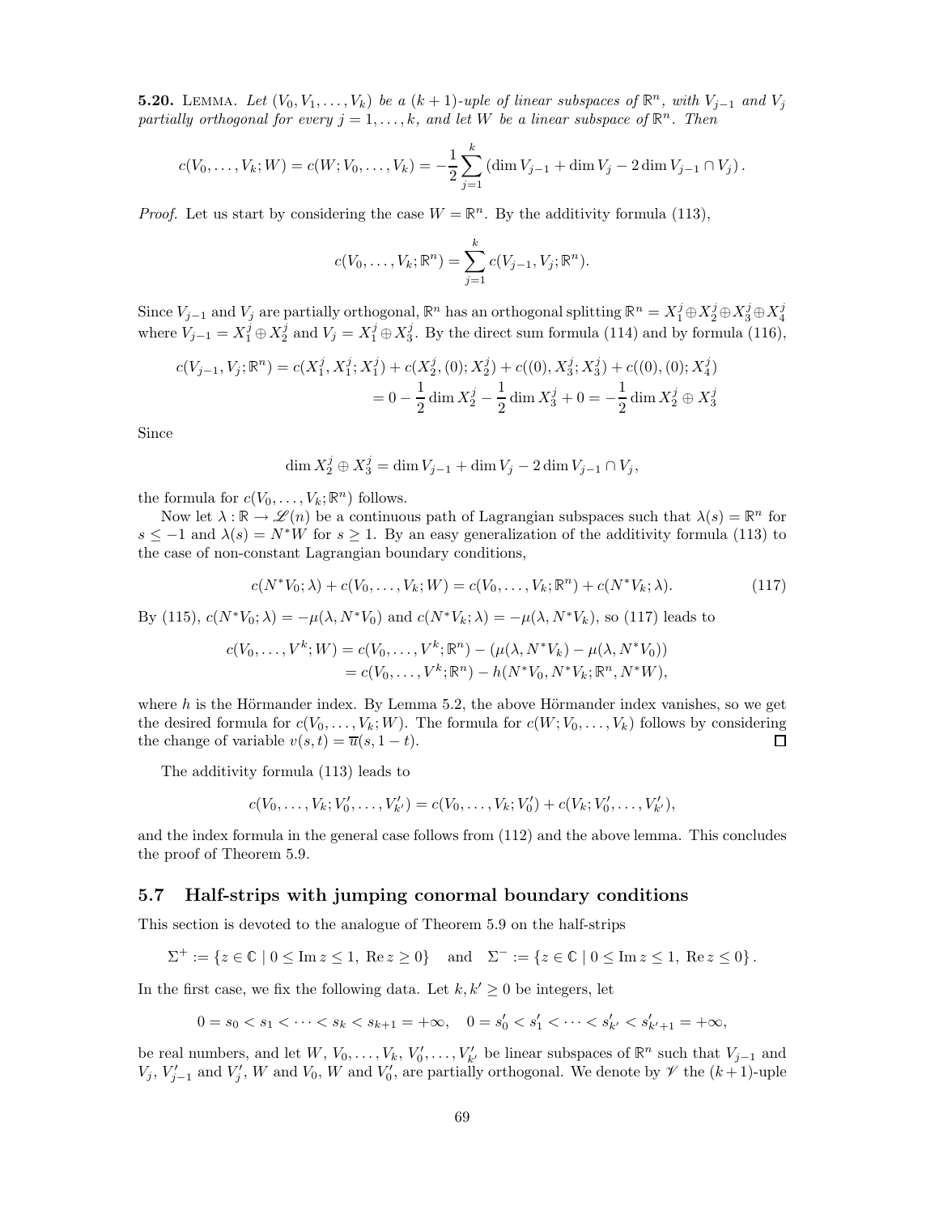**5.20.** Lemma. *Let $(V_0, V_1, \dots, V_k)$ be a $(k+1)$-uple of linear subspaces of $\mathbb{R}^n$, with $V_{j-1}$ and $V_j$ partially orthogonal for every $j = 1, \dots, k$, and let $W$ be a linear subspace of $\mathbb{R}^n$. Then*

$$c(V_0, \dots, V_k; W) = c(W; V_0, \dots, V_k) = -\frac{1}{2} \sum_{j=1}^{k} \left( \dim V_{j-1} + \dim V_j - 2 \dim V_{j-1} \cap V_j \right).$$

*Proof.* Let us start by considering the case $W = \mathbb{R}^n$. By the additivity formula (113),

$$c(V_0, \dots, V_k; \mathbb{R}^n) = \sum_{j=1}^{k} c(V_{j-1}, V_j; \mathbb{R}^n).$$

Since $V_{j-1}$ and $V_j$ are partially orthogonal, $\mathbb{R}^n$ has an orthogonal splitting $\mathbb{R}^n = X_1^j \oplus X_2^j \oplus X_3^j \oplus X_4^j$ where $V_{j-1} = X_1^j \oplus X_2^j$ and $V_j = X_1^j \oplus X_3^j$. By the direct sum formula (114) and by formula (116),

$$\begin{aligned}
c(V_{j-1}, V_j; \mathbb{R}^n) &= c(X_1^j, X_1^j; X_1^j) + c(X_2^j, (0); X_2^j) + c((0), X_3^j; X_3^j) + c((0), (0); X_4^j) \\
&= 0 - \frac{1}{2} \dim X_2^j - \frac{1}{2} \dim X_3^j + 0 = -\frac{1}{2} \dim X_2^j \oplus X_3^j
\end{aligned}$$

Since

$$\dim X_2^j \oplus X_3^j = \dim V_{j-1} + \dim V_j - 2 \dim V_{j-1} \cap V_j,$$

the formula for $c(V_0, \dots, V_k; \mathbb{R}^n)$ follows.

Now let $\lambda : \mathbb{R} \to \mathscr{L}(n)$ be a continuous path of Lagrangian subspaces such that $\lambda(s) = \mathbb{R}^n$ for $s \leq -1$ and $\lambda(s) = N^*W$ for $s \geq 1$. By an easy generalization of the additivity formula (113) to the case of non-constant Lagrangian boundary conditions,

$$c(N^*V_0; \lambda) + c(V_0, \dots, V_k; W) = c(V_0, \dots, V_k; \mathbb{R}^n) + c(N^*V_k; \lambda). \tag{117}$$

By (115), $c(N^*V_0; \lambda) = -\mu(\lambda, N^*V_0)$ and $c(N^*V_k; \lambda) = -\mu(\lambda, N^*V_k)$, so (117) leads to

$$\begin{aligned}
c(V_0, \dots, V^k; W) &= c(V_0, \dots, V^k; \mathbb{R}^n) - (\mu(\lambda, N^*V_k) - \mu(\lambda, N^*V_0)) \\
&= c(V_0, \dots, V^k; \mathbb{R}^n) - h(N^*V_0, N^*V_k; \mathbb{R}^n, N^*W),
\end{aligned}$$

where $h$ is the Hörmander index. By Lemma 5.2, the above Hörmander index vanishes, so we get the desired formula for $c(V_0, \dots, V_k; W)$. The formula for $c(W; V_0, \dots, V_k)$ follows by considering the change of variable $v(s,t) = \overline{u}(s, 1-t)$. $\square$

The additivity formula (113) leads to

$$c(V_0, \dots, V_k; V_0', \dots, V_{k'}') = c(V_0, \dots, V_k; V_0') + c(V_k; V_0', \dots, V_{k'}'),$$

and the index formula in the general case follows from (112) and the above lemma. This concludes the proof of Theorem 5.9.

## 5.7 Half-strips with jumping conormal boundary conditions

This section is devoted to the analogue of Theorem 5.9 on the half-strips

$$\Sigma^+ := \{z \in \mathbb{C} \mid 0 \leq \operatorname{Im} z \leq 1, \ \operatorname{Re} z \geq 0\} \quad \text{and} \quad \Sigma^- := \{z \in \mathbb{C} \mid 0 \leq \operatorname{Im} z \leq 1, \ \operatorname{Re} z \leq 0\}.$$

In the first case, we fix the following data. Let $k, k' \geq 0$ be integers, let

$$0 = s_0 < s_1 < \cdots < s_k < s_{k+1} = +\infty, \quad 0 = s_0' < s_1' < \cdots < s_{k'}' < s_{k'+1}' = +\infty,$$

be real numbers, and let $W, V_0, \dots, V_k, V_0', \dots, V_{k'}'$ be linear subspaces of $\mathbb{R}^n$ such that $V_{j-1}$ and $V_j$, $V_{j-1}'$ and $V_j'$, $W$ and $V_0$, $W$ and $V_0'$, are partially orthogonal. We denote by $\mathscr{V}$ the $(k+1)$-uple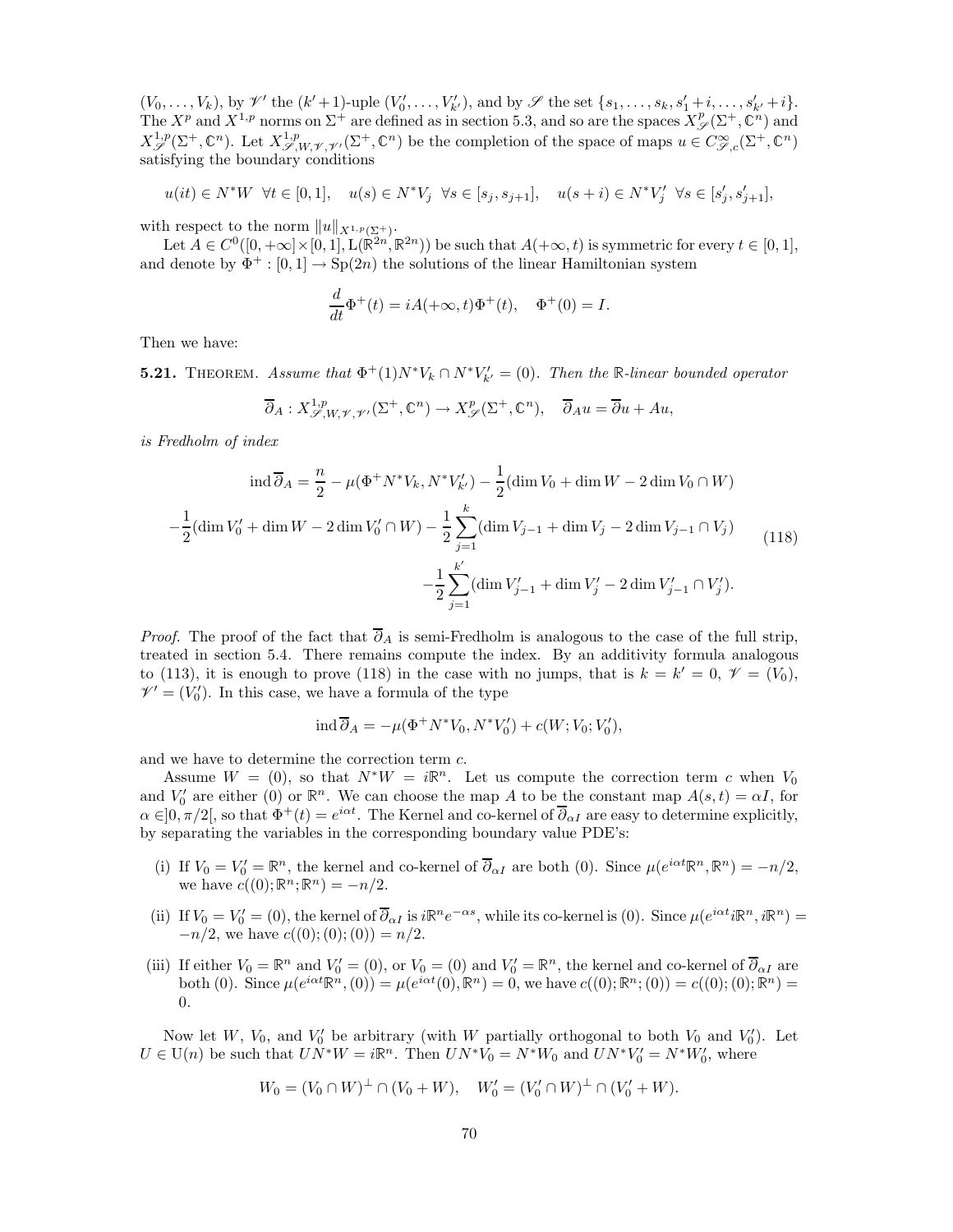$(V_0,\dots,V_k)$, by $\mathscr{V}'$ the $(k'+1)$-uple $(V_0',\dots,V_{k'}')$, and by $\mathscr{S}$ the set $\{s_1,\dots,s_k,s_1'+i,\dots,s_{k'}'+i\}$. The $X^p$ and $X^{1,p}$ norms on $\Sigma^+$ are defined as in section 5.3, and so are the spaces $X^p_{\mathscr{S}}(\Sigma^+,\mathbb{C}^n)$ and $X^{1,p}_{\mathscr{S}}(\Sigma^+,\mathbb{C}^n)$. Let $X^{1,p}_{\mathscr{S},W,\mathscr{V},\mathscr{V}'}(\Sigma^+,\mathbb{C}^n)$ be the completion of the space of maps $u\in C^\infty_{\mathscr{S},c}(\Sigma^+,\mathbb{C}^n)$ satisfying the boundary conditions

$$u(it)\in N^*W \;\;\forall t\in[0,1],\quad u(s)\in N^*V_j \;\;\forall s\in[s_j,s_{j+1}],\quad u(s+i)\in N^*V_j' \;\;\forall s\in[s_j',s_{j+1}'],$$

with respect to the norm $\|u\|_{X^{1,p}(\Sigma^+)}$.

Let $A\in C^0([0,+\infty]\times[0,1],\mathrm{L}(\mathbb{R}^{2n},\mathbb{R}^{2n}))$ be such that $A(+\infty,t)$ is symmetric for every $t\in[0,1]$, and denote by $\Phi^+:[0,1]\to\mathrm{Sp}(2n)$ the solutions of the linear Hamiltonian system

$$\frac{d}{dt}\Phi^+(t)=iA(+\infty,t)\Phi^+(t),\quad \Phi^+(0)=I.$$

Then we have:

**5.21.** Theorem. *Assume that $\Phi^+(1)N^*V_k\cap N^*V_{k'}'=(0)$. Then the $\mathbb{R}$-linear bounded operator*

$$\overline{\partial}_A: X^{1,p}_{\mathscr{S},W,\mathscr{V},\mathscr{V}'}(\Sigma^+,\mathbb{C}^n)\to X^p_{\mathscr{S}}(\Sigma^+,\mathbb{C}^n),\quad \overline{\partial}_A u=\overline{\partial}u+Au,$$

*is Fredholm of index*

$$\begin{aligned}
\operatorname{ind}\overline{\partial}_A=\frac{n}{2}-\mu(\Phi^+N^*V_k,N^*V_{k'}')-\frac12(\dim V_0+\dim W-2\dim V_0\cap W)\\
-\frac12(\dim V_0'+\dim W-2\dim V_0'\cap W)-\frac12\sum_{j=1}^{k}(\dim V_{j-1}+\dim V_j-2\dim V_{j-1}\cap V_j)\\
-\frac12\sum_{j=1}^{k'}(\dim V_{j-1}'+\dim V_j'-2\dim V_{j-1}'\cap V_j').
\end{aligned}\tag{118}$$

*Proof.* The proof of the fact that $\overline{\partial}_A$ is semi-Fredholm is analogous to the case of the full strip, treated in section 5.4. There remains compute the index. By an additivity formula analogous to (113), it is enough to prove (118) in the case with no jumps, that is $k=k'=0$, $\mathscr{V}=(V_0)$, $\mathscr{V}'=(V_0')$. In this case, we have a formula of the type

$$\operatorname{ind}\overline{\partial}_A=-\mu(\Phi^+N^*V_0,N^*V_0')+c(W;V_0;V_0'),$$

and we have to determine the correction term $c$.

Assume $W=(0)$, so that $N^*W=i\mathbb{R}^n$. Let us compute the correction term $c$ when $V_0$ and $V_0'$ are either $(0)$ or $\mathbb{R}^n$. We can choose the map $A$ to be the constant map $A(s,t)=\alpha I$, for $\alpha\in]0,\pi/2[$, so that $\Phi^+(t)=e^{i\alpha t}$. The Kernel and co-kernel of $\overline{\partial}_{\alpha I}$ are easy to determine explicitly, by separating the variables in the corresponding boundary value PDE's:

(i) If $V_0=V_0'=\mathbb{R}^n$, the kernel and co-kernel of $\overline{\partial}_{\alpha I}$ are both $(0)$. Since $\mu(e^{i\alpha t}\mathbb{R}^n,\mathbb{R}^n)=-n/2$, we have $c((0);\mathbb{R}^n;\mathbb{R}^n)=-n/2$.

(ii) If $V_0=V_0'=(0)$, the kernel of $\overline{\partial}_{\alpha I}$ is $i\mathbb{R}^n e^{-\alpha s}$, while its co-kernel is $(0)$. Since $\mu(e^{i\alpha t}i\mathbb{R}^n,i\mathbb{R}^n)=-n/2$, we have $c((0);(0);(0))=n/2$.

(iii) If either $V_0=\mathbb{R}^n$ and $V_0'=(0)$, or $V_0=(0)$ and $V_0'=\mathbb{R}^n$, the kernel and co-kernel of $\overline{\partial}_{\alpha I}$ are both $(0)$. Since $\mu(e^{i\alpha t}\mathbb{R}^n,(0))=\mu(e^{i\alpha t}(0),\mathbb{R}^n)=0$, we have $c((0);\mathbb{R}^n;(0))=c((0);(0);\mathbb{R}^n)=0$.

Now let $W$, $V_0$, and $V_0'$ be arbitrary (with $W$ partially orthogonal to both $V_0$ and $V_0'$). Let $U\in\mathrm{U}(n)$ be such that $UN^*W=i\mathbb{R}^n$. Then $UN^*V_0=N^*W_0$ and $UN^*V_0'=N^*W_0'$, where

$$W_0=(V_0\cap W)^\perp\cap(V_0+W),\quad W_0'=(V_0'\cap W)^\perp\cap(V_0'+W).$$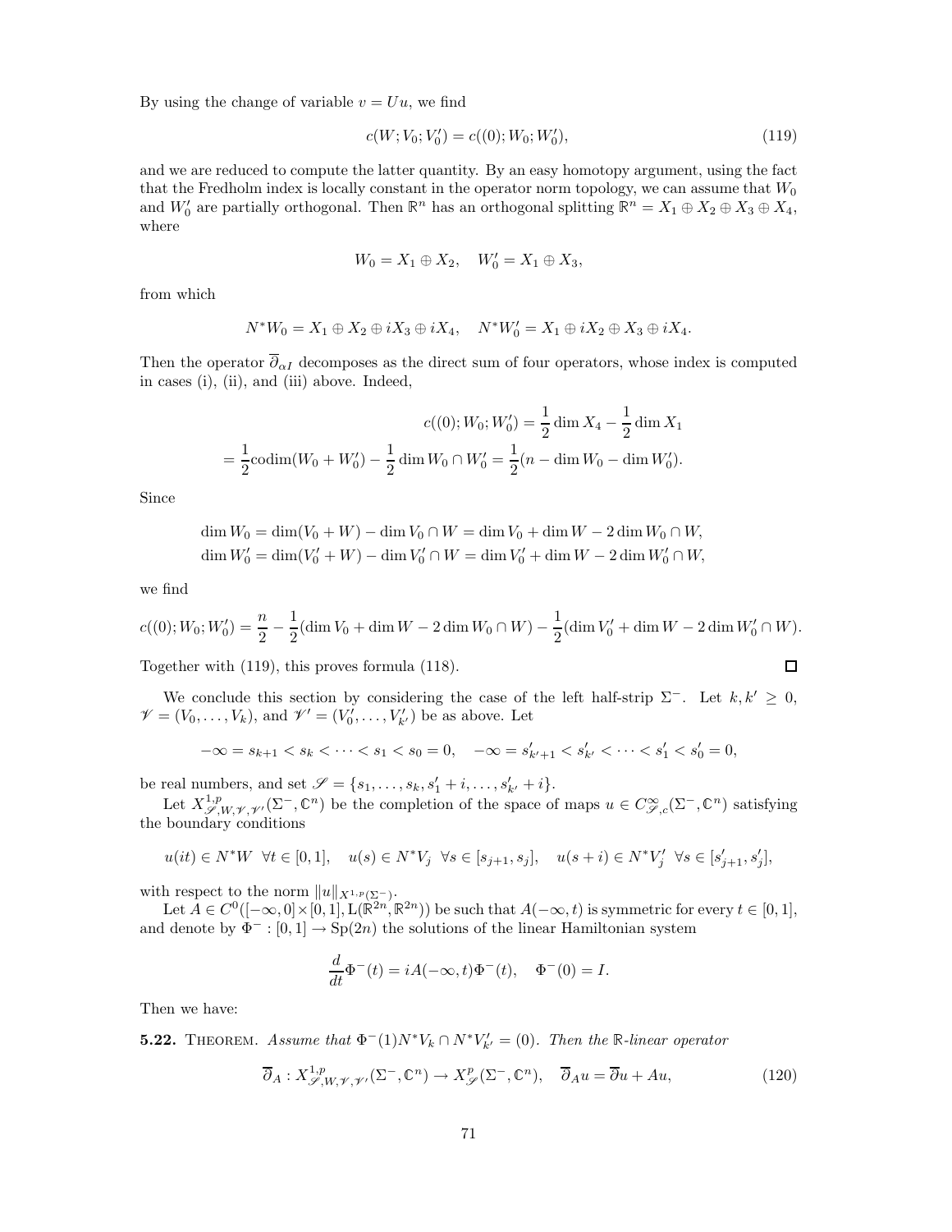By using the change of variable $v = Uu$, we find

$$c(W; V_0; V_0') = c((0); W_0; W_0'), \tag{119}$$

and we are reduced to compute the latter quantity. By an easy homotopy argument, using the fact that the Fredholm index is locally constant in the operator norm topology, we can assume that $W_0$ and $W_0'$ are partially orthogonal. Then $\mathbb{R}^n$ has an orthogonal splitting $\mathbb{R}^n = X_1 \oplus X_2 \oplus X_3 \oplus X_4$, where

$$W_0 = X_1 \oplus X_2, \quad W_0' = X_1 \oplus X_3,$$

from which

$$N^*W_0 = X_1 \oplus X_2 \oplus iX_3 \oplus iX_4, \quad N^*W_0' = X_1 \oplus iX_2 \oplus X_3 \oplus iX_4.$$

Then the operator $\overline{\partial}_{\alpha I}$ decomposes as the direct sum of four operators, whose index is computed in cases (i), (ii), and (iii) above. Indeed,

$$c((0); W_0; W_0') = \frac{1}{2}\dim X_4 - \frac{1}{2}\dim X_1$$

$$= \frac{1}{2}\mathrm{codim}(W_0 + W_0') - \frac{1}{2}\dim W_0 \cap W_0' = \frac{1}{2}(n - \dim W_0 - \dim W_0').$$

Since

$$\dim W_0 = \dim(V_0 + W) - \dim V_0 \cap W = \dim V_0 + \dim W - 2\dim W_0 \cap W,$$
$$\dim W_0' = \dim(V_0' + W) - \dim V_0' \cap W = \dim V_0' + \dim W - 2\dim W_0' \cap W,$$

we find

$$c((0); W_0; W_0') = \frac{n}{2} - \frac{1}{2}(\dim V_0 + \dim W - 2\dim W_0 \cap W) - \frac{1}{2}(\dim V_0' + \dim W - 2\dim W_0' \cap W).$$

Together with (119), this proves formula (118). □

We conclude this section by considering the case of the left half-strip $\Sigma^-$. Let $k, k' \geq 0$, $\mathscr{V} = (V_0, \dots, V_k)$, and $\mathscr{V}' = (V_0', \dots, V_{k'}')$ be as above. Let

$$-\infty = s_{k+1} < s_k < \dots < s_1 < s_0 = 0, \quad -\infty = s_{k'+1}' < s_{k'}' < \dots < s_1' < s_0' = 0,$$

be real numbers, and set $\mathscr{S} = \{s_1, \dots, s_k, s_1' + i, \dots, s_{k'}' + i\}$.

Let $X^{1,p}_{\mathscr{S},W,\mathscr{V},\mathscr{V}'}(\Sigma^-, \mathbb{C}^n)$ be the completion of the space of maps $u \in C^\infty_{\mathscr{S},c}(\Sigma^-, \mathbb{C}^n)$ satisfying the boundary conditions

$$u(it) \in N^*W \;\; \forall t \in [0,1], \quad u(s) \in N^*V_j \;\; \forall s \in [s_{j+1}, s_j], \quad u(s+i) \in N^*V_j' \;\; \forall s \in [s_{j+1}', s_j'],$$

with respect to the norm $\|u\|_{X^{1,p}(\Sigma^-)}$.

Let $A \in C^0([-\infty, 0] \times [0,1], \mathrm{L}(\mathbb{R}^{2n}, \mathbb{R}^{2n}))$ be such that $A(-\infty, t)$ is symmetric for every $t \in [0,1]$, and denote by $\Phi^- : [0,1] \to \mathrm{Sp}(2n)$ the solutions of the linear Hamiltonian system

$$\frac{d}{dt}\Phi^-(t) = iA(-\infty, t)\Phi^-(t), \quad \Phi^-(0) = I.$$

Then we have:

**5.22.** Theorem. *Assume that $\Phi^-(1)N^*V_k \cap N^*V_{k'}' = (0)$. Then the $\mathbb{R}$-linear operator*

$$\overline{\partial}_A : X^{1,p}_{\mathscr{S},W,\mathscr{V},\mathscr{V}'}(\Sigma^-, \mathbb{C}^n) \to X^p_{\mathscr{S}}(\Sigma^-, \mathbb{C}^n), \quad \overline{\partial}_A u = \overline{\partial} u + Au, \tag{120}$$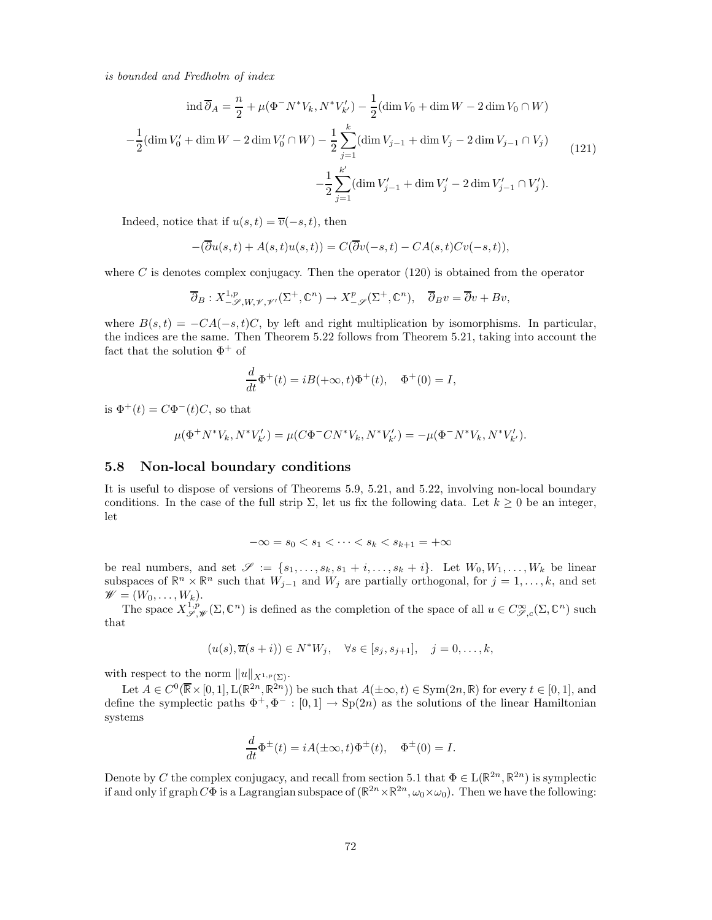*is bounded and Fredholm of index*

$$
\begin{aligned}
\operatorname{ind} \overline{\partial}_A = \frac{n}{2} + \mu(\Phi^- N^* V_k, N^* V'_{k'}) - \frac{1}{2}(\dim V_0 + \dim W - 2 \dim V_0 \cap W) \\
-\frac{1}{2}(\dim V'_0 + \dim W - 2 \dim V'_0 \cap W) - \frac{1}{2} \sum_{j=1}^{k} (\dim V_{j-1} + \dim V_j - 2 \dim V_{j-1} \cap V_j) \\
-\frac{1}{2} \sum_{j=1}^{k'} (\dim V'_{j-1} + \dim V'_j - 2 \dim V'_{j-1} \cap V'_j).
\end{aligned} \tag{121}
$$

Indeed, notice that if $u(s,t) = \overline{v}(-s,t)$, then

$$
-(\overline{\partial} u(s,t) + A(s,t) u(s,t)) = C(\overline{\partial} v(-s,t) - CA(s,t) C v(-s,t)),
$$

where $C$ is denotes complex conjugacy. Then the operator (120) is obtained from the operator

$$
\overline{\partial}_B : X^{1,p}_{-\mathscr{S},W,\mathscr{V},\mathscr{V}'}(\Sigma^+, \mathbb{C}^n) \to X^p_{-\mathscr{S}}(\Sigma^+, \mathbb{C}^n), \quad \overline{\partial}_B v = \overline{\partial} v + Bv,
$$

where $B(s,t) = -CA(-s,t)C$, by left and right multiplication by isomorphisms. In particular, the indices are the same. Then Theorem 5.22 follows from Theorem 5.21, taking into account the fact that the solution $\Phi^+$ of

$$
\frac{d}{dt} \Phi^+(t) = iB(+\infty, t) \Phi^+(t), \quad \Phi^+(0) = I,
$$

is $\Phi^+(t) = C\Phi^-(t)C$, so that

$$
\mu(\Phi^+ N^* V_k, N^* V'_{k'}) = \mu(C\Phi^- C N^* V_k, N^* V'_{k'}) = -\mu(\Phi^- N^* V_k, N^* V'_{k'}).
$$

## 5.8 Non-local boundary conditions

It is useful to dispose of versions of Theorems 5.9, 5.21, and 5.22, involving non-local boundary conditions. In the case of the full strip $\Sigma$, let us fix the following data. Let $k \geq 0$ be an integer, let

$$
-\infty = s_0 < s_1 < \cdots < s_k < s_{k+1} = +\infty
$$

be real numbers, and set $\mathscr{S} := \{s_1, \ldots, s_k, s_1 + i, \ldots, s_k + i\}$. Let $W_0, W_1, \ldots, W_k$ be linear subspaces of $\mathbb{R}^n \times \mathbb{R}^n$ such that $W_{j-1}$ and $W_j$ are partially orthogonal, for $j = 1, \ldots, k$, and set $\mathscr{W} = (W_0, \ldots, W_k)$.

The space $X^{1,p}_{\mathscr{S},\mathscr{W}}(\Sigma, \mathbb{C}^n)$ is defined as the completion of the space of all $u \in C^\infty_{\mathscr{S},c}(\Sigma, \mathbb{C}^n)$ such that

$$
(u(s), \overline{u}(s+i)) \in N^* W_j, \quad \forall s \in [s_j, s_{j+1}], \quad j = 0, \ldots, k,
$$

with respect to the norm $\|u\|_{X^{1,p}(\Sigma)}$.

Let $A \in C^0(\overline{\mathbb{R}} \times [0,1], \mathrm{L}(\mathbb{R}^{2n}, \mathbb{R}^{2n}))$ be such that $A(\pm\infty, t) \in \mathrm{Sym}(2n, \mathbb{R})$ for every $t \in [0,1]$, and define the symplectic paths $\Phi^+, \Phi^- : [0,1] \to \mathrm{Sp}(2n)$ as the solutions of the linear Hamiltonian systems

$$
\frac{d}{dt} \Phi^\pm(t) = iA(\pm\infty, t) \Phi^\pm(t), \quad \Phi^\pm(0) = I.
$$

Denote by $C$ the complex conjugacy, and recall from section 5.1 that $\Phi \in \mathrm{L}(\mathbb{R}^{2n}, \mathbb{R}^{2n})$ is symplectic if and only if graph $C\Phi$ is a Lagrangian subspace of $(\mathbb{R}^{2n} \times \mathbb{R}^{2n}, \omega_0 \times \omega_0)$. Then we have the following: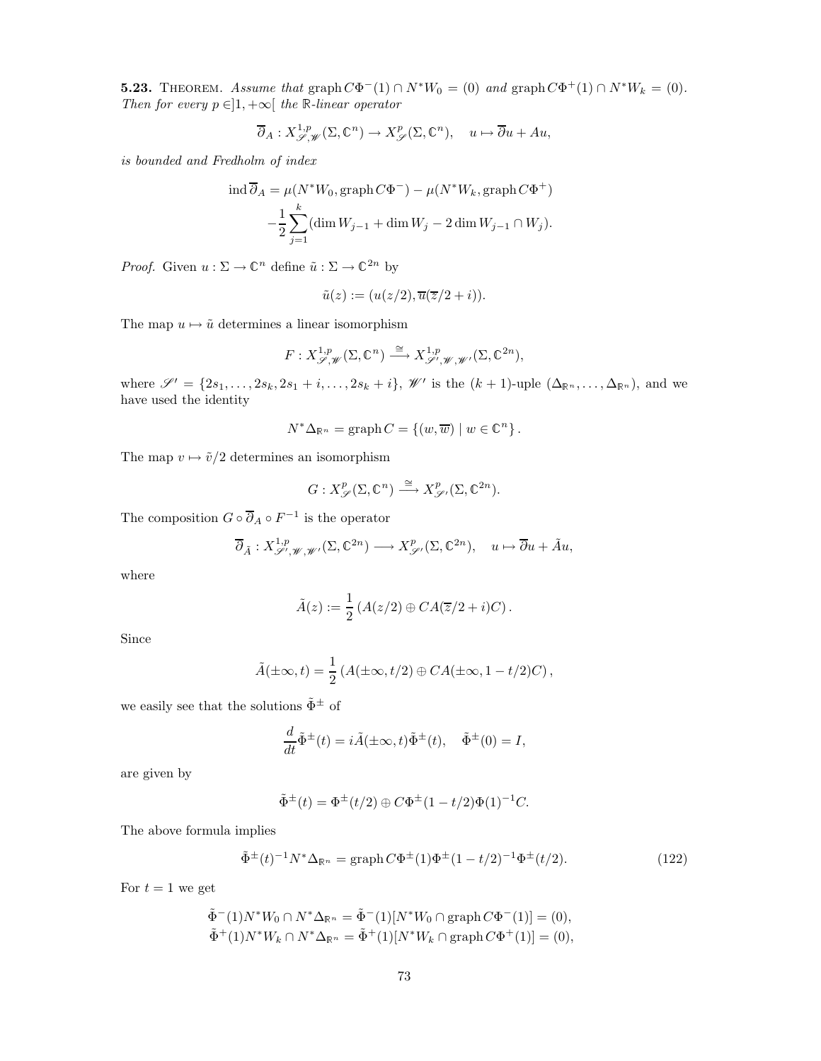**5.23.** THEOREM. *Assume that* $\operatorname{graph} C\Phi^-(1) \cap N^*W_0 = (0)$ *and* $\operatorname{graph} C\Phi^+(1) \cap N^*W_k = (0)$. *Then for every* $p \in ]1, +\infty[$ *the* $\mathbb{R}$*-linear operator*

$$\overline{\partial}_A : X^{1,p}_{\mathscr{S},\mathscr{W}}(\Sigma, \mathbb{C}^n) \to X^p_{\mathscr{S}}(\Sigma, \mathbb{C}^n), \quad u \mapsto \overline{\partial} u + Au,$$

*is bounded and Fredholm of index*

$$\operatorname{ind} \overline{\partial}_A = \mu(N^*W_0, \operatorname{graph} C\Phi^-) - \mu(N^*W_k, \operatorname{graph} C\Phi^+)$$
$$- \frac{1}{2} \sum_{j=1}^{k} (\dim W_{j-1} + \dim W_j - 2 \dim W_{j-1} \cap W_j).$$

*Proof.* Given $u : \Sigma \to \mathbb{C}^n$ define $\tilde{u} : \Sigma \to \mathbb{C}^{2n}$ by

$$\tilde{u}(z) := (u(z/2), \overline{u}(\overline{z}/2 + i)).$$

The map $u \mapsto \tilde{u}$ determines a linear isomorphism

$$F : X^{1,p}_{\mathscr{S},\mathscr{W}}(\Sigma, \mathbb{C}^n) \xrightarrow{\cong} X^{1,p}_{\mathscr{S}',\mathscr{W},\mathscr{W}'}(\Sigma, \mathbb{C}^{2n}),$$

where $\mathscr{S}' = \{2s_1, \dots, 2s_k, 2s_1 + i, \dots, 2s_k + i\}$, $\mathscr{W}'$ is the $(k+1)$-uple $(\Delta_{\mathbb{R}^n}, \dots, \Delta_{\mathbb{R}^n})$, and we have used the identity

$$N^*\Delta_{\mathbb{R}^n} = \operatorname{graph} C = \{(w, \overline{w}) \mid w \in \mathbb{C}^n\}.$$

The map $v \mapsto \tilde{v}/2$ determines an isomorphism

$$G : X^p_{\mathscr{S}}(\Sigma, \mathbb{C}^n) \xrightarrow{\cong} X^p_{\mathscr{S}'}(\Sigma, \mathbb{C}^{2n}).$$

The composition $G \circ \overline{\partial}_A \circ F^{-1}$ is the operator

$$\overline{\partial}_{\tilde{A}} : X^{1,p}_{\mathscr{S}',\mathscr{W},\mathscr{W}'}(\Sigma, \mathbb{C}^{2n}) \longrightarrow X^p_{\mathscr{S}'}(\Sigma, \mathbb{C}^{2n}), \quad u \mapsto \overline{\partial} u + \tilde{A} u,$$

where

$$\tilde{A}(z) := \frac{1}{2} \left( A(z/2) \oplus CA(\overline{z}/2 + i)C \right).$$

Since

$$\tilde{A}(\pm\infty, t) = \frac{1}{2} \left( A(\pm\infty, t/2) \oplus CA(\pm\infty, 1 - t/2)C \right),$$

we easily see that the solutions $\tilde{\Phi}^\pm$ of

$$\frac{d}{dt} \tilde{\Phi}^\pm(t) = i\tilde{A}(\pm\infty, t)\tilde{\Phi}^\pm(t), \quad \tilde{\Phi}^\pm(0) = I,$$

are given by

$$\tilde{\Phi}^\pm(t) = \Phi^\pm(t/2) \oplus C\Phi^\pm(1 - t/2)\Phi(1)^{-1}C.$$

The above formula implies

$$\tilde{\Phi}^\pm(t)^{-1} N^*\Delta_{\mathbb{R}^n} = \operatorname{graph} C\Phi^\pm(1)\Phi^\pm(1 - t/2)^{-1}\Phi^\pm(t/2). \tag{122}$$

For $t = 1$ we get

$$\tilde{\Phi}^-(1) N^*W_0 \cap N^*\Delta_{\mathbb{R}^n} = \tilde{\Phi}^-(1)[N^*W_0 \cap \operatorname{graph} C\Phi^-(1)] = (0),$$
$$\tilde{\Phi}^+(1) N^*W_k \cap N^*\Delta_{\mathbb{R}^n} = \tilde{\Phi}^+(1)[N^*W_k \cap \operatorname{graph} C\Phi^+(1)] = (0),$$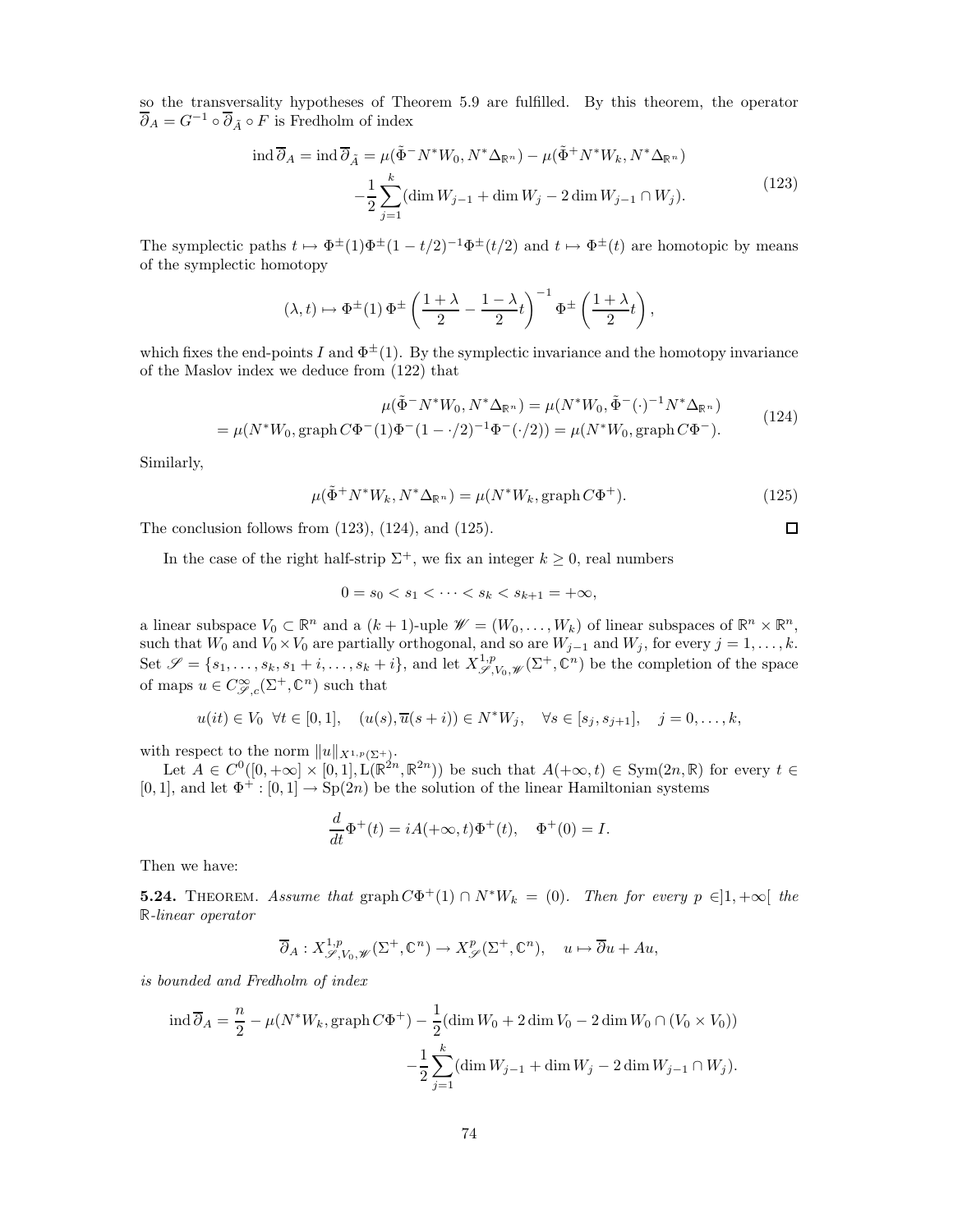so the transversality hypotheses of Theorem 5.9 are fulfilled. By this theorem, the operator $\overline{\partial}_A = G^{-1} \circ \overline{\partial}_{\tilde{A}} \circ F$ is Fredholm of index

$$
\begin{aligned}
\operatorname{ind} \overline{\partial}_A = \operatorname{ind} \overline{\partial}_{\tilde{A}} &= \mu(\tilde{\Phi}^- N^* W_0, N^* \Delta_{\mathbb{R}^n}) - \mu(\tilde{\Phi}^+ N^* W_k, N^* \Delta_{\mathbb{R}^n}) \\
&\quad - \frac{1}{2} \sum_{j=1}^{k} (\dim W_{j-1} + \dim W_j - 2 \dim W_{j-1} \cap W_j).
\end{aligned}
\tag{123}
$$

The symplectic paths $t \mapsto \Phi^\pm(1)\Phi^\pm(1-t/2)^{-1}\Phi^\pm(t/2)$ and $t \mapsto \Phi^\pm(t)$ are homotopic by means of the symplectic homotopy

$$
(\lambda, t) \mapsto \Phi^\pm(1)\, \Phi^\pm\left(\frac{1+\lambda}{2} - \frac{1-\lambda}{2} t\right)^{-1} \Phi^\pm\left(\frac{1+\lambda}{2} t\right),
$$

which fixes the end-points $I$ and $\Phi^\pm(1)$. By the symplectic invariance and the homotopy invariance of the Maslov index we deduce from (122) that

$$
\begin{aligned}
\mu(\tilde{\Phi}^- N^* W_0, N^* \Delta_{\mathbb{R}^n}) &= \mu(N^* W_0, \tilde{\Phi}^-(\cdot)^{-1} N^* \Delta_{\mathbb{R}^n}) \\
= \mu(N^* W_0, \operatorname{graph} C\Phi^-(1)\Phi^-(1-\cdot/2)^{-1}\Phi^-(\cdot/2)) &= \mu(N^* W_0, \operatorname{graph} C\Phi^-).
\end{aligned}
\tag{124}
$$

Similarly,

$$
\mu(\tilde{\Phi}^+ N^* W_k, N^* \Delta_{\mathbb{R}^n}) = \mu(N^* W_k, \operatorname{graph} C\Phi^+). \tag{125}
$$

The conclusion follows from (123), (124), and (125). □

In the case of the right half-strip $\Sigma^+$, we fix an integer $k \geq 0$, real numbers

$$
0 = s_0 < s_1 < \cdots < s_k < s_{k+1} = +\infty,
$$

a linear subspace $V_0 \subset \mathbb{R}^n$ and a $(k+1)$-uple $\mathscr{W} = (W_0, \dots, W_k)$ of linear subspaces of $\mathbb{R}^n \times \mathbb{R}^n$, such that $W_0$ and $V_0 \times V_0$ are partially orthogonal, and so are $W_{j-1}$ and $W_j$, for every $j = 1, \dots, k$. Set $\mathscr{S} = \{s_1, \dots, s_k, s_1 + i, \dots, s_k + i\}$, and let $X^{1,p}_{\mathscr{S}, V_0, \mathscr{W}}(\Sigma^+, \mathbb{C}^n)$ be the completion of the space of maps $u \in C^\infty_{\mathscr{S},c}(\Sigma^+, \mathbb{C}^n)$ such that

$$
u(it) \in V_0 \ \ \forall t \in [0,1], \quad (u(s), \overline{u}(s+i)) \in N^* W_j, \quad \forall s \in [s_j, s_{j+1}], \quad j = 0, \dots, k,
$$

with respect to the norm $\|u\|_{X^{1,p}(\Sigma^+)}$.

Let $A \in C^0([0,+\infty] \times [0,1], \mathrm{L}(\mathbb{R}^{2n}, \mathbb{R}^{2n}))$ be such that $A(+\infty, t) \in \mathrm{Sym}(2n, \mathbb{R})$ for every $t \in [0,1]$, and let $\Phi^+ : [0,1] \to \mathrm{Sp}(2n)$ be the solution of the linear Hamiltonian systems

$$
\frac{d}{dt} \Phi^+(t) = iA(+\infty, t)\Phi^+(t), \quad \Phi^+(0) = I.
$$

Then we have:

**5.24.** Theorem. *Assume that* $\operatorname{graph} C\Phi^+(1) \cap N^* W_k = (0)$. *Then for every* $p \in ]1, +\infty[$ *the* $\mathbb{R}$*-linear operator*

$$
\overline{\partial}_A : X^{1,p}_{\mathscr{S}, V_0, \mathscr{W}}(\Sigma^+, \mathbb{C}^n) \to X^p_{\mathscr{S}}(\Sigma^+, \mathbb{C}^n), \quad u \mapsto \overline{\partial} u + Au,
$$

*is bounded and Fredholm of index*

$$
\begin{aligned}
\operatorname{ind} \overline{\partial}_A = \frac{n}{2} - \mu(N^* W_k, \operatorname{graph} C\Phi^+) &- \frac{1}{2}(\dim W_0 + 2\dim V_0 - 2\dim W_0 \cap (V_0 \times V_0)) \\
&- \frac{1}{2} \sum_{j=1}^{k} (\dim W_{j-1} + \dim W_j - 2\dim W_{j-1} \cap W_j).
\end{aligned}
$$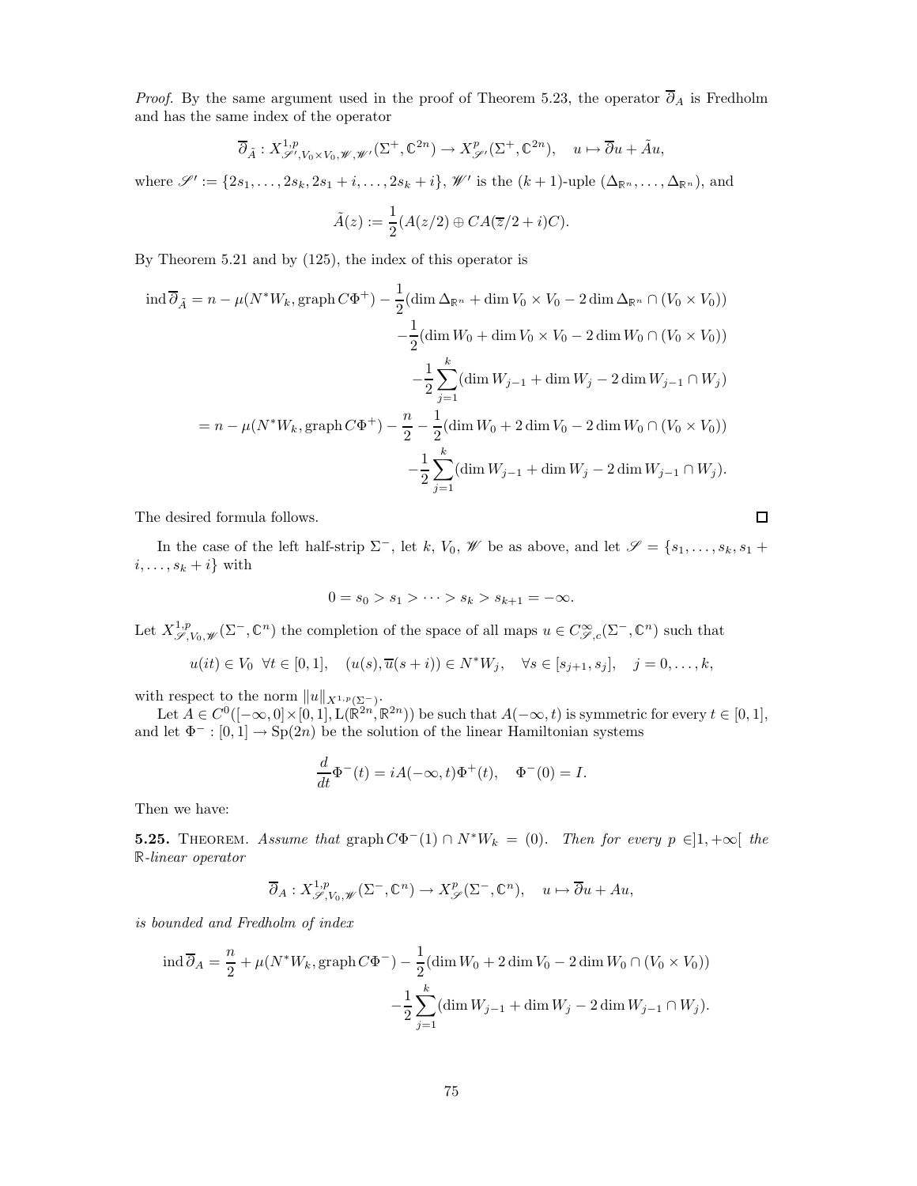*Proof.* By the same argument used in the proof of Theorem 5.23, the operator $\overline{\partial}_A$ is Fredholm and has the same index of the operator

$$\overline{\partial}_{\tilde{A}} : X^{1,p}_{\mathscr{S}', V_0 \times V_0, \mathscr{W}, \mathscr{W}'}(\Sigma^+, \mathbb{C}^{2n}) \to X^p_{\mathscr{S}'}(\Sigma^+, \mathbb{C}^{2n}), \quad u \mapsto \overline{\partial} u + \tilde{A} u,$$

where $\mathscr{S}' := \{2s_1, \dots, 2s_k, 2s_1 + i, \dots, 2s_k + i\}$, $\mathscr{W}'$ is the $(k+1)$-uple $(\Delta_{\mathbb{R}^n}, \dots, \Delta_{\mathbb{R}^n})$, and

$$\tilde{A}(z) := \frac{1}{2}(A(z/2) \oplus CA(\overline{z}/2 + i)C).$$

By Theorem 5.21 and by (125), the index of this operator is

$$\begin{aligned}
\operatorname{ind} \overline{\partial}_{\tilde{A}} = n - \mu(N^* W_k, \operatorname{graph} C\Phi^+) &- \frac{1}{2}(\dim \Delta_{\mathbb{R}^n} + \dim V_0 \times V_0 - 2 \dim \Delta_{\mathbb{R}^n} \cap (V_0 \times V_0)) \\
&- \frac{1}{2}(\dim W_0 + \dim V_0 \times V_0 - 2 \dim W_0 \cap (V_0 \times V_0)) \\
&- \frac{1}{2} \sum_{j=1}^{k} (\dim W_{j-1} + \dim W_j - 2 \dim W_{j-1} \cap W_j) \\
= n - \mu(N^* W_k, \operatorname{graph} C\Phi^+) &- \frac{n}{2} - \frac{1}{2}(\dim W_0 + 2 \dim V_0 - 2 \dim W_0 \cap (V_0 \times V_0)) \\
&- \frac{1}{2} \sum_{j=1}^{k} (\dim W_{j-1} + \dim W_j - 2 \dim W_{j-1} \cap W_j).
\end{aligned}$$

The desired formula follows. □

In the case of the left half-strip $\Sigma^-$, let $k$, $V_0$, $\mathscr{W}$ be as above, and let $\mathscr{S} = \{s_1, \dots, s_k, s_1 + i, \dots, s_k + i\}$ with

$$0 = s_0 > s_1 > \dots > s_k > s_{k+1} = -\infty.$$

Let $X^{1,p}_{\mathscr{S}, V_0, \mathscr{W}}(\Sigma^-, \mathbb{C}^n)$ the completion of the space of all maps $u \in C^\infty_{\mathscr{S},c}(\Sigma^-, \mathbb{C}^n)$ such that

$$u(it) \in V_0 \ \ \forall t \in [0,1], \quad (u(s), \overline{u}(s+i)) \in N^* W_j, \quad \forall s \in [s_{j+1}, s_j], \quad j = 0, \dots, k,$$

with respect to the norm $\|u\|_{X^{1,p}(\Sigma^-)}$.

Let $A \in C^0([-\infty, 0] \times [0,1], \mathrm{L}(\mathbb{R}^{2n}, \mathbb{R}^{2n}))$ be such that $A(-\infty, t)$ is symmetric for every $t \in [0,1]$, and let $\Phi^- : [0,1] \to \mathrm{Sp}(2n)$ be the solution of the linear Hamiltonian systems

$$\frac{d}{dt} \Phi^-(t) = iA(-\infty, t) \Phi^+(t), \quad \Phi^-(0) = I.$$

Then we have:

**5.25.** THEOREM. *Assume that* $\operatorname{graph} C\Phi^-(1) \cap N^* W_k = (0)$. *Then for every* $p \in ]1, +\infty[$ *the* $\mathbb{R}$*-linear operator*

$$\overline{\partial}_A : X^{1,p}_{\mathscr{S}, V_0, \mathscr{W}}(\Sigma^-, \mathbb{C}^n) \to X^p_{\mathscr{S}}(\Sigma^-, \mathbb{C}^n), \quad u \mapsto \overline{\partial} u + Au,$$

*is bounded and Fredholm of index*

$$\begin{aligned}
\operatorname{ind} \overline{\partial}_A = \frac{n}{2} + \mu(N^* W_k, \operatorname{graph} C\Phi^-) &- \frac{1}{2}(\dim W_0 + 2 \dim V_0 - 2 \dim W_0 \cap (V_0 \times V_0)) \\
&- \frac{1}{2} \sum_{j=1}^{k} (\dim W_{j-1} + \dim W_j - 2 \dim W_{j-1} \cap W_j).
\end{aligned}$$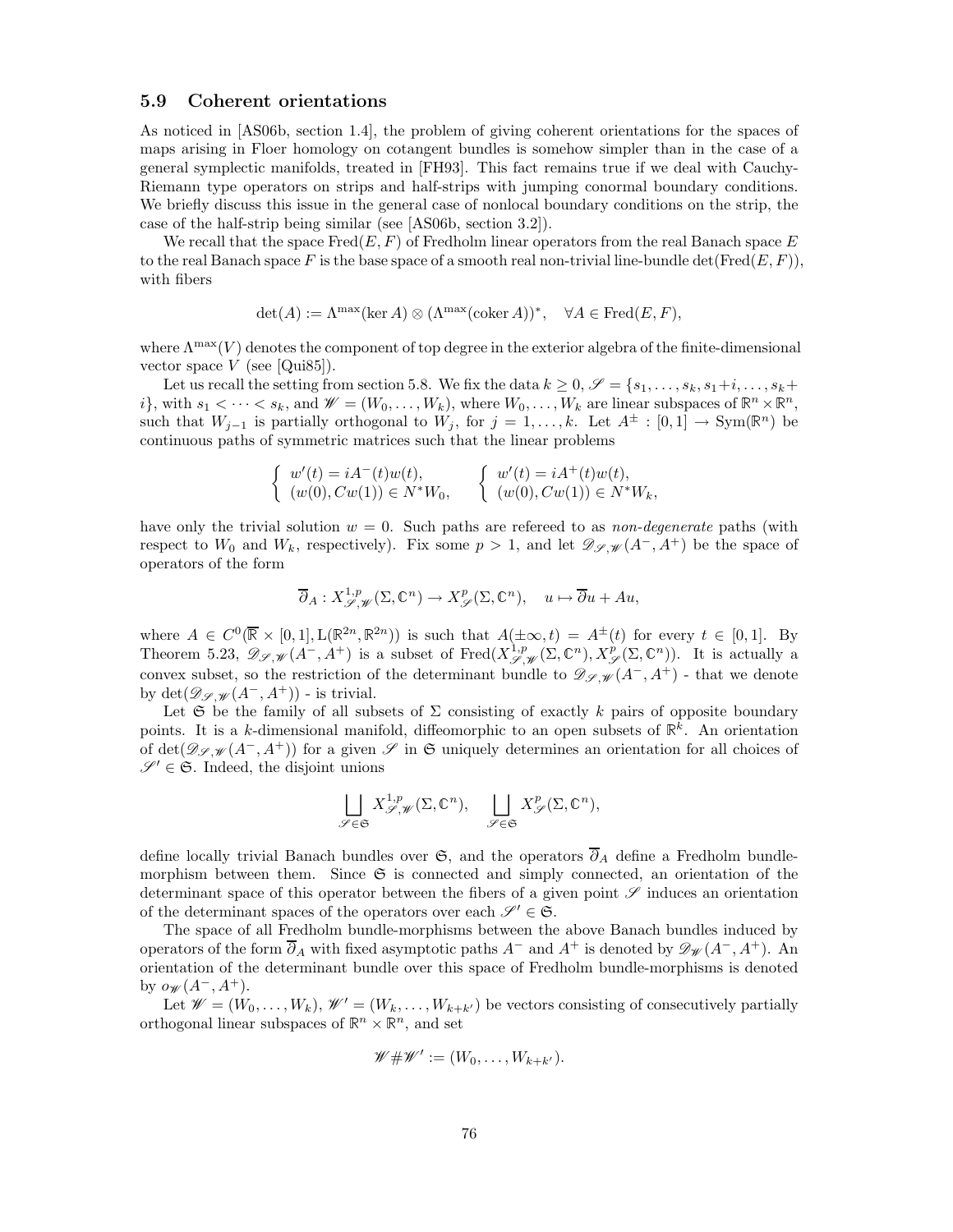### 5.9 Coherent orientations

As noticed in [AS06b, section 1.4], the problem of giving coherent orientations for the spaces of maps arising in Floer homology on cotangent bundles is somehow simpler than in the case of a general symplectic manifolds, treated in [FH93]. This fact remains true if we deal with Cauchy-Riemann type operators on strips and half-strips with jumping conormal boundary conditions. We briefly discuss this issue in the general case of nonlocal boundary conditions on the strip, the case of the half-strip being similar (see [AS06b, section 3.2]).

We recall that the space $\mathrm{Fred}(E, F)$ of Fredholm linear operators from the real Banach space $E$ to the real Banach space $F$ is the base space of a smooth real non-trivial line-bundle $\det(\mathrm{Fred}(E, F))$, with fibers

$$\det(A) := \Lambda^{\max}(\ker A) \otimes (\Lambda^{\max}(\mathrm{coker}\, A))^*, \quad \forall A \in \mathrm{Fred}(E, F),$$

where $\Lambda^{\max}(V)$ denotes the component of top degree in the exterior algebra of the finite-dimensional vector space $V$ (see [Qui85]).

Let us recall the setting from section 5.8. We fix the data $k \geq 0$, $\mathscr{S} = \{s_1, \dots, s_k, s_1+i, \dots, s_k+i\}$, with $s_1 < \dots < s_k$, and $\mathscr{W} = (W_0, \dots, W_k)$, where $W_0, \dots, W_k$ are linear subspaces of $\mathbb{R}^n \times \mathbb{R}^n$, such that $W_{j-1}$ is partially orthogonal to $W_j$, for $j = 1, \dots, k$. Let $A^\pm : [0, 1] \to \mathrm{Sym}(\mathbb{R}^n)$ be continuous paths of symmetric matrices such that the linear problems

$$\begin{cases} w'(t) = iA^-(t)w(t), \\ (w(0), Cw(1)) \in N^*W_0, \end{cases} \qquad \begin{cases} w'(t) = iA^+(t)w(t), \\ (w(0), Cw(1)) \in N^*W_k, \end{cases}$$

have only the trivial solution $w = 0$. Such paths are refereed to as *non-degenerate* paths (with respect to $W_0$ and $W_k$, respectively). Fix some $p > 1$, and let $\mathscr{D}_{\mathscr{S},\mathscr{W}}(A^-, A^+)$ be the space of operators of the form

$$\overline{\partial}_A : X^{1,p}_{\mathscr{S},\mathscr{W}}(\Sigma, \mathbb{C}^n) \to X^p_{\mathscr{S}}(\Sigma, \mathbb{C}^n), \quad u \mapsto \overline{\partial} u + Au,$$

where $A \in C^0(\overline{\mathbb{R}} \times [0, 1], \mathrm{L}(\mathbb{R}^{2n}, \mathbb{R}^{2n}))$ is such that $A(\pm\infty, t) = A^\pm(t)$ for every $t \in [0, 1]$. By Theorem 5.23, $\mathscr{D}_{\mathscr{S},\mathscr{W}}(A^-, A^+)$ is a subset of $\mathrm{Fred}(X^{1,p}_{\mathscr{S},\mathscr{W}}(\Sigma, \mathbb{C}^n), X^p_{\mathscr{S}}(\Sigma, \mathbb{C}^n))$. It is actually a convex subset, so the restriction of the determinant bundle to $\mathscr{D}_{\mathscr{S},\mathscr{W}}(A^-, A^+)$ - that we denote by $\det(\mathscr{D}_{\mathscr{S},\mathscr{W}}(A^-, A^+))$ - is trivial.

Let $\mathfrak{S}$ be the family of all subsets of $\Sigma$ consisting of exactly $k$ pairs of opposite boundary points. It is a $k$-dimensional manifold, diffeomorphic to an open subsets of $\mathbb{R}^k$. An orientation of $\det(\mathscr{D}_{\mathscr{S},\mathscr{W}}(A^-, A^+))$ for a given $\mathscr{S}$ in $\mathfrak{S}$ uniquely determines an orientation for all choices of $\mathscr{S}' \in \mathfrak{S}$. Indeed, the disjoint unions

$$\bigsqcup_{\mathscr{S} \in \mathfrak{S}} X^{1,p}_{\mathscr{S},\mathscr{W}}(\Sigma, \mathbb{C}^n), \quad \bigsqcup_{\mathscr{S} \in \mathfrak{S}} X^p_{\mathscr{S}}(\Sigma, \mathbb{C}^n),$$

define locally trivial Banach bundles over $\mathfrak{S}$, and the operators $\overline{\partial}_A$ define a Fredholm bundle-morphism between them. Since $\mathfrak{S}$ is connected and simply connected, an orientation of the determinant space of this operator between the fibers of a given point $\mathscr{S}$ induces an orientation of the determinant spaces of the operators over each $\mathscr{S}' \in \mathfrak{S}$.

The space of all Fredholm bundle-morphisms between the above Banach bundles induced by operators of the form $\overline{\partial}_A$ with fixed asymptotic paths $A^-$ and $A^+$ is denoted by $\mathscr{D}_{\mathscr{W}}(A^-, A^+)$. An orientation of the determinant bundle over this space of Fredholm bundle-morphisms is denoted by $o_{\mathscr{W}}(A^-, A^+)$.

Let $\mathscr{W} = (W_0, \dots, W_k)$, $\mathscr{W}' = (W_k, \dots, W_{k+k'})$ be vectors consisting of consecutively partially orthogonal linear subspaces of $\mathbb{R}^n \times \mathbb{R}^n$, and set

$$\mathscr{W} \# \mathscr{W}' := (W_0, \dots, W_{k+k'}).$$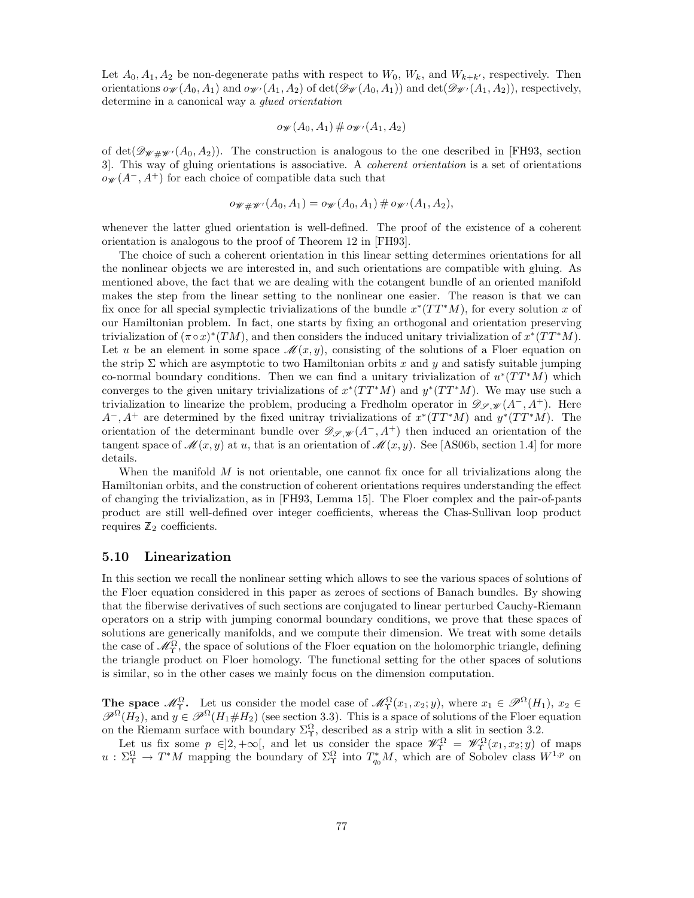Let $A_0, A_1, A_2$ be non-degenerate paths with respect to $W_0$, $W_k$, and $W_{k+k'}$, respectively. Then orientations $o_{\mathscr{W}}(A_0, A_1)$ and $o_{\mathscr{W}'}(A_1, A_2)$ of $\det(\mathscr{D}_{\mathscr{W}}(A_0, A_1))$ and $\det(\mathscr{D}_{\mathscr{W}'}(A_1, A_2))$, respectively, determine in a canonical way a *glued orientation*

$$o_{\mathscr{W}}(A_0, A_1) \# o_{\mathscr{W}'}(A_1, A_2)$$

of $\det(\mathscr{D}_{\mathscr{W}\#\mathscr{W}'}(A_0, A_2))$. The construction is analogous to the one described in [FH93, section 3]. This way of gluing orientations is associative. A *coherent orientation* is a set of orientations $o_{\mathscr{W}}(A^-, A^+)$ for each choice of compatible data such that

$$o_{\mathscr{W}\#\mathscr{W}'}(A_0, A_1) = o_{\mathscr{W}}(A_0, A_1) \# o_{\mathscr{W}'}(A_1, A_2),$$

whenever the latter glued orientation is well-defined. The proof of the existence of a coherent orientation is analogous to the proof of Theorem 12 in [FH93].

The choice of such a coherent orientation in this linear setting determines orientations for all the nonlinear objects we are interested in, and such orientations are compatible with gluing. As mentioned above, the fact that we are dealing with the cotangent bundle of an oriented manifold makes the step from the linear setting to the nonlinear one easier. The reason is that we can fix once for all special symplectic trivializations of the bundle $x^*(TT^*M)$, for every solution $x$ of our Hamiltonian problem. In fact, one starts by fixing an orthogonal and orientation preserving trivialization of $(\pi \circ x)^*(TM)$, and then considers the induced unitary trivialization of $x^*(TT^*M)$. Let $u$ be an element in some space $\mathscr{M}(x, y)$, consisting of the solutions of a Floer equation on the strip $\Sigma$ which are asymptotic to two Hamiltonian orbits $x$ and $y$ and satisfy suitable jumping co-normal boundary conditions. Then we can find a unitary trivialization of $u^*(TT^*M)$ which converges to the given unitary trivializations of $x^*(TT^*M)$ and $y^*(TT^*M)$. We may use such a trivialization to linearize the problem, producing a Fredholm operator in $\mathscr{D}_{\mathscr{S},\mathscr{W}}(A^-, A^+)$. Here $A^-, A^+$ are determined by the fixed unitray trivializations of $x^*(TT^*M)$ and $y^*(TT^*M)$. The orientation of the determinant bundle over $\mathscr{D}_{\mathscr{S},\mathscr{W}}(A^-, A^+)$ then induced an orientation of the tangent space of $\mathscr{M}(x, y)$ at $u$, that is an orientation of $\mathscr{M}(x, y)$. See [AS06b, section 1.4] for more details.

When the manifold $M$ is not orientable, one cannot fix once for all trivializations along the Hamiltonian orbits, and the construction of coherent orientations requires understanding the effect of changing the trivialization, as in [FH93, Lemma 15]. The Floer complex and the pair-of-pants product are still well-defined over integer coefficients, whereas the Chas-Sullivan loop product requires $\mathbb{Z}_2$ coefficients.

### 5.10 Linearization

In this section we recall the nonlinear setting which allows to see the various spaces of solutions of the Floer equation considered in this paper as zeroes of sections of Banach bundles. By showing that the fiberwise derivatives of such sections are conjugated to linear perturbed Cauchy-Riemann operators on a strip with jumping conormal boundary conditions, we prove that these spaces of solutions are generically manifolds, and we compute their dimension. We treat with some details the case of $\mathscr{M}^{\Omega}_{\Upsilon}$, the space of solutions of the Floer equation on the holomorphic triangle, defining the triangle product on Floer homology. The functional setting for the other spaces of solutions is similar, so in the other cases we mainly focus on the dimension computation.

**The space $\mathscr{M}^{\Omega}_{\Upsilon}$.** Let us consider the model case of $\mathscr{M}^{\Omega}_{\Upsilon}(x_1, x_2; y)$, where $x_1 \in \mathscr{P}^{\Omega}(H_1)$, $x_2 \in \mathscr{P}^{\Omega}(H_2)$, and $y \in \mathscr{P}^{\Omega}(H_1 \# H_2)$ (see section 3.3). This is a space of solutions of the Floer equation on the Riemann surface with boundary $\Sigma^{\Omega}_{\Upsilon}$, described as a strip with a slit in section 3.2.

Let us fix some $p \in ]2, +\infty[$, and let us consider the space $\mathscr{W}^{\Omega}_{\Upsilon} = \mathscr{W}^{\Omega}_{\Upsilon}(x_1, x_2; y)$ of maps $u : \Sigma^{\Omega}_{\Upsilon} \to T^*M$ mapping the boundary of $\Sigma^{\Omega}_{\Upsilon}$ into $T^*_{q_0}M$, which are of Sobolev class $W^{1,p}$ on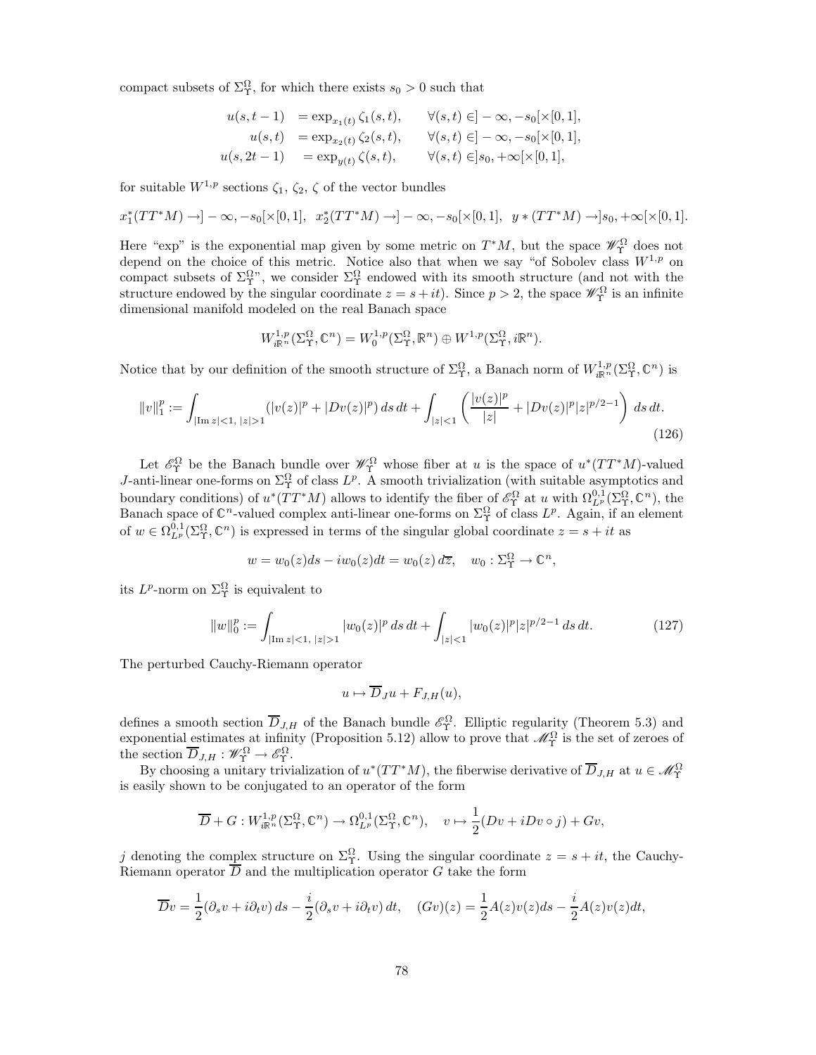compact subsets of $\Sigma_\Upsilon^\Omega$, for which there exists $s_0 > 0$ such that

$$
\begin{aligned}
u(s,t-1) &= \exp_{x_1(t)} \zeta_1(s,t), \qquad \forall (s,t) \in ]-\infty,-s_0[\times[0,1],\\
u(s,t) &= \exp_{x_2(t)} \zeta_2(s,t), \qquad \forall (s,t) \in ]-\infty,-s_0[\times[0,1],\\
u(s,2t-1) &= \exp_{y(t)} \zeta(s,t), \qquad \forall (s,t) \in ]s_0,+\infty[\times[0,1],
\end{aligned}
$$

for suitable $W^{1,p}$ sections $\zeta_1$, $\zeta_2$, $\zeta$ of the vector bundles

$$
x_1^*(TT^*M) \to ]-\infty,-s_0[\times[0,1], \;\; x_2^*(TT^*M) \to ]-\infty,-s_0[\times[0,1], \;\; y*(TT^*M) \to ]s_0,+\infty[\times[0,1].
$$

Here "exp" is the exponential map given by some metric on $T^*M$, but the space $\mathscr{W}_\Upsilon^\Omega$ does not depend on the choice of this metric. Notice also that when we say "of Sobolev class $W^{1,p}$ on compact subsets of $\Sigma_\Upsilon^\Omega$", we consider $\Sigma_\Upsilon^\Omega$ endowed with its smooth structure (and not with the structure endowed by the singular coordinate $z = s+it$). Since $p > 2$, the space $\mathscr{W}_\Upsilon^\Omega$ is an infinite dimensional manifold modeled on the real Banach space

$$
W^{1,p}_{i\mathbb{R}^n}(\Sigma_\Upsilon^\Omega, \mathbb{C}^n) = W^{1,p}_0(\Sigma_\Upsilon^\Omega, \mathbb{R}^n) \oplus W^{1,p}(\Sigma_\Upsilon^\Omega, i\mathbb{R}^n).
$$

Notice that by our definition of the smooth structure of $\Sigma_\Upsilon^\Omega$, a Banach norm of $W^{1,p}_{i\mathbb{R}^n}(\Sigma_\Upsilon^\Omega, \mathbb{C}^n)$ is

$$
\|v\|_1^p := \int_{|\mathrm{Im}\, z|<1,\; |z|>1} (|v(z)|^p + |Dv(z)|^p)\, ds\, dt + \int_{|z|<1} \left( \frac{|v(z)|^p}{|z|} + |Dv(z)|^p |z|^{p/2-1} \right) ds\, dt. \tag{126}
$$

Let $\mathscr{E}_\Upsilon^\Omega$ be the Banach bundle over $\mathscr{W}_\Upsilon^\Omega$ whose fiber at $u$ is the space of $u^*(TT^*M)$-valued $J$-anti-linear one-forms on $\Sigma_\Upsilon^\Omega$ of class $L^p$. A smooth trivialization (with suitable asymptotics and boundary conditions) of $u^*(TT^*M)$ allows to identify the fiber of $\mathscr{E}_\Upsilon^\Omega$ at $u$ with $\Omega^{0,1}_{L^p}(\Sigma_\Upsilon^\Omega, \mathbb{C}^n)$, the Banach space of $\mathbb{C}^n$-valued complex anti-linear one-forms on $\Sigma_\Upsilon^\Omega$ of class $L^p$. Again, if an element of $w \in \Omega^{0,1}_{L^p}(\Sigma_\Upsilon^\Omega, \mathbb{C}^n)$ is expressed in terms of the singular global coordinate $z = s+it$ as

$$
w = w_0(z) ds - i w_0(z) dt = w_0(z)\, d\overline{z}, \quad w_0 : \Sigma_\Upsilon^\Omega \to \mathbb{C}^n,
$$

its $L^p$-norm on $\Sigma_\Upsilon^\Omega$ is equivalent to

$$
\|w\|_0^p := \int_{|\mathrm{Im}\, z|<1,\; |z|>1} |w_0(z)|^p\, ds\, dt + \int_{|z|<1} |w_0(z)|^p |z|^{p/2-1}\, ds\, dt. \tag{127}
$$

The perturbed Cauchy-Riemann operator

$$
u \mapsto \overline{D}_J u + F_{J,H}(u),
$$

defines a smooth section $\overline{D}_{J,H}$ of the Banach bundle $\mathscr{E}_\Upsilon^\Omega$. Elliptic regularity (Theorem 5.3) and exponential estimates at infinity (Proposition 5.12) allow to prove that $\mathscr{M}_\Upsilon^\Omega$ is the set of zeroes of the section $\overline{D}_{J,H} : \mathscr{W}_\Upsilon^\Omega \to \mathscr{E}_\Upsilon^\Omega$.

By choosing a unitary trivialization of $u^*(TT^*M)$, the fiberwise derivative of $\overline{D}_{J,H}$ at $u \in \mathscr{M}_\Upsilon^\Omega$ is easily shown to be conjugated to an operator of the form

$$
\overline{D} + G : W^{1,p}_{i\mathbb{R}^n}(\Sigma_\Upsilon^\Omega, \mathbb{C}^n) \to \Omega^{0,1}_{L^p}(\Sigma_\Upsilon^\Omega, \mathbb{C}^n), \quad v \mapsto \frac{1}{2}(Dv + iDv \circ j) + Gv,
$$

$j$ denoting the complex structure on $\Sigma_\Upsilon^\Omega$. Using the singular coordinate $z = s+it$, the Cauchy-Riemann operator $\overline{D}$ and the multiplication operator $G$ take the form

$$
\overline{D}v = \frac{1}{2}(\partial_s v + i\partial_t v)\, ds - \frac{i}{2}(\partial_s v + i\partial_t v)\, dt, \quad (Gv)(z) = \frac{1}{2}A(z)v(z) ds - \frac{i}{2}A(z)v(z) dt,
$$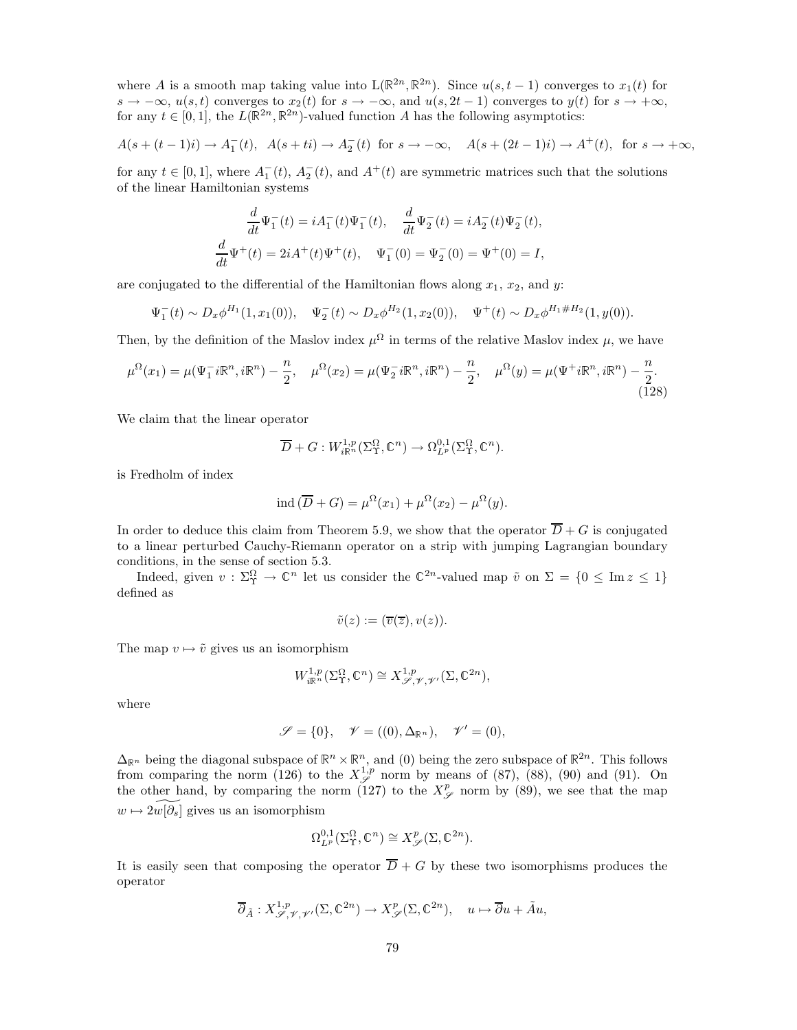where $A$ is a smooth map taking value into $\mathrm{L}(\mathbb{R}^{2n}, \mathbb{R}^{2n})$. Since $u(s, t-1)$ converges to $x_1(t)$ for $s \to -\infty$, $u(s,t)$ converges to $x_2(t)$ for $s \to -\infty$, and $u(s, 2t-1)$ converges to $y(t)$ for $s \to +\infty$, for any $t \in [0,1]$, the $L(\mathbb{R}^{2n}, \mathbb{R}^{2n})$-valued function $A$ has the following asymptotics:

$$A(s + (t-1)i) \to A_1^-(t), \quad A(s + ti) \to A_2^-(t) \text{ for } s \to -\infty, \quad A(s + (2t-1)i) \to A^+(t), \text{ for } s \to +\infty,$$

for any $t \in [0,1]$, where $A_1^-(t)$, $A_2^-(t)$, and $A^+(t)$ are symmetric matrices such that the solutions of the linear Hamiltonian systems

$$\frac{d}{dt}\Psi_1^-(t) = iA_1^-(t)\Psi_1^-(t), \quad \frac{d}{dt}\Psi_2^-(t) = iA_2^-(t)\Psi_2^-(t),$$
$$\frac{d}{dt}\Psi^+(t) = 2iA^+(t)\Psi^+(t), \quad \Psi_1^-(0) = \Psi_2^-(0) = \Psi^+(0) = I,$$

are conjugated to the differential of the Hamiltonian flows along $x_1$, $x_2$, and $y$:

$$\Psi_1^-(t) \sim D_x\phi^{H_1}(1, x_1(0)), \quad \Psi_2^-(t) \sim D_x\phi^{H_2}(1, x_2(0)), \quad \Psi^+(t) \sim D_x\phi^{H_1 \# H_2}(1, y(0)).$$

Then, by the definition of the Maslov index $\mu^\Omega$ in terms of the relative Maslov index $\mu$, we have

$$\mu^\Omega(x_1) = \mu(\Psi_1^- i\mathbb{R}^n, i\mathbb{R}^n) - \frac{n}{2}, \quad \mu^\Omega(x_2) = \mu(\Psi_2^- i\mathbb{R}^n, i\mathbb{R}^n) - \frac{n}{2}, \quad \mu^\Omega(y) = \mu(\Psi^+ i\mathbb{R}^n, i\mathbb{R}^n) - \frac{n}{2}. \tag{128}$$

We claim that the linear operator

$$\overline{D} + G : W^{1,p}_{i\mathbb{R}^n}(\Sigma^\Omega_\Upsilon, \mathbb{C}^n) \to \Omega^{0,1}_{L^p}(\Sigma^\Omega_\Upsilon, \mathbb{C}^n).$$

is Fredholm of index

$$\mathrm{ind}\,(\overline{D} + G) = \mu^\Omega(x_1) + \mu^\Omega(x_2) - \mu^\Omega(y).$$

In order to deduce this claim from Theorem 5.9, we show that the operator $\overline{D} + G$ is conjugated to a linear perturbed Cauchy-Riemann operator on a strip with jumping Lagrangian boundary conditions, in the sense of section 5.3.

Indeed, given $v : \Sigma^\Omega_\Upsilon \to \mathbb{C}^n$ let us consider the $\mathbb{C}^{2n}$-valued map $\tilde{v}$ on $\Sigma = \{0 \leq \mathrm{Im}\, z \leq 1\}$ defined as

$$\tilde{v}(z) := (\overline{v}(\overline{z}), v(z)).$$

The map $v \mapsto \tilde{v}$ gives us an isomorphism

$$W^{1,p}_{i\mathbb{R}^n}(\Sigma^\Omega_\Upsilon, \mathbb{C}^n) \cong X^{1,p}_{\mathscr{S},\mathscr{V},\mathscr{V}'}(\Sigma, \mathbb{C}^{2n}),$$

where

$$\mathscr{S} = \{0\}, \quad \mathscr{V} = ((0), \Delta_{\mathbb{R}^n}), \quad \mathscr{V}' = (0),$$

$\Delta_{\mathbb{R}^n}$ being the diagonal subspace of $\mathbb{R}^n \times \mathbb{R}^n$, and $(0)$ being the zero subspace of $\mathbb{R}^{2n}$. This follows from comparing the norm (126) to the $X^{1,p}_{\mathscr{S}}$ norm by means of (87), (88), (90) and (91). On the other hand, by comparing the norm (127) to the $X^p_{\mathscr{S}}$ norm by (89), we see that the map $w \mapsto 2\widetilde{w[\partial_s]}$ gives us an isomorphism

$$\Omega^{0,1}_{L^p}(\Sigma^\Omega_\Upsilon, \mathbb{C}^n) \cong X^p_{\mathscr{S}}(\Sigma, \mathbb{C}^{2n}).$$

It is easily seen that composing the operator $\overline{D} + G$ by these two isomorphisms produces the operator

$$\overline{\partial}_{\tilde{A}} : X^{1,p}_{\mathscr{S},\mathscr{V},\mathscr{V}'}(\Sigma, \mathbb{C}^{2n}) \to X^p_{\mathscr{S}}(\Sigma, \mathbb{C}^{2n}), \quad u \mapsto \overline{\partial} u + \tilde{A} u,$$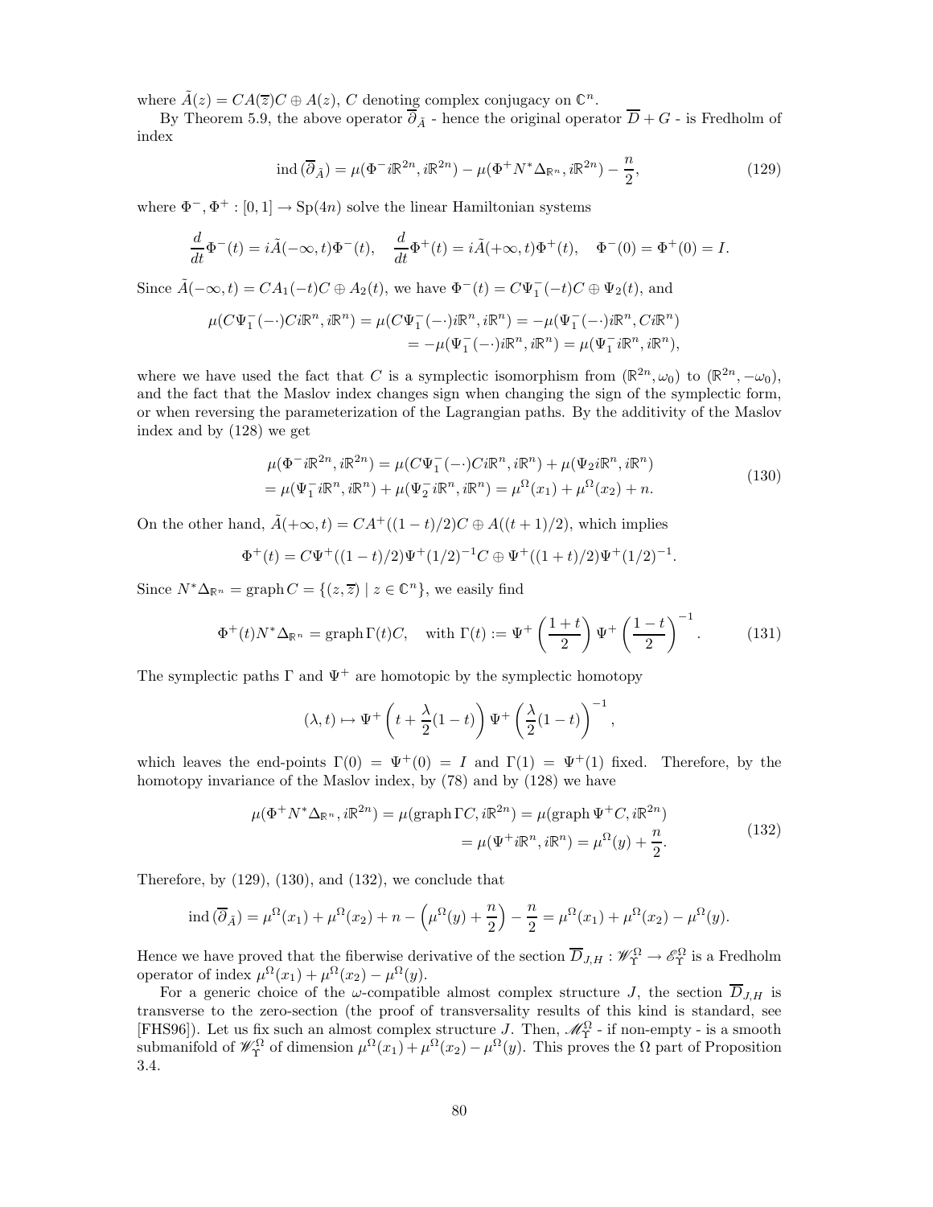where $\tilde{A}(z) = CA(\overline{z})C \oplus A(z)$, $C$ denoting complex conjugacy on $\mathbb{C}^n$.

By Theorem 5.9, the above operator $\overline{\partial}_{\tilde{A}}$ - hence the original operator $\overline{D} + G$ - is Fredholm of index

$$\operatorname{ind}(\overline{\partial}_{\tilde{A}}) = \mu(\Phi^- i\mathbb{R}^{2n}, i\mathbb{R}^{2n}) - \mu(\Phi^+ N^*\Delta_{\mathbb{R}^n}, i\mathbb{R}^{2n}) - \frac{n}{2}, \tag{129}$$

where $\Phi^-, \Phi^+ : [0,1] \to \mathrm{Sp}(4n)$ solve the linear Hamiltonian systems

$$\frac{d}{dt}\Phi^-(t) = i\tilde{A}(-\infty,t)\Phi^-(t), \quad \frac{d}{dt}\Phi^+(t) = i\tilde{A}(+\infty,t)\Phi^+(t), \quad \Phi^-(0) = \Phi^+(0) = I.$$

Since $\tilde{A}(-\infty,t) = CA_1(-t)C \oplus A_2(t)$, we have $\Phi^-(t) = C\Psi_1^-(-t)C \oplus \Psi_2(t)$, and

$$\begin{aligned}
\mu(C\Psi_1^-(-\cdot)Ci\mathbb{R}^n, i\mathbb{R}^n) &= \mu(C\Psi_1^-(-\cdot)i\mathbb{R}^n, i\mathbb{R}^n) = -\mu(\Psi_1^-(-\cdot)i\mathbb{R}^n, Ci\mathbb{R}^n) \\
&= -\mu(\Psi_1^-(-\cdot)i\mathbb{R}^n, i\mathbb{R}^n) = \mu(\Psi_1^- i\mathbb{R}^n, i\mathbb{R}^n),
\end{aligned}$$

where we have used the fact that $C$ is a symplectic isomorphism from $(\mathbb{R}^{2n}, \omega_0)$ to $(\mathbb{R}^{2n}, -\omega_0)$, and the fact that the Maslov index changes sign when changing the sign of the symplectic form, or when reversing the parameterization of the Lagrangian paths. By the additivity of the Maslov index and by (128) we get

$$\begin{aligned}
&\mu(\Phi^- i\mathbb{R}^{2n}, i\mathbb{R}^{2n}) = \mu(C\Psi_1^-(-\cdot)Ci\mathbb{R}^n, i\mathbb{R}^n) + \mu(\Psi_2 i\mathbb{R}^n, i\mathbb{R}^n) \\
&= \mu(\Psi_1^- i\mathbb{R}^n, i\mathbb{R}^n) + \mu(\Psi_2^- i\mathbb{R}^n, i\mathbb{R}^n) = \mu^\Omega(x_1) + \mu^\Omega(x_2) + n.
\end{aligned} \tag{130}$$

On the other hand, $\tilde{A}(+\infty,t) = CA^+((1-t)/2)C \oplus A((t+1)/2)$, which implies

$$\Phi^+(t) = C\Psi^+((1-t)/2)\Psi^+(1/2)^{-1}C \oplus \Psi^+((1+t)/2)\Psi^+(1/2)^{-1}.$$

Since $N^*\Delta_{\mathbb{R}^n} = \operatorname{graph} C = \{(z, \overline{z}) \mid z \in \mathbb{C}^n\}$, we easily find

$$\Phi^+(t)N^*\Delta_{\mathbb{R}^n} = \operatorname{graph}\Gamma(t)C, \quad \text{with } \Gamma(t) := \Psi^+\left(\frac{1+t}{2}\right)\Psi^+\left(\frac{1-t}{2}\right)^{-1}. \tag{131}$$

The symplectic paths $\Gamma$ and $\Psi^+$ are homotopic by the symplectic homotopy

$$(\lambda, t) \mapsto \Psi^+\left(t + \frac{\lambda}{2}(1-t)\right)\Psi^+\left(\frac{\lambda}{2}(1-t)\right)^{-1},$$

which leaves the end-points $\Gamma(0) = \Psi^+(0) = I$ and $\Gamma(1) = \Psi^+(1)$ fixed. Therefore, by the homotopy invariance of the Maslov index, by (78) and by (128) we have

$$\begin{aligned}
\mu(\Phi^+ N^*\Delta_{\mathbb{R}^n}, i\mathbb{R}^{2n}) &= \mu(\operatorname{graph}\Gamma C, i\mathbb{R}^{2n}) = \mu(\operatorname{graph}\Psi^+ C, i\mathbb{R}^{2n}) \\
&= \mu(\Psi^+ i\mathbb{R}^n, i\mathbb{R}^n) = \mu^\Omega(y) + \frac{n}{2}.
\end{aligned} \tag{132}$$

Therefore, by (129), (130), and (132), we conclude that

$$\operatorname{ind}(\overline{\partial}_{\tilde{A}}) = \mu^\Omega(x_1) + \mu^\Omega(x_2) + n - \left(\mu^\Omega(y) + \frac{n}{2}\right) - \frac{n}{2} = \mu^\Omega(x_1) + \mu^\Omega(x_2) - \mu^\Omega(y).$$

Hence we have proved that the fiberwise derivative of the section $\overline{D}_{J,H} : \mathscr{W}^\Omega_\Upsilon \to \mathscr{E}^\Omega_\Upsilon$ is a Fredholm operator of index $\mu^\Omega(x_1) + \mu^\Omega(x_2) - \mu^\Omega(y)$.

For a generic choice of the $\omega$-compatible almost complex structure $J$, the section $\overline{D}_{J,H}$ is transverse to the zero-section (the proof of transversality results of this kind is standard, see [FHS96]). Let us fix such an almost complex structure $J$. Then, $\mathscr{M}^\Omega_\Upsilon$ - if non-empty - is a smooth submanifold of $\mathscr{W}^\Omega_\Upsilon$ of dimension $\mu^\Omega(x_1) + \mu^\Omega(x_2) - \mu^\Omega(y)$. This proves the $\Omega$ part of Proposition 3.4.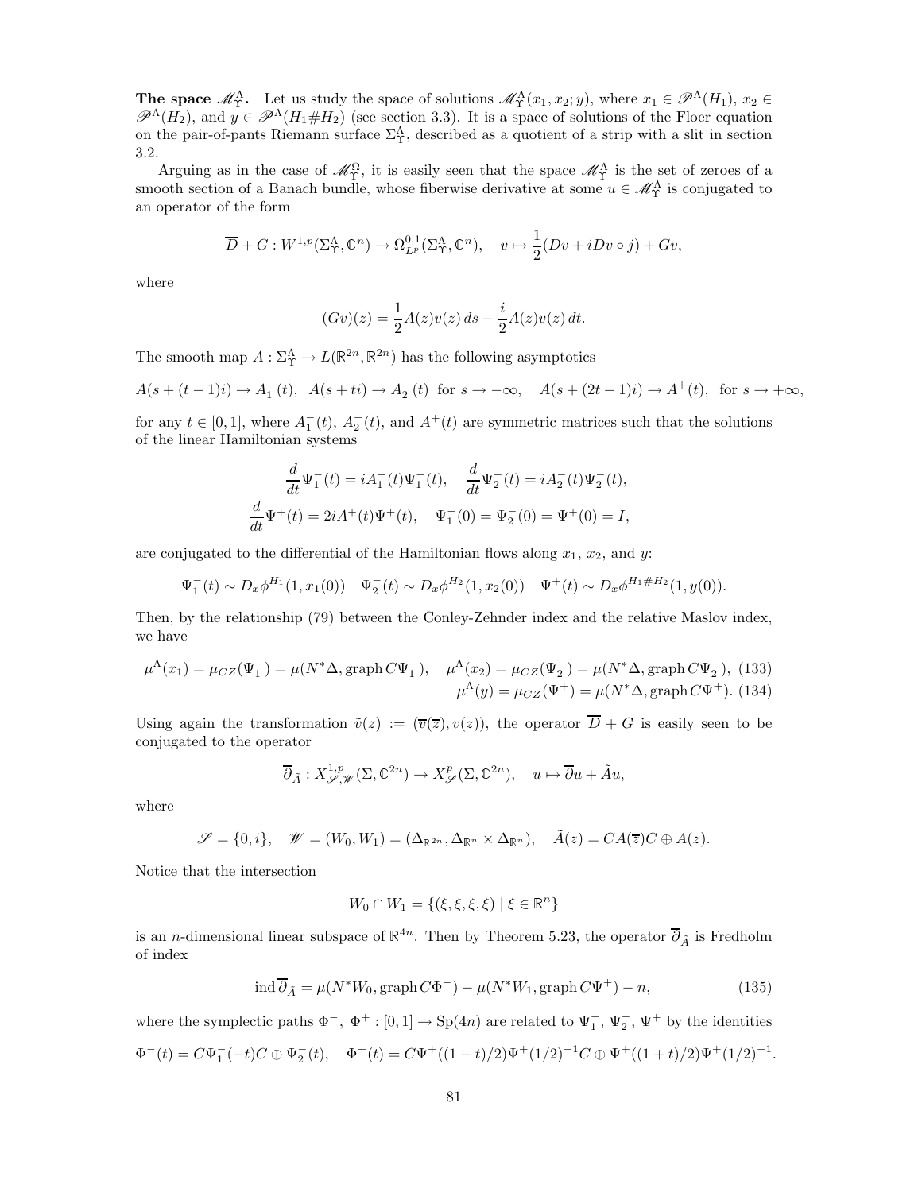**The space $\mathscr{M}_\Upsilon^\Lambda$.** Let us study the space of solutions $\mathscr{M}_\Upsilon^\Lambda(x_1, x_2; y)$, where $x_1 \in \mathscr{P}^\Lambda(H_1)$, $x_2 \in \mathscr{P}^\Lambda(H_2)$, and $y \in \mathscr{P}^\Lambda(H_1 \# H_2)$ (see section 3.3). It is a space of solutions of the Floer equation on the pair-of-pants Riemann surface $\Sigma_\Upsilon^\Lambda$, described as a quotient of a strip with a slit in section 3.2.

Arguing as in the case of $\mathscr{M}_\Upsilon^\Omega$, it is easily seen that the space $\mathscr{M}_\Upsilon^\Lambda$ is the set of zeroes of a smooth section of a Banach bundle, whose fiberwise derivative at some $u \in \mathscr{M}_\Upsilon^\Lambda$ is conjugated to an operator of the form

$$\overline{D} + G : W^{1,p}(\Sigma_\Upsilon^\Lambda, \mathbb{C}^n) \to \Omega^{0,1}_{L^p}(\Sigma_\Upsilon^\Lambda, \mathbb{C}^n), \quad v \mapsto \frac{1}{2}(Dv + iDv \circ j) + Gv,$$

where

$$(Gv)(z) = \frac{1}{2} A(z) v(z)\, ds - \frac{i}{2} A(z) v(z)\, dt.$$

The smooth map $A : \Sigma_\Upsilon^\Lambda \to L(\mathbb{R}^{2n}, \mathbb{R}^{2n})$ has the following asymptotics

$$A(s+(t-1)i) \to A_1^-(t), \quad A(s+ti) \to A_2^-(t) \text{ for } s \to -\infty, \quad A(s+(2t-1)i) \to A^+(t), \text{ for } s \to +\infty,$$

for any $t \in [0,1]$, where $A_1^-(t)$, $A_2^-(t)$, and $A^+(t)$ are symmetric matrices such that the solutions of the linear Hamiltonian systems

$$\frac{d}{dt}\Psi_1^-(t) = iA_1^-(t)\Psi_1^-(t), \quad \frac{d}{dt}\Psi_2^-(t) = iA_2^-(t)\Psi_2^-(t),$$
$$\frac{d}{dt}\Psi^+(t) = 2iA^+(t)\Psi^+(t), \quad \Psi_1^-(0) = \Psi_2^-(0) = \Psi^+(0) = I,$$

are conjugated to the differential of the Hamiltonian flows along $x_1$, $x_2$, and $y$:

$$\Psi_1^-(t) \sim D_x\phi^{H_1}(1, x_1(0)) \quad \Psi_2^-(t) \sim D_x\phi^{H_2}(1, x_2(0)) \quad \Psi^+(t) \sim D_x\phi^{H_1\#H_2}(1, y(0)).$$

Then, by the relationship (79) between the Conley-Zehnder index and the relative Maslov index, we have

$$\mu^\Lambda(x_1) = \mu_{CZ}(\Psi_1^-) = \mu(N^*\Delta, \operatorname{graph} C\Psi_1^-), \quad \mu^\Lambda(x_2) = \mu_{CZ}(\Psi_2^-) = \mu(N^*\Delta, \operatorname{graph} C\Psi_2^-), \tag{133}$$
$$\mu^\Lambda(y) = \mu_{CZ}(\Psi^+) = \mu(N^*\Delta, \operatorname{graph} C\Psi^+). \tag{134}$$

Using again the transformation $\tilde{v}(z) := (\overline{v}(\overline{z}), v(z))$, the operator $\overline{D} + G$ is easily seen to be conjugated to the operator

$$\overline{\partial}_{\tilde{A}} : X^{1,p}_{\mathscr{S},\mathscr{W}}(\Sigma, \mathbb{C}^{2n}) \to X^p_{\mathscr{S}}(\Sigma, \mathbb{C}^{2n}), \quad u \mapsto \overline{\partial} u + \tilde{A} u,$$

where

$$\mathscr{S} = \{0, i\}, \quad \mathscr{W} = (W_0, W_1) = (\Delta_{\mathbb{R}^{2n}}, \Delta_{\mathbb{R}^n} \times \Delta_{\mathbb{R}^n}), \quad \tilde{A}(z) = CA(\overline{z})C \oplus A(z).$$

Notice that the intersection

$$W_0 \cap W_1 = \{(\xi, \xi, \xi, \xi) \mid \xi \in \mathbb{R}^n\}$$

is an $n$-dimensional linear subspace of $\mathbb{R}^{4n}$. Then by Theorem 5.23, the operator $\overline{\partial}_{\tilde{A}}$ is Fredholm of index

$$\operatorname{ind} \overline{\partial}_{\tilde{A}} = \mu(N^*W_0, \operatorname{graph} C\Phi^-) - \mu(N^*W_1, \operatorname{graph} C\Phi^+) - n, \tag{135}$$

where the symplectic paths $\Phi^-$, $\Phi^+ : [0,1] \to \mathrm{Sp}(4n)$ are related to $\Psi_1^-$, $\Psi_2^-$, $\Psi^+$ by the identities

$$\Phi^-(t) = C\Psi_1^-(-t)C \oplus \Psi_2^-(t), \quad \Phi^+(t) = C\Psi^+((1-t)/2)\Psi^+(1/2)^{-1}C \oplus \Psi^+((1+t)/2)\Psi^+(1/2)^{-1}.$$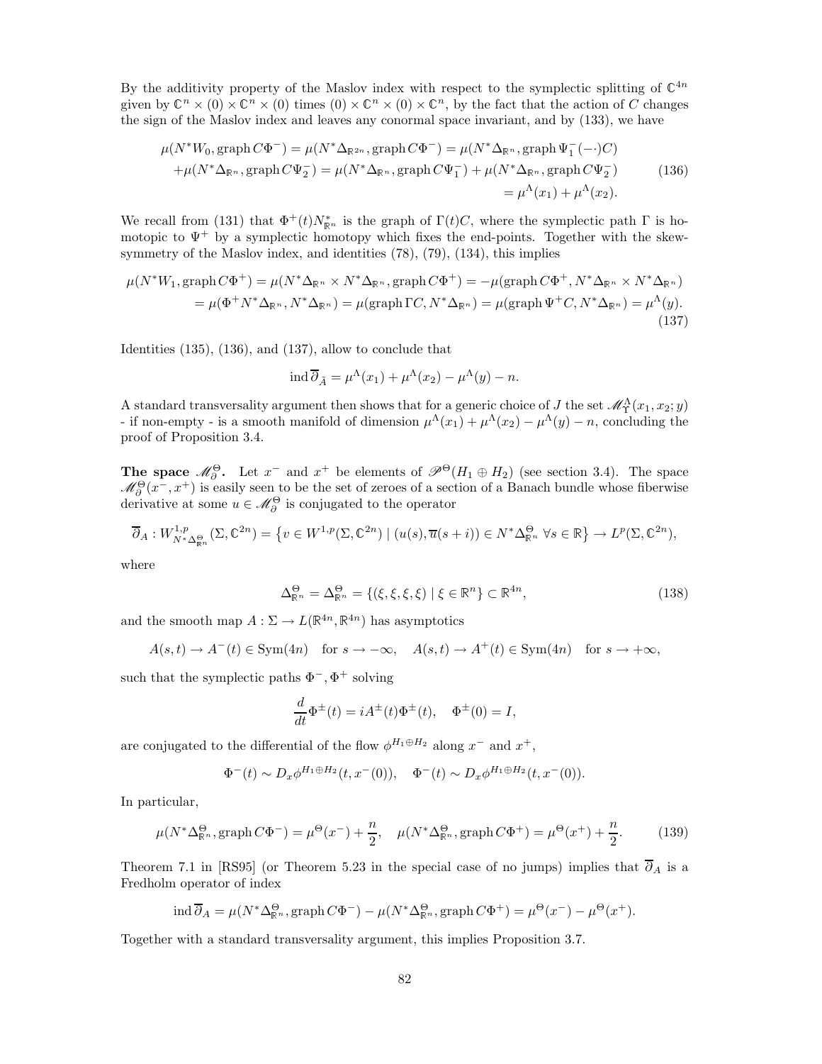By the additivity property of the Maslov index with respect to the symplectic splitting of $\mathbb{C}^{4n}$ given by $\mathbb{C}^n \times (0) \times \mathbb{C}^n \times (0)$ times $(0) \times \mathbb{C}^n \times (0) \times \mathbb{C}^n$, by the fact that the action of $C$ changes the sign of the Maslov index and leaves any conormal space invariant, and by (133), we have

$$
\begin{aligned}
\mu(N^*W_0, \operatorname{graph} C\Phi^-) = \mu(N^*\Delta_{\mathbb{R}^{2n}}, \operatorname{graph} C\Phi^-) = \mu(N^*\Delta_{\mathbb{R}^n}, \operatorname{graph} \Psi_1^-(-\cdot)C) \\
+\mu(N^*\Delta_{\mathbb{R}^n}, \operatorname{graph} C\Psi_2^-) = \mu(N^*\Delta_{\mathbb{R}^n}, \operatorname{graph} C\Psi_1^-) + \mu(N^*\Delta_{\mathbb{R}^n}, \operatorname{graph} C\Psi_2^-) \\
= \mu^\Lambda(x_1) + \mu^\Lambda(x_2).
\end{aligned} \tag{136}
$$

We recall from (131) that $\Phi^+(t)N^*_{\mathbb{R}^n}$ is the graph of $\Gamma(t)C$, where the symplectic path $\Gamma$ is homotopic to $\Psi^+$ by a symplectic homotopy which fixes the end-points. Together with the skew-symmetry of the Maslov index, and identities (78), (79), (134), this implies

$$
\begin{aligned}
\mu(N^*W_1, \operatorname{graph} C\Phi^+) = \mu(N^*\Delta_{\mathbb{R}^n} \times N^*\Delta_{\mathbb{R}^n}, \operatorname{graph} C\Phi^+) = -\mu(\operatorname{graph} C\Phi^+, N^*\Delta_{\mathbb{R}^n} \times N^*\Delta_{\mathbb{R}^n}) \\
= \mu(\Phi^+ N^*\Delta_{\mathbb{R}^n}, N^*\Delta_{\mathbb{R}^n}) = \mu(\operatorname{graph} \Gamma C, N^*\Delta_{\mathbb{R}^n}) = \mu(\operatorname{graph} \Psi^+ C, N^*\Delta_{\mathbb{R}^n}) = \mu^\Lambda(y).
\end{aligned} \tag{137}
$$

Identities (135), (136), and (137), allow to conclude that

$$
\operatorname{ind} \overline{\partial}_{\tilde{A}} = \mu^\Lambda(x_1) + \mu^\Lambda(x_2) - \mu^\Lambda(y) - n.
$$

A standard transversality argument then shows that for a generic choice of $J$ the set $\mathscr{M}^\Lambda_\Upsilon(x_1, x_2; y)$ - if non-empty - is a smooth manifold of dimension $\mu^\Lambda(x_1) + \mu^\Lambda(x_2) - \mu^\Lambda(y) - n$, concluding the proof of Proposition 3.4.

**The space $\mathscr{M}^\Theta_\partial$.** Let $x^-$ and $x^+$ be elements of $\mathscr{P}^\Theta(H_1 \oplus H_2)$ (see section 3.4). The space $\mathscr{M}^\Theta_\partial(x^-, x^+)$ is easily seen to be the set of zeroes of a section of a Banach bundle whose fiberwise derivative at some $u \in \mathscr{M}^\Theta_\partial$ is conjugated to the operator

$$
\overline{\partial}_A : W^{1,p}_{N^*\Delta^\Theta_{\mathbb{R}^n}}(\Sigma, \mathbb{C}^{2n}) = \left\{ v \in W^{1,p}(\Sigma, \mathbb{C}^{2n}) \mid (u(s), \overline{u}(s+i)) \in N^*\Delta^\Theta_{\mathbb{R}^n} \ \forall s \in \mathbb{R} \right\} \to L^p(\Sigma, \mathbb{C}^{2n}),
$$

where

$$
\Delta^\Theta_{\mathbb{R}^n} = \Delta^\Theta_{\mathbb{R}^n} = \{(\xi, \xi, \xi, \xi) \mid \xi \in \mathbb{R}^n\} \subset \mathbb{R}^{4n}, \tag{138}
$$

and the smooth map $A : \Sigma \to L(\mathbb{R}^{4n}, \mathbb{R}^{4n})$ has asymptotics

$$
A(s,t) \to A^-(t) \in \operatorname{Sym}(4n) \quad \text{for } s \to -\infty, \quad A(s,t) \to A^+(t) \in \operatorname{Sym}(4n) \quad \text{for } s \to +\infty,
$$

such that the symplectic paths $\Phi^-, \Phi^+$ solving

$$
\frac{d}{dt}\Phi^\pm(t) = iA^\pm(t)\Phi^\pm(t), \quad \Phi^\pm(0) = I,
$$

are conjugated to the differential of the flow $\phi^{H_1 \oplus H_2}$ along $x^-$ and $x^+$,

$$
\Phi^-(t) \sim D_x\phi^{H_1 \oplus H_2}(t, x^-(0)), \quad \Phi^-(t) \sim D_x\phi^{H_1 \oplus H_2}(t, x^-(0)).
$$

In particular,

$$
\mu(N^*\Delta^\Theta_{\mathbb{R}^n}, \operatorname{graph} C\Phi^-) = \mu^\Theta(x^-) + \frac{n}{2}, \quad \mu(N^*\Delta^\Theta_{\mathbb{R}^n}, \operatorname{graph} C\Phi^+) = \mu^\Theta(x^+) + \frac{n}{2}. \tag{139}
$$

Theorem 7.1 in [RS95] (or Theorem 5.23 in the special case of no jumps) implies that $\overline{\partial}_A$ is a Fredholm operator of index

$$
\operatorname{ind} \overline{\partial}_A = \mu(N^*\Delta^\Theta_{\mathbb{R}^n}, \operatorname{graph} C\Phi^-) - \mu(N^*\Delta^\Theta_{\mathbb{R}^n}, \operatorname{graph} C\Phi^+) = \mu^\Theta(x^-) - \mu^\Theta(x^+).
$$

Together with a standard transversality argument, this implies Proposition 3.7.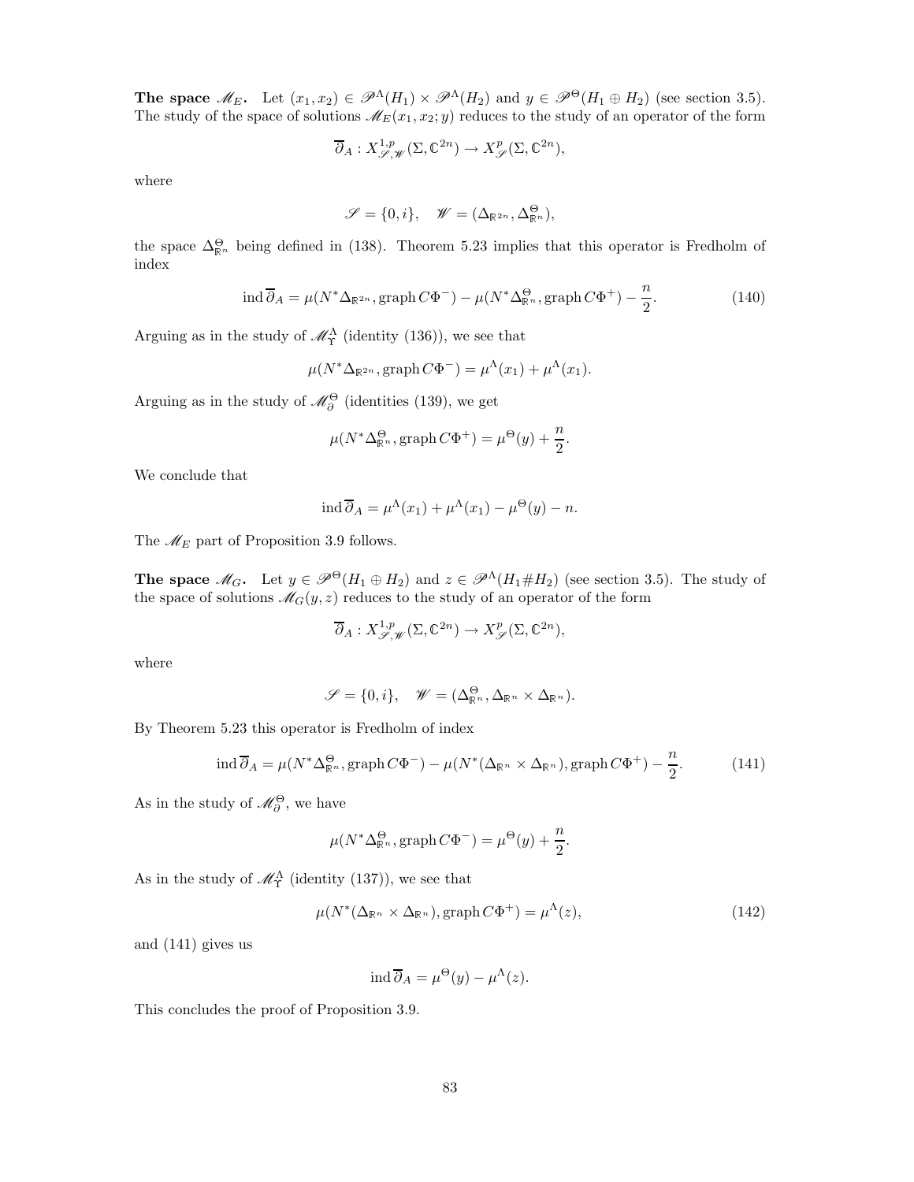**The space $\mathscr{M}_E$.** Let $(x_1, x_2) \in \mathscr{P}^\Lambda(H_1) \times \mathscr{P}^\Lambda(H_2)$ and $y \in \mathscr{P}^\Theta(H_1 \oplus H_2)$ (see section 3.5). The study of the space of solutions $\mathscr{M}_E(x_1, x_2; y)$ reduces to the study of an operator of the form

$$\overline{\partial}_A : X^{1,p}_{\mathscr{S},\mathscr{W}}(\Sigma, \mathbb{C}^{2n}) \to X^p_{\mathscr{S}}(\Sigma, \mathbb{C}^{2n}),$$

where

$$\mathscr{S} = \{0, i\}, \quad \mathscr{W} = (\Delta_{\mathbb{R}^{2n}}, \Delta^\Theta_{\mathbb{R}^n}),$$

the space $\Delta^\Theta_{\mathbb{R}^n}$ being defined in (138). Theorem 5.23 implies that this operator is Fredholm of index

$$\operatorname{ind} \overline{\partial}_A = \mu(N^*\Delta_{\mathbb{R}^{2n}}, \operatorname{graph} C\Phi^-) - \mu(N^*\Delta^\Theta_{\mathbb{R}^n}, \operatorname{graph} C\Phi^+) - \frac{n}{2}. \tag{140}$$

Arguing as in the study of $\mathscr{M}^\Lambda_\Upsilon$ (identity (136)), we see that

$$\mu(N^*\Delta_{\mathbb{R}^{2n}}, \operatorname{graph} C\Phi^-) = \mu^\Lambda(x_1) + \mu^\Lambda(x_1).$$

Arguing as in the study of $\mathscr{M}^\Theta_\partial$ (identities (139), we get

$$\mu(N^*\Delta^\Theta_{\mathbb{R}^n}, \operatorname{graph} C\Phi^+) = \mu^\Theta(y) + \frac{n}{2}.$$

We conclude that

$$\operatorname{ind} \overline{\partial}_A = \mu^\Lambda(x_1) + \mu^\Lambda(x_1) - \mu^\Theta(y) - n.$$

The $\mathscr{M}_E$ part of Proposition 3.9 follows.

**The space $\mathscr{M}_G$.** Let $y \in \mathscr{P}^\Theta(H_1 \oplus H_2)$ and $z \in \mathscr{P}^\Lambda(H_1 \# H_2)$ (see section 3.5). The study of the space of solutions $\mathscr{M}_G(y, z)$ reduces to the study of an operator of the form

$$\overline{\partial}_A : X^{1,p}_{\mathscr{S},\mathscr{W}}(\Sigma, \mathbb{C}^{2n}) \to X^p_{\mathscr{S}}(\Sigma, \mathbb{C}^{2n}),$$

where

$$\mathscr{S} = \{0, i\}, \quad \mathscr{W} = (\Delta^\Theta_{\mathbb{R}^n}, \Delta_{\mathbb{R}^n} \times \Delta_{\mathbb{R}^n}).$$

By Theorem 5.23 this operator is Fredholm of index

$$\operatorname{ind} \overline{\partial}_A = \mu(N^*\Delta^\Theta_{\mathbb{R}^n}, \operatorname{graph} C\Phi^-) - \mu(N^*(\Delta_{\mathbb{R}^n} \times \Delta_{\mathbb{R}^n}), \operatorname{graph} C\Phi^+) - \frac{n}{2}. \tag{141}$$

As in the study of $\mathscr{M}^\Theta_\partial$, we have

$$\mu(N^*\Delta^\Theta_{\mathbb{R}^n}, \operatorname{graph} C\Phi^-) = \mu^\Theta(y) + \frac{n}{2}.$$

As in the study of $\mathscr{M}^\Lambda_\Upsilon$ (identity (137)), we see that

$$\mu(N^*(\Delta_{\mathbb{R}^n} \times \Delta_{\mathbb{R}^n}), \operatorname{graph} C\Phi^+) = \mu^\Lambda(z), \tag{142}$$

and (141) gives us

$$\operatorname{ind} \overline{\partial}_A = \mu^\Theta(y) - \mu^\Lambda(z).$$

This concludes the proof of Proposition 3.9.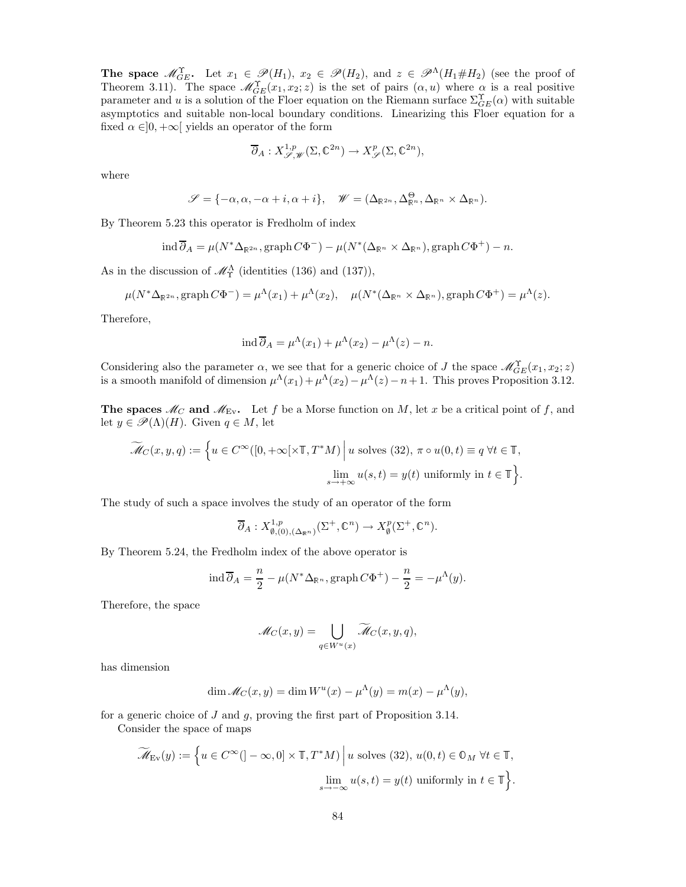**The space $\mathscr{M}_{GE}^{\Upsilon}$.** Let $x_1 \in \mathscr{P}(H_1)$, $x_2 \in \mathscr{P}(H_2)$, and $z \in \mathscr{P}^{\Lambda}(H_1 \# H_2)$ (see the proof of Theorem 3.11). The space $\mathscr{M}_{GE}^{\Upsilon}(x_1, x_2; z)$ is the set of pairs $(\alpha, u)$ where $\alpha$ is a real positive parameter and $u$ is a solution of the Floer equation on the Riemann surface $\Sigma_{GE}^{\Upsilon}(\alpha)$ with suitable asymptotics and suitable non-local boundary conditions. Linearizing this Floer equation for a fixed $\alpha \in ]0, +\infty[$ yields an operator of the form

$$\overline{\partial}_A : X^{1,p}_{\mathscr{S},\mathscr{W}}(\Sigma, \mathbb{C}^{2n}) \to X^p_{\mathscr{S}}(\Sigma, \mathbb{C}^{2n}),$$

where

$$\mathscr{S} = \{-\alpha, \alpha, -\alpha + i, \alpha + i\}, \quad \mathscr{W} = (\Delta_{\mathbb{R}^{2n}}, \Delta^{\Theta}_{\mathbb{R}^n}, \Delta_{\mathbb{R}^n} \times \Delta_{\mathbb{R}^n}).$$

By Theorem 5.23 this operator is Fredholm of index

$$\operatorname{ind} \overline{\partial}_A = \mu(N^* \Delta_{\mathbb{R}^{2n}}, \operatorname{graph} C\Phi^-) - \mu(N^*(\Delta_{\mathbb{R}^n} \times \Delta_{\mathbb{R}^n}), \operatorname{graph} C\Phi^+) - n.$$

As in the discussion of $\mathscr{M}_{\Upsilon}^{\Lambda}$ (identities (136) and (137)),

$$\mu(N^* \Delta_{\mathbb{R}^{2n}}, \operatorname{graph} C\Phi^-) = \mu^{\Lambda}(x_1) + \mu^{\Lambda}(x_2), \quad \mu(N^*(\Delta_{\mathbb{R}^n} \times \Delta_{\mathbb{R}^n}), \operatorname{graph} C\Phi^+) = \mu^{\Lambda}(z).$$

Therefore,

$$\operatorname{ind} \overline{\partial}_A = \mu^{\Lambda}(x_1) + \mu^{\Lambda}(x_2) - \mu^{\Lambda}(z) - n.$$

Considering also the parameter $\alpha$, we see that for a generic choice of $J$ the space $\mathscr{M}_{GE}^{\Upsilon}(x_1, x_2; z)$ is a smooth manifold of dimension $\mu^{\Lambda}(x_1) + \mu^{\Lambda}(x_2) - \mu^{\Lambda}(z) - n + 1$. This proves Proposition 3.12.

**The spaces $\mathscr{M}_C$ and $\mathscr{M}_{\mathrm{Ev}}$.** Let $f$ be a Morse function on $M$, let $x$ be a critical point of $f$, and let $y \in \mathscr{P}(\Lambda)(H)$. Given $q \in M$, let

$$\widetilde{\mathscr{M}}_C(x, y, q) := \Big\{ u \in C^{\infty}([0, +\infty[ \times \mathbb{T}, T^*M) \,\Big|\, u \text{ solves (32)}, \, \pi \circ u(0,t) \equiv q \ \forall t \in \mathbb{T}, \\ \lim_{s \to +\infty} u(s,t) = y(t) \text{ uniformly in } t \in \mathbb{T} \Big\}.$$

The study of such a space involves the study of an operator of the form

$$\overline{\partial}_A : X^{1,p}_{\emptyset, (0), (\Delta_{\mathbb{R}^n})}(\Sigma^+, \mathbb{C}^n) \to X^p_{\emptyset}(\Sigma^+, \mathbb{C}^n).$$

By Theorem 5.24, the Fredholm index of the above operator is

$$\operatorname{ind} \overline{\partial}_A = \frac{n}{2} - \mu(N^* \Delta_{\mathbb{R}^n}, \operatorname{graph} C\Phi^+) - \frac{n}{2} = -\mu^{\Lambda}(y).$$

Therefore, the space

$$\mathscr{M}_C(x, y) = \bigcup_{q \in W^u(x)} \widetilde{\mathscr{M}}_C(x, y, q),$$

has dimension

$$\dim \mathscr{M}_C(x, y) = \dim W^u(x) - \mu^{\Lambda}(y) = m(x) - \mu^{\Lambda}(y),$$

for a generic choice of $J$ and $g$, proving the first part of Proposition 3.14.

Consider the space of maps

$$\widetilde{\mathscr{M}}_{\mathrm{Ev}}(y) := \Big\{ u \in C^{\infty}(]-\infty, 0] \times \mathbb{T}, T^*M) \,\Big|\, u \text{ solves (32)}, \, u(0,t) \in \mathbb{O}_M \ \forall t \in \mathbb{T}, \\ \lim_{s \to -\infty} u(s,t) = y(t) \text{ uniformly in } t \in \mathbb{T} \Big\}.$$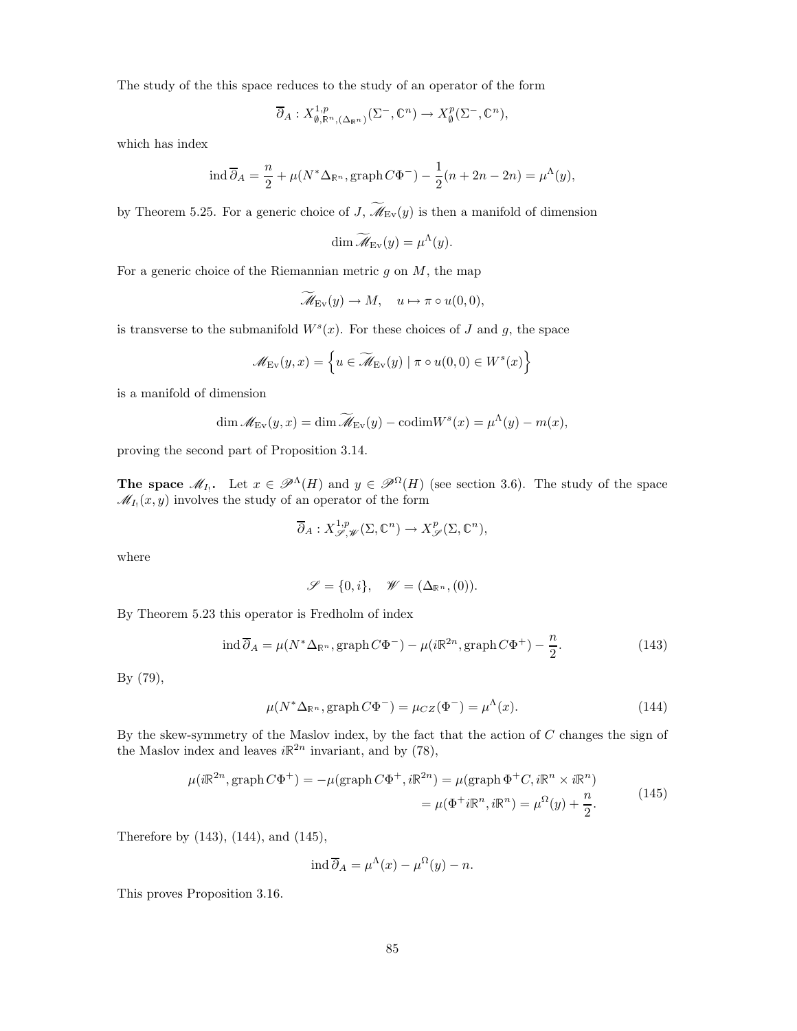The study of the this space reduces to the study of an operator of the form

$$\overline{\partial}_A : X^{1,p}_{\emptyset,\mathbb{R}^n,(\Delta_{\mathbb{R}^n})}(\Sigma^-, \mathbb{C}^n) \to X^p_{\emptyset}(\Sigma^-, \mathbb{C}^n),$$

which has index

$$\operatorname{ind} \overline{\partial}_A = \frac{n}{2} + \mu(N^*\Delta_{\mathbb{R}^n}, \operatorname{graph} C\Phi^-) - \frac{1}{2}(n + 2n - 2n) = \mu^\Lambda(y),$$

by Theorem 5.25. For a generic choice of $J$, $\widetilde{\mathscr{M}}_{\mathrm{Ev}}(y)$ is then a manifold of dimension

$$\dim \widetilde{\mathscr{M}}_{\mathrm{Ev}}(y) = \mu^\Lambda(y).$$

For a generic choice of the Riemannian metric $g$ on $M$, the map

$$\widetilde{\mathscr{M}}_{\mathrm{Ev}}(y) \to M, \quad u \mapsto \pi \circ u(0,0),$$

is transverse to the submanifold $W^s(x)$. For these choices of $J$ and $g$, the space

$$\mathscr{M}_{\mathrm{Ev}}(y,x) = \left\{ u \in \widetilde{\mathscr{M}}_{\mathrm{Ev}}(y) \mid \pi \circ u(0,0) \in W^s(x) \right\}$$

is a manifold of dimension

$$\dim \mathscr{M}_{\mathrm{Ev}}(y,x) = \dim \widetilde{\mathscr{M}}_{\mathrm{Ev}}(y) - \operatorname{codim} W^s(x) = \mu^\Lambda(y) - m(x),$$

proving the second part of Proposition 3.14.

**The space $\mathscr{M}_{I_!}$.** Let $x \in \mathscr{P}^\Lambda(H)$ and $y \in \mathscr{P}^\Omega(H)$ (see section 3.6). The study of the space $\mathscr{M}_{I_!}(x,y)$ involves the study of an operator of the form

$$\overline{\partial}_A : X^{1,p}_{\mathscr{S},\mathscr{W}}(\Sigma, \mathbb{C}^n) \to X^p_{\mathscr{S}}(\Sigma, \mathbb{C}^n),$$

where

$$\mathscr{S} = \{0, i\}, \quad \mathscr{W} = (\Delta_{\mathbb{R}^n}, (0)).$$

By Theorem 5.23 this operator is Fredholm of index

$$\operatorname{ind} \overline{\partial}_A = \mu(N^*\Delta_{\mathbb{R}^n}, \operatorname{graph} C\Phi^-) - \mu(i\mathbb{R}^{2n}, \operatorname{graph} C\Phi^+) - \frac{n}{2}. \tag{143}$$

By (79),

$$\mu(N^*\Delta_{\mathbb{R}^n}, \operatorname{graph} C\Phi^-) = \mu_{CZ}(\Phi^-) = \mu^\Lambda(x). \tag{144}$$

By the skew-symmetry of the Maslov index, by the fact that the action of $C$ changes the sign of the Maslov index and leaves $i\mathbb{R}^{2n}$ invariant, and by (78),

$$\begin{aligned} \mu(i\mathbb{R}^{2n}, \operatorname{graph} C\Phi^+) = -\mu(\operatorname{graph} C\Phi^+, i\mathbb{R}^{2n}) &= \mu(\operatorname{graph} \Phi^+ C, i\mathbb{R}^n \times i\mathbb{R}^n) \\ &= \mu(\Phi^+ i\mathbb{R}^n, i\mathbb{R}^n) = \mu^\Omega(y) + \frac{n}{2}. \end{aligned} \tag{145}$$

Therefore by (143), (144), and (145),

$$\operatorname{ind} \overline{\partial}_A = \mu^\Lambda(x) - \mu^\Omega(y) - n.$$

This proves Proposition 3.16.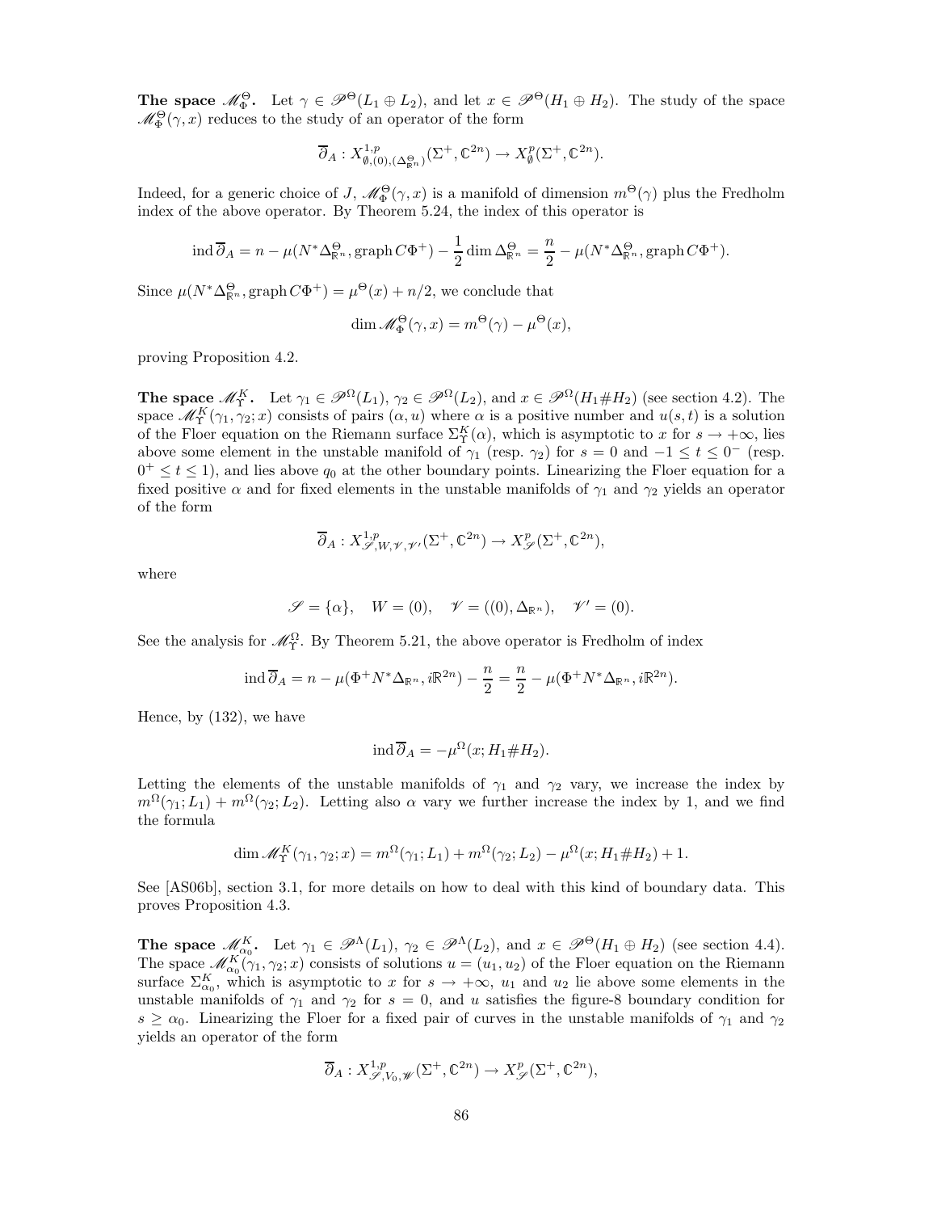**The space $\mathscr{M}_\Phi^\Theta$.** Let $\gamma \in \mathscr{P}^\Theta(L_1 \oplus L_2)$, and let $x \in \mathscr{P}^\Theta(H_1 \oplus H_2)$. The study of the space $\mathscr{M}_\Phi^\Theta(\gamma, x)$ reduces to the study of an operator of the form

$$\overline{\partial}_A : X^{1,p}_{\emptyset,(0),(\Delta^\Theta_{\mathbb{R}^n})}(\Sigma^+, \mathbb{C}^{2n}) \to X^p_\emptyset(\Sigma^+, \mathbb{C}^{2n}).$$

Indeed, for a generic choice of $J$, $\mathscr{M}_\Phi^\Theta(\gamma, x)$ is a manifold of dimension $m^\Theta(\gamma)$ plus the Fredholm index of the above operator. By Theorem 5.24, the index of this operator is

$$\operatorname{ind} \overline{\partial}_A = n - \mu(N^*\Delta^\Theta_{\mathbb{R}^n}, \operatorname{graph} C\Phi^+) - \frac{1}{2} \dim \Delta^\Theta_{\mathbb{R}^n} = \frac{n}{2} - \mu(N^*\Delta^\Theta_{\mathbb{R}^n}, \operatorname{graph} C\Phi^+).$$

Since $\mu(N^*\Delta^\Theta_{\mathbb{R}^n}, \operatorname{graph} C\Phi^+) = \mu^\Theta(x) + n/2$, we conclude that

$$\dim \mathscr{M}_\Phi^\Theta(\gamma, x) = m^\Theta(\gamma) - \mu^\Theta(x),$$

proving Proposition 4.2.

**The space $\mathscr{M}_\Upsilon^K$.** Let $\gamma_1 \in \mathscr{P}^\Omega(L_1)$, $\gamma_2 \in \mathscr{P}^\Omega(L_2)$, and $x \in \mathscr{P}^\Omega(H_1 \# H_2)$ (see section 4.2). The space $\mathscr{M}_\Upsilon^K(\gamma_1, \gamma_2; x)$ consists of pairs $(\alpha, u)$ where $\alpha$ is a positive number and $u(s,t)$ is a solution of the Floer equation on the Riemann surface $\Sigma_\Upsilon^K(\alpha)$, which is asymptotic to $x$ for $s \to +\infty$, lies above some element in the unstable manifold of $\gamma_1$ (resp. $\gamma_2$) for $s = 0$ and $-1 \leq t \leq 0^-$ (resp. $0^+ \leq t \leq 1$), and lies above $q_0$ at the other boundary points. Linearizing the Floer equation for a fixed positive $\alpha$ and for fixed elements in the unstable manifolds of $\gamma_1$ and $\gamma_2$ yields an operator of the form

$$\overline{\partial}_A : X^{1,p}_{\mathscr{S},W,\mathscr{V},\mathscr{V}'}(\Sigma^+, \mathbb{C}^{2n}) \to X^p_{\mathscr{S}}(\Sigma^+, \mathbb{C}^{2n}),$$

where

$$\mathscr{S} = \{\alpha\}, \quad W = (0), \quad \mathscr{V} = ((0), \Delta_{\mathbb{R}^n}), \quad \mathscr{V}' = (0).$$

See the analysis for $\mathscr{M}_\Upsilon^\Omega$. By Theorem 5.21, the above operator is Fredholm of index

$$\operatorname{ind} \overline{\partial}_A = n - \mu(\Phi^+ N^*\Delta_{\mathbb{R}^n}, i\mathbb{R}^{2n}) - \frac{n}{2} = \frac{n}{2} - \mu(\Phi^+ N^*\Delta_{\mathbb{R}^n}, i\mathbb{R}^{2n}).$$

Hence, by (132), we have

$$\operatorname{ind} \overline{\partial}_A = -\mu^\Omega(x; H_1 \# H_2).$$

Letting the elements of the unstable manifolds of $\gamma_1$ and $\gamma_2$ vary, we increase the index by $m^\Omega(\gamma_1; L_1) + m^\Omega(\gamma_2; L_2)$. Letting also $\alpha$ vary we further increase the index by 1, and we find the formula

$$\dim \mathscr{M}_\Upsilon^K(\gamma_1, \gamma_2; x) = m^\Omega(\gamma_1; L_1) + m^\Omega(\gamma_2; L_2) - \mu^\Omega(x; H_1 \# H_2) + 1.$$

See [AS06b], section 3.1, for more details on how to deal with this kind of boundary data. This proves Proposition 4.3.

**The space $\mathscr{M}_{\alpha_0}^K$.** Let $\gamma_1 \in \mathscr{P}^\Lambda(L_1)$, $\gamma_2 \in \mathscr{P}^\Lambda(L_2)$, and $x \in \mathscr{P}^\Theta(H_1 \oplus H_2)$ (see section 4.4). The space $\mathscr{M}_{\alpha_0}^K(\gamma_1, \gamma_2; x)$ consists of solutions $u = (u_1, u_2)$ of the Floer equation on the Riemann surface $\Sigma_{\alpha_0}^K$, which is asymptotic to $x$ for $s \to +\infty$, $u_1$ and $u_2$ lie above some elements in the unstable manifolds of $\gamma_1$ and $\gamma_2$ for $s = 0$, and $u$ satisfies the figure-8 boundary condition for $s \geq \alpha_0$. Linearizing the Floer for a fixed pair of curves in the unstable manifolds of $\gamma_1$ and $\gamma_2$ yields an operator of the form

$$\overline{\partial}_A : X^{1,p}_{\mathscr{S},V_0,\mathscr{W}}(\Sigma^+, \mathbb{C}^{2n}) \to X^p_{\mathscr{S}}(\Sigma^+, \mathbb{C}^{2n}),$$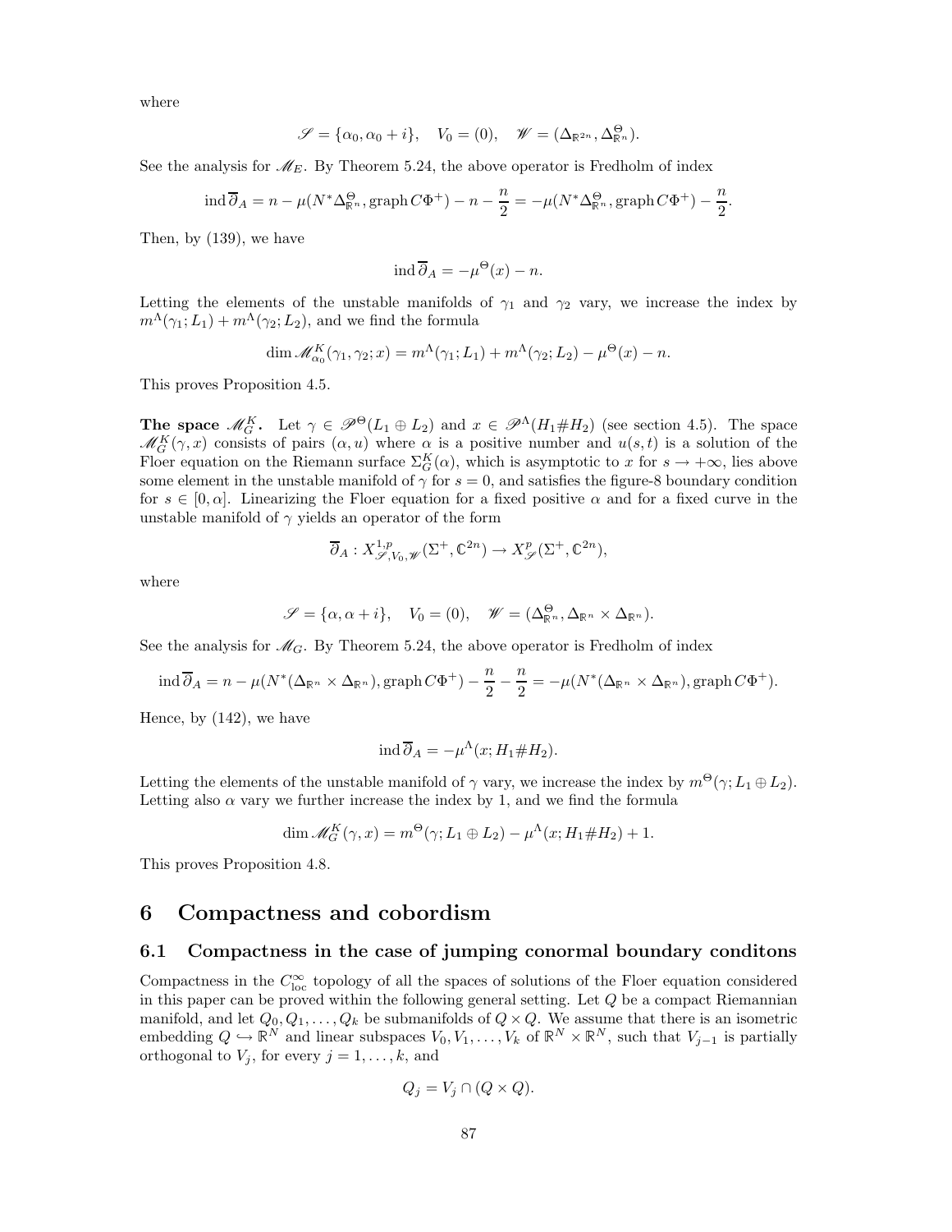where

$$\mathscr{S} = \{\alpha_0, \alpha_0 + i\}, \quad V_0 = (0), \quad \mathscr{W} = (\Delta_{\mathbb{R}^{2n}}, \Delta^{\Theta}_{\mathbb{R}^n}).$$

See the analysis for $\mathscr{M}_E$. By Theorem 5.24, the above operator is Fredholm of index

$$\operatorname{ind} \overline{\partial}_A = n - \mu(N^*\Delta^{\Theta}_{\mathbb{R}^n}, \operatorname{graph} C\Phi^+) - n - \frac{n}{2} = -\mu(N^*\Delta^{\Theta}_{\mathbb{R}^n}, \operatorname{graph} C\Phi^+) - \frac{n}{2}.$$

Then, by (139), we have

$$\operatorname{ind} \overline{\partial}_A = -\mu^{\Theta}(x) - n.$$

Letting the elements of the unstable manifolds of $\gamma_1$ and $\gamma_2$ vary, we increase the index by $m^{\Lambda}(\gamma_1; L_1) + m^{\Lambda}(\gamma_2; L_2)$, and we find the formula

$$\dim \mathscr{M}^K_{\alpha_0}(\gamma_1, \gamma_2; x) = m^{\Lambda}(\gamma_1; L_1) + m^{\Lambda}(\gamma_2; L_2) - \mu^{\Theta}(x) - n.$$

This proves Proposition 4.5.

**The space $\mathscr{M}^K_G$.** Let $\gamma \in \mathscr{P}^{\Theta}(L_1 \oplus L_2)$ and $x \in \mathscr{P}^{\Lambda}(H_1 \# H_2)$ (see section 4.5). The space $\mathscr{M}^K_G(\gamma, x)$ consists of pairs $(\alpha, u)$ where $\alpha$ is a positive number and $u(s,t)$ is a solution of the Floer equation on the Riemann surface $\Sigma^K_G(\alpha)$, which is asymptotic to $x$ for $s \to +\infty$, lies above some element in the unstable manifold of $\gamma$ for $s = 0$, and satisfies the figure-8 boundary condition for $s \in [0, \alpha]$. Linearizing the Floer equation for a fixed positive $\alpha$ and for a fixed curve in the unstable manifold of $\gamma$ yields an operator of the form

$$\overline{\partial}_A : X^{1,p}_{\mathscr{S}, V_0, \mathscr{W}}(\Sigma^+, \mathbb{C}^{2n}) \to X^p_{\mathscr{S}}(\Sigma^+, \mathbb{C}^{2n}),$$

where

$$\mathscr{S} = \{\alpha, \alpha + i\}, \quad V_0 = (0), \quad \mathscr{W} = (\Delta^{\Theta}_{\mathbb{R}^n}, \Delta_{\mathbb{R}^n} \times \Delta_{\mathbb{R}^n}).$$

See the analysis for $\mathscr{M}_G$. By Theorem 5.24, the above operator is Fredholm of index

$$\operatorname{ind} \overline{\partial}_A = n - \mu(N^*(\Delta_{\mathbb{R}^n} \times \Delta_{\mathbb{R}^n}), \operatorname{graph} C\Phi^+) - \frac{n}{2} - \frac{n}{2} = -\mu(N^*(\Delta_{\mathbb{R}^n} \times \Delta_{\mathbb{R}^n}), \operatorname{graph} C\Phi^+).$$

Hence, by (142), we have

$$\operatorname{ind} \overline{\partial}_A = -\mu^{\Lambda}(x; H_1 \# H_2).$$

Letting the elements of the unstable manifold of $\gamma$ vary, we increase the index by $m^{\Theta}(\gamma; L_1 \oplus L_2)$. Letting also $\alpha$ vary we further increase the index by 1, and we find the formula

$$\dim \mathscr{M}^K_G(\gamma, x) = m^{\Theta}(\gamma; L_1 \oplus L_2) - \mu^{\Lambda}(x; H_1 \# H_2) + 1.$$

This proves Proposition 4.8.

# 6 Compactness and cobordism

## 6.1 Compactness in the case of jumping conormal boundary conditons

Compactness in the $C^{\infty}_{\mathrm{loc}}$ topology of all the spaces of solutions of the Floer equation considered in this paper can be proved within the following general setting. Let $Q$ be a compact Riemannian manifold, and let $Q_0, Q_1, \dots, Q_k$ be submanifolds of $Q \times Q$. We assume that there is an isometric embedding $Q \hookrightarrow \mathbb{R}^N$ and linear subspaces $V_0, V_1, \dots, V_k$ of $\mathbb{R}^N \times \mathbb{R}^N$, such that $V_{j-1}$ is partially orthogonal to $V_j$, for every $j = 1, \dots, k$, and

$$Q_j = V_j \cap (Q \times Q).$$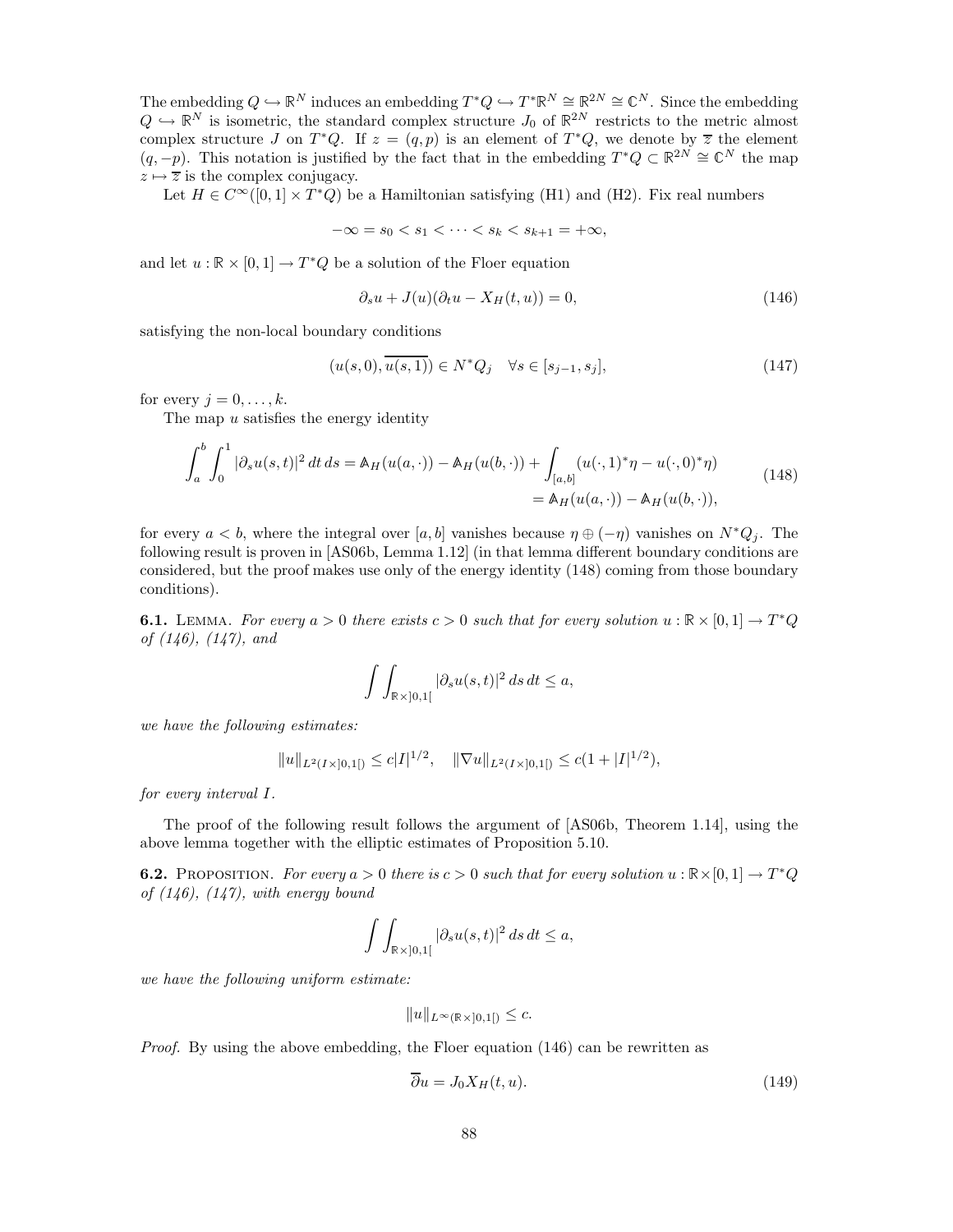The embedding $Q \hookrightarrow \mathbb{R}^N$ induces an embedding $T^*Q \hookrightarrow T^*\mathbb{R}^N \cong \mathbb{R}^{2N} \cong \mathbb{C}^N$. Since the embedding $Q \hookrightarrow \mathbb{R}^N$ is isometric, the standard complex structure $J_0$ of $\mathbb{R}^{2N}$ restricts to the metric almost complex structure $J$ on $T^*Q$. If $z = (q,p)$ is an element of $T^*Q$, we denote by $\overline{z}$ the element $(q,-p)$. This notation is justified by the fact that in the embedding $T^*Q \subset \mathbb{R}^{2N} \cong \mathbb{C}^N$ the map $z \mapsto \overline{z}$ is the complex conjugacy.

Let $H \in C^\infty([0,1] \times T^*Q)$ be a Hamiltonian satisfying (H1) and (H2). Fix real numbers

$$-\infty = s_0 < s_1 < \cdots < s_k < s_{k+1} = +\infty,$$

and let $u : \mathbb{R} \times [0,1] \to T^*Q$ be a solution of the Floer equation

$$\partial_s u + J(u)(\partial_t u - X_H(t,u)) = 0, \tag{146}$$

satisfying the non-local boundary conditions

$$(u(s,0), \overline{u(s,1)}) \in N^*Q_j \quad \forall s \in [s_{j-1}, s_j], \tag{147}$$

for every $j = 0, \dots, k$.

The map $u$ satisfies the energy identity

$$\begin{aligned}\int_a^b \int_0^1 |\partial_s u(s,t)|^2 \, dt\, ds = \mathbb{A}_H(u(a,\cdot)) - \mathbb{A}_H(u(b,\cdot)) + \int_{[a,b]} (u(\cdot,1)^*\eta - u(\cdot,0)^*\eta) \\ = \mathbb{A}_H(u(a,\cdot)) - \mathbb{A}_H(u(b,\cdot)),\end{aligned} \tag{148}$$

for every $a < b$, where the integral over $[a,b]$ vanishes because $\eta \oplus (-\eta)$ vanishes on $N^*Q_j$. The following result is proven in [AS06b, Lemma 1.12] (in that lemma different boundary conditions are considered, but the proof makes use only of the energy identity (148) coming from those boundary conditions).

**6.1.** Lemma. *For every $a > 0$ there exists $c > 0$ such that for every solution $u : \mathbb{R} \times [0,1] \to T^*Q$ of (146), (147), and*

$$\int\int_{\mathbb{R}\times ]0,1[} |\partial_s u(s,t)|^2 \, ds\, dt \le a,$$

*we have the following estimates:*

$$\|u\|_{L^2(I\times ]0,1[)} \le c|I|^{1/2}, \quad \|\nabla u\|_{L^2(I\times ]0,1[)} \le c(1 + |I|^{1/2}),$$

*for every interval $I$.*

The proof of the following result follows the argument of [AS06b, Theorem 1.14], using the above lemma together with the elliptic estimates of Proposition 5.10.

**6.2.** Proposition. *For every $a > 0$ there is $c > 0$ such that for every solution $u : \mathbb{R}\times[0,1] \to T^*Q$ of (146), (147), with energy bound*

$$\int\int_{\mathbb{R}\times ]0,1[} |\partial_s u(s,t)|^2 \, ds\, dt \le a,$$

*we have the following uniform estimate:*

$$\|u\|_{L^\infty(\mathbb{R}\times ]0,1[)} \le c.$$

*Proof.* By using the above embedding, the Floer equation (146) can be rewritten as

$$\overline{\partial} u = J_0 X_H(t,u). \tag{149}$$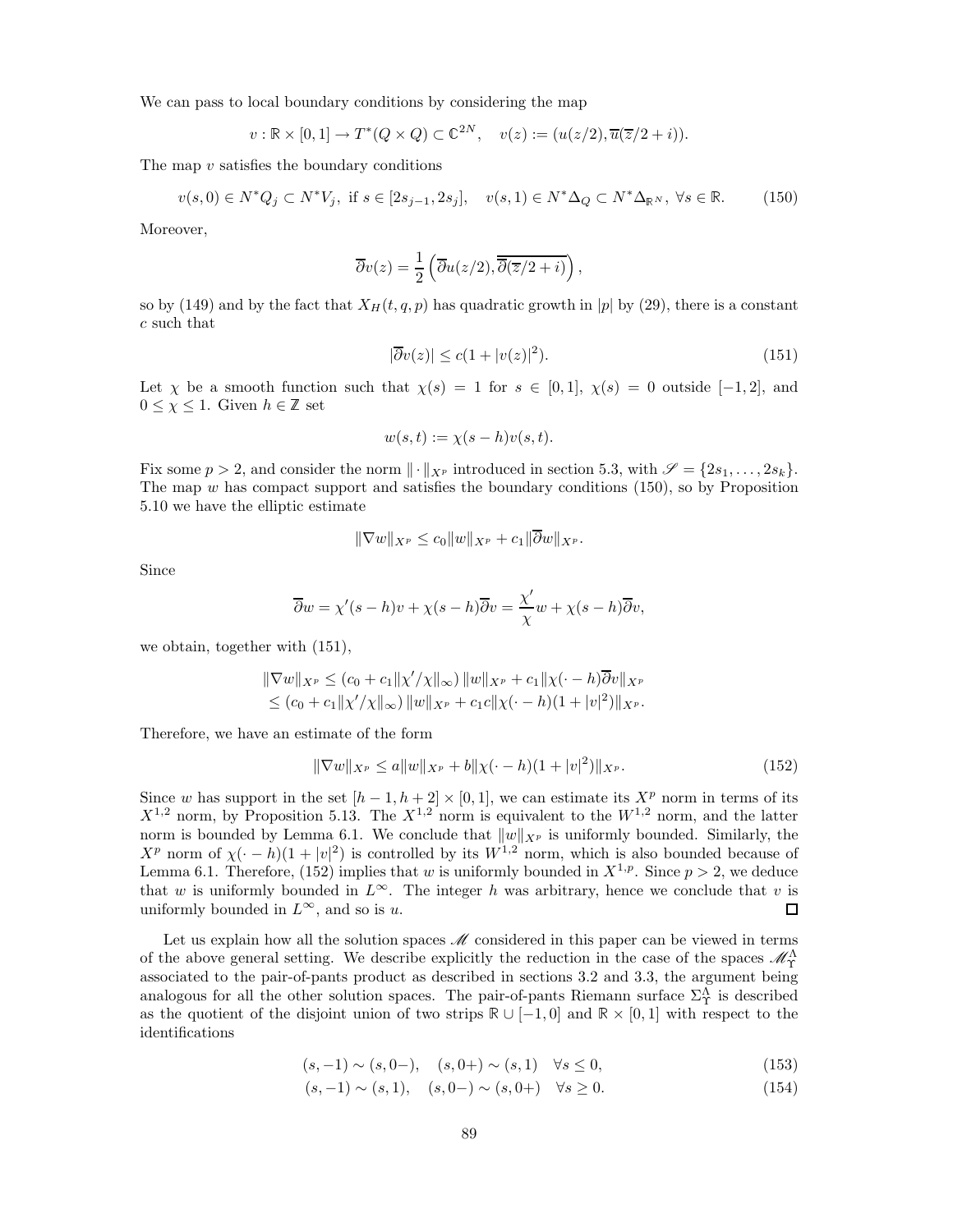We can pass to local boundary conditions by considering the map

$$v : \mathbb{R} \times [0,1] \to T^*(Q \times Q) \subset \mathbb{C}^{2N}, \quad v(z) := (u(z/2), \overline{u}(\overline{z}/2 + i)).$$

The map $v$ satisfies the boundary conditions

$$v(s,0) \in N^*Q_j \subset N^*V_j, \text{ if } s \in [2s_{j-1}, 2s_j], \quad v(s,1) \in N^*\Delta_Q \subset N^*\Delta_{\mathbb{R}^N}, \; \forall s \in \mathbb{R}. \tag{150}$$

Moreover,

$$\overline{\partial} v(z) = \frac{1}{2} \left( \overline{\partial} u(z/2), \overline{\overline{\partial}(\overline{z}/2 + i)} \right),$$

so by (149) and by the fact that $X_H(t,q,p)$ has quadratic growth in $|p|$ by (29), there is a constant $c$ such that

$$|\overline{\partial} v(z)| \leq c(1 + |v(z)|^2). \tag{151}$$

Let $\chi$ be a smooth function such that $\chi(s) = 1$ for $s \in [0,1]$, $\chi(s) = 0$ outside $[-1,2]$, and $0 \leq \chi \leq 1$. Given $h \in \mathbb{Z}$ set

$$w(s,t) := \chi(s-h) v(s,t).$$

Fix some $p > 2$, and consider the norm $\|\cdot\|_{X^p}$ introduced in section 5.3, with $\mathscr{S} = \{2s_1, \dots, 2s_k\}$. The map $w$ has compact support and satisfies the boundary conditions (150), so by Proposition 5.10 we have the elliptic estimate

$$\|\nabla w\|_{X^p} \leq c_0 \|w\|_{X^p} + c_1 \|\overline{\partial} w\|_{X^p}.$$

Since

$$\overline{\partial} w = \chi'(s-h) v + \chi(s-h) \overline{\partial} v = \frac{\chi'}{\chi} w + \chi(s-h) \overline{\partial} v,$$

we obtain, together with (151),

$$\begin{aligned}
\|\nabla w\|_{X^p} &\leq (c_0 + c_1 \|\chi'/\chi\|_\infty) \|w\|_{X^p} + c_1 \|\chi(\cdot - h) \overline{\partial} v\|_{X^p} \\
&\leq (c_0 + c_1 \|\chi'/\chi\|_\infty) \|w\|_{X^p} + c_1 c \|\chi(\cdot - h)(1 + |v|^2)\|_{X^p}.
\end{aligned}$$

Therefore, we have an estimate of the form

$$\|\nabla w\|_{X^p} \leq a \|w\|_{X^p} + b \|\chi(\cdot - h)(1 + |v|^2)\|_{X^p}. \tag{152}$$

Since $w$ has support in the set $[h-1, h+2] \times [0,1]$, we can estimate its $X^p$ norm in terms of its $X^{1,2}$ norm, by Proposition 5.13. The $X^{1,2}$ norm is equivalent to the $W^{1,2}$ norm, and the latter norm is bounded by Lemma 6.1. We conclude that $\|w\|_{X^p}$ is uniformly bounded. Similarly, the $X^p$ norm of $\chi(\cdot - h)(1 + |v|^2)$ is controlled by its $W^{1,2}$ norm, which is also bounded because of Lemma 6.1. Therefore, (152) implies that $w$ is uniformly bounded in $X^{1,p}$. Since $p > 2$, we deduce that $w$ is uniformly bounded in $L^\infty$. The integer $h$ was arbitrary, hence we conclude that $v$ is uniformly bounded in $L^\infty$, and so is $u$. $\square$

Let us explain how all the solution spaces $\mathscr{M}$ considered in this paper can be viewed in terms of the above general setting. We describe explicitly the reduction in the case of the spaces $\mathscr{M}_\Upsilon^\Lambda$ associated to the pair-of-pants product as described in sections 3.2 and 3.3, the argument being analogous for all the other solution spaces. The pair-of-pants Riemann surface $\Sigma_\Upsilon^\Lambda$ is described as the quotient of the disjoint union of two strips $\mathbb{R} \cup [-1,0]$ and $\mathbb{R} \times [0,1]$ with respect to the identifications

$$(s,-1) \sim (s,0-), \quad (s,0+) \sim (s,1) \quad \forall s \leq 0, \tag{153}$$

$$(s,-1) \sim (s,1), \quad (s,0-) \sim (s,0+) \quad \forall s \geq 0. \tag{154}$$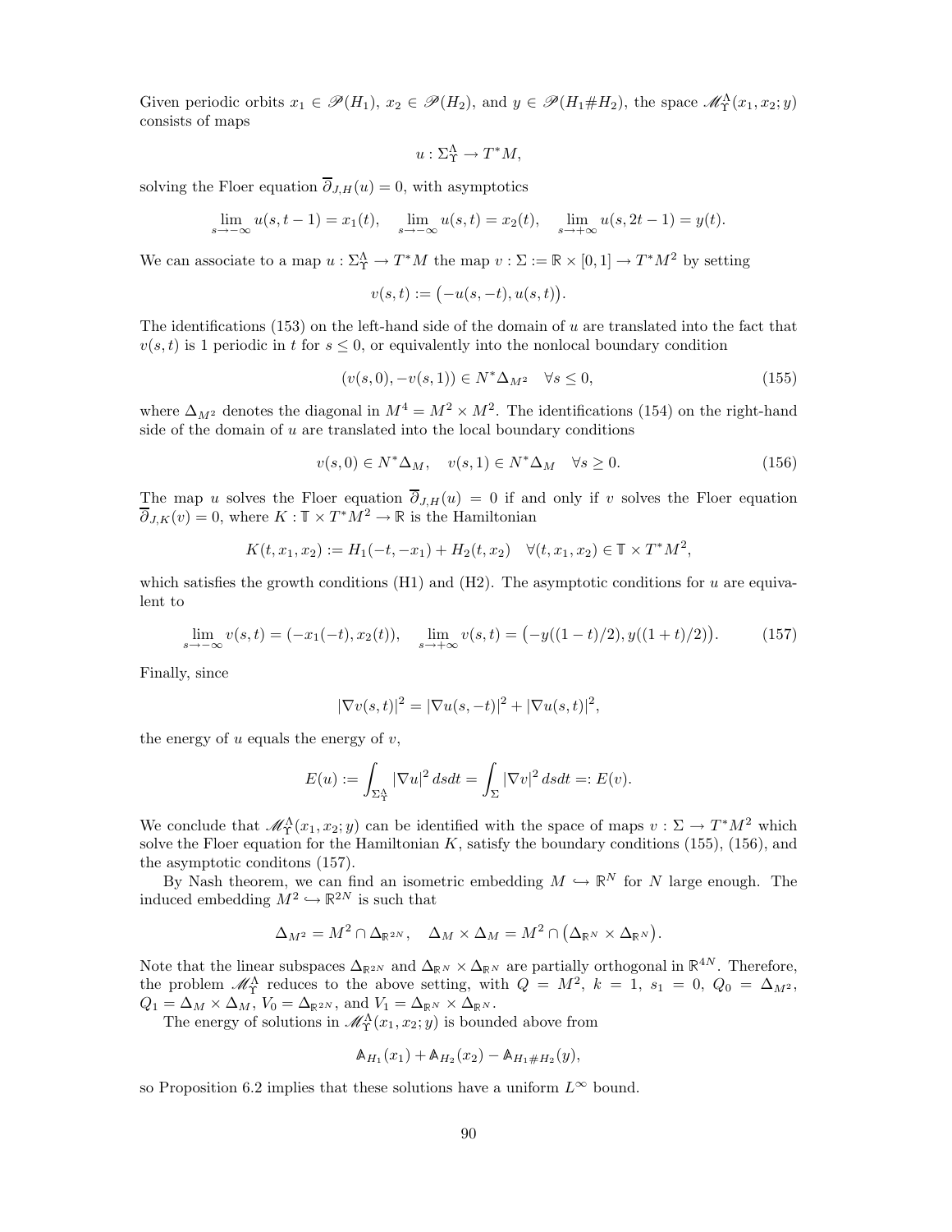Given periodic orbits $x_1 \in \mathscr{P}(H_1)$, $x_2 \in \mathscr{P}(H_2)$, and $y \in \mathscr{P}(H_1 \# H_2)$, the space $\mathscr{M}^{\Lambda}_{\Upsilon}(x_1, x_2; y)$ consists of maps

$$u : \Sigma^{\Lambda}_{\Upsilon} \to T^*M,$$

solving the Floer equation $\overline{\partial}_{J,H}(u) = 0$, with asymptotics

$$\lim_{s\to-\infty} u(s, t-1) = x_1(t), \quad \lim_{s\to-\infty} u(s,t) = x_2(t), \quad \lim_{s\to+\infty} u(s, 2t-1) = y(t).$$

We can associate to a map $u : \Sigma^{\Lambda}_{\Upsilon} \to T^*M$ the map $v : \Sigma := \mathbb{R} \times [0,1] \to T^*M^2$ by setting

$$v(s,t) := \big(-u(s,-t), u(s,t)\big).$$

The identifications (153) on the left-hand side of the domain of $u$ are translated into the fact that $v(s,t)$ is 1 periodic in $t$ for $s \leq 0$, or equivalently into the nonlocal boundary condition

$$(v(s,0), -v(s,1)) \in N^*\Delta_{M^2} \quad \forall s \leq 0, \tag{155}$$

where $\Delta_{M^2}$ denotes the diagonal in $M^4 = M^2 \times M^2$. The identifications (154) on the right-hand side of the domain of $u$ are translated into the local boundary conditions

$$v(s,0) \in N^*\Delta_M, \quad v(s,1) \in N^*\Delta_M \quad \forall s \geq 0. \tag{156}$$

The map $u$ solves the Floer equation $\overline{\partial}_{J,H}(u) = 0$ if and only if $v$ solves the Floer equation $\overline{\partial}_{J,K}(v) = 0$, where $K : \mathbb{T} \times T^*M^2 \to \mathbb{R}$ is the Hamiltonian

$$K(t, x_1, x_2) := H_1(-t, -x_1) + H_2(t, x_2) \quad \forall (t, x_1, x_2) \in \mathbb{T} \times T^*M^2,$$

which satisfies the growth conditions (H1) and (H2). The asymptotic conditions for $u$ are equivalent to

$$\lim_{s\to-\infty} v(s,t) = (-x_1(-t), x_2(t)), \quad \lim_{s\to+\infty} v(s,t) = \big(-y((1-t)/2), y((1+t)/2)\big). \tag{157}$$

Finally, since

$$|\nabla v(s,t)|^2 = |\nabla u(s,-t)|^2 + |\nabla u(s,t)|^2,$$

the energy of $u$ equals the energy of $v$,

$$E(u) := \int_{\Sigma^{\Lambda}_{\Upsilon}} |\nabla u|^2 \, ds dt = \int_{\Sigma} |\nabla v|^2 \, ds dt =: E(v).$$

We conclude that $\mathscr{M}^{\Lambda}_{\Upsilon}(x_1, x_2; y)$ can be identified with the space of maps $v : \Sigma \to T^*M^2$ which solve the Floer equation for the Hamiltonian $K$, satisfy the boundary conditions (155), (156), and the asymptotic conditons (157).

By Nash theorem, we can find an isometric embedding $M \hookrightarrow \mathbb{R}^N$ for $N$ large enough. The induced embedding $M^2 \hookrightarrow \mathbb{R}^{2N}$ is such that

$$\Delta_{M^2} = M^2 \cap \Delta_{\mathbb{R}^{2N}}, \quad \Delta_M \times \Delta_M = M^2 \cap \big(\Delta_{\mathbb{R}^N} \times \Delta_{\mathbb{R}^N}\big).$$

Note that the linear subspaces $\Delta_{\mathbb{R}^{2N}}$ and $\Delta_{\mathbb{R}^N} \times \Delta_{\mathbb{R}^N}$ are partially orthogonal in $\mathbb{R}^{4N}$. Therefore, the problem $\mathscr{M}^{\Lambda}_{\Upsilon}$ reduces to the above setting, with $Q = M^2$, $k = 1$, $s_1 = 0$, $Q_0 = \Delta_{M^2}$, $Q_1 = \Delta_M \times \Delta_M$, $V_0 = \Delta_{\mathbb{R}^{2N}}$, and $V_1 = \Delta_{\mathbb{R}^N} \times \Delta_{\mathbb{R}^N}$.

The energy of solutions in $\mathscr{M}^{\Lambda}_{\Upsilon}(x_1, x_2; y)$ is bounded above from

$$\mathbb{A}_{H_1}(x_1) + \mathbb{A}_{H_2}(x_2) - \mathbb{A}_{H_1 \# H_2}(y),$$

so Proposition 6.2 implies that these solutions have a uniform $L^\infty$ bound.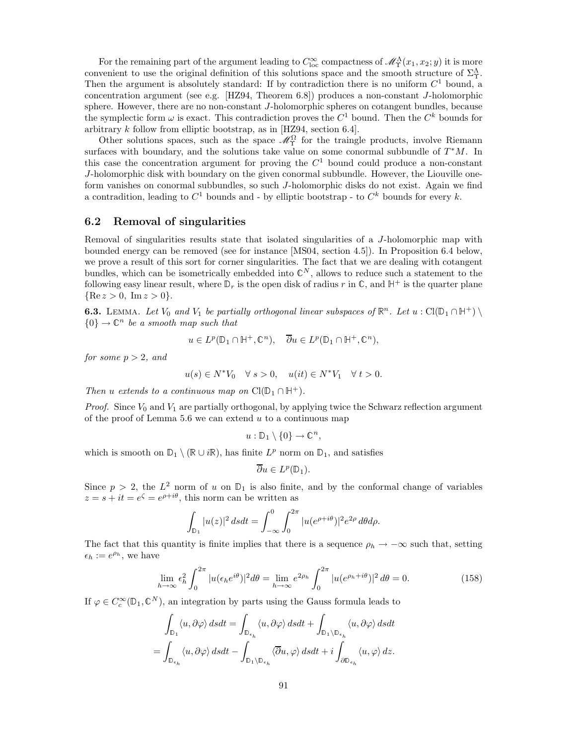For the remaining part of the argument leading to $C^\infty_{\rm loc}$ compactness of $\mathscr{M}^\Lambda_\Upsilon(x_1, x_2; y)$ it is more convenient to use the original definition of this solutions space and the smooth structure of $\Sigma^\Lambda_\Upsilon$. Then the argument is absolutely standard: If by contradiction there is no uniform $C^1$ bound, a concentration argument (see e.g. [HZ94, Theorem 6.8]) produces a non-constant $J$-holomorphic sphere. However, there are no non-constant $J$-holomorphic spheres on cotangent bundles, because the symplectic form $\omega$ is exact. This contradiction proves the $C^1$ bound. Then the $C^k$ bounds for arbitrary $k$ follow from elliptic bootstrap, as in [HZ94, section 6.4].

Other solutions spaces, such as the space $\mathscr{M}^\Omega_\Upsilon$ for the traingle products, involve Riemann surfaces with boundary, and the solutions take value on some conormal subbundle of $T^*M$. In this case the concentration argument for proving the $C^1$ bound could produce a non-constant $J$-holomorphic disk with boundary on the given conormal subbundle. However, the Liouville one-form vanishes on conormal subbundles, so such $J$-holomorphic disks do not exist. Again we find a contradition, leading to $C^1$ bounds and - by elliptic bootstrap - to $C^k$ bounds for every $k$.

## 6.2 Removal of singularities

Removal of singularities results state that isolated singularities of a $J$-holomorphic map with bounded energy can be removed (see for instance [MS04, section 4.5]). In Proposition 6.4 below, we prove a result of this sort for corner singularities. The fact that we are dealing with cotangent bundles, which can be isometrically embedded into $\mathbb{C}^N$, allows to reduce such a statement to the following easy linear result, where $\mathbb{D}_r$ is the open disk of radius $r$ in $\mathbb{C}$, and $\mathbb{H}^+$ is the quarter plane $\{\operatorname{Re} z > 0, \operatorname{Im} z > 0\}$.

**6.3.** Lemma. *Let $V_0$ and $V_1$ be partially orthogonal linear subspaces of $\mathbb{R}^n$. Let $u : \mathrm{Cl}(\mathbb{D}_1 \cap \mathbb{H}^+) \setminus \{0\} \to \mathbb{C}^n$ be a smooth map such that*

$$u \in L^p(\mathbb{D}_1 \cap \mathbb{H}^+, \mathbb{C}^n), \quad \overline{\partial} u \in L^p(\mathbb{D}_1 \cap \mathbb{H}^+, \mathbb{C}^n),$$

*for some $p > 2$, and*

$$u(s) \in N^*V_0 \quad \forall\, s > 0, \quad u(it) \in N^*V_1 \quad \forall\, t > 0.$$

*Then $u$ extends to a continuous map on $\mathrm{Cl}(\mathbb{D}_1 \cap \mathbb{H}^+)$.*

*Proof.* Since $V_0$ and $V_1$ are partially orthogonal, by applying twice the Schwarz reflection argument of the proof of Lemma 5.6 we can extend $u$ to a continuous map

$$u : \mathbb{D}_1 \setminus \{0\} \to \mathbb{C}^n,$$

which is smooth on $\mathbb{D}_1 \setminus (\mathbb{R} \cup i\mathbb{R})$, has finite $L^p$ norm on $\mathbb{D}_1$, and satisfies

$$\overline{\partial} u \in L^p(\mathbb{D}_1).$$

Since $p > 2$, the $L^2$ norm of $u$ on $\mathbb{D}_1$ is also finite, and by the conformal change of variables $z = s + it = e^\zeta = e^{\rho + i\theta}$, this norm can be written as

$$\int_{\mathbb{D}_1} |u(z)|^2 \, ds dt = \int_{-\infty}^0 \int_0^{2\pi} |u(e^{\rho+i\theta})|^2 e^{2\rho} \, d\theta d\rho.$$

The fact that this quantity is finite implies that there is a sequence $\rho_h \to -\infty$ such that, setting $\epsilon_h := e^{\rho_h}$, we have

$$\lim_{h\to\infty} \epsilon_h^2 \int_0^{2\pi} |u(\epsilon_h e^{i\theta})|^2 d\theta = \lim_{h\to\infty} e^{2\rho_h} \int_0^{2\pi} |u(e^{\rho_h + i\theta})|^2 \, d\theta = 0. \tag{158}$$

If $\varphi \in C^\infty_c(\mathbb{D}_1, \mathbb{C}^N)$, an integration by parts using the Gauss formula leads to

$$\begin{aligned}
\int_{\mathbb{D}_1} \langle u, \partial\varphi \rangle \, ds dt &= \int_{\mathbb{D}_{\epsilon_h}} \langle u, \partial\varphi \rangle \, ds dt + \int_{\mathbb{D}_1 \setminus \mathbb{D}_{\epsilon_h}} \langle u, \partial\varphi \rangle \, ds dt \\
&= \int_{\mathbb{D}_{\epsilon_h}} \langle u, \partial\varphi \rangle \, ds dt - \int_{\mathbb{D}_1 \setminus \mathbb{D}_{\epsilon_h}} \langle \overline{\partial} u, \varphi \rangle \, ds dt + i \int_{\partial \mathbb{D}_{\epsilon_h}} \langle u, \varphi \rangle \, dz.
\end{aligned}$$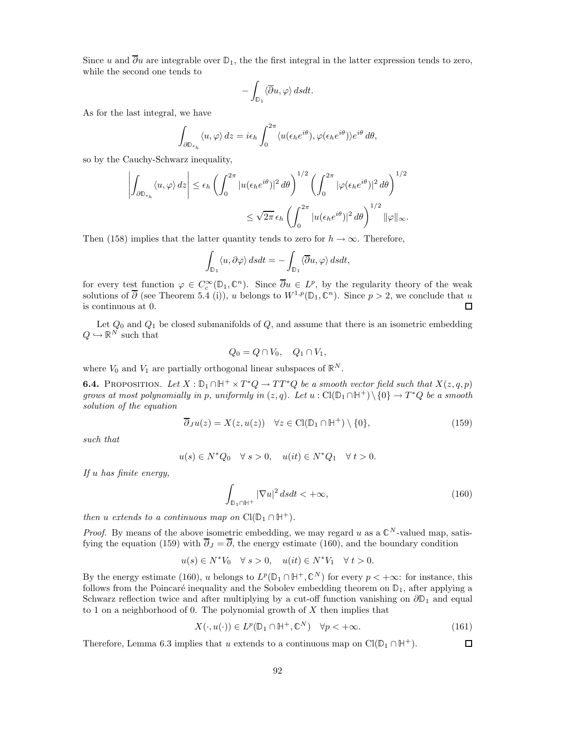Since $u$ and $\overline{\partial} u$ are integrable over $\mathbb{D}_1$, the the first integral in the latter expression tends to zero, while the second one tends to

$$-\int_{\mathbb{D}_1} \langle \overline{\partial} u, \varphi \rangle \, dsdt.$$

As for the last integral, we have

$$\int_{\partial \mathbb{D}_{\epsilon_h}} \langle u, \varphi \rangle \, dz = i\epsilon_h \int_0^{2\pi} \langle u(\epsilon_h e^{i\theta}), \varphi(\epsilon_h e^{i\theta}) \rangle e^{i\theta} \, d\theta,$$

so by the Cauchy-Schwarz inequality,

$$\left| \int_{\partial \mathbb{D}_{\epsilon_h}} \langle u, \varphi \rangle \, dz \right| \leq \epsilon_h \left( \int_0^{2\pi} |u(\epsilon_h e^{i\theta})|^2 \, d\theta \right)^{1/2} \left( \int_0^{2\pi} |\varphi(\epsilon_h e^{i\theta})|^2 \, d\theta \right)^{1/2}$$
$$\leq \sqrt{2\pi} \, \epsilon_h \left( \int_0^{2\pi} |u(\epsilon_h e^{i\theta})|^2 \, d\theta \right)^{1/2} \|\varphi\|_\infty.$$

Then (158) implies that the latter quantity tends to zero for $h \to \infty$. Therefore,

$$\int_{\mathbb{D}_1} \langle u, \partial \varphi \rangle \, dsdt = -\int_{\mathbb{D}_1} \langle \overline{\partial} u, \varphi \rangle \, dsdt,$$

for every test function $\varphi \in C_c^\infty(\mathbb{D}_1, \mathbb{C}^n)$. Since $\overline{\partial} u \in L^p$, by the regularity theory of the weak solutions of $\overline{\partial}$ (see Theorem 5.4 (i)), $u$ belongs to $W^{1,p}(\mathbb{D}_1, \mathbb{C}^n)$. Since $p > 2$, we conclude that $u$ is continuous at 0. $\square$

Let $Q_0$ and $Q_1$ be closed submanifolds of $Q$, and assume that there is an isometric embedding $Q \hookrightarrow \mathbb{R}^N$ such that

$$Q_0 = Q \cap V_0, \quad Q_1 \cap V_1,$$

where $V_0$ and $V_1$ are partially orthogonal linear subspaces of $\mathbb{R}^N$.

**6.4.** Proposition. *Let $X : \mathbb{D}_1 \cap \mathbb{H}^+ \times T^*Q \to TT^*Q$ be a smooth vector field such that $X(z, q, p)$ grows at most polynomially in $p$, uniformly in $(z, q)$. Let $u : \mathrm{Cl}(\mathbb{D}_1 \cap \mathbb{H}^+) \setminus \{0\} \to T^*Q$ be a smooth solution of the equation*

$$\overline{\partial}_J u(z) = X(z, u(z)) \quad \forall z \in \mathrm{Cl}(\mathbb{D}_1 \cap \mathbb{H}^+) \setminus \{0\}, \tag{159}$$

*such that*

$$u(s) \in N^*Q_0 \quad \forall \, s > 0, \quad u(it) \in N^*Q_1 \quad \forall \, t > 0.$$

*If $u$ has finite energy,*

$$\int_{\mathbb{D}_1 \cap \mathbb{H}^+} |\nabla u|^2 \, dsdt < +\infty, \tag{160}$$

*then $u$ extends to a continuous map on $\mathrm{Cl}(\mathbb{D}_1 \cap \mathbb{H}^+)$.*

*Proof.* By means of the above isometric embedding, we may regard $u$ as a $\mathbb{C}^N$-valued map, satisfying the equation (159) with $\overline{\partial}_J = \overline{\partial}$, the energy estimate (160), and the boundary condition

$$u(s) \in N^*V_0 \quad \forall \, s > 0, \quad u(it) \in N^*V_1 \quad \forall \, t > 0.$$

By the energy estimate (160), $u$ belongs to $L^p(\mathbb{D}_1 \cap \mathbb{H}^+, \mathbb{C}^N)$ for every $p < +\infty$: for instance, this follows from the Poincaré inequality and the Sobolev embedding theorem on $\mathbb{D}_1$, after applying a Schwarz reflection twice and after multiplying by a cut-off function vanishing on $\partial \mathbb{D}_1$ and equal to 1 on a neighborhood of 0. The polynomial growth of $X$ then implies that

$$X(\cdot, u(\cdot)) \in L^p(\mathbb{D}_1 \cap \mathbb{H}^+, \mathbb{C}^N) \quad \forall p < +\infty. \tag{161}$$

Therefore, Lemma 6.3 implies that $u$ extends to a continuous map on $\mathrm{Cl}(\mathbb{D}_1 \cap \mathbb{H}^+)$. $\square$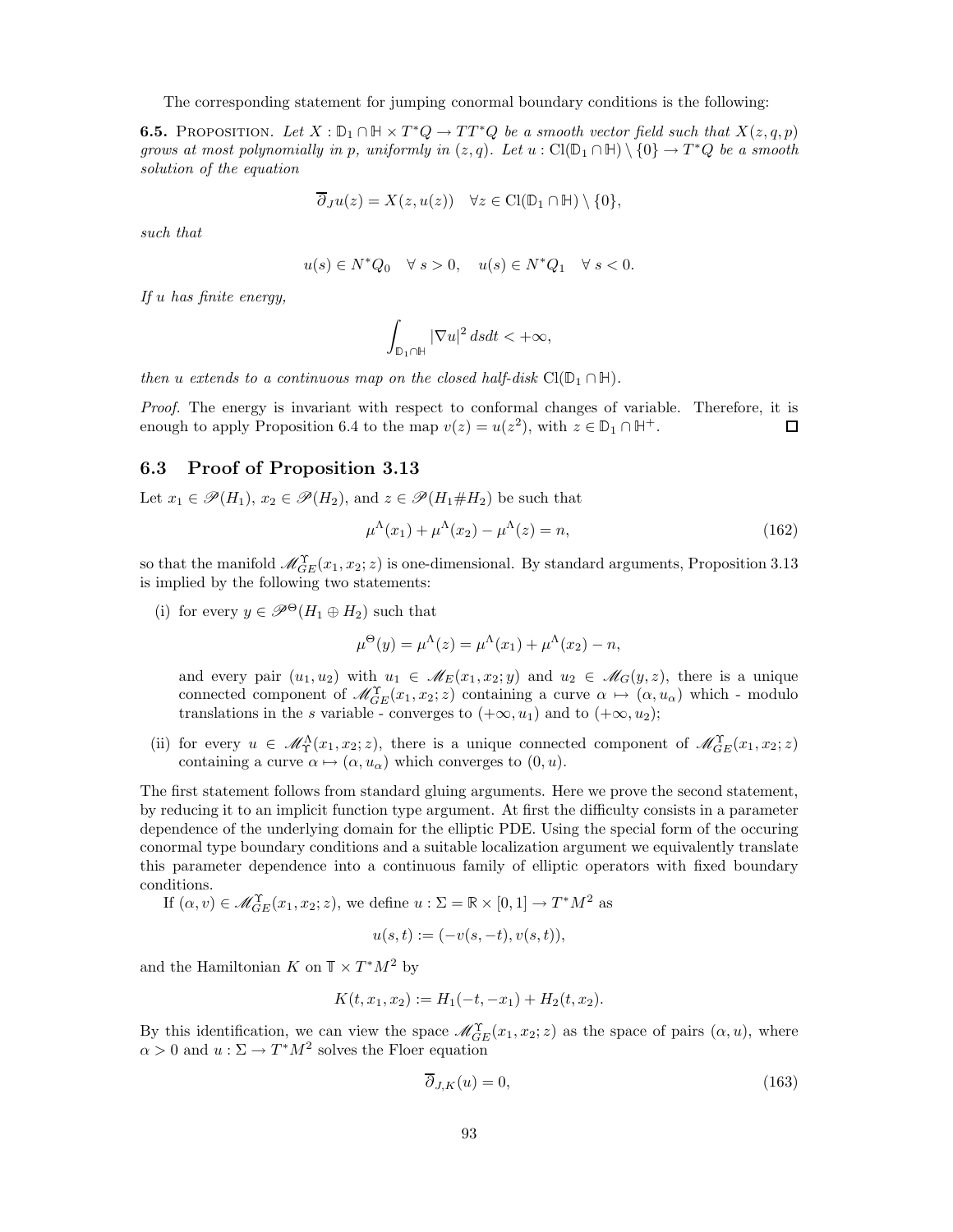The corresponding statement for jumping conormal boundary conditions is the following:

**6.5.** Proposition. *Let $X : \mathbb{D}_1 \cap \mathbb{H} \times T^*Q \to TT^*Q$ be a smooth vector field such that $X(z, q, p)$ grows at most polynomially in $p$, uniformly in $(z, q)$. Let $u : \mathrm{Cl}(\mathbb{D}_1 \cap \mathbb{H}) \setminus \{0\} \to T^*Q$ be a smooth solution of the equation*

$$\overline{\partial}_J u(z) = X(z, u(z)) \quad \forall z \in \mathrm{Cl}(\mathbb{D}_1 \cap \mathbb{H}) \setminus \{0\},$$

*such that*

$$u(s) \in N^*Q_0 \quad \forall\, s > 0, \quad u(s) \in N^*Q_1 \quad \forall\, s < 0.$$

*If $u$ has finite energy,*

$$\int_{\mathbb{D}_1 \cap \mathbb{H}} |\nabla u|^2 \, ds dt < +\infty,$$

*then $u$ extends to a continuous map on the closed half-disk $\mathrm{Cl}(\mathbb{D}_1 \cap \mathbb{H})$.*

*Proof.* The energy is invariant with respect to conformal changes of variable. Therefore, it is enough to apply Proposition 6.4 to the map $v(z) = u(z^2)$, with $z \in \mathbb{D}_1 \cap \mathbb{H}^+$. □

## 6.3 Proof of Proposition 3.13

Let $x_1 \in \mathscr{P}(H_1)$, $x_2 \in \mathscr{P}(H_2)$, and $z \in \mathscr{P}(H_1 \# H_2)$ be such that

$$\mu^\Lambda(x_1) + \mu^\Lambda(x_2) - \mu^\Lambda(z) = n, \tag{162}$$

so that the manifold $\mathscr{M}^\Upsilon_{GE}(x_1, x_2; z)$ is one-dimensional. By standard arguments, Proposition 3.13 is implied by the following two statements:

(i) for every $y \in \mathscr{P}^\Theta(H_1 \oplus H_2)$ such that

$$\mu^\Theta(y) = \mu^\Lambda(z) = \mu^\Lambda(x_1) + \mu^\Lambda(x_2) - n,$$

and every pair $(u_1, u_2)$ with $u_1 \in \mathscr{M}_E(x_1, x_2; y)$ and $u_2 \in \mathscr{M}_G(y, z)$, there is a unique connected component of $\mathscr{M}^\Upsilon_{GE}(x_1, x_2; z)$ containing a curve $\alpha \mapsto (\alpha, u_\alpha)$ which - modulo translations in the $s$ variable - converges to $(+\infty, u_1)$ and to $(+\infty, u_2)$;

(ii) for every $u \in \mathscr{M}^\Lambda_\Upsilon(x_1, x_2; z)$, there is a unique connected component of $\mathscr{M}^\Upsilon_{GE}(x_1, x_2; z)$ containing a curve $\alpha \mapsto (\alpha, u_\alpha)$ which converges to $(0, u)$.

The first statement follows from standard gluing arguments. Here we prove the second statement, by reducing it to an implicit function type argument. At first the difficulty consists in a parameter dependence of the underlying domain for the elliptic PDE. Using the special form of the occuring conormal type boundary conditions and a suitable localization argument we equivalently translate this parameter dependence into a continuous family of elliptic operators with fixed boundary conditions.

If $(\alpha, v) \in \mathscr{M}^\Upsilon_{GE}(x_1, x_2; z)$, we define $u : \Sigma = \mathbb{R} \times [0, 1] \to T^*M^2$ as

$$u(s, t) := (-v(s, -t), v(s, t)),$$

and the Hamiltonian $K$ on $\mathbb{T} \times T^*M^2$ by

$$K(t, x_1, x_2) := H_1(-t, -x_1) + H_2(t, x_2).$$

By this identification, we can view the space $\mathscr{M}^\Upsilon_{GE}(x_1, x_2; z)$ as the space of pairs $(\alpha, u)$, where $\alpha > 0$ and $u : \Sigma \to T^*M^2$ solves the Floer equation

$$\overline{\partial}_{J,K}(u) = 0, \tag{163}$$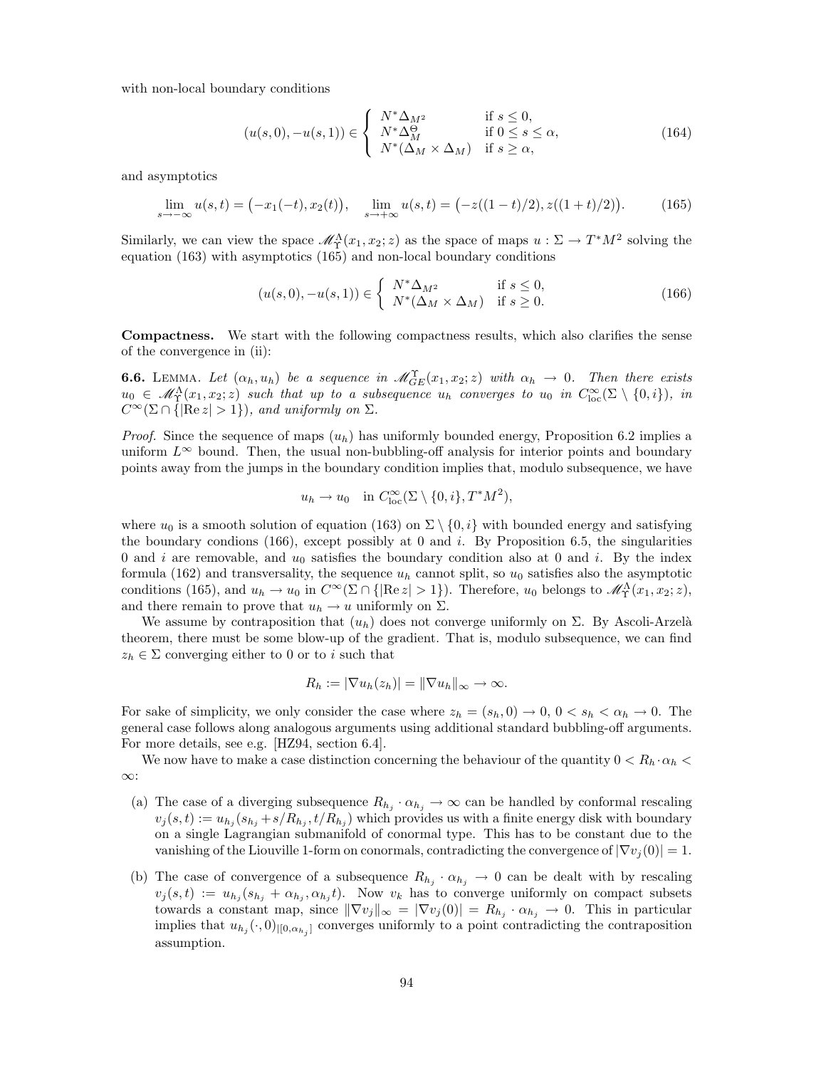with non-local boundary conditions

$$(u(s,0), -u(s,1)) \in \begin{cases} N^*\Delta_{M^2} & \text{if } s \leq 0, \\ N^*\Delta_M^\Theta & \text{if } 0 \leq s \leq \alpha, \\ N^*(\Delta_M \times \Delta_M) & \text{if } s \geq \alpha, \end{cases} \tag{164}$$

and asymptotics

$$\lim_{s\to-\infty} u(s,t) = \big(-x_1(-t), x_2(t)\big), \quad \lim_{s\to+\infty} u(s,t) = \big(-z((1-t)/2), z((1+t)/2)\big). \tag{165}$$

Similarly, we can view the space $\mathscr{M}_\Upsilon^\Lambda(x_1, x_2; z)$ as the space of maps $u : \Sigma \to T^*M^2$ solving the equation (163) with asymptotics (165) and non-local boundary conditions

$$(u(s,0), -u(s,1)) \in \begin{cases} N^*\Delta_{M^2} & \text{if } s \leq 0, \\ N^*(\Delta_M \times \Delta_M) & \text{if } s \geq 0. \end{cases} \tag{166}$$

**Compactness.** We start with the following compactness results, which also clarifies the sense of the convergence in (ii):

**6.6.** Lemma. *Let $(\alpha_h, u_h)$ be a sequence in $\mathscr{M}_{GE}^\Upsilon(x_1, x_2; z)$ with $\alpha_h \to 0$. Then there exists $u_0 \in \mathscr{M}_\Upsilon^\Lambda(x_1, x_2; z)$ such that up to a subsequence $u_h$ converges to $u_0$ in $C^\infty_{\mathrm{loc}}(\Sigma \setminus \{0, i\})$, in $C^\infty(\Sigma \cap \{|\mathrm{Re}\, z| > 1\})$, and uniformly on $\Sigma$.*

*Proof.* Since the sequence of maps $(u_h)$ has uniformly bounded energy, Proposition 6.2 implies a uniform $L^\infty$ bound. Then, the usual non-bubbling-off analysis for interior points and boundary points away from the jumps in the boundary condition implies that, modulo subsequence, we have

$$u_h \to u_0 \quad \text{in } C^\infty_{\mathrm{loc}}(\Sigma \setminus \{0, i\}, T^*M^2),$$

where $u_0$ is a smooth solution of equation (163) on $\Sigma \setminus \{0, i\}$ with bounded energy and satisfying the boundary condions (166), except possibly at 0 and $i$. By Proposition 6.5, the singularities 0 and $i$ are removable, and $u_0$ satisfies the boundary condition also at 0 and $i$. By the index formula (162) and transversality, the sequence $u_h$ cannot split, so $u_0$ satisfies also the asymptotic conditions (165), and $u_h \to u_0$ in $C^\infty(\Sigma \cap \{|\mathrm{Re}\, z| > 1\})$. Therefore, $u_0$ belongs to $\mathscr{M}_\Upsilon^\Lambda(x_1, x_2; z)$, and there remain to prove that $u_h \to u$ uniformly on $\Sigma$.

We assume by contraposition that $(u_h)$ does not converge uniformly on $\Sigma$. By Ascoli-Arzelà theorem, there must be some blow-up of the gradient. That is, modulo subsequence, we can find $z_h \in \Sigma$ converging either to 0 or to $i$ such that

$$R_h := |\nabla u_h(z_h)| = \|\nabla u_h\|_\infty \to \infty.$$

For sake of simplicity, we only consider the case where $z_h = (s_h, 0) \to 0$, $0 < s_h < \alpha_h \to 0$. The general case follows along analogous arguments using additional standard bubbling-off arguments. For more details, see e.g. [HZ94, section 6.4].

We now have to make a case distinction concerning the behaviour of the quantity $0 < R_h \cdot \alpha_h < \infty$:

(a) The case of a diverging subsequence $R_{h_j} \cdot \alpha_{h_j} \to \infty$ can be handled by conformal rescaling $v_j(s,t) := u_{h_j}(s_{h_j} + s/R_{h_j}, t/R_{h_j})$ which provides us with a finite energy disk with boundary on a single Lagrangian submanifold of conormal type. This has to be constant due to the vanishing of the Liouville 1-form on conormals, contradicting the convergence of $|\nabla v_j(0)| = 1$.

(b) The case of convergence of a subsequence $R_{h_j} \cdot \alpha_{h_j} \to 0$ can be dealt with by rescaling $v_j(s,t) := u_{h_j}(s_{h_j} + \alpha_{h_j}, \alpha_{h_j} t)$. Now $v_k$ has to converge uniformly on compact subsets towards a constant map, since $\|\nabla v_j\|_\infty = |\nabla v_j(0)| = R_{h_j} \cdot \alpha_{h_j} \to 0$. This in particular implies that $u_{h_j}(\cdot, 0)_{|[0,\alpha_{h_j}]}$ converges uniformly to a point contradicting the contraposition assumption.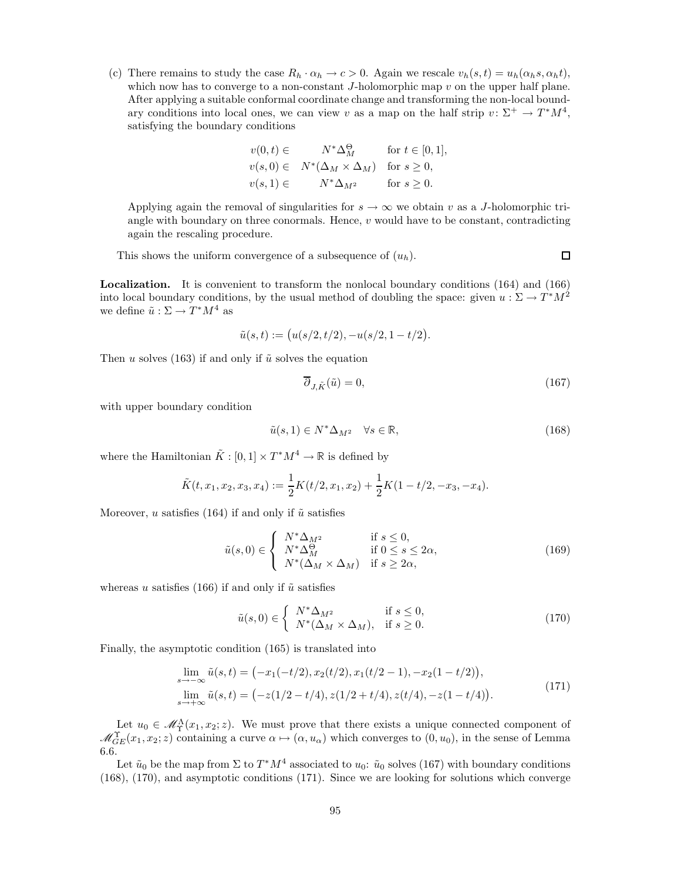(c) There remains to study the case $R_h \cdot \alpha_h \to c > 0$. Again we rescale $v_h(s,t) = u_h(\alpha_h s, \alpha_h t)$, which now has to converge to a non-constant $J$-holomorphic map $v$ on the upper half plane. After applying a suitable conformal coordinate change and transforming the non-local boundary conditions into local ones, we can view $v$ as a map on the half strip $v \colon \Sigma^+ \to T^*M^4$, satisfying the boundary conditions

$$
\begin{aligned}
v(0,t) \in & \quad N^*\Delta_M^\Theta && \text{for } t \in [0,1], \\
v(s,0) \in & \quad N^*(\Delta_M \times \Delta_M) && \text{for } s \geq 0, \\
v(s,1) \in & \quad N^*\Delta_{M^2} && \text{for } s \geq 0.
\end{aligned}
$$

Applying again the removal of singularities for $s \to \infty$ we obtain $v$ as a $J$-holomorphic triangle with boundary on three conormals. Hence, $v$ would have to be constant, contradicting again the rescaling procedure.

This shows the uniform convergence of a subsequence of $(u_h)$. □

**Localization.** It is convenient to transform the nonlocal boundary conditions (164) and (166) into local boundary conditions, by the usual method of doubling the space: given $u : \Sigma \to T^*M^2$ we define $\tilde{u} : \Sigma \to T^*M^4$ as

$$
\tilde{u}(s,t) := \big(u(s/2, t/2), -u(s/2, 1-t/2)\big).
$$

Then $u$ solves (163) if and only if $\tilde{u}$ solves the equation

$$
\overline{\partial}_{J,\tilde{K}}(\tilde{u}) = 0, \tag{167}
$$

with upper boundary condition

$$
\tilde{u}(s,1) \in N^*\Delta_{M^2} \quad \forall s \in \mathbb{R}, \tag{168}
$$

where the Hamiltonian $\tilde{K} : [0,1] \times T^*M^4 \to \mathbb{R}$ is defined by

$$
\tilde{K}(t, x_1, x_2, x_3, x_4) := \frac{1}{2} K(t/2, x_1, x_2) + \frac{1}{2} K(1-t/2, -x_3, -x_4).
$$

Moreover, $u$ satisfies (164) if and only if $\tilde{u}$ satisfies

$$
\tilde{u}(s,0) \in \begin{cases} N^*\Delta_{M^2} & \text{if } s \leq 0, \\ N^*\Delta_M^\Theta & \text{if } 0 \leq s \leq 2\alpha, \\ N^*(\Delta_M \times \Delta_M) & \text{if } s \geq 2\alpha, \end{cases} \tag{169}
$$

whereas $u$ satisfies (166) if and only if $\tilde{u}$ satisfies

$$
\tilde{u}(s,0) \in \begin{cases} N^*\Delta_{M^2} & \text{if } s \leq 0, \\ N^*(\Delta_M \times \Delta_M), & \text{if } s \geq 0. \end{cases} \tag{170}
$$

Finally, the asymptotic condition (165) is translated into

$$
\begin{aligned}
\lim_{s \to -\infty} \tilde{u}(s,t) &= \big(-x_1(-t/2), x_2(t/2), x_1(t/2-1), -x_2(1-t/2)\big), \\
\lim_{s \to +\infty} \tilde{u}(s,t) &= \big(-z(1/2 - t/4), z(1/2 + t/4), z(t/4), -z(1-t/4)\big).
\end{aligned} \tag{171}
$$

Let $u_0 \in \mathscr{M}_\Upsilon^\Lambda(x_1, x_2; z)$. We must prove that there exists a unique connected component of $\mathscr{M}_{GE}^\Upsilon(x_1, x_2; z)$ containing a curve $\alpha \mapsto (\alpha, u_\alpha)$ which converges to $(0, u_0)$, in the sense of Lemma 6.6.

Let $\tilde{u}_0$ be the map from $\Sigma$ to $T^*M^4$ associated to $u_0$: $\tilde{u}_0$ solves (167) with boundary conditions (168), (170), and asymptotic conditions (171). Since we are looking for solutions which converge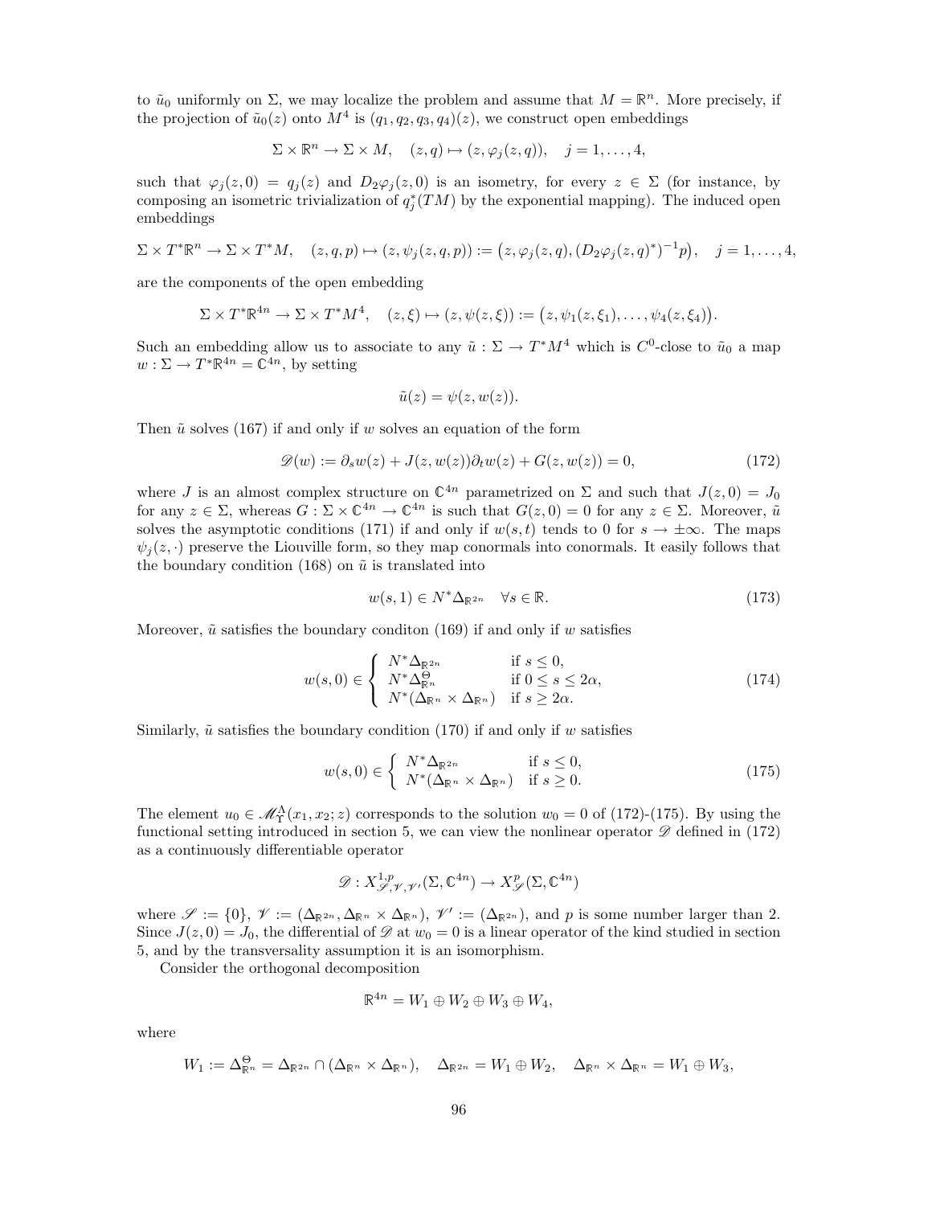to $\tilde{u}_0$ uniformly on $\Sigma$, we may localize the problem and assume that $M = \mathbb{R}^n$. More precisely, if the projection of $\tilde{u}_0(z)$ onto $M^4$ is $(q_1, q_2, q_3, q_4)(z)$, we construct open embeddings

$$\Sigma \times \mathbb{R}^n \to \Sigma \times M, \quad (z, q) \mapsto (z, \varphi_j(z, q)), \quad j = 1, \dots, 4,$$

such that $\varphi_j(z, 0) = q_j(z)$ and $D_2\varphi_j(z, 0)$ is an isometry, for every $z \in \Sigma$ (for instance, by composing an isometric trivialization of $q_j^*(TM)$ by the exponential mapping). The induced open embeddings

$$\Sigma \times T^*\mathbb{R}^n \to \Sigma \times T^*M, \quad (z, q, p) \mapsto (z, \psi_j(z, q, p)) := \big(z, \varphi_j(z, q), (D_2\varphi_j(z, q)^*)^{-1}p\big), \quad j = 1, \dots, 4,$$

are the components of the open embedding

$$\Sigma \times T^*\mathbb{R}^{4n} \to \Sigma \times T^*M^4, \quad (z, \xi) \mapsto (z, \psi(z, \xi)) := \big(z, \psi_1(z, \xi_1), \dots, \psi_4(z, \xi_4)\big).$$

Such an embedding allow us to associate to any $\tilde{u} : \Sigma \to T^*M^4$ which is $C^0$-close to $\tilde{u}_0$ a map $w : \Sigma \to T^*\mathbb{R}^{4n} = \mathbb{C}^{4n}$, by setting

$$\tilde{u}(z) = \psi(z, w(z)).$$

Then $\tilde{u}$ solves (167) if and only if $w$ solves an equation of the form

$$\mathscr{D}(w) := \partial_s w(z) + J(z, w(z))\partial_t w(z) + G(z, w(z)) = 0, \tag{172}$$

where $J$ is an almost complex structure on $\mathbb{C}^{4n}$ parametrized on $\Sigma$ and such that $J(z, 0) = J_0$ for any $z \in \Sigma$, whereas $G : \Sigma \times \mathbb{C}^{4n} \to \mathbb{C}^{4n}$ is such that $G(z, 0) = 0$ for any $z \in \Sigma$. Moreover, $\tilde{u}$ solves the asymptotic conditions (171) if and only if $w(s, t)$ tends to 0 for $s \to \pm\infty$. The maps $\psi_j(z, \cdot)$ preserve the Liouville form, so they map conormals into conormals. It easily follows that the boundary condition (168) on $\tilde{u}$ is translated into

$$w(s, 1) \in N^*\Delta_{\mathbb{R}^{2n}} \quad \forall s \in \mathbb{R}. \tag{173}$$

Moreover, $\tilde{u}$ satisfies the boundary conditon (169) if and only if $w$ satisfies

$$w(s, 0) \in \begin{cases} N^*\Delta_{\mathbb{R}^{2n}} & \text{if } s \leq 0, \\ N^*\Delta^{\Theta}_{\mathbb{R}^n} & \text{if } 0 \leq s \leq 2\alpha, \\ N^*(\Delta_{\mathbb{R}^n} \times \Delta_{\mathbb{R}^n}) & \text{if } s \geq 2\alpha. \end{cases} \tag{174}$$

Similarly, $\tilde{u}$ satisfies the boundary condition (170) if and only if $w$ satisfies

$$w(s, 0) \in \begin{cases} N^*\Delta_{\mathbb{R}^{2n}} & \text{if } s \leq 0, \\ N^*(\Delta_{\mathbb{R}^n} \times \Delta_{\mathbb{R}^n}) & \text{if } s \geq 0. \end{cases} \tag{175}$$

The element $u_0 \in \mathscr{M}^{\Lambda}_{\Upsilon}(x_1, x_2; z)$ corresponds to the solution $w_0 = 0$ of (172)-(175). By using the functional setting introduced in section 5, we can view the nonlinear operator $\mathscr{D}$ defined in (172) as a continuously differentiable operator

$$\mathscr{D} : X^{1,p}_{\mathscr{S}, \mathscr{V}, \mathscr{V}'}(\Sigma, \mathbb{C}^{4n}) \to X^p_{\mathscr{S}}(\Sigma, \mathbb{C}^{4n})$$

where $\mathscr{S} := \{0\}$, $\mathscr{V} := (\Delta_{\mathbb{R}^{2n}}, \Delta_{\mathbb{R}^n} \times \Delta_{\mathbb{R}^n})$, $\mathscr{V}' := (\Delta_{\mathbb{R}^{2n}})$, and $p$ is some number larger than 2. Since $J(z, 0) = J_0$, the differential of $\mathscr{D}$ at $w_0 = 0$ is a linear operator of the kind studied in section 5, and by the transversality assumption it is an isomorphism.

Consider the orthogonal decomposition

$$\mathbb{R}^{4n} = W_1 \oplus W_2 \oplus W_3 \oplus W_4,$$

where

$$W_1 := \Delta^{\Theta}_{\mathbb{R}^n} = \Delta_{\mathbb{R}^{2n}} \cap (\Delta_{\mathbb{R}^n} \times \Delta_{\mathbb{R}^n}), \quad \Delta_{\mathbb{R}^{2n}} = W_1 \oplus W_2, \quad \Delta_{\mathbb{R}^n} \times \Delta_{\mathbb{R}^n} = W_1 \oplus W_3,$$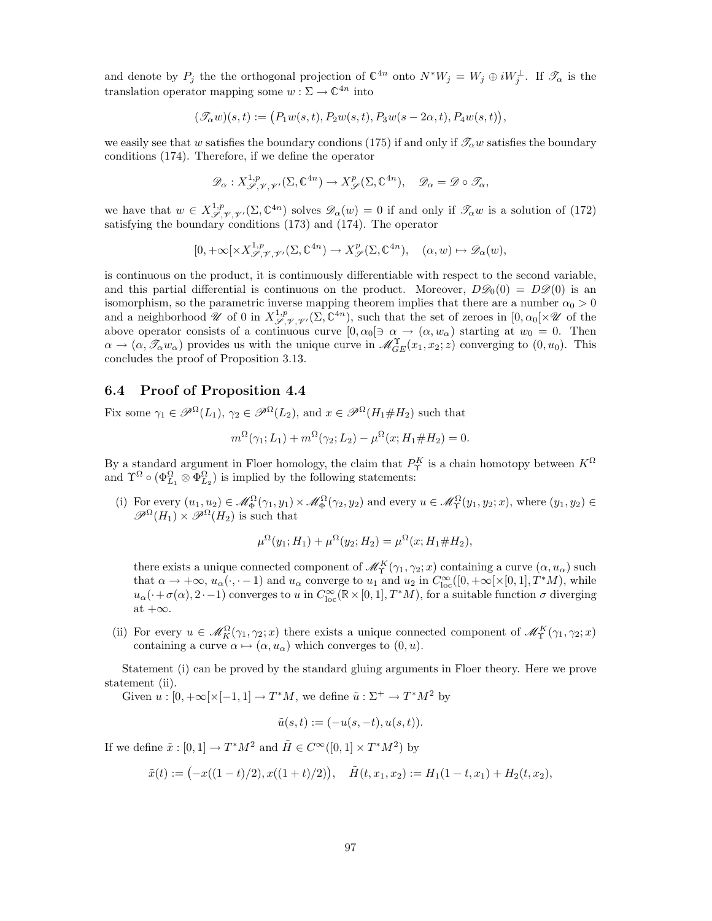and denote by $P_j$ the the orthogonal projection of $\mathbb{C}^{4n}$ onto $N^*W_j = W_j \oplus iW_j^\perp$. If $\mathscr{T}_\alpha$ is the translation operator mapping some $w : \Sigma \to \mathbb{C}^{4n}$ into

$$(\mathscr{T}_\alpha w)(s,t) := \big(P_1 w(s,t), P_2 w(s,t), P_3 w(s-2\alpha,t), P_4 w(s,t)\big),$$

we easily see that $w$ satisfies the boundary condions (175) if and only if $\mathscr{T}_\alpha w$ satisfies the boundary conditions (174). Therefore, if we define the operator

$$\mathscr{D}_\alpha : X^{1,p}_{\mathscr{S},\mathscr{V},\mathscr{V}'}(\Sigma,\mathbb{C}^{4n}) \to X^p_{\mathscr{S}}(\Sigma,\mathbb{C}^{4n}), \quad \mathscr{D}_\alpha = \mathscr{D} \circ \mathscr{T}_\alpha,$$

we have that $w \in X^{1,p}_{\mathscr{S},\mathscr{V},\mathscr{V}'}(\Sigma,\mathbb{C}^{4n})$ solves $\mathscr{D}_\alpha(w) = 0$ if and only if $\mathscr{T}_\alpha w$ is a solution of (172) satisfying the boundary conditions (173) and (174). The operator

$$[0,+\infty[\times X^{1,p}_{\mathscr{S},\mathscr{V},\mathscr{V}'}(\Sigma,\mathbb{C}^{4n}) \to X^p_{\mathscr{S}}(\Sigma,\mathbb{C}^{4n}), \quad (\alpha,w) \mapsto \mathscr{D}_\alpha(w),$$

is continuous on the product, it is continuously differentiable with respect to the second variable, and this partial differential is continuous on the product. Moreover, $D\mathscr{D}_0(0) = D\mathscr{D}(0)$ is an isomorphism, so the parametric inverse mapping theorem implies that there are a number $\alpha_0 > 0$ and a neighborhood $\mathscr{U}$ of 0 in $X^{1,p}_{\mathscr{S},\mathscr{V},\mathscr{V}'}(\Sigma,\mathbb{C}^{4n})$, such that the set of zeroes in $[0,\alpha_0[\times\mathscr{U}$ of the above operator consists of a continuous curve $[0,\alpha_0[\ni \alpha \to (\alpha,w_\alpha)$ starting at $w_0 = 0$. Then $\alpha \to (\alpha, \mathscr{T}_\alpha w_\alpha)$ provides us with the unique curve in $\mathscr{M}^\Upsilon_{GE}(x_1,x_2;z)$ converging to $(0,u_0)$. This concludes the proof of Proposition 3.13.

## 6.4 Proof of Proposition 4.4

Fix some $\gamma_1 \in \mathscr{P}^\Omega(L_1)$, $\gamma_2 \in \mathscr{P}^\Omega(L_2)$, and $x \in \mathscr{P}^\Omega(H_1\#H_2)$ such that

$$m^\Omega(\gamma_1;L_1) + m^\Omega(\gamma_2;L_2) - \mu^\Omega(x;H_1\#H_2) = 0.$$

By a standard argument in Floer homology, the claim that $P^K_\Upsilon$ is a chain homotopy between $K^\Omega$ and $\Upsilon^\Omega \circ (\Phi^\Omega_{L_1} \otimes \Phi^\Omega_{L_2})$ is implied by the following statements:

(i) For every $(u_1,u_2) \in \mathscr{M}^\Omega_\Phi(\gamma_1,y_1) \times \mathscr{M}^\Omega_\Phi(\gamma_2,y_2)$ and every $u \in \mathscr{M}^\Omega_\Upsilon(y_1,y_2;x)$, where $(y_1,y_2) \in \mathscr{P}^\Omega(H_1) \times \mathscr{P}^\Omega(H_2)$ is such that

$$\mu^\Omega(y_1;H_1) + \mu^\Omega(y_2;H_2) = \mu^\Omega(x;H_1\#H_2),$$

there exists a unique connected component of $\mathscr{M}^K_\Upsilon(\gamma_1,\gamma_2;x)$ containing a curve $(\alpha,u_\alpha)$ such that $\alpha \to +\infty$, $u_\alpha(\cdot,\cdot-1)$ and $u_\alpha$ converge to $u_1$ and $u_2$ in $C^\infty_{\mathrm{loc}}([0,+\infty[\times[0,1],T^*M)$, while $u_\alpha(\cdot+\sigma(\alpha),2\cdot-1)$ converges to $u$ in $C^\infty_{\mathrm{loc}}(\mathbb{R}\times[0,1],T^*M)$, for a suitable function $\sigma$ diverging at $+\infty$.

(ii) For every $u \in \mathscr{M}^\Omega_K(\gamma_1,\gamma_2;x)$ there exists a unique connected component of $\mathscr{M}^K_\Upsilon(\gamma_1,\gamma_2;x)$ containing a curve $\alpha \mapsto (\alpha,u_\alpha)$ which converges to $(0,u)$.

Statement (i) can be proved by the standard gluing arguments in Floer theory. Here we prove statement (ii).

Given $u : [0,+\infty[\times[-1,1] \to T^*M$, we define $\tilde{u} : \Sigma^+ \to T^*M^2$ by

$$\tilde{u}(s,t) := (-u(s,-t), u(s,t)).$$

If we define $\tilde{x} : [0,1] \to T^*M^2$ and $\tilde{H} \in C^\infty([0,1]\times T^*M^2)$ by

$$\tilde{x}(t) := \big(-x((1-t)/2), x((1+t)/2)\big), \quad \tilde{H}(t,x_1,x_2) := H_1(1-t,x_1) + H_2(t,x_2),$$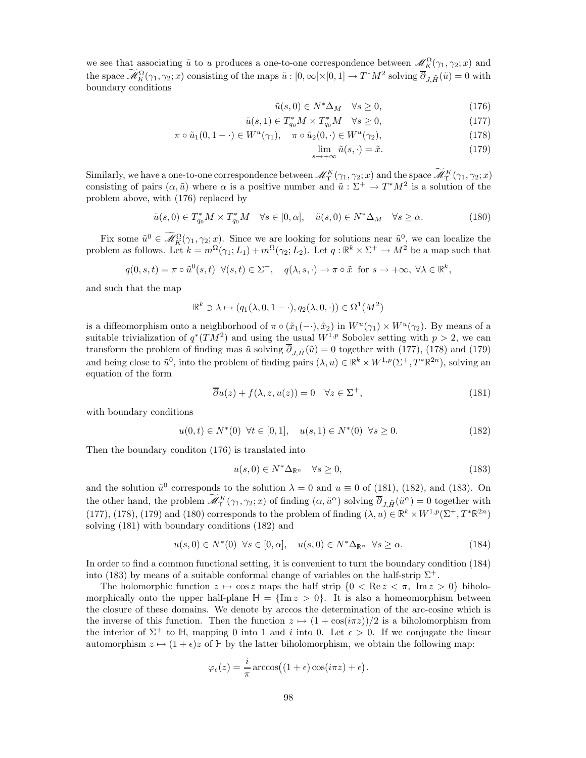we see that associating $\tilde{u}$ to $u$ produces a one-to-one correspondence between $\mathscr{M}_K^\Omega(\gamma_1,\gamma_2;x)$ and the space $\widetilde{\mathscr{M}}_K^\Omega(\gamma_1,\gamma_2;x)$ consisting of the maps $\tilde{u} : [0,\infty[\times[0,1] \to T^*M^2$ solving $\overline{\partial}_{J,\tilde{H}}(\tilde{u}) = 0$ with boundary conditions

$$\tilde{u}(s,0) \in N^*\Delta_M \quad \forall s \geq 0, \tag{176}$$

$$\tilde{u}(s,1) \in T^*_{q_0}M \times T^*_{q_0}M \quad \forall s \geq 0, \tag{177}$$

$$\pi \circ \tilde{u}_1(0,1-\cdot) \in W^u(\gamma_1), \quad \pi \circ \tilde{u}_2(0,\cdot) \in W^u(\gamma_2), \tag{178}$$

$$\lim_{s\to+\infty} \tilde{u}(s,\cdot) = \tilde{x}. \tag{179}$$

Similarly, we have a one-to-one correspondence between $\mathscr{M}_\Upsilon^K(\gamma_1,\gamma_2;x)$ and the space $\widetilde{\mathscr{M}}_\Upsilon^K(\gamma_1,\gamma_2;x)$ consisting of pairs $(\alpha,\tilde{u})$ where $\alpha$ is a positive number and $\tilde{u} : \Sigma^+ \to T^*M^2$ is a solution of the problem above, with (176) replaced by

$$\tilde{u}(s,0) \in T^*_{q_0}M \times T^*_{q_0}M \quad \forall s \in [0,\alpha], \quad \tilde{u}(s,0) \in N^*\Delta_M \quad \forall s \geq \alpha. \tag{180}$$

Fix some $\tilde{u}^0 \in \widetilde{\mathscr{M}}_K^\Omega(\gamma_1,\gamma_2;x)$. Since we are looking for solutions near $\tilde{u}^0$, we can localize the problem as follows. Let $k = m^\Omega(\gamma_1;L_1) + m^\Omega(\gamma_2;L_2)$. Let $q : \mathbb{R}^k \times \Sigma^+ \to M^2$ be a map such that

$$q(0,s,t) = \pi \circ \tilde{u}^0(s,t) \;\; \forall (s,t) \in \Sigma^+, \quad q(\lambda,s,\cdot) \to \pi \circ \tilde{x} \;\text{ for } s \to +\infty, \; \forall \lambda \in \mathbb{R}^k,$$

and such that the map

$$\mathbb{R}^k \ni \lambda \mapsto (q_1(\lambda,0,1-\cdot), q_2(\lambda,0,\cdot)) \in \Omega^1(M^2)$$

is a diffeomorphism onto a neighborhood of $\pi \circ (\tilde{x}_1(-\cdot),\tilde{x}_2)$ in $W^u(\gamma_1) \times W^u(\gamma_2)$. By means of a suitable trivialization of $q^*(TM^2)$ and using the usual $W^{1,p}$ Sobolev setting with $p > 2$, we can transform the problem of finding mas $\tilde{u}$ solving $\overline{\partial}_{J,\tilde{H}}(\tilde{u}) = 0$ together with (177), (178) and (179) and being close to $\tilde{u}^0$, into the problem of finding pairs $(\lambda,u) \in \mathbb{R}^k \times W^{1,p}(\Sigma^+, T^*\mathbb{R}^{2n})$, solving an equation of the form

$$\overline{\partial} u(z) + f(\lambda,z,u(z)) = 0 \quad \forall z \in \Sigma^+, \tag{181}$$

with boundary conditions

$$u(0,t) \in N^*(0) \;\; \forall t \in [0,1], \quad u(s,1) \in N^*(0) \;\; \forall s \geq 0. \tag{182}$$

Then the boundary conditon (176) is translated into

$$u(s,0) \in N^*\Delta_{\mathbb{R}^n} \quad \forall s \geq 0, \tag{183}$$

and the solution $\tilde{u}^0$ corresponds to the solution $\lambda = 0$ and $u \equiv 0$ of (181), (182), and (183). On the other hand, the problem $\widetilde{\mathscr{M}}_\Upsilon^K(\gamma_1,\gamma_2;x)$ of finding $(\alpha,\tilde{u}^\alpha)$ solving $\overline{\partial}_{J,\tilde{H}}(\tilde{u}^\alpha) = 0$ together with (177), (178), (179) and (180) corresponds to the problem of finding $(\lambda,u) \in \mathbb{R}^k \times W^{1,p}(\Sigma^+, T^*\mathbb{R}^{2n})$ solving (181) with boundary conditions (182) and

$$u(s,0) \in N^*(0) \;\; \forall s \in [0,\alpha], \quad u(s,0) \in N^*\Delta_{\mathbb{R}^n} \;\; \forall s \geq \alpha. \tag{184}$$

In order to find a common functional setting, it is convenient to turn the boundary condition (184) into (183) by means of a suitable conformal change of variables on the half-strip $\Sigma^+$.

The holomorphic function $z \mapsto \cos z$ maps the half strip $\{0 < \operatorname{Re} z < \pi, \; \operatorname{Im} z > 0\}$ biholomorphically onto the upper half-plane $\mathbb{H} = \{\operatorname{Im} z > 0\}$. It is also a homeomorphism between the closure of these domains. We denote by arccos the determination of the arc-cosine which is the inverse of this function. Then the function $z \mapsto (1 + \cos(i\pi z))/2$ is a biholomorphism from the interior of $\Sigma^+$ to $\mathbb{H}$, mapping 0 into 1 and $i$ into 0. Let $\epsilon > 0$. If we conjugate the linear automorphism $z \mapsto (1+\epsilon)z$ of $\mathbb{H}$ by the latter biholomorphism, we obtain the following map:

$$\varphi_\epsilon(z) = \frac{i}{\pi} \arccos\big((1+\epsilon)\cos(i\pi z) + \epsilon\big).$$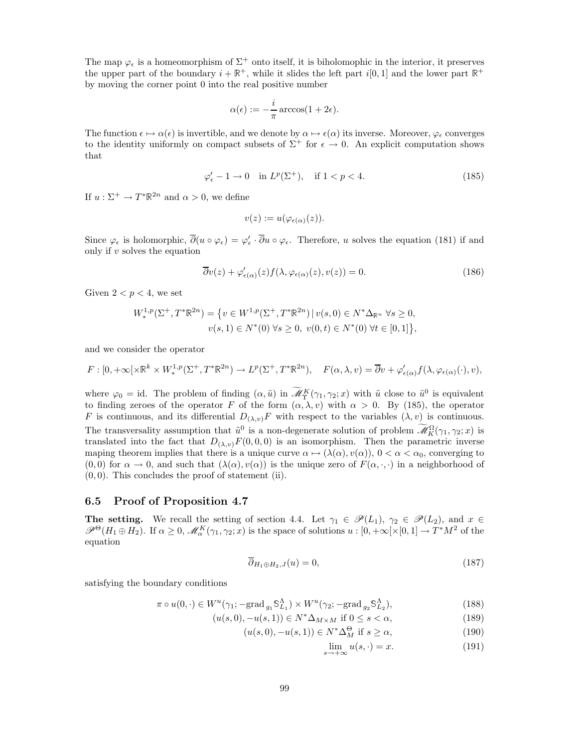The map $\varphi_\epsilon$ is a homeomorphism of $\Sigma^+$ onto itself, it is biholomophic in the interior, it preserves the upper part of the boundary $i+\mathbb{R}^+$, while it slides the left part $i[0,1]$ and the lower part $\mathbb{R}^+$ by moving the corner point 0 into the real positive number

$$\alpha(\epsilon) := -\frac{i}{\pi}\arccos(1+2\epsilon).$$

The function $\epsilon \mapsto \alpha(\epsilon)$ is invertible, and we denote by $\alpha \mapsto \epsilon(\alpha)$ its inverse. Moreover, $\varphi_\epsilon$ converges to the identity uniformly on compact subsets of $\Sigma^+$ for $\epsilon \to 0$. An explicit computation shows that

$$\varphi'_\epsilon - 1 \to 0 \quad \text{in } L^p(\Sigma^+), \quad \text{if } 1 < p < 4. \tag{185}$$

If $u : \Sigma^+ \to T^*\mathbb{R}^{2n}$ and $\alpha > 0$, we define

$$v(z) := u(\varphi_{\epsilon(\alpha)}(z)).$$

Since $\varphi_\epsilon$ is holomorphic, $\overline{\partial}(u\circ\varphi_\epsilon) = \varphi'_\epsilon \cdot \overline{\partial} u \circ \varphi_\epsilon$. Therefore, $u$ solves the equation (181) if and only if $v$ solves the equation

$$\overline{\partial} v(z) + \varphi'_{\epsilon(\alpha)}(z) f(\lambda, \varphi_{\epsilon(\alpha)}(z), v(z)) = 0. \tag{186}$$

Given $2 < p < 4$, we set

$$W^{1,p}_*(\Sigma^+, T^*\mathbb{R}^{2n}) = \big\{ v \in W^{1,p}(\Sigma^+, T^*\mathbb{R}^{2n}) \,|\, v(s,0) \in N^*\Delta_{\mathbb{R}^n} \ \forall s \geq 0, \\ v(s,1) \in N^*(0) \ \forall s \geq 0, \ v(0,t) \in N^*(0) \ \forall t \in [0,1] \big\},$$

and we consider the operator

$$F : [0,+\infty[ \times \mathbb{R}^k \times W^{1,p}_*(\Sigma^+, T^*\mathbb{R}^{2n}) \to L^p(\Sigma^+, T^*\mathbb{R}^{2n}), \quad F(\alpha,\lambda,v) = \overline{\partial} v + \varphi'_{\epsilon(\alpha)} f(\lambda, \varphi_{\epsilon(\alpha)}(\cdot), v),$$

where $\varphi_0 = \mathrm{id}$. The problem of finding $(\alpha, \tilde{u})$ in $\widetilde{\mathscr{M}}^K_\Upsilon(\gamma_1,\gamma_2;x)$ with $\tilde{u}$ close to $\tilde{u}^0$ is equivalent to finding zeroes of the operator $F$ of the form $(\alpha,\lambda,v)$ with $\alpha > 0$. By (185), the operator $F$ is continuous, and its differential $D_{(\lambda,v)}F$ with respect to the variables $(\lambda, v)$ is continuous. The transversality assumption that $\tilde{u}^0$ is a non-degenerate solution of problem $\widetilde{\mathscr{M}}^\Omega_K(\gamma_1,\gamma_2;x)$ is translated into the fact that $D_{(\lambda,v)}F(0,0,0)$ is an isomorphism. Then the parametric inverse maping theorem implies that there is a unique curve $\alpha \mapsto (\lambda(\alpha), v(\alpha))$, $0 < \alpha < \alpha_0$, converging to $(0,0)$ for $\alpha \to 0$, and such that $(\lambda(\alpha), v(\alpha))$ is the unique zero of $F(\alpha,\cdot,\cdot)$ in a neighborhood of $(0,0)$. This concludes the proof of statement (ii).

## 6.5 Proof of Proposition 4.7

**The setting.** We recall the setting of section 4.4. Let $\gamma_1 \in \mathscr{P}(L_1)$, $\gamma_2 \in \mathscr{P}(L_2)$, and $x \in \mathscr{P}^\Theta(H_1 \oplus H_2)$. If $\alpha \geq 0$, $\mathscr{M}^K_\alpha(\gamma_1,\gamma_2;x)$ is the space of solutions $u : [0,+\infty[ \times [0,1] \to T^*M^2$ of the equation

$$\overline{\partial}_{H_1\oplus H_2, J}(u) = 0, \tag{187}$$

satisfying the boundary conditions

$$\pi \circ u(0,\cdot) \in W^u(\gamma_1; -\mathrm{grad}_{g_1} \mathbb{S}^\Lambda_{L_1}) \times W^u(\gamma_2; -\mathrm{grad}_{g_2} \mathbb{S}^\Lambda_{L_2}), \tag{188}$$

$$(u(s,0), -u(s,1)) \in N^*\Delta_{M\times M} \text{ if } 0 \leq s < \alpha, \tag{189}$$

$$(u(s,0), -u(s,1)) \in N^*\Delta^\Theta_M \text{ if } s \geq \alpha, \tag{190}$$

$$\lim_{s\to+\infty} u(s,\cdot) = x. \tag{191}$$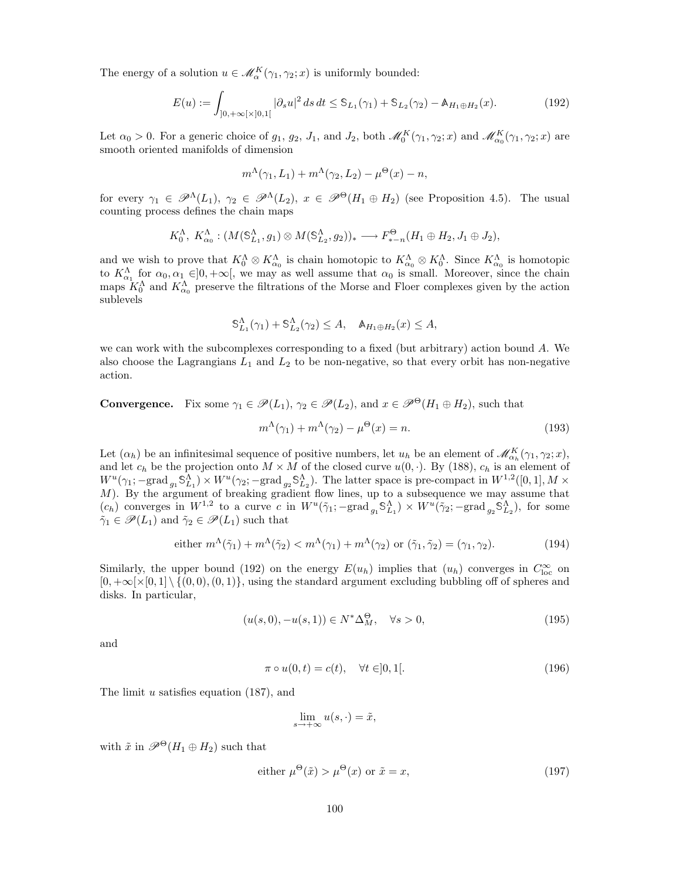The energy of a solution $u \in \mathscr{M}_\alpha^K(\gamma_1, \gamma_2; x)$ is uniformly bounded:

$$E(u) := \int_{]0,+\infty[\times]0,1[} |\partial_s u|^2 \, ds \, dt \leq \mathbb{S}_{L_1}(\gamma_1) + \mathbb{S}_{L_2}(\gamma_2) - \mathbb{A}_{H_1 \oplus H_2}(x). \tag{192}$$

Let $\alpha_0 > 0$. For a generic choice of $g_1$, $g_2$, $J_1$, and $J_2$, both $\mathscr{M}_0^K(\gamma_1, \gamma_2; x)$ and $\mathscr{M}_{\alpha_0}^K(\gamma_1, \gamma_2; x)$ are smooth oriented manifolds of dimension

$$m^\Lambda(\gamma_1, L_1) + m^\Lambda(\gamma_2, L_2) - \mu^\Theta(x) - n,$$

for every $\gamma_1 \in \mathscr{P}^\Lambda(L_1)$, $\gamma_2 \in \mathscr{P}^\Lambda(L_2)$, $x \in \mathscr{P}^\Theta(H_1 \oplus H_2)$ (see Proposition 4.5). The usual counting process defines the chain maps

$$K_0^\Lambda, \; K_{\alpha_0}^\Lambda : (M(\mathbb{S}_{L_1}^\Lambda, g_1) \otimes M(\mathbb{S}_{L_2}^\Lambda, g_2))_* \longrightarrow F_{*-n}^\Theta(H_1 \oplus H_2, J_1 \oplus J_2),$$

and we wish to prove that $K_0^\Lambda \otimes K_{\alpha_0}^\Lambda$ is chain homotopic to $K_{\alpha_0}^\Lambda \otimes K_0^\Lambda$. Since $K_{\alpha_0}^\Lambda$ is homotopic to $K_{\alpha_1}^\Lambda$ for $\alpha_0, \alpha_1 \in ]0, +\infty[$, we may as well assume that $\alpha_0$ is small. Moreover, since the chain maps $K_0^\Lambda$ and $K_{\alpha_0}^\Lambda$ preserve the filtrations of the Morse and Floer complexes given by the action sublevels

$$\mathbb{S}_{L_1}^\Lambda(\gamma_1) + \mathbb{S}_{L_2}^\Lambda(\gamma_2) \leq A, \quad \mathbb{A}_{H_1 \oplus H_2}(x) \leq A,$$

we can work with the subcomplexes corresponding to a fixed (but arbitrary) action bound $A$. We also choose the Lagrangians $L_1$ and $L_2$ to be non-negative, so that every orbit has non-negative action.

**Convergence.** Fix some $\gamma_1 \in \mathscr{P}(L_1)$, $\gamma_2 \in \mathscr{P}(L_2)$, and $x \in \mathscr{P}^\Theta(H_1 \oplus H_2)$, such that

$$m^\Lambda(\gamma_1) + m^\Lambda(\gamma_2) - \mu^\Theta(x) = n. \tag{193}$$

Let $(\alpha_h)$ be an infinitesimal sequence of positive numbers, let $u_h$ be an element of $\mathscr{M}_{\alpha_h}^K(\gamma_1, \gamma_2; x)$, and let $c_h$ be the projection onto $M \times M$ of the closed curve $u(0, \cdot)$. By (188), $c_h$ is an element of $W^u(\gamma_1; -\mathrm{grad}_{g_1} \mathbb{S}_{L_1}^\Lambda) \times W^u(\gamma_2; -\mathrm{grad}_{g_2} \mathbb{S}_{L_2}^\Lambda)$. The latter space is pre-compact in $W^{1,2}([0,1], M \times M)$. By the argument of breaking gradient flow lines, up to a subsequence we may assume that $(c_h)$ converges in $W^{1,2}$ to a curve $c$ in $W^u(\tilde{\gamma}_1; -\mathrm{grad}_{g_1} \mathbb{S}_{L_1}^\Lambda) \times W^u(\tilde{\gamma}_2; -\mathrm{grad}_{g_2} \mathbb{S}_{L_2}^\Lambda)$, for some $\tilde{\gamma}_1 \in \mathscr{P}(L_1)$ and $\tilde{\gamma}_2 \in \mathscr{P}(L_1)$ such that

$$\text{either } m^\Lambda(\tilde{\gamma}_1) + m^\Lambda(\tilde{\gamma}_2) < m^\Lambda(\gamma_1) + m^\Lambda(\gamma_2) \text{ or } (\tilde{\gamma}_1, \tilde{\gamma}_2) = (\gamma_1, \gamma_2). \tag{194}$$

Similarly, the upper bound (192) on the energy $E(u_h)$ implies that $(u_h)$ converges in $C^\infty_{\mathrm{loc}}$ on $[0, +\infty[\times[0,1] \setminus \{(0,0), (0,1)\}$, using the standard argument excluding bubbling off of spheres and disks. In particular,

$$(u(s,0), -u(s,1)) \in N^*\Delta_M^\Theta, \quad \forall s > 0, \tag{195}$$

and

$$\pi \circ u(0,t) = c(t), \quad \forall t \in ]0,1[. \tag{196}$$

The limit $u$ satisfies equation (187), and

$$\lim_{s \to +\infty} u(s, \cdot) = \tilde{x},$$

with $\tilde{x}$ in $\mathscr{P}^\Theta(H_1 \oplus H_2)$ such that

$$\text{either } \mu^\Theta(\tilde{x}) > \mu^\Theta(x) \text{ or } \tilde{x} = x, \tag{197}$$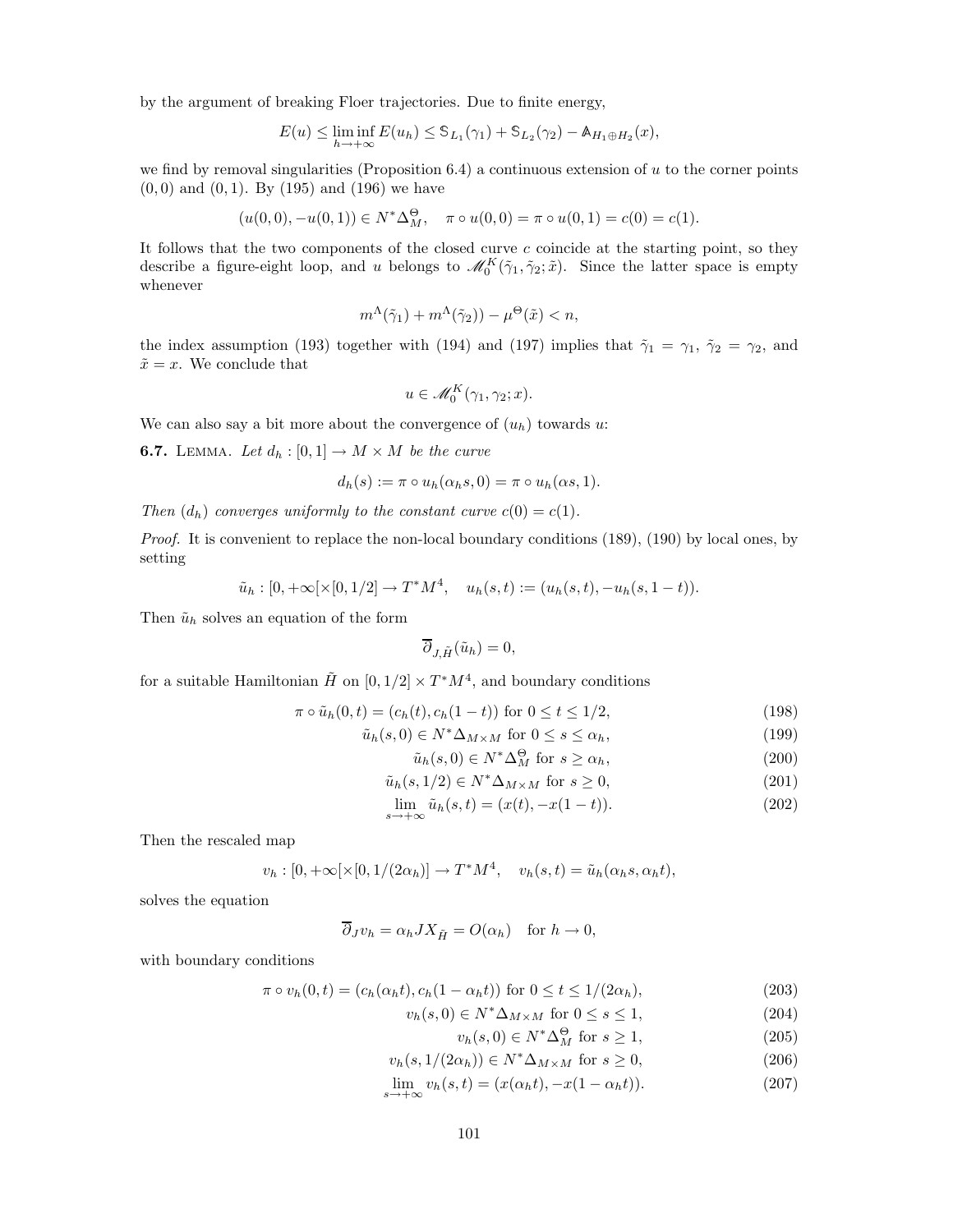by the argument of breaking Floer trajectories. Due to finite energy,

$$E(u) \leq \liminf_{h\to+\infty} E(u_h) \leq \mathbb{S}_{L_1}(\gamma_1) + \mathbb{S}_{L_2}(\gamma_2) - \mathbb{A}_{H_1\oplus H_2}(x),$$

we find by removal singularities (Proposition 6.4) a continuous extension of $u$ to the corner points $(0,0)$ and $(0,1)$. By (195) and (196) we have

$$(u(0,0), -u(0,1)) \in N^*\Delta_M^\Theta, \quad \pi \circ u(0,0) = \pi \circ u(0,1) = c(0) = c(1).$$

It follows that the two components of the closed curve $c$ coincide at the starting point, so they describe a figure-eight loop, and $u$ belongs to $\mathscr{M}_0^K(\tilde{\gamma}_1, \tilde{\gamma}_2; \tilde{x})$. Since the latter space is empty whenever

$$m^\Lambda(\tilde{\gamma}_1) + m^\Lambda(\tilde{\gamma}_2)) - \mu^\Theta(\tilde{x}) < n,$$

the index assumption (193) together with (194) and (197) implies that $\tilde{\gamma}_1 = \gamma_1$, $\tilde{\gamma}_2 = \gamma_2$, and $\tilde{x} = x$. We conclude that

$$u \in \mathscr{M}_0^K(\gamma_1, \gamma_2; x).$$

We can also say a bit more about the convergence of $(u_h)$ towards $u$:

**6.7.** Lemma. *Let $d_h : [0,1] \to M \times M$ be the curve*

$$d_h(s) := \pi \circ u_h(\alpha_h s, 0) = \pi \circ u_h(\alpha s, 1).$$

*Then $(d_h)$ converges uniformly to the constant curve $c(0) = c(1)$.*

*Proof.* It is convenient to replace the non-local boundary conditions (189), (190) by local ones, by setting

$$\tilde{u}_h : [0, +\infty[\times[0, 1/2] \to T^*M^4, \quad u_h(s,t) := (u_h(s,t), -u_h(s, 1-t)).$$

Then $\tilde{u}_h$ solves an equation of the form

$$\overline{\partial}_{J,\tilde{H}}(\tilde{u}_h) = 0,$$

for a suitable Hamiltonian $\tilde{H}$ on $[0,1/2] \times T^*M^4$, and boundary conditions

$$\pi \circ \tilde{u}_h(0,t) = (c_h(t), c_h(1-t)) \text{ for } 0 \leq t \leq 1/2, \tag{198}$$

$$\tilde{u}_h(s,0) \in N^*\Delta_{M\times M} \text{ for } 0 \leq s \leq \alpha_h, \tag{199}$$

$$\tilde{u}_h(s,0) \in N^*\Delta_M^\Theta \text{ for } s \geq \alpha_h, \tag{200}$$

$$\tilde{u}_h(s,1/2) \in N^*\Delta_{M\times M} \text{ for } s \geq 0, \tag{201}$$

$$\lim_{s\to+\infty} \tilde{u}_h(s,t) = (x(t), -x(1-t)). \tag{202}$$

Then the rescaled map

$$v_h : [0, +\infty[\times[0, 1/(2\alpha_h)] \to T^*M^4, \quad v_h(s,t) = \tilde{u}_h(\alpha_h s, \alpha_h t),$$

solves the equation

$$\overline{\partial}_J v_h = \alpha_h J X_{\tilde{H}} = O(\alpha_h) \quad \text{for } h \to 0,$$

with boundary conditions

$$\pi \circ v_h(0,t) = (c_h(\alpha_h t), c_h(1 - \alpha_h t)) \text{ for } 0 \leq t \leq 1/(2\alpha_h), \tag{203}$$

$$v_h(s,0) \in N^*\Delta_{M\times M} \text{ for } 0 \leq s \leq 1, \tag{204}$$

$$v_h(s,0) \in N^*\Delta_M^\Theta \text{ for } s \geq 1, \tag{205}$$

$$v_h(s, 1/(2\alpha_h)) \in N^*\Delta_{M\times M} \text{ for } s \geq 0, \tag{206}$$

$$\lim_{s\to+\infty} v_h(s,t) = (x(\alpha_h t), -x(1 - \alpha_h t)). \tag{207}$$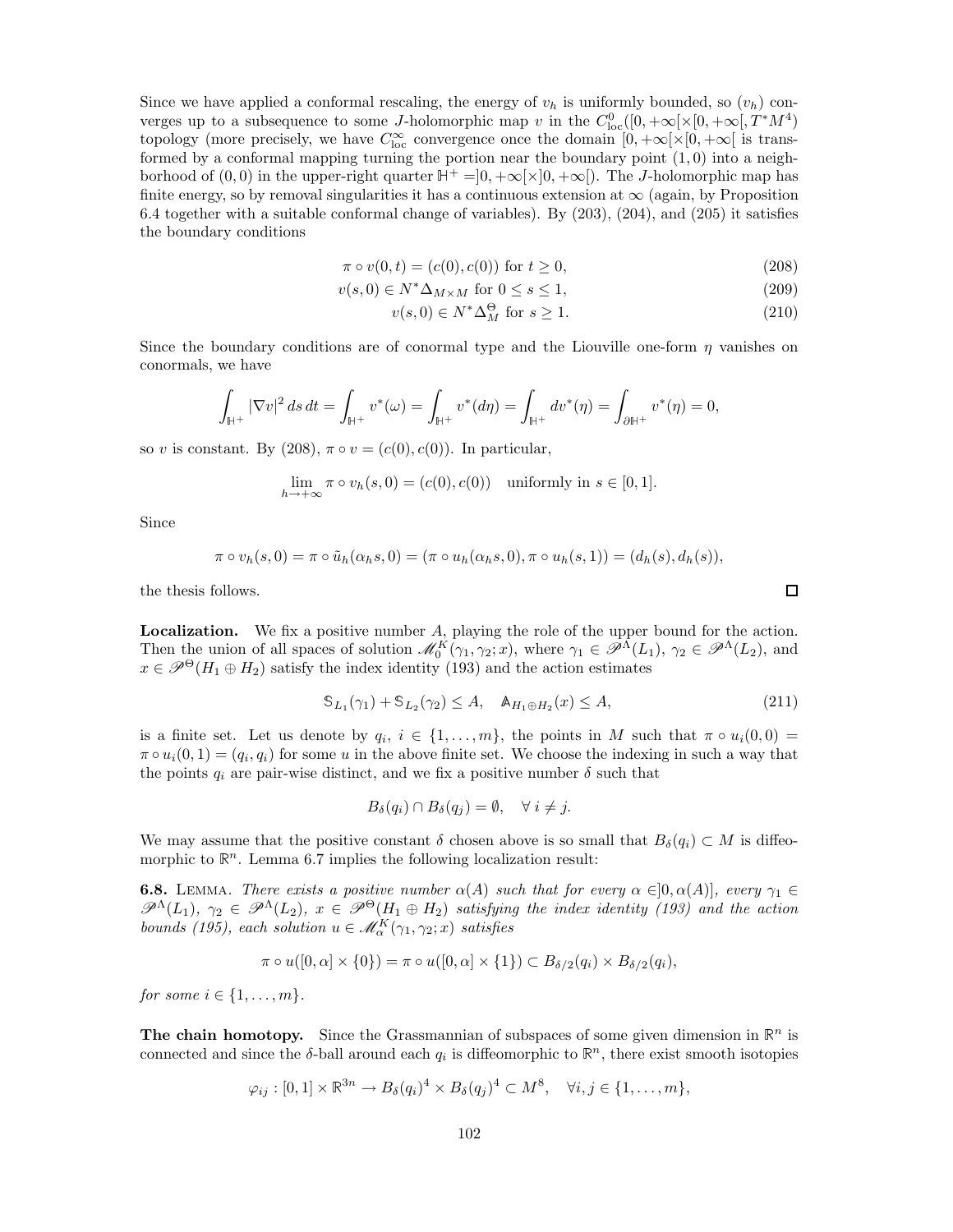Since we have applied a conformal rescaling, the energy of $v_h$ is uniformly bounded, so $(v_h)$ converges up to a subsequence to some $J$-holomorphic map $v$ in the $C^0_{\mathrm{loc}}([0,+\infty[\times[0,+\infty[,T^*M^4)$ topology (more precisely, we have $C^\infty_{\mathrm{loc}}$ convergence once the domain $[0,+\infty[\times[0,+\infty[$ is transformed by a conformal mapping turning the portion near the boundary point $(1,0)$ into a neighborhood of $(0,0)$ in the upper-right quarter $\mathbb{H}^+ = ]0,+\infty[\times]0,+\infty[$). The $J$-holomorphic map has finite energy, so by removal singularities it has a continuous extension at $\infty$ (again, by Proposition 6.4 together with a suitable conformal change of variables). By (203), (204), and (205) it satisfies the boundary conditions

$$\pi\circ v(0,t) = (c(0),c(0)) \text{ for } t\geq 0, \tag{208}$$

$$v(s,0)\in N^*\Delta_{M\times M} \text{ for } 0\leq s\leq 1, \tag{209}$$

$$v(s,0)\in N^*\Delta_M^\Theta \text{ for } s\geq 1. \tag{210}$$

Since the boundary conditions are of conormal type and the Liouville one-form $\eta$ vanishes on conormals, we have

$$\int_{\mathbb{H}^+} |\nabla v|^2\,ds\,dt = \int_{\mathbb{H}^+} v^*(\omega) = \int_{\mathbb{H}^+} v^*(d\eta) = \int_{\mathbb{H}^+} dv^*(\eta) = \int_{\partial\mathbb{H}^+} v^*(\eta) = 0,$$

so $v$ is constant. By (208), $\pi\circ v = (c(0),c(0))$. In particular,

$$\lim_{h\to+\infty} \pi\circ v_h(s,0) = (c(0),c(0)) \quad \text{uniformly in } s\in[0,1].$$

Since

$$\pi\circ v_h(s,0) = \pi\circ\tilde{u}_h(\alpha_h s,0) = (\pi\circ u_h(\alpha_h s,0),\pi\circ u_h(s,1)) = (d_h(s),d_h(s)),$$

the thesis follows. $\square$

**Localization.** We fix a positive number $A$, playing the role of the upper bound for the action. Then the union of all spaces of solution $\mathscr{M}_0^K(\gamma_1,\gamma_2;x)$, where $\gamma_1\in\mathscr{P}^\Lambda(L_1)$, $\gamma_2\in\mathscr{P}^\Lambda(L_2)$, and $x\in\mathscr{P}^\Theta(H_1\oplus H_2)$ satisfy the index identity (193) and the action estimates

$$\mathbb{S}_{L_1}(\gamma_1)+\mathbb{S}_{L_2}(\gamma_2)\leq A, \quad \mathbb{A}_{H_1\oplus H_2}(x)\leq A, \tag{211}$$

is a finite set. Let us denote by $q_i$, $i\in\{1,\dots,m\}$, the points in $M$ such that $\pi\circ u_i(0,0) = \pi\circ u_i(0,1) = (q_i,q_i)$ for some $u$ in the above finite set. We choose the indexing in such a way that the points $q_i$ are pair-wise distinct, and we fix a positive number $\delta$ such that

$$B_\delta(q_i)\cap B_\delta(q_j) = \emptyset, \quad \forall\, i\neq j.$$

We may assume that the positive constant $\delta$ chosen above is so small that $B_\delta(q_i)\subset M$ is diffeomorphic to $\mathbb{R}^n$. Lemma 6.7 implies the following localization result:

**6.8.** LEMMA. *There exists a positive number $\alpha(A)$ such that for every $\alpha\in]0,\alpha(A)]$, every $\gamma_1\in\mathscr{P}^\Lambda(L_1)$, $\gamma_2\in\mathscr{P}^\Lambda(L_2)$, $x\in\mathscr{P}^\Theta(H_1\oplus H_2)$ satisfying the index identity (193) and the action bounds (195), each solution $u\in\mathscr{M}_\alpha^K(\gamma_1,\gamma_2;x)$ satisfies*

$$\pi\circ u([0,\alpha]\times\{0\}) = \pi\circ u([0,\alpha]\times\{1\})\subset B_{\delta/2}(q_i)\times B_{\delta/2}(q_i),$$

*for some $i\in\{1,\dots,m\}$.*

**The chain homotopy.** Since the Grassmannian of subspaces of some given dimension in $\mathbb{R}^n$ is connected and since the $\delta$-ball around each $q_i$ is diffeomorphic to $\mathbb{R}^n$, there exist smooth isotopies

$$\varphi_{ij} : [0,1]\times\mathbb{R}^{3n}\to B_\delta(q_i)^4\times B_\delta(q_j)^4\subset M^8, \quad \forall i,j\in\{1,\dots,m\},$$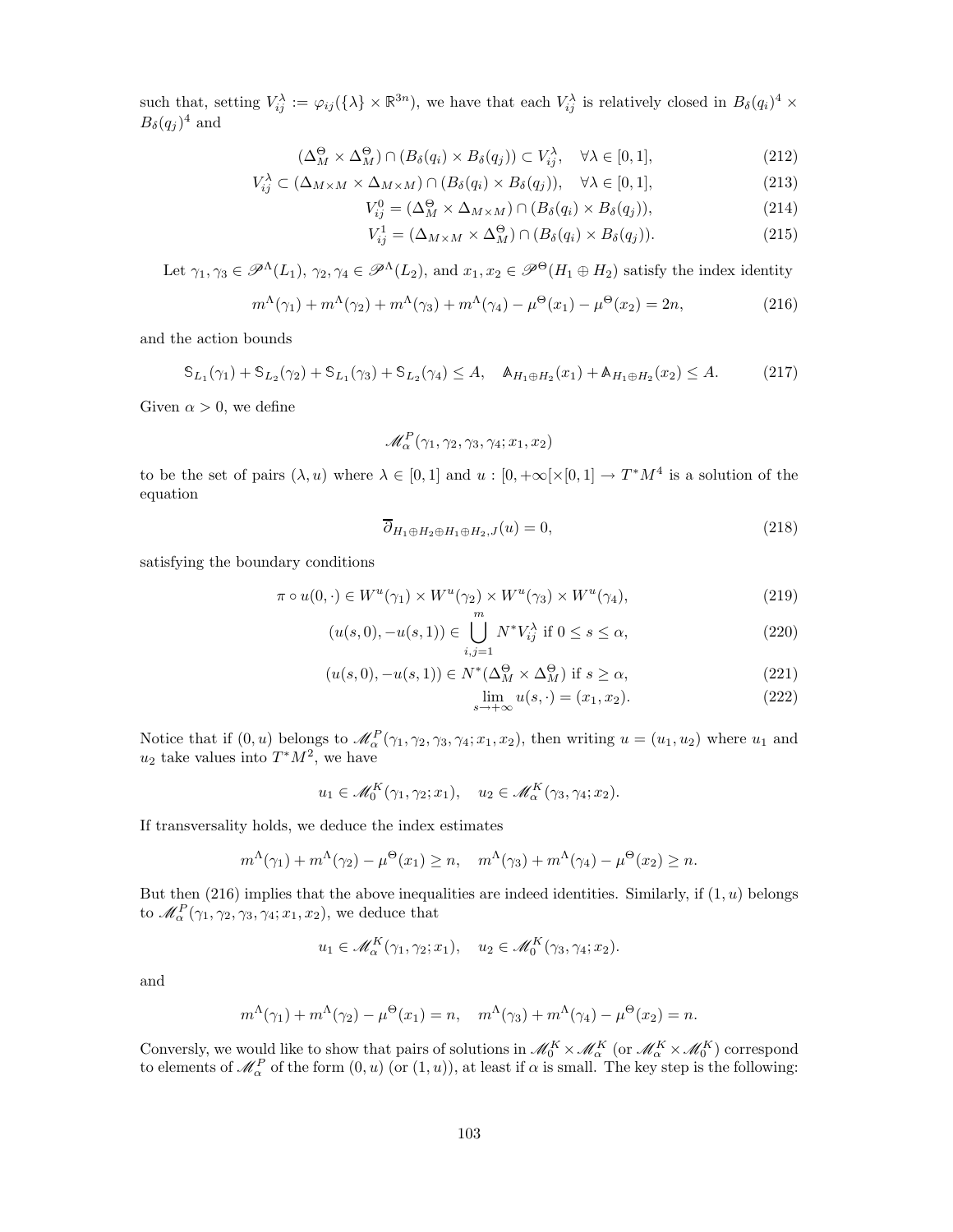such that, setting $V_{ij}^\lambda := \varphi_{ij}(\{\lambda\} \times \mathbb{R}^{3n})$, we have that each $V_{ij}^\lambda$ is relatively closed in $B_\delta(q_i)^4 \times B_\delta(q_j)^4$ and

$$(\Delta_M^\Theta \times \Delta_M^\Theta) \cap (B_\delta(q_i) \times B_\delta(q_j)) \subset V_{ij}^\lambda, \quad \forall \lambda \in [0,1], \tag{212}$$

$$V_{ij}^\lambda \subset (\Delta_{M\times M} \times \Delta_{M\times M}) \cap (B_\delta(q_i) \times B_\delta(q_j)), \quad \forall \lambda \in [0,1], \tag{213}$$

$$V_{ij}^0 = (\Delta_M^\Theta \times \Delta_{M\times M}) \cap (B_\delta(q_i) \times B_\delta(q_j)), \tag{214}$$

$$V_{ij}^1 = (\Delta_{M\times M} \times \Delta_M^\Theta) \cap (B_\delta(q_i) \times B_\delta(q_j)). \tag{215}$$

Let $\gamma_1, \gamma_3 \in \mathscr{P}^\Lambda(L_1)$, $\gamma_2, \gamma_4 \in \mathscr{P}^\Lambda(L_2)$, and $x_1, x_2 \in \mathscr{P}^\Theta(H_1 \oplus H_2)$ satisfy the index identity

$$m^\Lambda(\gamma_1) + m^\Lambda(\gamma_2) + m^\Lambda(\gamma_3) + m^\Lambda(\gamma_4) - \mu^\Theta(x_1) - \mu^\Theta(x_2) = 2n, \tag{216}$$

and the action bounds

$$\mathbb{S}_{L_1}(\gamma_1) + \mathbb{S}_{L_2}(\gamma_2) + \mathbb{S}_{L_1}(\gamma_3) + \mathbb{S}_{L_2}(\gamma_4) \le A, \quad \mathbb{A}_{H_1\oplus H_2}(x_1) + \mathbb{A}_{H_1\oplus H_2}(x_2) \le A. \tag{217}$$

Given $\alpha > 0$, we define

$$\mathscr{M}_\alpha^P(\gamma_1, \gamma_2, \gamma_3, \gamma_4; x_1, x_2)$$

to be the set of pairs $(\lambda, u)$ where $\lambda \in [0,1]$ and $u : [0, +\infty[ \times [0,1] \to T^*M^4$ is a solution of the equation

$$\overline{\partial}_{H_1\oplus H_2\oplus H_1\oplus H_2, J}(u) = 0, \tag{218}$$

satisfying the boundary conditions

$$\pi \circ u(0,\cdot) \in W^u(\gamma_1) \times W^u(\gamma_2) \times W^u(\gamma_3) \times W^u(\gamma_4), \tag{219}$$

$$(u(s,0), -u(s,1)) \in \bigcup_{i,j=1}^m N^* V_{ij}^\lambda \text{ if } 0 \le s \le \alpha, \tag{220}$$

$$(u(s,0), -u(s,1)) \in N^*(\Delta_M^\Theta \times \Delta_M^\Theta) \text{ if } s \ge \alpha, \tag{221}$$

$$\lim_{s\to+\infty} u(s,\cdot) = (x_1, x_2). \tag{222}$$

Notice that if $(0,u)$ belongs to $\mathscr{M}_\alpha^P(\gamma_1, \gamma_2, \gamma_3, \gamma_4; x_1, x_2)$, then writing $u = (u_1, u_2)$ where $u_1$ and $u_2$ take values into $T^*M^2$, we have

$$u_1 \in \mathscr{M}_0^K(\gamma_1, \gamma_2; x_1), \quad u_2 \in \mathscr{M}_\alpha^K(\gamma_3, \gamma_4; x_2).$$

If transversality holds, we deduce the index estimates

$$m^\Lambda(\gamma_1) + m^\Lambda(\gamma_2) - \mu^\Theta(x_1) \ge n, \quad m^\Lambda(\gamma_3) + m^\Lambda(\gamma_4) - \mu^\Theta(x_2) \ge n.$$

But then (216) implies that the above inequalities are indeed identities. Similarly, if $(1,u)$ belongs to $\mathscr{M}_\alpha^P(\gamma_1, \gamma_2, \gamma_3, \gamma_4; x_1, x_2)$, we deduce that

$$u_1 \in \mathscr{M}_\alpha^K(\gamma_1, \gamma_2; x_1), \quad u_2 \in \mathscr{M}_0^K(\gamma_3, \gamma_4; x_2).$$

and

$$m^\Lambda(\gamma_1) + m^\Lambda(\gamma_2) - \mu^\Theta(x_1) = n, \quad m^\Lambda(\gamma_3) + m^\Lambda(\gamma_4) - \mu^\Theta(x_2) = n.$$

Conversly, we would like to show that pairs of solutions in $\mathscr{M}_0^K \times \mathscr{M}_\alpha^K$ (or $\mathscr{M}_\alpha^K \times \mathscr{M}_0^K$) correspond to elements of $\mathscr{M}_\alpha^P$ of the form $(0,u)$ (or $(1,u)$), at least if $\alpha$ is small. The key step is the following: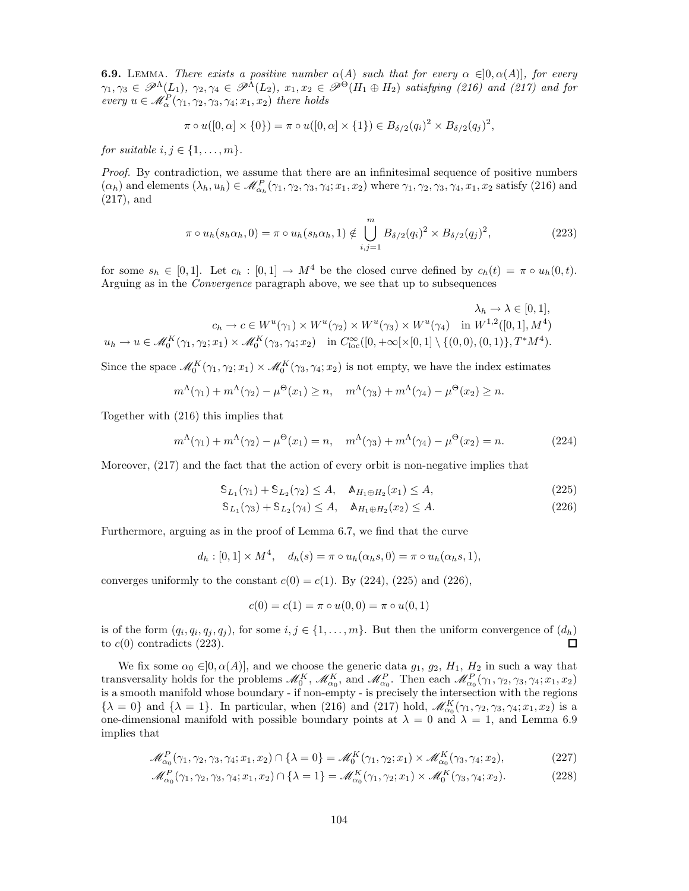**6.9.** LEMMA. *There exists a positive number $\alpha(A)$ such that for every $\alpha \in ]0, \alpha(A)]$, for every $\gamma_1, \gamma_3 \in \mathscr{P}^\Lambda(L_1)$, $\gamma_2, \gamma_4 \in \mathscr{P}^\Lambda(L_2)$, $x_1, x_2 \in \mathscr{P}^\Theta(H_1 \oplus H_2)$ satisfying (216) and (217) and for every $u \in \mathscr{M}^P_\alpha(\gamma_1, \gamma_2, \gamma_3, \gamma_4; x_1, x_2)$ there holds*

$$\pi \circ u([0, \alpha] \times \{0\}) = \pi \circ u([0, \alpha] \times \{1\}) \in B_{\delta/2}(q_i)^2 \times B_{\delta/2}(q_j)^2,$$

*for suitable $i, j \in \{1, \dots, m\}$.*

*Proof.* By contradiction, we assume that there are an infinitesimal sequence of positive numbers $(\alpha_h)$ and elements $(\lambda_h, u_h) \in \mathscr{M}^P_{\alpha_h}(\gamma_1, \gamma_2, \gamma_3, \gamma_4; x_1, x_2)$ where $\gamma_1, \gamma_2, \gamma_3, \gamma_4, x_1, x_2$ satisfy (216) and (217), and

$$\pi \circ u_h(s_h \alpha_h, 0) = \pi \circ u_h(s_h \alpha_h, 1) \notin \bigcup_{i,j=1}^m B_{\delta/2}(q_i)^2 \times B_{\delta/2}(q_j)^2, \tag{223}$$

for some $s_h \in [0, 1]$. Let $c_h : [0, 1] \to M^4$ be the closed curve defined by $c_h(t) = \pi \circ u_h(0, t)$. Arguing as in the *Convergence* paragraph above, we see that up to subsequences

$$\lambda_h \to \lambda \in [0, 1],$$
$$c_h \to c \in W^u(\gamma_1) \times W^u(\gamma_2) \times W^u(\gamma_3) \times W^u(\gamma_4) \quad \text{in } W^{1,2}([0, 1], M^4)$$
$$u_h \to u \in \mathscr{M}^K_0(\gamma_1, \gamma_2; x_1) \times \mathscr{M}^K_0(\gamma_3, \gamma_4; x_2) \quad \text{in } C^\infty_{\mathrm{loc}}([0, +\infty[ \times [0, 1] \setminus \{(0, 0), (0, 1)\}, T^*M^4).$$

Since the space $\mathscr{M}^K_0(\gamma_1, \gamma_2; x_1) \times \mathscr{M}^K_0(\gamma_3, \gamma_4; x_2)$ is not empty, we have the index estimates

$$m^\Lambda(\gamma_1) + m^\Lambda(\gamma_2) - \mu^\Theta(x_1) \ge n, \quad m^\Lambda(\gamma_3) + m^\Lambda(\gamma_4) - \mu^\Theta(x_2) \ge n.$$

Together with (216) this implies that

$$m^\Lambda(\gamma_1) + m^\Lambda(\gamma_2) - \mu^\Theta(x_1) = n, \quad m^\Lambda(\gamma_3) + m^\Lambda(\gamma_4) - \mu^\Theta(x_2) = n. \tag{224}$$

Moreover, (217) and the fact that the action of every orbit is non-negative implies that

$$\mathbb{S}_{L_1}(\gamma_1) + \mathbb{S}_{L_2}(\gamma_2) \le A, \quad \mathbb{A}_{H_1 \oplus H_2}(x_1) \le A, \tag{225}$$
$$\mathbb{S}_{L_1}(\gamma_3) + \mathbb{S}_{L_2}(\gamma_4) \le A, \quad \mathbb{A}_{H_1 \oplus H_2}(x_2) \le A. \tag{226}$$

Furthermore, arguing as in the proof of Lemma 6.7, we find that the curve

$$d_h : [0, 1] \times M^4, \quad d_h(s) = \pi \circ u_h(\alpha_h s, 0) = \pi \circ u_h(\alpha_h s, 1),$$

converges uniformly to the constant $c(0) = c(1)$. By (224), (225) and (226),

$$c(0) = c(1) = \pi \circ u(0, 0) = \pi \circ u(0, 1)$$

is of the form $(q_i, q_i, q_j, q_j)$, for some $i, j \in \{1, \dots, m\}$. But then the uniform convergence of $(d_h)$ to $c(0)$ contradicts (223). ∎

We fix some $\alpha_0 \in ]0, \alpha(A)]$, and we choose the generic data $g_1$, $g_2$, $H_1$, $H_2$ in such a way that transversality holds for the problems $\mathscr{M}^K_0$, $\mathscr{M}^K_{\alpha_0}$, and $\mathscr{M}^P_{\alpha_0}$. Then each $\mathscr{M}^P_{\alpha_0}(\gamma_1, \gamma_2, \gamma_3, \gamma_4; x_1, x_2)$ is a smooth manifold whose boundary - if non-empty - is precisely the intersection with the regions $\{\lambda = 0\}$ and $\{\lambda = 1\}$. In particular, when (216) and (217) hold, $\mathscr{M}^K_{\alpha_0}(\gamma_1, \gamma_2, \gamma_3, \gamma_4; x_1, x_2)$ is a one-dimensional manifold with possible boundary points at $\lambda = 0$ and $\lambda = 1$, and Lemma 6.9 implies that

$$\mathscr{M}^P_{\alpha_0}(\gamma_1, \gamma_2, \gamma_3, \gamma_4; x_1, x_2) \cap \{\lambda = 0\} = \mathscr{M}^K_0(\gamma_1, \gamma_2; x_1) \times \mathscr{M}^K_{\alpha_0}(\gamma_3, \gamma_4; x_2), \tag{227}$$
$$\mathscr{M}^P_{\alpha_0}(\gamma_1, \gamma_2, \gamma_3, \gamma_4; x_1, x_2) \cap \{\lambda = 1\} = \mathscr{M}^K_{\alpha_0}(\gamma_1, \gamma_2; x_1) \times \mathscr{M}^K_0(\gamma_3, \gamma_4; x_2). \tag{228}$$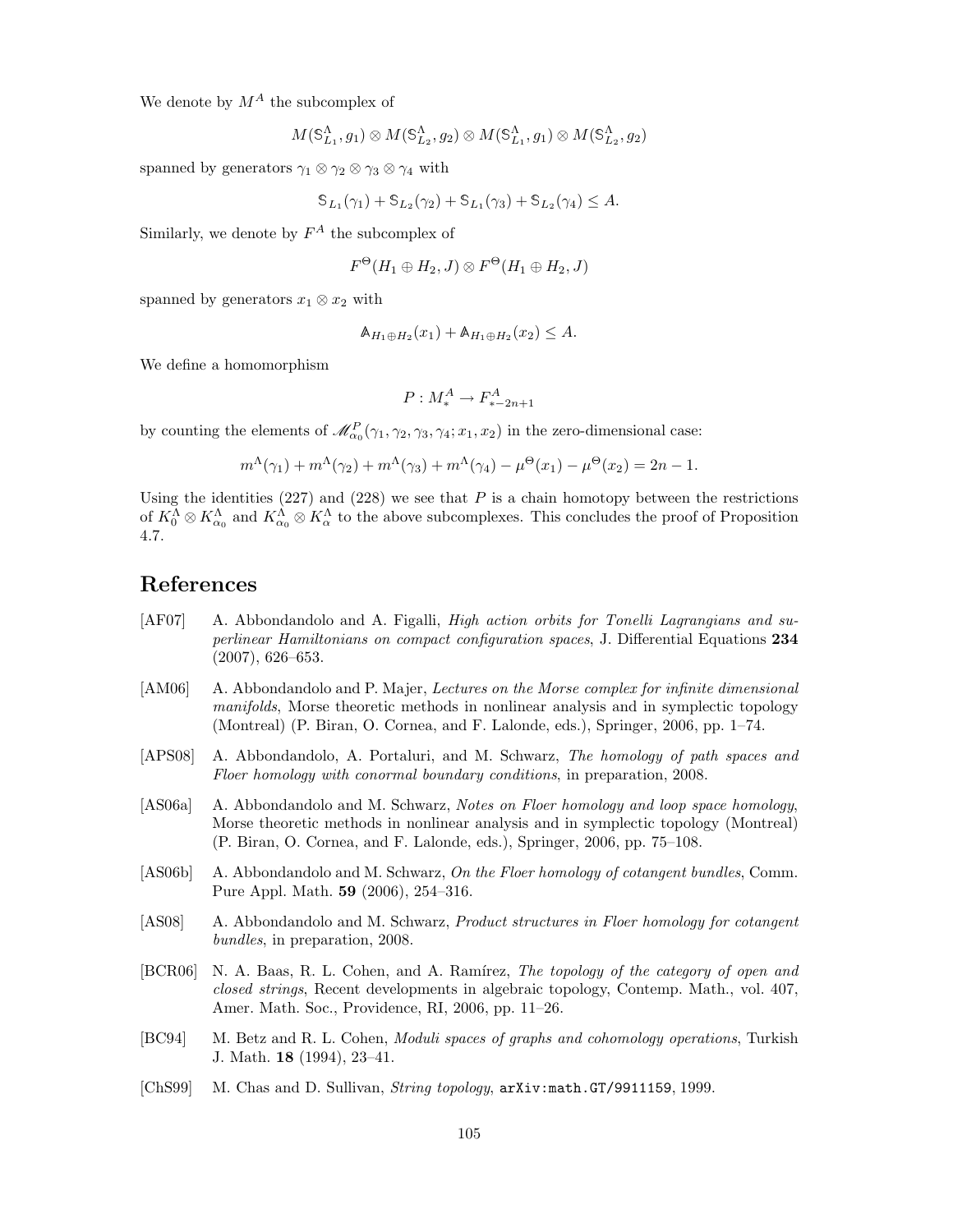We denote by $M^A$ the subcomplex of

$$M(\mathbb{S}^{\Lambda}_{L_1}, g_1) \otimes M(\mathbb{S}^{\Lambda}_{L_2}, g_2) \otimes M(\mathbb{S}^{\Lambda}_{L_1}, g_1) \otimes M(\mathbb{S}^{\Lambda}_{L_2}, g_2)$$

spanned by generators $\gamma_1 \otimes \gamma_2 \otimes \gamma_3 \otimes \gamma_4$ with

$$\mathbb{S}_{L_1}(\gamma_1) + \mathbb{S}_{L_2}(\gamma_2) + \mathbb{S}_{L_1}(\gamma_3) + \mathbb{S}_{L_2}(\gamma_4) \leq A.$$

Similarly, we denote by $F^A$ the subcomplex of

$$F^{\Theta}(H_1 \oplus H_2, J) \otimes F^{\Theta}(H_1 \oplus H_2, J)$$

spanned by generators $x_1 \otimes x_2$ with

$$\mathbb{A}_{H_1 \oplus H_2}(x_1) + \mathbb{A}_{H_1 \oplus H_2}(x_2) \leq A.$$

We define a homomorphism

$$P : M^A_* \to F^A_{*-2n+1}$$

by counting the elements of $\mathscr{M}^P_{\alpha_0}(\gamma_1, \gamma_2, \gamma_3, \gamma_4; x_1, x_2)$ in the zero-dimensional case:

$$m^{\Lambda}(\gamma_1) + m^{\Lambda}(\gamma_2) + m^{\Lambda}(\gamma_3) + m^{\Lambda}(\gamma_4) - \mu^{\Theta}(x_1) - \mu^{\Theta}(x_2) = 2n - 1.$$

Using the identities (227) and (228) we see that $P$ is a chain homotopy between the restrictions of $K^{\Lambda}_0 \otimes K^{\Lambda}_{\alpha_0}$ and $K^{\Lambda}_{\alpha_0} \otimes K^{\Lambda}_{\alpha}$ to the above subcomplexes. This concludes the proof of Proposition 4.7.

# References

[AF07] A. Abbondandolo and A. Figalli, *High action orbits for Tonelli Lagrangians and superlinear Hamiltonians on compact configuration spaces*, J. Differential Equations **234** (2007), 626–653.

[AM06] A. Abbondandolo and P. Majer, *Lectures on the Morse complex for infinite dimensional manifolds*, Morse theoretic methods in nonlinear analysis and in symplectic topology (Montreal) (P. Biran, O. Cornea, and F. Lalonde, eds.), Springer, 2006, pp. 1–74.

[APS08] A. Abbondandolo, A. Portaluri, and M. Schwarz, *The homology of path spaces and Floer homology with conormal boundary conditions*, in preparation, 2008.

[AS06a] A. Abbondandolo and M. Schwarz, *Notes on Floer homology and loop space homology*, Morse theoretic methods in nonlinear analysis and in symplectic topology (Montreal) (P. Biran, O. Cornea, and F. Lalonde, eds.), Springer, 2006, pp. 75–108.

[AS06b] A. Abbondandolo and M. Schwarz, *On the Floer homology of cotangent bundles*, Comm. Pure Appl. Math. **59** (2006), 254–316.

[AS08] A. Abbondandolo and M. Schwarz, *Product structures in Floer homology for cotangent bundles*, in preparation, 2008.

[BCR06] N. A. Baas, R. L. Cohen, and A. Ramírez, *The topology of the category of open and closed strings*, Recent developments in algebraic topology, Contemp. Math., vol. 407, Amer. Math. Soc., Providence, RI, 2006, pp. 11–26.

[BC94] M. Betz and R. L. Cohen, *Moduli spaces of graphs and cohomology operations*, Turkish J. Math. **18** (1994), 23–41.

[ChS99] M. Chas and D. Sullivan, *String topology*, `arXiv:math.GT/9911159`, 1999.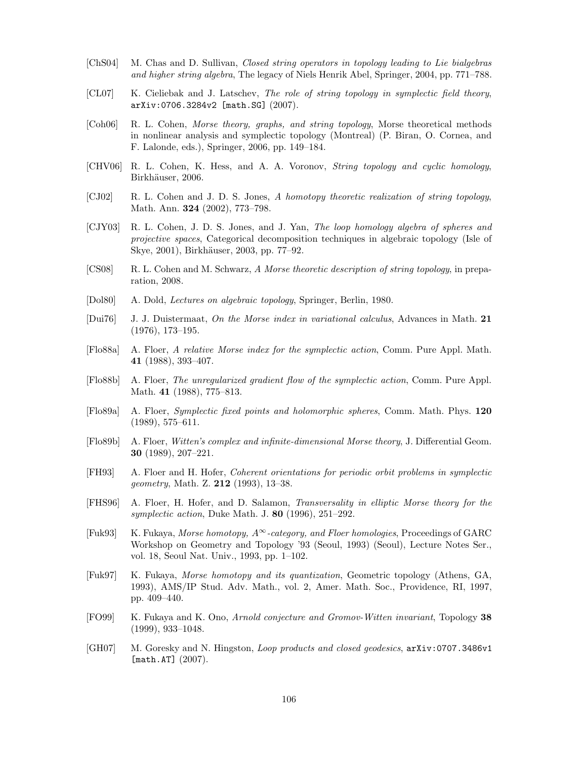[ChS04] M. Chas and D. Sullivan, *Closed string operators in topology leading to Lie bialgebras and higher string algebra*, The legacy of Niels Henrik Abel, Springer, 2004, pp. 771–788.

[CL07] K. Cieliebak and J. Latschev, *The role of string topology in symplectic field theory*, `arXiv:0706.3284v2 [math.SG]` (2007).

[Coh06] R. L. Cohen, *Morse theory, graphs, and string topology*, Morse theoretical methods in nonlinear analysis and symplectic topology (Montreal) (P. Biran, O. Cornea, and F. Lalonde, eds.), Springer, 2006, pp. 149–184.

[CHV06] R. L. Cohen, K. Hess, and A. A. Voronov, *String topology and cyclic homology*, Birkhäuser, 2006.

[CJ02] R. L. Cohen and J. D. S. Jones, *A homotopy theoretic realization of string topology*, Math. Ann. **324** (2002), 773–798.

[CJY03] R. L. Cohen, J. D. S. Jones, and J. Yan, *The loop homology algebra of spheres and projective spaces*, Categorical decomposition techniques in algebraic topology (Isle of Skye, 2001), Birkhäuser, 2003, pp. 77–92.

[CS08] R. L. Cohen and M. Schwarz, *A Morse theoretic description of string topology*, in preparation, 2008.

[Dol80] A. Dold, *Lectures on algebraic topology*, Springer, Berlin, 1980.

[Dui76] J. J. Duistermaat, *On the Morse index in variational calculus*, Advances in Math. **21** (1976), 173–195.

[Flo88a] A. Floer, *A relative Morse index for the symplectic action*, Comm. Pure Appl. Math. **41** (1988), 393–407.

[Flo88b] A. Floer, *The unregularized gradient flow of the symplectic action*, Comm. Pure Appl. Math. **41** (1988), 775–813.

[Flo89a] A. Floer, *Symplectic fixed points and holomorphic spheres*, Comm. Math. Phys. **120** (1989), 575–611.

[Flo89b] A. Floer, *Witten's complex and infinite-dimensional Morse theory*, J. Differential Geom. **30** (1989), 207–221.

[FH93] A. Floer and H. Hofer, *Coherent orientations for periodic orbit problems in symplectic geometry*, Math. Z. **212** (1993), 13–38.

[FHS96] A. Floer, H. Hofer, and D. Salamon, *Transversality in elliptic Morse theory for the symplectic action*, Duke Math. J. **80** (1996), 251–292.

[Fuk93] K. Fukaya, *Morse homotopy, $A^\infty$-category, and Floer homologies*, Proceedings of GARC Workshop on Geometry and Topology '93 (Seoul, 1993) (Seoul), Lecture Notes Ser., vol. 18, Seoul Nat. Univ., 1993, pp. 1–102.

[Fuk97] K. Fukaya, *Morse homotopy and its quantization*, Geometric topology (Athens, GA, 1993), AMS/IP Stud. Adv. Math., vol. 2, Amer. Math. Soc., Providence, RI, 1997, pp. 409–440.

[FO99] K. Fukaya and K. Ono, *Arnold conjecture and Gromov-Witten invariant*, Topology **38** (1999), 933–1048.

[GH07] M. Goresky and N. Hingston, *Loop products and closed geodesics*, `arXiv:0707.3486v1 [math.AT]` (2007).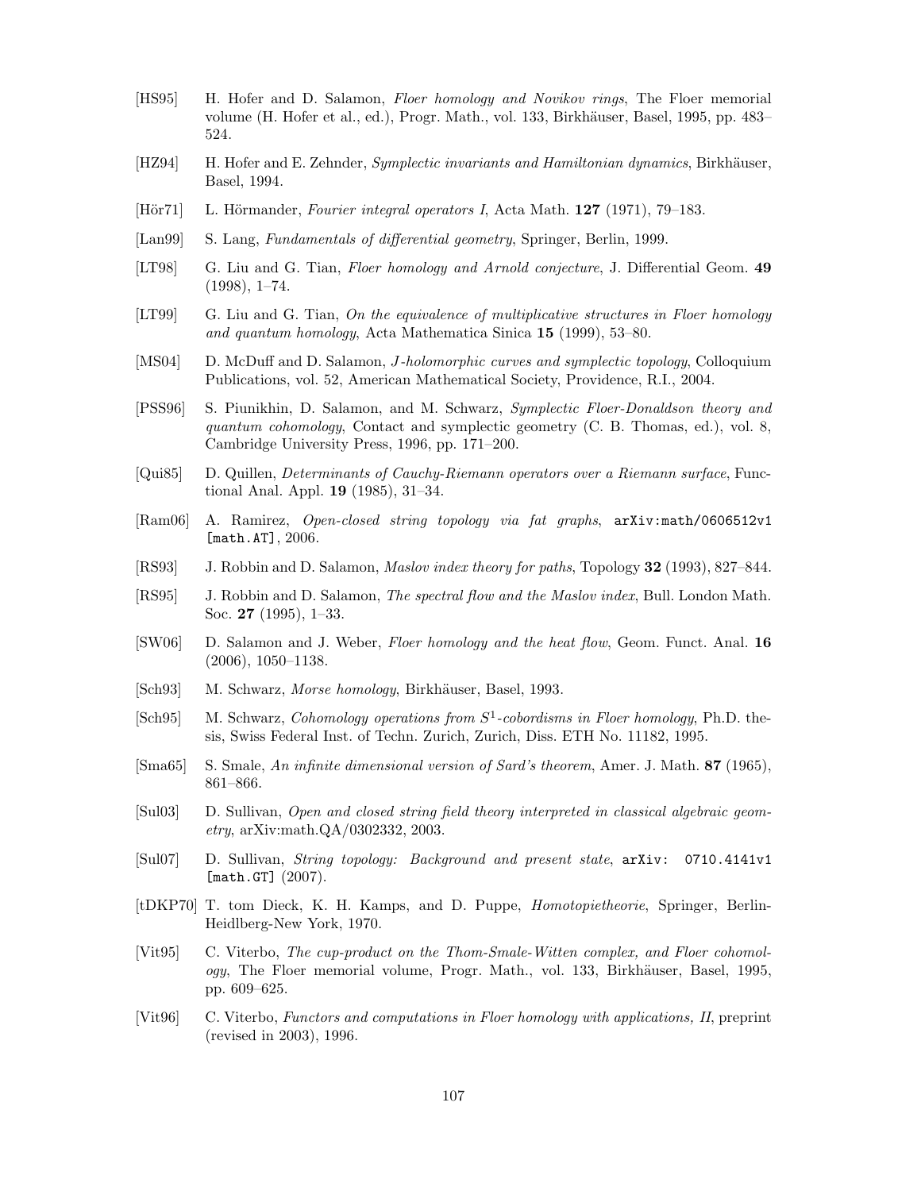[HS95] H. Hofer and D. Salamon, *Floer homology and Novikov rings*, The Floer memorial volume (H. Hofer et al., ed.), Progr. Math., vol. 133, Birkhäuser, Basel, 1995, pp. 483–524.

[HZ94] H. Hofer and E. Zehnder, *Symplectic invariants and Hamiltonian dynamics*, Birkhäuser, Basel, 1994.

[Hör71] L. Hörmander, *Fourier integral operators I*, Acta Math. **127** (1971), 79–183.

[Lan99] S. Lang, *Fundamentals of differential geometry*, Springer, Berlin, 1999.

[LT98] G. Liu and G. Tian, *Floer homology and Arnold conjecture*, J. Differential Geom. **49** (1998), 1–74.

[LT99] G. Liu and G. Tian, *On the equivalence of multiplicative structures in Floer homology and quantum homology*, Acta Mathematica Sinica **15** (1999), 53–80.

[MS04] D. McDuff and D. Salamon, *J-holomorphic curves and symplectic topology*, Colloquium Publications, vol. 52, American Mathematical Society, Providence, R.I., 2004.

[PSS96] S. Piunikhin, D. Salamon, and M. Schwarz, *Symplectic Floer-Donaldson theory and quantum cohomology*, Contact and symplectic geometry (C. B. Thomas, ed.), vol. 8, Cambridge University Press, 1996, pp. 171–200.

[Qui85] D. Quillen, *Determinants of Cauchy-Riemann operators over a Riemann surface*, Functional Anal. Appl. **19** (1985), 31–34.

[Ram06] A. Ramirez, *Open-closed string topology via fat graphs*, `arXiv:math/0606512v1 [math.AT]`, 2006.

[RS93] J. Robbin and D. Salamon, *Maslov index theory for paths*, Topology **32** (1993), 827–844.

[RS95] J. Robbin and D. Salamon, *The spectral flow and the Maslov index*, Bull. London Math. Soc. **27** (1995), 1–33.

[SW06] D. Salamon and J. Weber, *Floer homology and the heat flow*, Geom. Funct. Anal. **16** (2006), 1050–1138.

[Sch93] M. Schwarz, *Morse homology*, Birkhäuser, Basel, 1993.

[Sch95] M. Schwarz, *Cohomology operations from $S^1$-cobordisms in Floer homology*, Ph.D. thesis, Swiss Federal Inst. of Techn. Zurich, Zurich, Diss. ETH No. 11182, 1995.

[Sma65] S. Smale, *An infinite dimensional version of Sard's theorem*, Amer. J. Math. **87** (1965), 861–866.

[Sul03] D. Sullivan, *Open and closed string field theory interpreted in classical algebraic geometry*, arXiv:math.QA/0302332, 2003.

[Sul07] D. Sullivan, *String topology: Background and present state*, `arXiv: 0710.4141v1 [math.GT]` (2007).

[tDKP70] T. tom Dieck, K. H. Kamps, and D. Puppe, *Homotopietheorie*, Springer, Berlin-Heidlberg-New York, 1970.

[Vit95] C. Viterbo, *The cup-product on the Thom-Smale-Witten complex, and Floer cohomology*, The Floer memorial volume, Progr. Math., vol. 133, Birkhäuser, Basel, 1995, pp. 609–625.

[Vit96] C. Viterbo, *Functors and computations in Floer homology with applications, II*, preprint (revised in 2003), 1996.